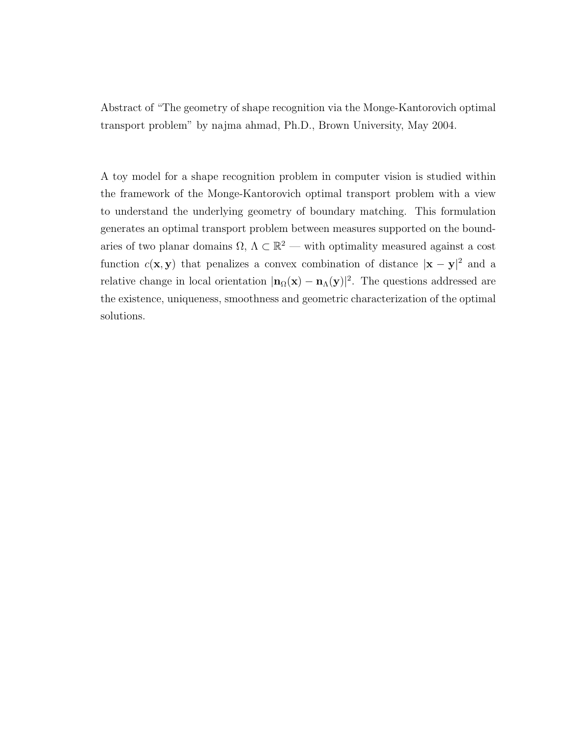Abstract of "The geometry of shape recognition via the Monge-Kantorovich optimal transport problem" by najma ahmad, Ph.D., Brown University, May 2004.

A toy model for a shape recognition problem in computer vision is studied within the framework of the Monge-Kantorovich optimal transport problem with a view to understand the underlying geometry of boundary matching. This formulation generates an optimal transport problem between measures supported on the boundaries of two planar domains $\Omega, \Lambda \subset \mathbb{R}^2$ — with optimality measured against a cost function $c(\mathbf{x}, \mathbf{y})$ that penalizes a convex combination of distance $|\mathbf{x} - \mathbf{y}|^2$ and a relative change in local orientation $|\mathbf{n}_\Omega(\mathbf{x}) - \mathbf{n}_\Lambda(\mathbf{y})|^2$. The questions addressed are the existence, uniqueness, smoothness and geometric characterization of the optimal solutions.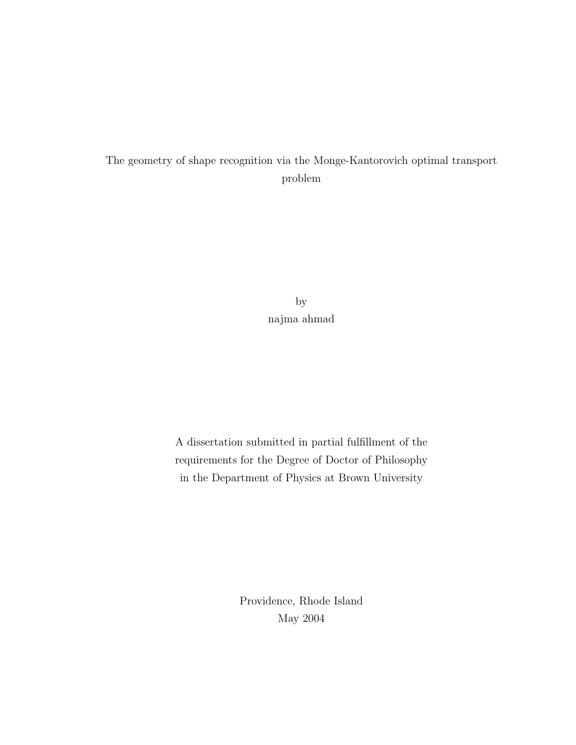The geometry of shape recognition via the Monge-Kantorovich optimal transport problem

by
najma ahmad

A dissertation submitted in partial fulfillment of the requirements for the Degree of Doctor of Philosophy in the Department of Physics at Brown University

Providence, Rhode Island
May 2004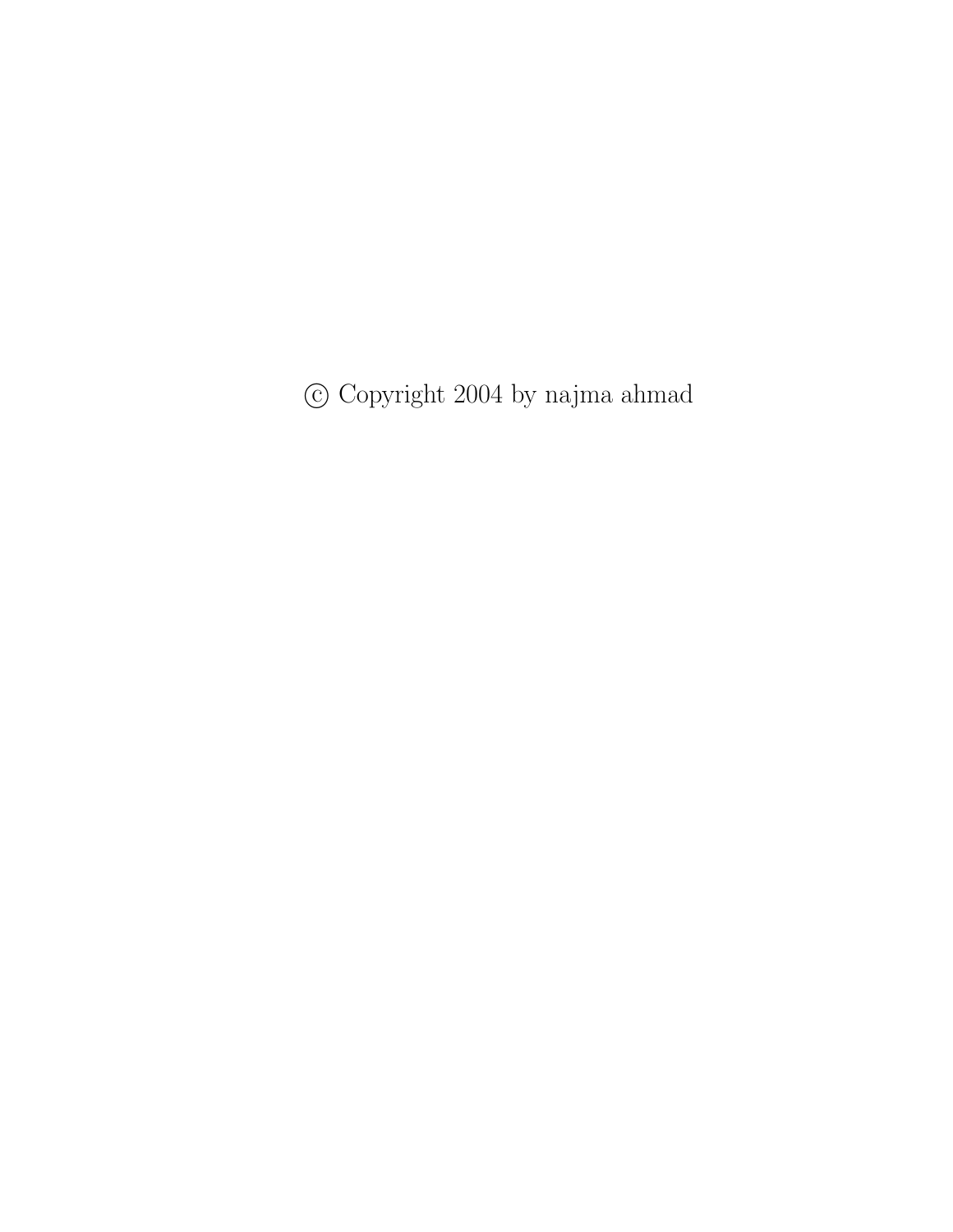© Copyright 2004 by najma ahmad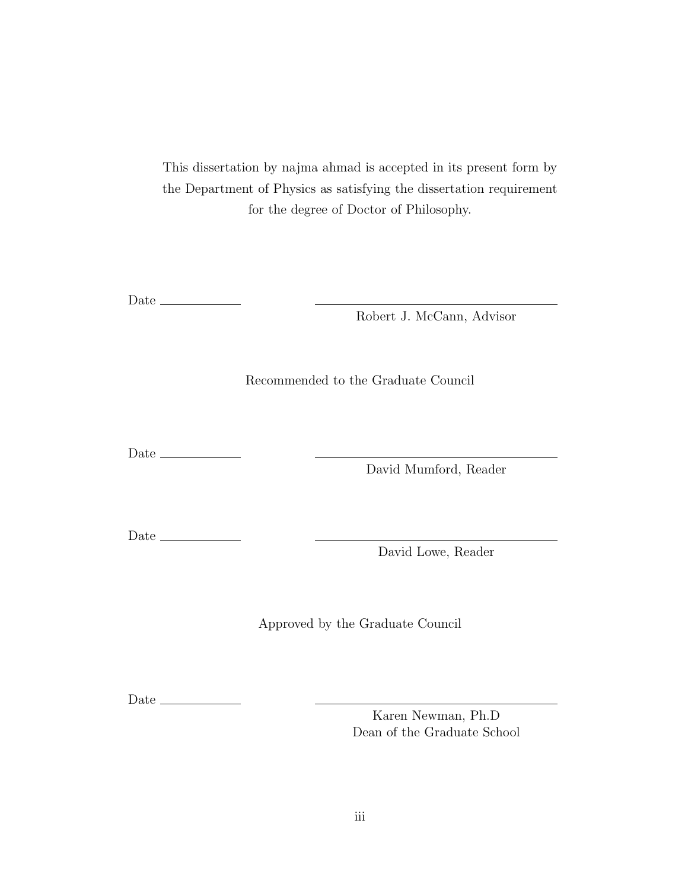This dissertation by najma ahmad is accepted in its present form by the Department of Physics as satisfying the dissertation requirement for the degree of Doctor of Philosophy.

Date \_\_\_\_\_\_\_\_\_\_\_\_ \_\_\_\_\_\_\_\_\_\_\_\_\_\_\_\_\_\_\_\_\_\_\_\_\_\_\_\_\_\_

Robert J. McCann, Advisor

Recommended to the Graduate Council

Date \_\_\_\_\_\_\_\_\_\_\_\_ \_\_\_\_\_\_\_\_\_\_\_\_\_\_\_\_\_\_\_\_\_\_\_\_\_\_\_\_\_\_

David Mumford, Reader

Date \_\_\_\_\_\_\_\_\_\_\_\_ \_\_\_\_\_\_\_\_\_\_\_\_\_\_\_\_\_\_\_\_\_\_\_\_\_\_\_\_\_\_

David Lowe, Reader

Approved by the Graduate Council

Date \_\_\_\_\_\_\_\_\_\_\_\_ \_\_\_\_\_\_\_\_\_\_\_\_\_\_\_\_\_\_\_\_\_\_\_\_\_\_\_\_\_\_

Karen Newman, Ph.D  
Dean of the Graduate School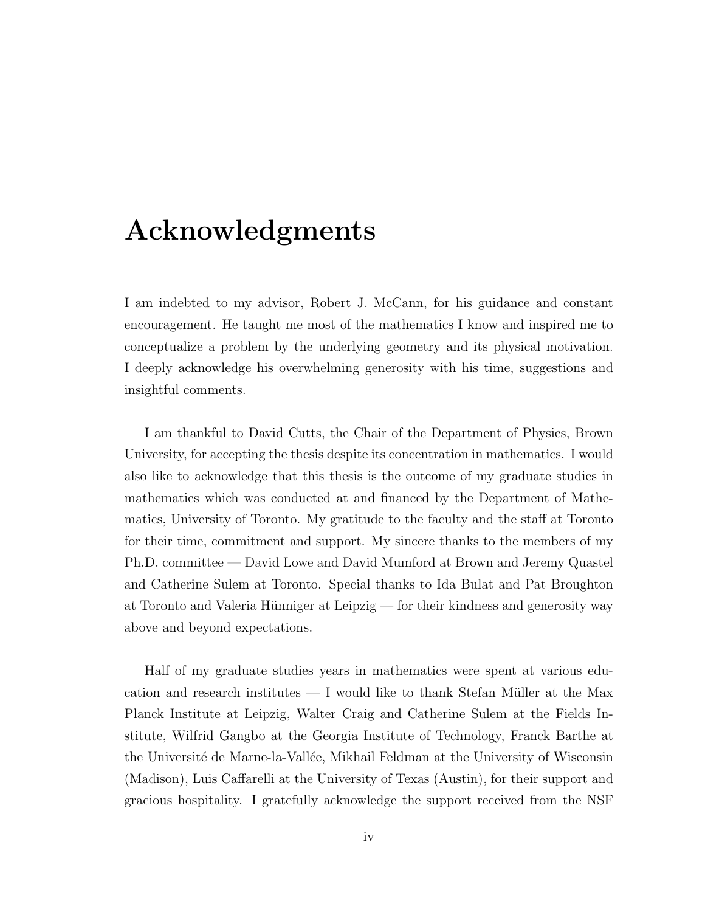# Acknowledgments

I am indebted to my advisor, Robert J. McCann, for his guidance and constant encouragement. He taught me most of the mathematics I know and inspired me to conceptualize a problem by the underlying geometry and its physical motivation. I deeply acknowledge his overwhelming generosity with his time, suggestions and insightful comments.

I am thankful to David Cutts, the Chair of the Department of Physics, Brown University, for accepting the thesis despite its concentration in mathematics. I would also like to acknowledge that this thesis is the outcome of my graduate studies in mathematics which was conducted at and financed by the Department of Mathematics, University of Toronto. My gratitude to the faculty and the staff at Toronto for their time, commitment and support. My sincere thanks to the members of my Ph.D. committee — David Lowe and David Mumford at Brown and Jeremy Quastel and Catherine Sulem at Toronto. Special thanks to Ida Bulat and Pat Broughton at Toronto and Valeria Hünniger at Leipzig — for their kindness and generosity way above and beyond expectations.

Half of my graduate studies years in mathematics were spent at various education and research institutes — I would like to thank Stefan Müller at the Max Planck Institute at Leipzig, Walter Craig and Catherine Sulem at the Fields Institute, Wilfrid Gangbo at the Georgia Institute of Technology, Franck Barthe at the Université de Marne-la-Vallée, Mikhail Feldman at the University of Wisconsin (Madison), Luis Caffarelli at the University of Texas (Austin), for their support and gracious hospitality. I gratefully acknowledge the support received from the NSF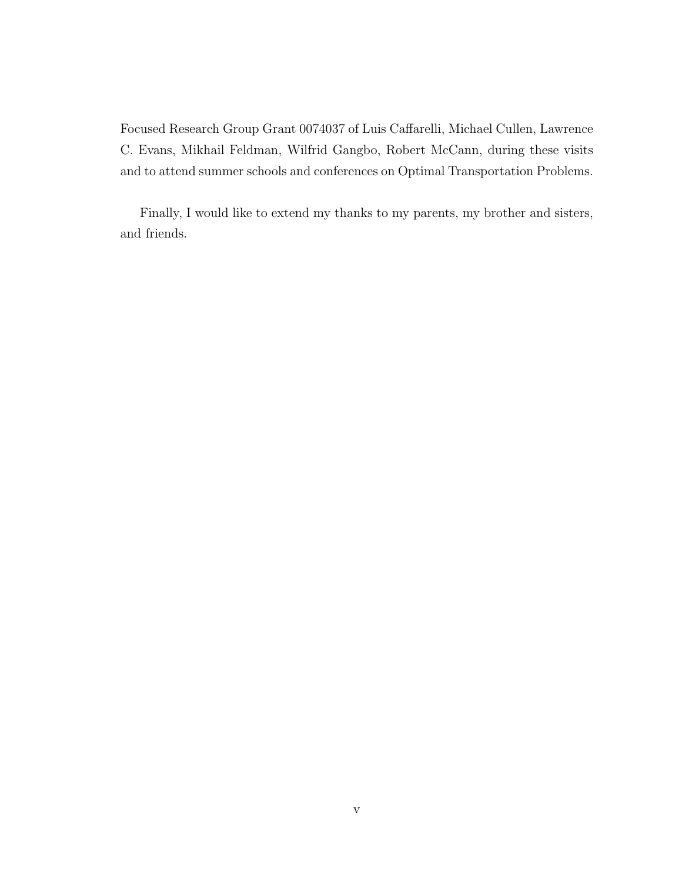Focused Research Group Grant 0074037 of Luis Caffarelli, Michael Cullen, Lawrence C. Evans, Mikhail Feldman, Wilfrid Gangbo, Robert McCann, during these visits and to attend summer schools and conferences on Optimal Transportation Problems.

Finally, I would like to extend my thanks to my parents, my brother and sisters, and friends.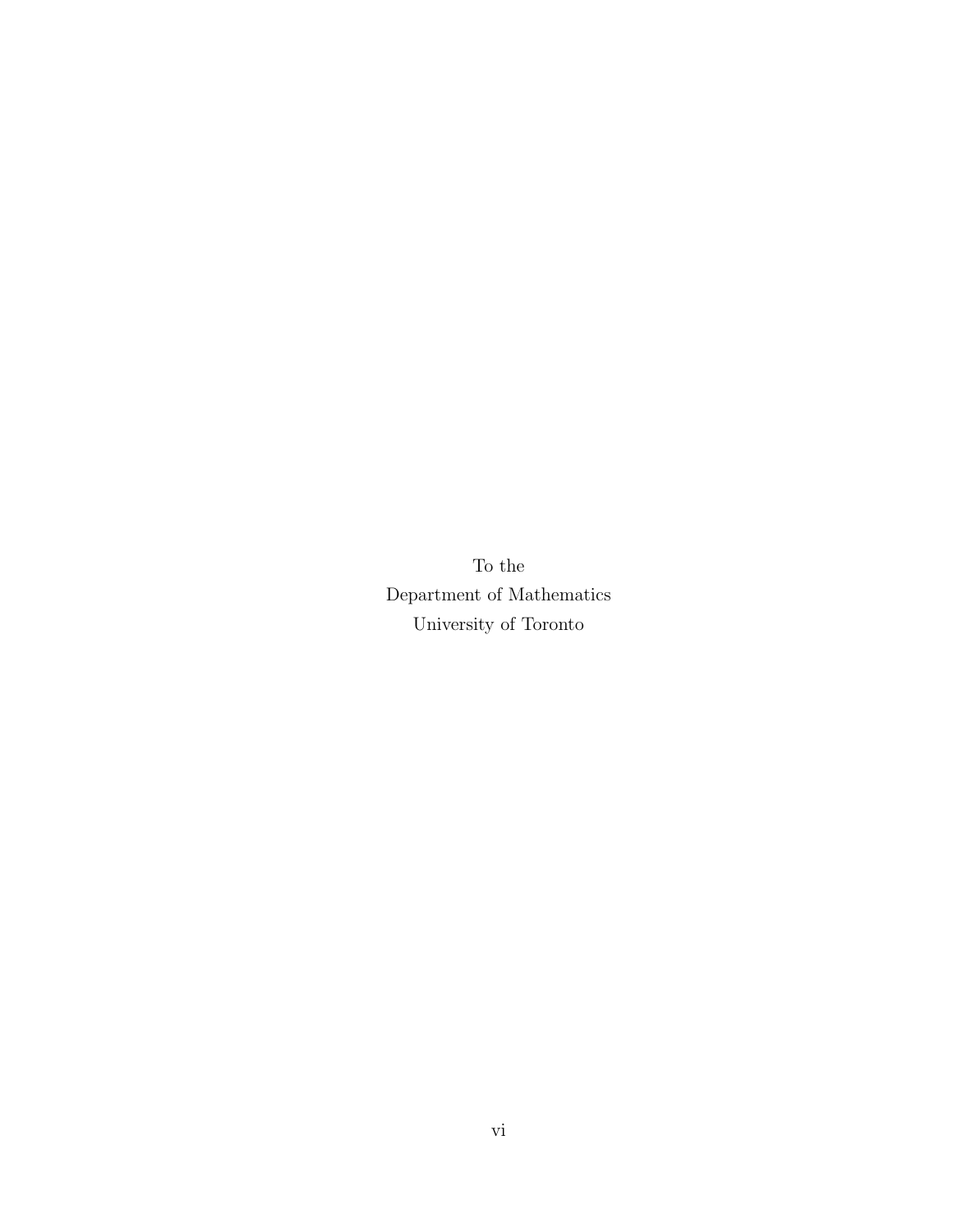To the

Department of Mathematics

University of Toronto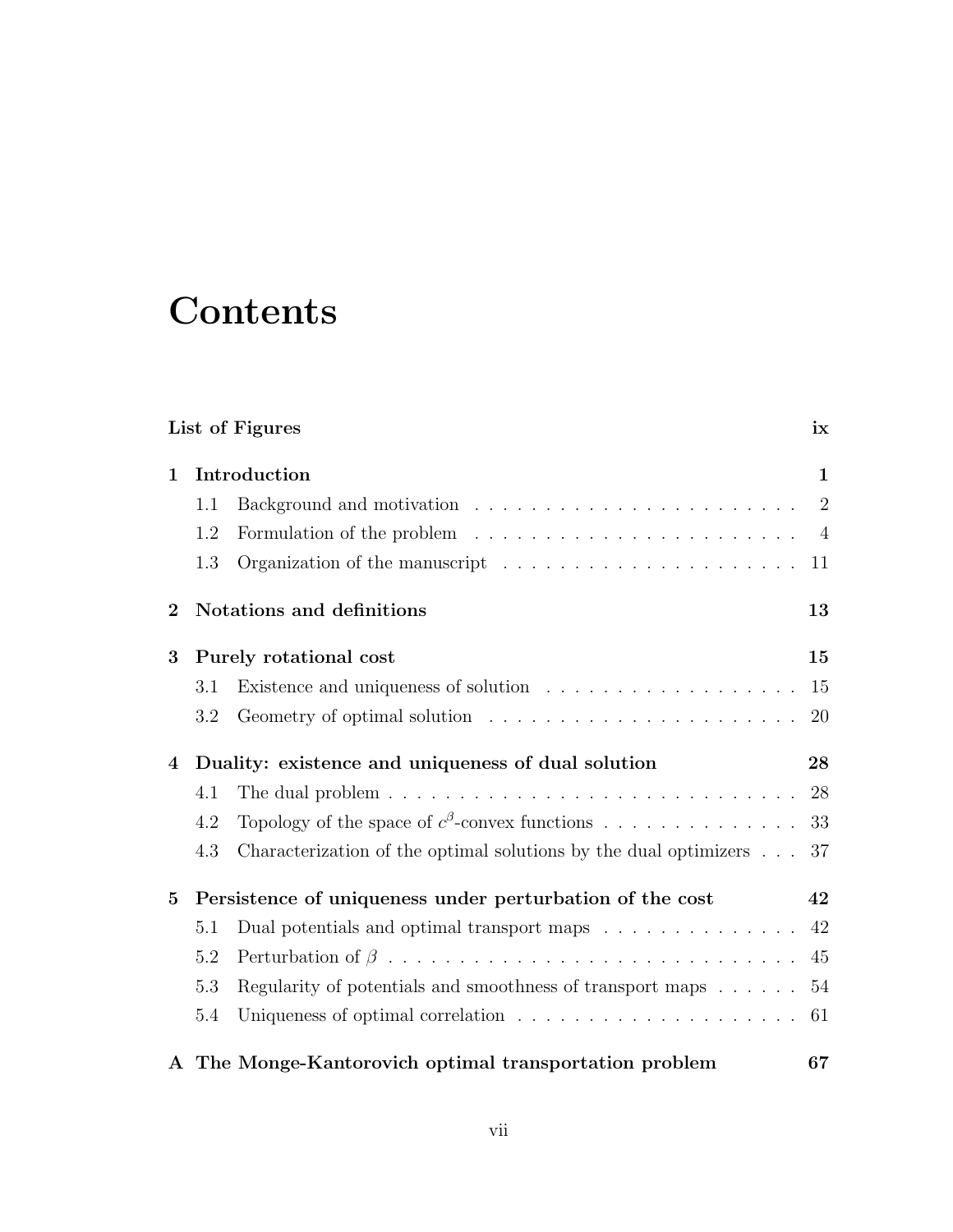# Contents

**List of Figures** **ix**

**1 Introduction** **1**

1.1 Background and motivation . . . . . . . . . . . . . . . . . . . . . . . . 2

1.2 Formulation of the problem . . . . . . . . . . . . . . . . . . . . . . . . 4

1.3 Organization of the manuscript . . . . . . . . . . . . . . . . . . . . . 11

**2 Notations and definitions** **13**

**3 Purely rotational cost** **15**

3.1 Existence and uniqueness of solution . . . . . . . . . . . . . . . . . . 15

3.2 Geometry of optimal solution . . . . . . . . . . . . . . . . . . . . . . . 20

**4 Duality: existence and uniqueness of dual solution** **28**

4.1 The dual problem . . . . . . . . . . . . . . . . . . . . . . . . . . . . . . 28

4.2 Topology of the space of $c^\beta$-convex functions . . . . . . . . . . . . . . 33

4.3 Characterization of the optimal solutions by the dual optimizers . . . 37

**5 Persistence of uniqueness under perturbation of the cost** **42**

5.1 Dual potentials and optimal transport maps . . . . . . . . . . . . . . 42

5.2 Perturbation of $\beta$ . . . . . . . . . . . . . . . . . . . . . . . . . . . . . 45

5.3 Regularity of potentials and smoothness of transport maps . . . . . . 54

5.4 Uniqueness of optimal correlation . . . . . . . . . . . . . . . . . . . . 61

**A The Monge-Kantorovich optimal transportation problem** **67**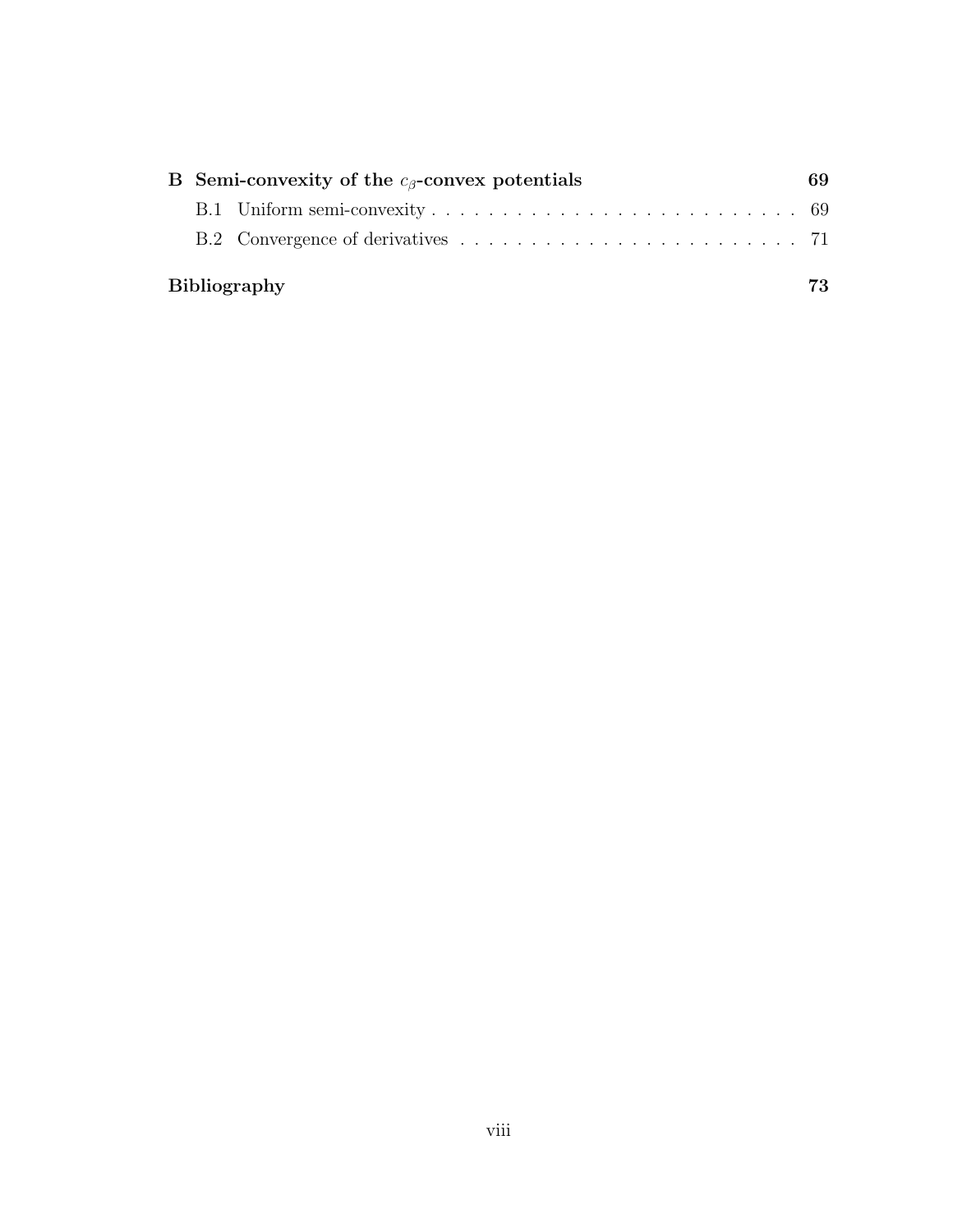**B Semi-convexity of the $c_\beta$-convex potentials** 69

B.1 Uniform semi-convexity . . . . . . . . . . . . . . . . . . . . . . . . . . 69

B.2 Convergence of derivatives . . . . . . . . . . . . . . . . . . . . . . . . 71

**Bibliography** 73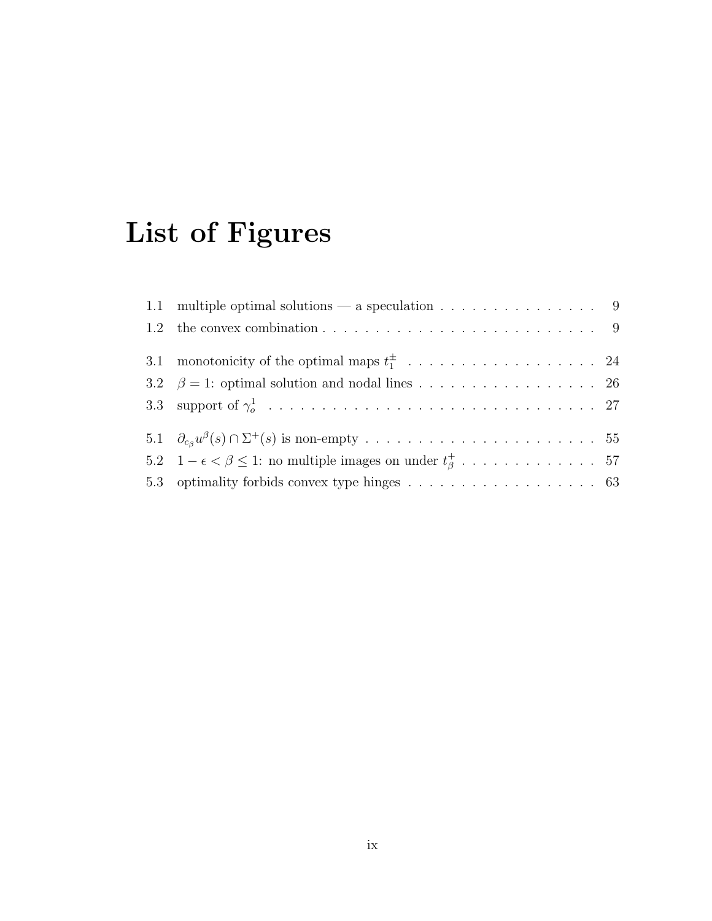# List of Figures

1.1 multiple optimal solutions — a speculation . . . . . . . . . . . . . . . . 9

1.2 the convex combination . . . . . . . . . . . . . . . . . . . . . . . . . . 9

3.1 monotonicity of the optimal maps $t_1^{\pm}$ . . . . . . . . . . . . . . . . . . 24

3.2 $\beta = 1$: optimal solution and nodal lines . . . . . . . . . . . . . . . . . . 26

3.3 support of $\gamma_o^1$ . . . . . . . . . . . . . . . . . . . . . . . . . . . . . . . . 27

5.1 $\partial_{c_\beta} u^\beta(s) \cap \Sigma^+(s)$ is non-empty . . . . . . . . . . . . . . . . . . . . . . . 55

5.2 $1 - \epsilon < \beta \leq 1$: no multiple images on under $t_\beta^+$ . . . . . . . . . . . . . 57

5.3 optimality forbids convex type hinges . . . . . . . . . . . . . . . . . . 63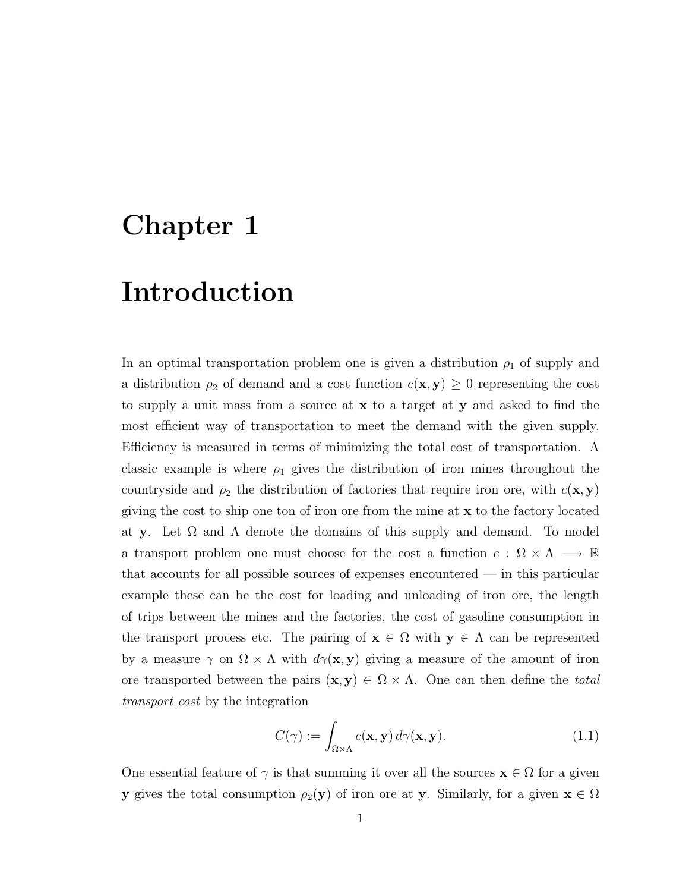# Chapter 1

# Introduction

In an optimal transportation problem one is given a distribution $\rho_1$ of supply and a distribution $\rho_2$ of demand and a cost function $c(\mathbf{x}, \mathbf{y}) \geq 0$ representing the cost to supply a unit mass from a source at $\mathbf{x}$ to a target at $\mathbf{y}$ and asked to find the most efficient way of transportation to meet the demand with the given supply. Efficiency is measured in terms of minimizing the total cost of transportation. A classic example is where $\rho_1$ gives the distribution of iron mines throughout the countryside and $\rho_2$ the distribution of factories that require iron ore, with $c(\mathbf{x}, \mathbf{y})$ giving the cost to ship one ton of iron ore from the mine at $\mathbf{x}$ to the factory located at $\mathbf{y}$. Let $\Omega$ and $\Lambda$ denote the domains of this supply and demand. To model a transport problem one must choose for the cost a function $c : \Omega \times \Lambda \longrightarrow \mathbb{R}$ that accounts for all possible sources of expenses encountered — in this particular example these can be the cost for loading and unloading of iron ore, the length of trips between the mines and the factories, the cost of gasoline consumption in the transport process etc. The pairing of $\mathbf{x} \in \Omega$ with $\mathbf{y} \in \Lambda$ can be represented by a measure $\gamma$ on $\Omega \times \Lambda$ with $d\gamma(\mathbf{x}, \mathbf{y})$ giving a measure of the amount of iron ore transported between the pairs $(\mathbf{x}, \mathbf{y}) \in \Omega \times \Lambda$. One can then define the *total transport cost* by the integration

$$C(\gamma) := \int_{\Omega \times \Lambda} c(\mathbf{x}, \mathbf{y}) \, d\gamma(\mathbf{x}, \mathbf{y}). \tag{1.1}$$

One essential feature of $\gamma$ is that summing it over all the sources $\mathbf{x} \in \Omega$ for a given $\mathbf{y}$ gives the total consumption $\rho_2(\mathbf{y})$ of iron ore at $\mathbf{y}$. Similarly, for a given $\mathbf{x} \in \Omega$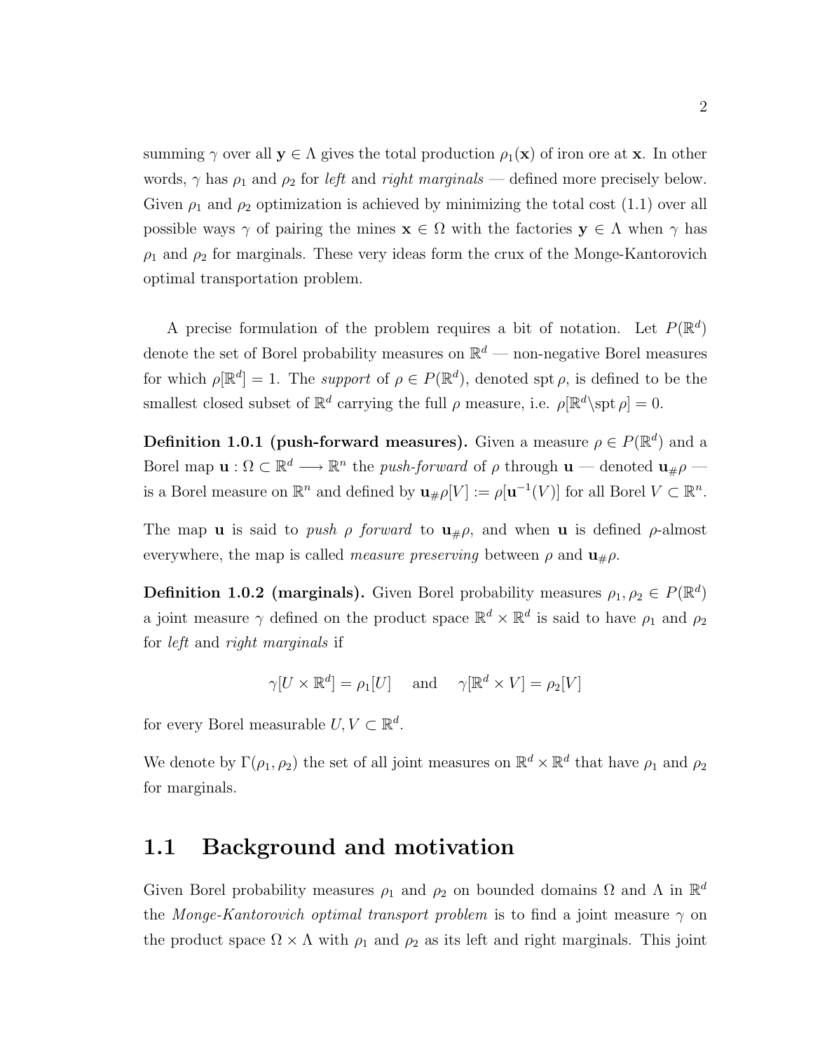summing $\gamma$ over all $\mathbf{y} \in \Lambda$ gives the total production $\rho_1(\mathbf{x})$ of iron ore at $\mathbf{x}$. In other words, $\gamma$ has $\rho_1$ and $\rho_2$ for *left* and *right marginals* — defined more precisely below. Given $\rho_1$ and $\rho_2$ optimization is achieved by minimizing the total cost (1.1) over all possible ways $\gamma$ of pairing the mines $\mathbf{x} \in \Omega$ with the factories $\mathbf{y} \in \Lambda$ when $\gamma$ has $\rho_1$ and $\rho_2$ for marginals. These very ideas form the crux of the Monge-Kantorovich optimal transportation problem.

A precise formulation of the problem requires a bit of notation. Let $P(\mathbb{R}^d)$ denote the set of Borel probability measures on $\mathbb{R}^d$ — non-negative Borel measures for which $\rho[\mathbb{R}^d] = 1$. The *support* of $\rho \in P(\mathbb{R}^d)$, denoted $\operatorname{spt} \rho$, is defined to be the smallest closed subset of $\mathbb{R}^d$ carrying the full $\rho$ measure, i.e. $\rho[\mathbb{R}^d \backslash \operatorname{spt} \rho] = 0$.

**Definition 1.0.1 (push-forward measures).** Given a measure $\rho \in P(\mathbb{R}^d)$ and a Borel map $\mathbf{u} : \Omega \subset \mathbb{R}^d \longrightarrow \mathbb{R}^n$ the *push-forward* of $\rho$ through $\mathbf{u}$ — denoted $\mathbf{u}_{\#}\rho$ — is a Borel measure on $\mathbb{R}^n$ and defined by $\mathbf{u}_{\#}\rho[V] := \rho[\mathbf{u}^{-1}(V)]$ for all Borel $V \subset \mathbb{R}^n$.

The map $\mathbf{u}$ is said to *push* $\rho$ *forward* to $\mathbf{u}_{\#}\rho$, and when $\mathbf{u}$ is defined $\rho$-almost everywhere, the map is called *measure preserving* between $\rho$ and $\mathbf{u}_{\#}\rho$.

**Definition 1.0.2 (marginals).** Given Borel probability measures $\rho_1, \rho_2 \in P(\mathbb{R}^d)$ a joint measure $\gamma$ defined on the product space $\mathbb{R}^d \times \mathbb{R}^d$ is said to have $\rho_1$ and $\rho_2$ for *left* and *right marginals* if

$$\gamma[U \times \mathbb{R}^d] = \rho_1[U] \quad \text{and} \quad \gamma[\mathbb{R}^d \times V] = \rho_2[V]$$

for every Borel measurable $U, V \subset \mathbb{R}^d$.

We denote by $\Gamma(\rho_1, \rho_2)$ the set of all joint measures on $\mathbb{R}^d \times \mathbb{R}^d$ that have $\rho_1$ and $\rho_2$ for marginals.

## 1.1 Background and motivation

Given Borel probability measures $\rho_1$ and $\rho_2$ on bounded domains $\Omega$ and $\Lambda$ in $\mathbb{R}^d$ the *Monge-Kantorovich optimal transport problem* is to find a joint measure $\gamma$ on the product space $\Omega \times \Lambda$ with $\rho_1$ and $\rho_2$ as its left and right marginals. This joint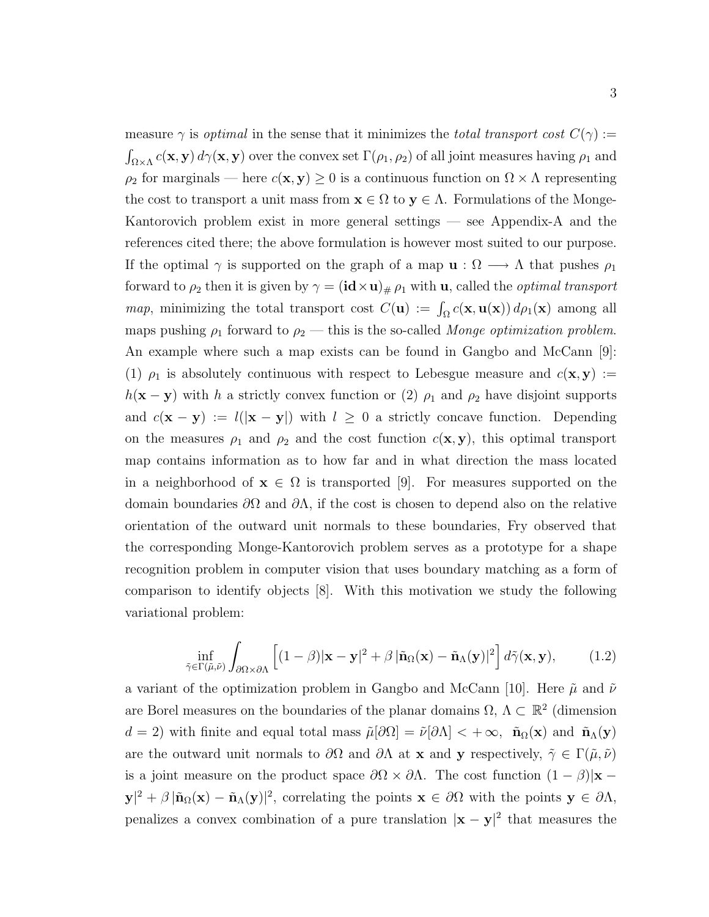measure $\gamma$ is *optimal* in the sense that it minimizes the *total transport cost* $C(\gamma) := \int_{\Omega\times\Lambda} c(\mathbf{x},\mathbf{y})\, d\gamma(\mathbf{x},\mathbf{y})$ over the convex set $\Gamma(\rho_1, \rho_2)$ of all joint measures having $\rho_1$ and $\rho_2$ for marginals — here $c(\mathbf{x},\mathbf{y}) \geq 0$ is a continuous function on $\Omega \times \Lambda$ representing the cost to transport a unit mass from $\mathbf{x} \in \Omega$ to $\mathbf{y} \in \Lambda$. Formulations of the Monge-Kantorovich problem exist in more general settings — see Appendix-A and the references cited there; the above formulation is however most suited to our purpose. If the optimal $\gamma$ is supported on the graph of a map $\mathbf{u} : \Omega \longrightarrow \Lambda$ that pushes $\rho_1$ forward to $\rho_2$ then it is given by $\gamma = (\mathbf{id}\times\mathbf{u})_{\#}\, \rho_1$ with $\mathbf{u}$, called the *optimal transport map*, minimizing the total transport cost $C(\mathbf{u}) := \int_\Omega c(\mathbf{x}, \mathbf{u}(\mathbf{x}))\, d\rho_1(\mathbf{x})$ among all maps pushing $\rho_1$ forward to $\rho_2$ — this is the so-called *Monge optimization problem*. An example where such a map exists can be found in Gangbo and McCann [9]: (1) $\rho_1$ is absolutely continuous with respect to Lebesgue measure and $c(\mathbf{x},\mathbf{y}) := h(\mathbf{x}-\mathbf{y})$ with $h$ a strictly convex function or (2) $\rho_1$ and $\rho_2$ have disjoint supports and $c(\mathbf{x}-\mathbf{y}) := l(|\mathbf{x}-\mathbf{y}|)$ with $l \geq 0$ a strictly concave function. Depending on the measures $\rho_1$ and $\rho_2$ and the cost function $c(\mathbf{x},\mathbf{y})$, this optimal transport map contains information as to how far and in what direction the mass located in a neighborhood of $\mathbf{x} \in \Omega$ is transported [9]. For measures supported on the domain boundaries $\partial\Omega$ and $\partial\Lambda$, if the cost is chosen to depend also on the relative orientation of the outward unit normals to these boundaries, Fry observed that the corresponding Monge-Kantorovich problem serves as a prototype for a shape recognition problem in computer vision that uses boundary matching as a form of comparison to identify objects [8]. With this motivation we study the following variational problem:

$$\inf_{\tilde{\gamma}\in\Gamma(\tilde{\mu},\tilde{\nu})} \int_{\partial\Omega\times\partial\Lambda} \Big[(1-\beta)|\mathbf{x}-\mathbf{y}|^2 + \beta\, |\tilde{\mathbf{n}}_\Omega(\mathbf{x}) - \tilde{\mathbf{n}}_\Lambda(\mathbf{y})|^2\Big]\, d\tilde{\gamma}(\mathbf{x},\mathbf{y}), \tag{1.2}$$

a variant of the optimization problem in Gangbo and McCann [10]. Here $\tilde{\mu}$ and $\tilde{\nu}$ are Borel measures on the boundaries of the planar domains $\Omega,\, \Lambda \subset \mathbb{R}^2$ (dimension $d = 2$) with finite and equal total mass $\tilde{\mu}[\partial\Omega] = \tilde{\nu}[\partial\Lambda] < +\infty$, $\tilde{\mathbf{n}}_\Omega(\mathbf{x})$ and $\tilde{\mathbf{n}}_\Lambda(\mathbf{y})$ are the outward unit normals to $\partial\Omega$ and $\partial\Lambda$ at $\mathbf{x}$ and $\mathbf{y}$ respectively, $\tilde{\gamma} \in \Gamma(\tilde{\mu},\tilde{\nu})$ is a joint measure on the product space $\partial\Omega \times \partial\Lambda$. The cost function $(1-\beta)|\mathbf{x}-\mathbf{y}|^2 + \beta\, |\tilde{\mathbf{n}}_\Omega(\mathbf{x}) - \tilde{\mathbf{n}}_\Lambda(\mathbf{y})|^2$, correlating the points $\mathbf{x} \in \partial\Omega$ with the points $\mathbf{y} \in \partial\Lambda$, penalizes a convex combination of a pure translation $|\mathbf{x}-\mathbf{y}|^2$ that measures the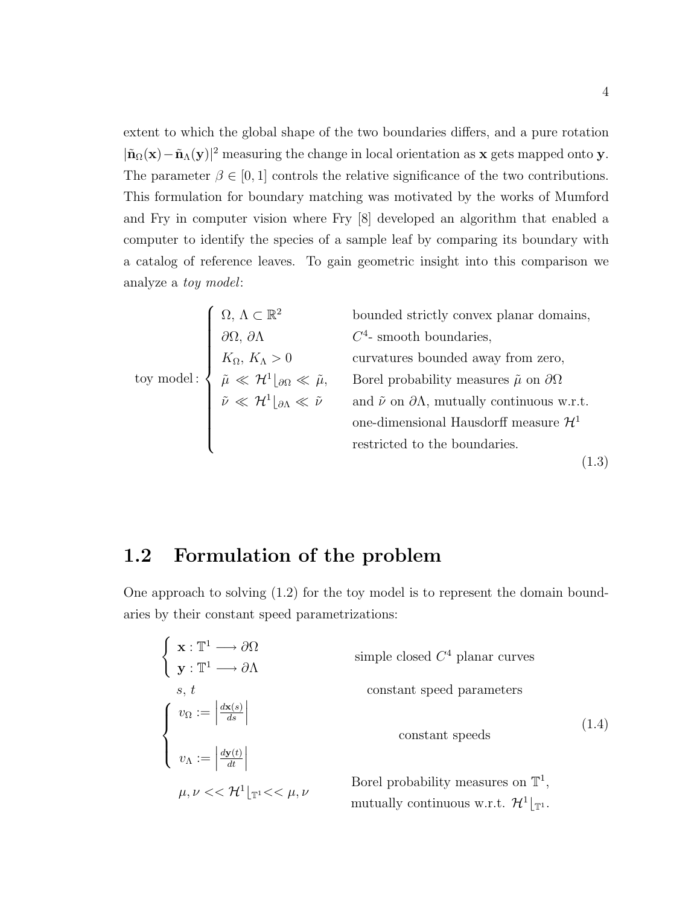extent to which the global shape of the two boundaries differs, and a pure rotation $|\tilde{\mathbf{n}}_\Omega(\mathbf{x}) - \tilde{\mathbf{n}}_\Lambda(\mathbf{y})|^2$ measuring the change in local orientation as $\mathbf{x}$ gets mapped onto $\mathbf{y}$. The parameter $\beta \in [0,1]$ controls the relative significance of the two contributions. This formulation for boundary matching was motivated by the works of Mumford and Fry in computer vision where Fry [8] developed an algorithm that enabled a computer to identify the species of a sample leaf by comparing its boundary with a catalog of reference leaves. To gain geometric insight into this comparison we analyze a *toy model*:

$$
\text{toy model:} \left\{
\begin{array}{ll}
\Omega,\, \Lambda \subset \mathbb{R}^2 & \text{bounded strictly convex planar domains,} \\
\partial\Omega,\, \partial\Lambda & C^4\text{- smooth boundaries,} \\
K_\Omega,\, K_\Lambda > 0 & \text{curvatures bounded away from zero,} \\
\tilde{\mu} \ll \mathcal{H}^1\lfloor_{\partial\Omega} \ll \tilde{\mu}, & \text{Borel probability measures } \tilde{\mu} \text{ on } \partial\Omega \\
\tilde{\nu} \ll \mathcal{H}^1\lfloor_{\partial\Lambda} \ll \tilde{\nu} & \text{and } \tilde{\nu} \text{ on } \partial\Lambda\text{, mutually continuous w.r.t.} \\
 & \text{one-dimensional Hausdorff measure } \mathcal{H}^1 \\
 & \text{restricted to the boundaries.}
\end{array}
\right.
\tag{1.3}
$$

## 1.2 Formulation of the problem

One approach to solving (1.2) for the toy model is to represent the domain boundaries by their constant speed parametrizations:

$$
\begin{array}{ll}
\left\{ \begin{array}{l} \mathbf{x} : \mathbb{T}^1 \longrightarrow \partial\Omega \\ \mathbf{y} : \mathbb{T}^1 \longrightarrow \partial\Lambda \end{array} \right. & \text{simple closed } C^4 \text{ planar curves} \\
s,\, t & \text{constant speed parameters} \\
\left\{ \begin{array}{l} v_\Omega := \left| \frac{d\mathbf{x}(s)}{ds} \right| \\ \\ v_\Lambda := \left| \frac{d\mathbf{y}(t)}{dt} \right| \end{array} \right. & \text{constant speeds} \\
\mu, \nu << \mathcal{H}^1\lfloor_{\mathbb{T}^1} << \mu, \nu & \begin{array}{l}\text{Borel probability measures on } \mathbb{T}^1, \\ \text{mutually continuous w.r.t. } \mathcal{H}^1\lfloor_{\mathbb{T}^1}. \end{array}
\end{array}
\tag{1.4}
$$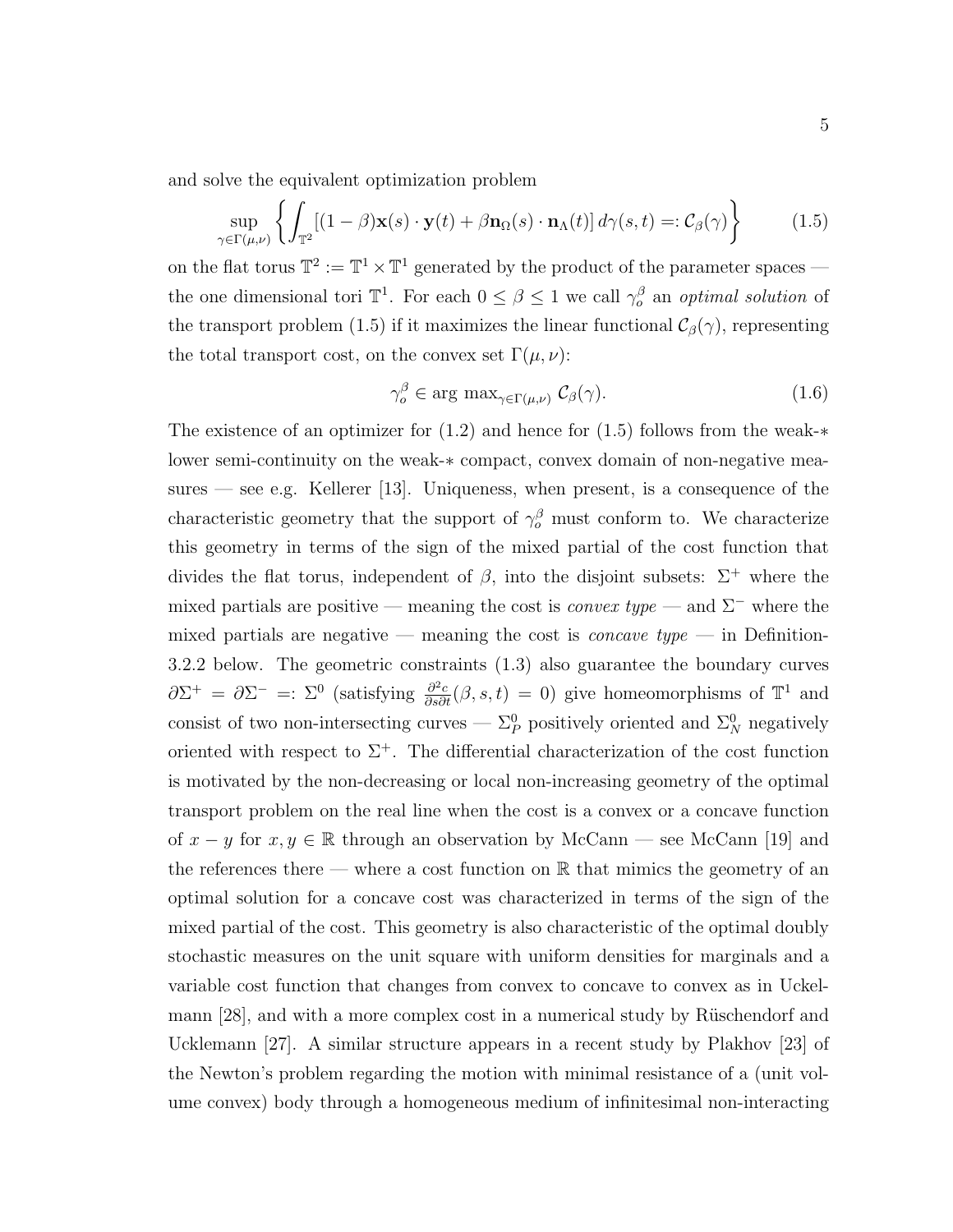and solve the equivalent optimization problem

$$\sup_{\gamma\in\Gamma(\mu,\nu)} \left\{ \int_{\mathbb{T}^2} [(1-\beta)\mathbf{x}(s)\cdot\mathbf{y}(t) + \beta\mathbf{n}_\Omega(s)\cdot\mathbf{n}_\Lambda(t)]\, d\gamma(s,t) =: \mathcal{C}_\beta(\gamma) \right\} \tag{1.5}$$

on the flat torus $\mathbb{T}^2 := \mathbb{T}^1 \times \mathbb{T}^1$ generated by the product of the parameter spaces — the one dimensional tori $\mathbb{T}^1$. For each $0 \le \beta \le 1$ we call $\gamma_o^\beta$ an *optimal solution* of the transport problem (1.5) if it maximizes the linear functional $\mathcal{C}_\beta(\gamma)$, representing the total transport cost, on the convex set $\Gamma(\mu,\nu)$:

$$\gamma_o^\beta \in \arg\max_{\gamma\in\Gamma(\mu,\nu)} \mathcal{C}_\beta(\gamma). \tag{1.6}$$

The existence of an optimizer for (1.2) and hence for (1.5) follows from the weak-$*$ lower semi-continuity on the weak-$*$ compact, convex domain of non-negative measures — see e.g. Kellerer [13]. Uniqueness, when present, is a consequence of the characteristic geometry that the support of $\gamma_o^\beta$ must conform to. We characterize this geometry in terms of the sign of the mixed partial of the cost function that divides the flat torus, independent of $\beta$, into the disjoint subsets: $\Sigma^+$ where the mixed partials are positive — meaning the cost is *convex type* — and $\Sigma^-$ where the mixed partials are negative — meaning the cost is *concave type* — in Definition-3.2.2 below. The geometric constraints (1.3) also guarantee the boundary curves $\partial\Sigma^+ = \partial\Sigma^- =: \Sigma^0$ (satisfying $\frac{\partial^2 c}{\partial s \partial t}(\beta, s, t) = 0$) give homeomorphisms of $\mathbb{T}^1$ and consist of two non-intersecting curves — $\Sigma^0_P$ positively oriented and $\Sigma^0_N$ negatively oriented with respect to $\Sigma^+$. The differential characterization of the cost function is motivated by the non-decreasing or local non-increasing geometry of the optimal transport problem on the real line when the cost is a convex or a concave function of $x - y$ for $x, y \in \mathbb{R}$ through an observation by McCann — see McCann [19] and the references there — where a cost function on $\mathbb{R}$ that mimics the geometry of an optimal solution for a concave cost was characterized in terms of the sign of the mixed partial of the cost. This geometry is also characteristic of the optimal doubly stochastic measures on the unit square with uniform densities for marginals and a variable cost function that changes from convex to concave to convex as in Uckelmann [28], and with a more complex cost in a numerical study by Rüschendorf and Ucklemann [27]. A similar structure appears in a recent study by Plakhov [23] of the Newton's problem regarding the motion with minimal resistance of a (unit volume convex) body through a homogeneous medium of infinitesimal non-interacting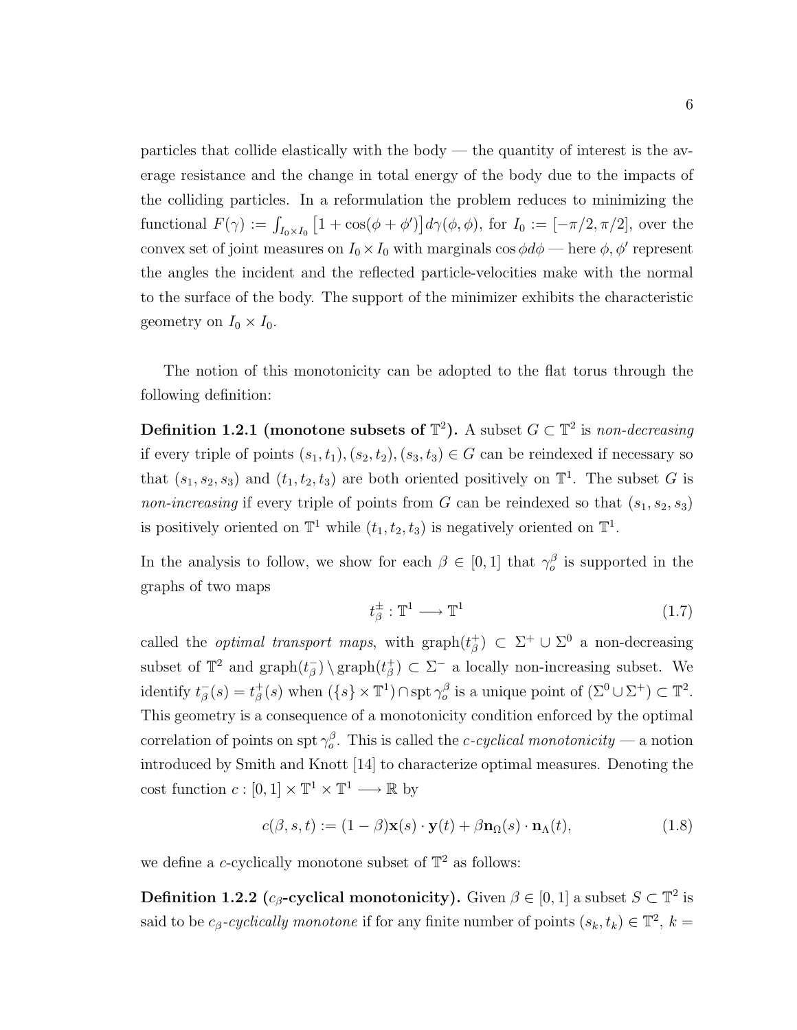particles that collide elastically with the body — the quantity of interest is the average resistance and the change in total energy of the body due to the impacts of the colliding particles. In a reformulation the problem reduces to minimizing the functional $F(\gamma) := \int_{I_0 \times I_0} \left[1 + \cos(\phi + \phi')\right] d\gamma(\phi, \phi)$, for $I_0 := [-\pi/2, \pi/2]$, over the convex set of joint measures on $I_0 \times I_0$ with marginals $\cos\phi d\phi$ — here $\phi, \phi'$ represent the angles the incident and the reflected particle-velocities make with the normal to the surface of the body. The support of the minimizer exhibits the characteristic geometry on $I_0 \times I_0$.

The notion of this monotonicity can be adopted to the flat torus through the following definition:

**Definition 1.2.1 (monotone subsets of $\mathbb{T}^2$).** A subset $G \subset \mathbb{T}^2$ is *non-decreasing* if every triple of points $(s_1, t_1), (s_2, t_2), (s_3, t_3) \in G$ can be reindexed if necessary so that $(s_1, s_2, s_3)$ and $(t_1, t_2, t_3)$ are both oriented positively on $\mathbb{T}^1$. The subset $G$ is *non-increasing* if every triple of points from $G$ can be reindexed so that $(s_1, s_2, s_3)$ is positively oriented on $\mathbb{T}^1$ while $(t_1, t_2, t_3)$ is negatively oriented on $\mathbb{T}^1$.

In the analysis to follow, we show for each $\beta \in [0, 1]$ that $\gamma_o^\beta$ is supported in the graphs of two maps

$$t_\beta^\pm : \mathbb{T}^1 \longrightarrow \mathbb{T}^1 \tag{1.7}$$

called the *optimal transport maps*, with $\mathrm{graph}(t_\beta^+) \subset \Sigma^+ \cup \Sigma^0$ a non-decreasing subset of $\mathbb{T}^2$ and $\mathrm{graph}(t_\beta^-) \setminus \mathrm{graph}(t_\beta^+) \subset \Sigma^-$ a locally non-increasing subset. We identify $t_\beta^-(s) = t_\beta^+(s)$ when $(\{s\} \times \mathbb{T}^1) \cap \mathrm{spt}\, \gamma_o^\beta$ is a unique point of $(\Sigma^0 \cup \Sigma^+) \subset \mathbb{T}^2$. This geometry is a consequence of a monotonicity condition enforced by the optimal correlation of points on $\mathrm{spt}\, \gamma_o^\beta$. This is called the *c-cyclical monotonicity* — a notion introduced by Smith and Knott [14] to characterize optimal measures. Denoting the cost function $c : [0, 1] \times \mathbb{T}^1 \times \mathbb{T}^1 \longrightarrow \mathbb{R}$ by

$$c(\beta, s, t) := (1 - \beta)\mathbf{x}(s) \cdot \mathbf{y}(t) + \beta \mathbf{n}_\Omega(s) \cdot \mathbf{n}_\Lambda(t), \tag{1.8}$$

we define a $c$-cyclically monotone subset of $\mathbb{T}^2$ as follows:

**Definition 1.2.2 ($c_\beta$-cyclical monotonicity).** Given $\beta \in [0, 1]$ a subset $S \subset \mathbb{T}^2$ is said to be *$c_\beta$-cyclically monotone* if for any finite number of points $(s_k, t_k) \in \mathbb{T}^2$, $k =$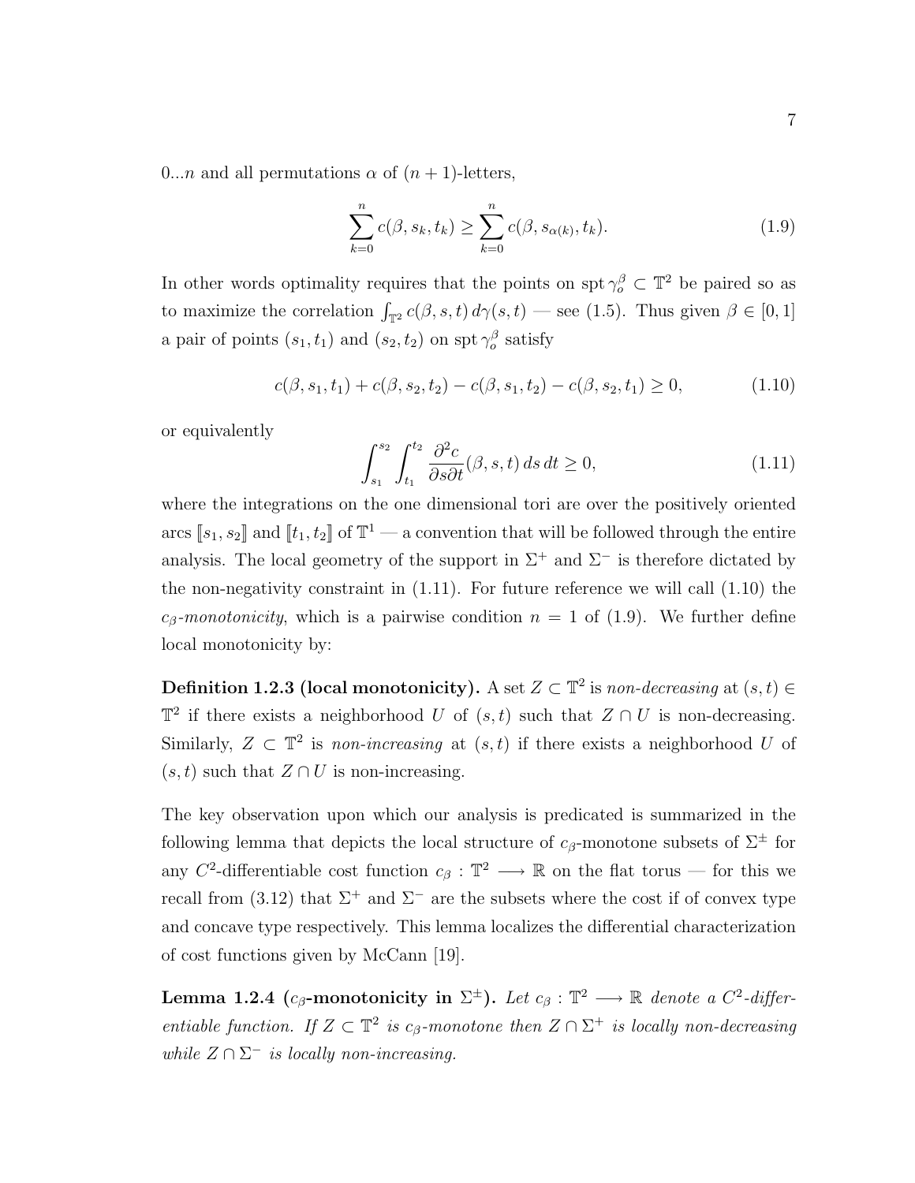0...$n$ and all permutations $\alpha$ of $(n+1)$-letters,

$$\sum_{k=0}^{n} c(\beta, s_k, t_k) \geq \sum_{k=0}^{n} c(\beta, s_{\alpha(k)}, t_k). \tag{1.9}$$

In other words optimality requires that the points on $\operatorname{spt} \gamma_o^\beta \subset \mathbb{T}^2$ be paired so as to maximize the correlation $\int_{\mathbb{T}^2} c(\beta, s, t)\, d\gamma(s,t)$ — see (1.5). Thus given $\beta \in [0,1]$ a pair of points $(s_1, t_1)$ and $(s_2, t_2)$ on $\operatorname{spt} \gamma_o^\beta$ satisfy

$$c(\beta, s_1, t_1) + c(\beta, s_2, t_2) - c(\beta, s_1, t_2) - c(\beta, s_2, t_1) \geq 0, \tag{1.10}$$

or equivalently

$$\int_{s_1}^{s_2} \int_{t_1}^{t_2} \frac{\partial^2 c}{\partial s \partial t}(\beta, s, t)\, ds\, dt \geq 0, \tag{1.11}$$

where the integrations on the one dimensional tori are over the positively oriented arcs $[\![s_1, s_2]\!]$ and $[\![t_1, t_2]\!]$ of $\mathbb{T}^1$ — a convention that will be followed through the entire analysis. The local geometry of the support in $\Sigma^+$ and $\Sigma^-$ is therefore dictated by the non-negativity constraint in (1.11). For future reference we will call (1.10) the *$c_\beta$-monotonicity*, which is a pairwise condition $n = 1$ of (1.9). We further define local monotonicity by:

**Definition 1.2.3 (local monotonicity).** A set $Z \subset \mathbb{T}^2$ is *non-decreasing* at $(s,t) \in \mathbb{T}^2$ if there exists a neighborhood $U$ of $(s,t)$ such that $Z \cap U$ is non-decreasing. Similarly, $Z \subset \mathbb{T}^2$ is *non-increasing* at $(s,t)$ if there exists a neighborhood $U$ of $(s,t)$ such that $Z \cap U$ is non-increasing.

The key observation upon which our analysis is predicated is summarized in the following lemma that depicts the local structure of $c_\beta$-monotone subsets of $\Sigma^\pm$ for any $C^2$-differentiable cost function $c_\beta : \mathbb{T}^2 \longrightarrow \mathbb{R}$ on the flat torus — for this we recall from (3.12) that $\Sigma^+$ and $\Sigma^-$ are the subsets where the cost if of convex type and concave type respectively. This lemma localizes the differential characterization of cost functions given by McCann [19].

**Lemma 1.2.4 ($c_\beta$-monotonicity in $\Sigma^\pm$).** *Let $c_\beta : \mathbb{T}^2 \longrightarrow \mathbb{R}$ denote a $C^2$-differentiable function. If $Z \subset \mathbb{T}^2$ is $c_\beta$-monotone then $Z \cap \Sigma^+$ is locally non-decreasing while $Z \cap \Sigma^-$ is locally non-increasing.*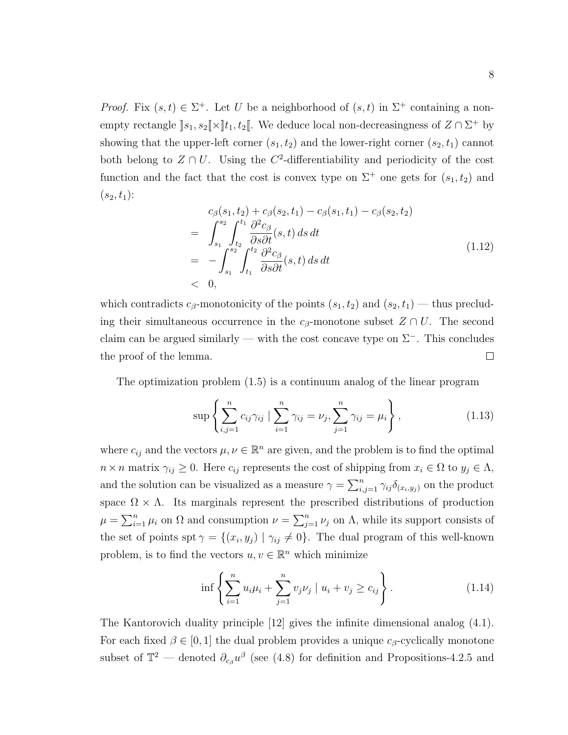*Proof.* Fix $(s,t) \in \Sigma^+$. Let $U$ be a neighborhood of $(s,t)$ in $\Sigma^+$ containing a non-empty rectangle $]\!]s_1, s_2[\![\times]\!]t_1, t_2[\![$. We deduce local non-decreasingness of $Z \cap \Sigma^+$ by showing that the upper-left corner $(s_1, t_2)$ and the lower-right corner $(s_2, t_1)$ cannot both belong to $Z \cap U$. Using the $C^2$-differentiability and periodicity of the cost function and the fact that the cost is convex type on $\Sigma^+$ one gets for $(s_1, t_2)$ and $(s_2, t_1)$:

$$
\begin{aligned}
& c_\beta(s_1, t_2) + c_\beta(s_2, t_1) - c_\beta(s_1, t_1) - c_\beta(s_2, t_2) \\
= & \int_{s_1}^{s_2} \int_{t_2}^{t_1} \frac{\partial^2 c_\beta}{\partial s \partial t}(s,t)\, ds\, dt \\
= & -\int_{s_1}^{s_2} \int_{t_1}^{t_2} \frac{\partial^2 c_\beta}{\partial s \partial t}(s,t)\, ds\, dt \\
< & \ 0,
\end{aligned}
\tag{1.12}
$$

which contradicts $c_\beta$-monotonicity of the points $(s_1, t_2)$ and $(s_2, t_1)$ — thus precluding their simultaneous occurrence in the $c_\beta$-monotone subset $Z \cap U$. The second claim can be argued similarly — with the cost concave type on $\Sigma^-$. This concludes the proof of the lemma. $\square$

The optimization problem (1.5) is a continuum analog of the linear program

$$
\sup \left\{ \sum_{i,j=1}^{n} c_{ij}\gamma_{ij} \mid \sum_{i=1}^{n} \gamma_{ij} = \nu_j, \sum_{j=1}^{n} \gamma_{ij} = \mu_i \right\}, \tag{1.13}
$$

where $c_{ij}$ and the vectors $\mu, \nu \in \mathbb{R}^n$ are given, and the problem is to find the optimal $n \times n$ matrix $\gamma_{ij} \geq 0$. Here $c_{ij}$ represents the cost of shipping from $x_i \in \Omega$ to $y_j \in \Lambda$, and the solution can be visualized as a measure $\gamma = \sum_{i,j=1}^{n} \gamma_{ij}\delta_{(x_i,y_j)}$ on the product space $\Omega \times \Lambda$. Its marginals represent the prescribed distributions of production $\mu = \sum_{i=1}^{n} \mu_i$ on $\Omega$ and consumption $\nu = \sum_{j=1}^{n} \nu_j$ on $\Lambda$, while its support consists of the set of points $\operatorname{spt}\gamma = \{(x_i, y_j) \mid \gamma_{ij} \neq 0\}$. The dual program of this well-known problem, is to find the vectors $u, v \in \mathbb{R}^n$ which minimize

$$
\inf \left\{ \sum_{i=1}^{n} u_i\mu_i + \sum_{j=1}^{n} v_j\nu_j \mid u_i + v_j \geq c_{ij} \right\}. \tag{1.14}
$$

The Kantorovich duality principle [12] gives the infinite dimensional analog (4.1). For each fixed $\beta \in [0,1]$ the dual problem provides a unique $c_\beta$-cyclically monotone subset of $\mathbb{T}^2$ — denoted $\partial_{c_\beta} u^\beta$ (see (4.8) for definition and Propositions-4.2.5 and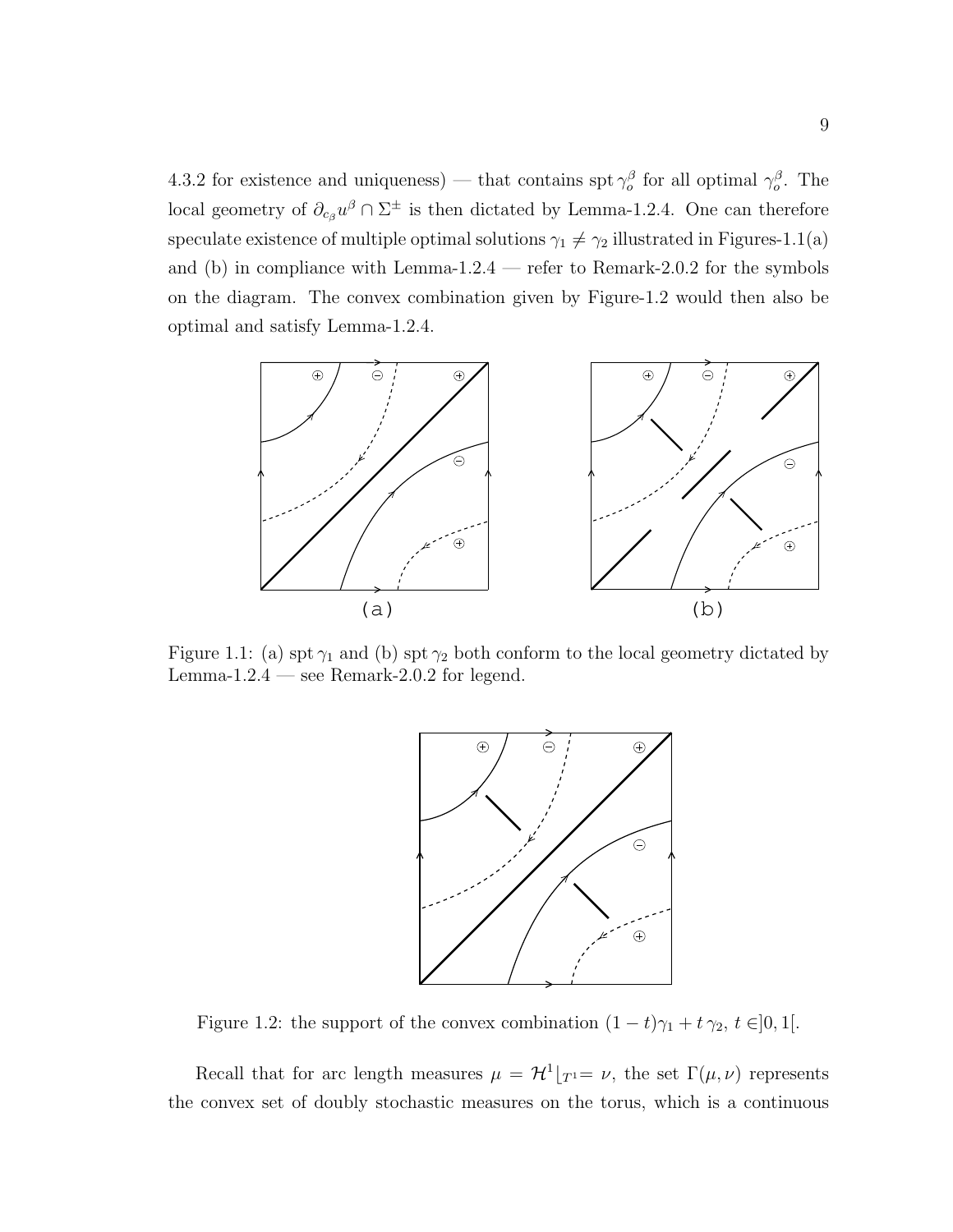4.3.2 for existence and uniqueness) — that contains $\operatorname{spt} \gamma_o^\beta$ for all optimal $\gamma_o^\beta$. The local geometry of $\partial_{c_\beta} u^\beta \cap \Sigma^\pm$ is then dictated by Lemma-1.2.4. One can therefore speculate existence of multiple optimal solutions $\gamma_1 \neq \gamma_2$ illustrated in Figures-1.1(a) and (b) in compliance with Lemma-1.2.4 — refer to Remark-2.0.2 for the symbols on the diagram. The convex combination given by Figure-1.2 would then also be optimal and satisfy Lemma-1.2.4.

(a)

(b)

Figure 1.1: (a) $\operatorname{spt} \gamma_1$ and (b) $\operatorname{spt} \gamma_2$ both conform to the local geometry dictated by Lemma-1.2.4 — see Remark-2.0.2 for legend.

Figure 1.2: the support of the convex combination $(1-t)\gamma_1 + t\,\gamma_2$, $t \in ]0,1[$.

Recall that for arc length measures $\mu = \mathcal{H}^1\lfloor_{T^1} = \nu$, the set $\Gamma(\mu, \nu)$ represents the convex set of doubly stochastic measures on the torus, which is a continuous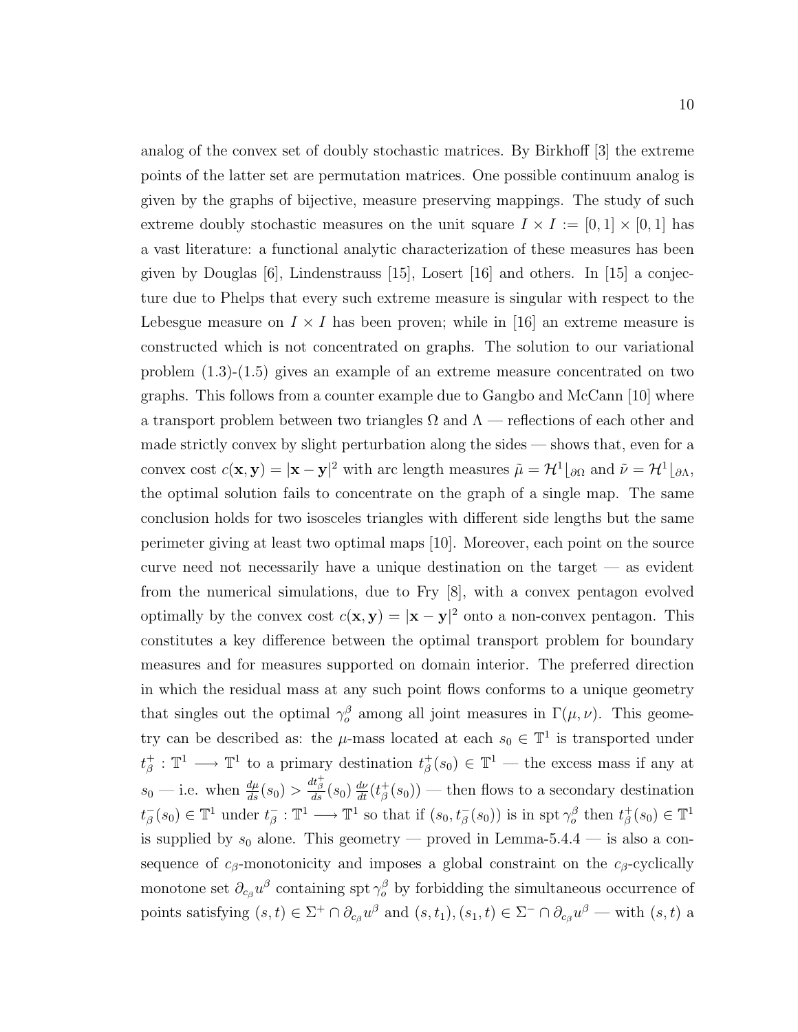analog of the convex set of doubly stochastic matrices. By Birkhoff [3] the extreme points of the latter set are permutation matrices. One possible continuum analog is given by the graphs of bijective, measure preserving mappings. The study of such extreme doubly stochastic measures on the unit square $I \times I := [0,1] \times [0,1]$ has a vast literature: a functional analytic characterization of these measures has been given by Douglas [6], Lindenstrauss [15], Losert [16] and others. In [15] a conjecture due to Phelps that every such extreme measure is singular with respect to the Lebesgue measure on $I \times I$ has been proven; while in [16] an extreme measure is constructed which is not concentrated on graphs. The solution to our variational problem (1.3)-(1.5) gives an example of an extreme measure concentrated on two graphs. This follows from a counter example due to Gangbo and McCann [10] where a transport problem between two triangles $\Omega$ and $\Lambda$ — reflections of each other and made strictly convex by slight perturbation along the sides — shows that, even for a convex cost $c(\mathbf{x}, \mathbf{y}) = |\mathbf{x} - \mathbf{y}|^2$ with arc length measures $\tilde{\mu} = \mathcal{H}^1\lfloor_{\partial\Omega}$ and $\tilde{\nu} = \mathcal{H}^1\lfloor_{\partial\Lambda}$, the optimal solution fails to concentrate on the graph of a single map. The same conclusion holds for two isosceles triangles with different side lengths but the same perimeter giving at least two optimal maps [10]. Moreover, each point on the source curve need not necessarily have a unique destination on the target — as evident from the numerical simulations, due to Fry [8], with a convex pentagon evolved optimally by the convex cost $c(\mathbf{x}, \mathbf{y}) = |\mathbf{x} - \mathbf{y}|^2$ onto a non-convex pentagon. This constitutes a key difference between the optimal transport problem for boundary measures and for measures supported on domain interior. The preferred direction in which the residual mass at any such point flows conforms to a unique geometry that singles out the optimal $\gamma_o^\beta$ among all joint measures in $\Gamma(\mu, \nu)$. This geometry can be described as: the $\mu$-mass located at each $s_0 \in \mathbb{T}^1$ is transported under $t_\beta^+ : \mathbb{T}^1 \longrightarrow \mathbb{T}^1$ to a primary destination $t_\beta^+(s_0) \in \mathbb{T}^1$ — the excess mass if any at $s_0$ — i.e. when $\frac{d\mu}{ds}(s_0) > \frac{dt_\beta^+}{ds}(s_0)\, \frac{d\nu}{dt}(t_\beta^+(s_0))$ — then flows to a secondary destination $t_\beta^-(s_0) \in \mathbb{T}^1$ under $t_\beta^- : \mathbb{T}^1 \longrightarrow \mathbb{T}^1$ so that if $(s_0, t_\beta^-(s_0))$ is in $\operatorname{spt} \gamma_o^\beta$ then $t_\beta^+(s_0) \in \mathbb{T}^1$ is supplied by $s_0$ alone. This geometry — proved in Lemma-5.4.4 — is also a consequence of $c_\beta$-monotonicity and imposes a global constraint on the $c_\beta$-cyclically monotone set $\partial_{c_\beta} u^\beta$ containing $\operatorname{spt} \gamma_o^\beta$ by forbidding the simultaneous occurrence of points satisfying $(s,t) \in \Sigma^+ \cap \partial_{c_\beta} u^\beta$ and $(s, t_1), (s_1, t) \in \Sigma^- \cap \partial_{c_\beta} u^\beta$ — with $(s,t)$ a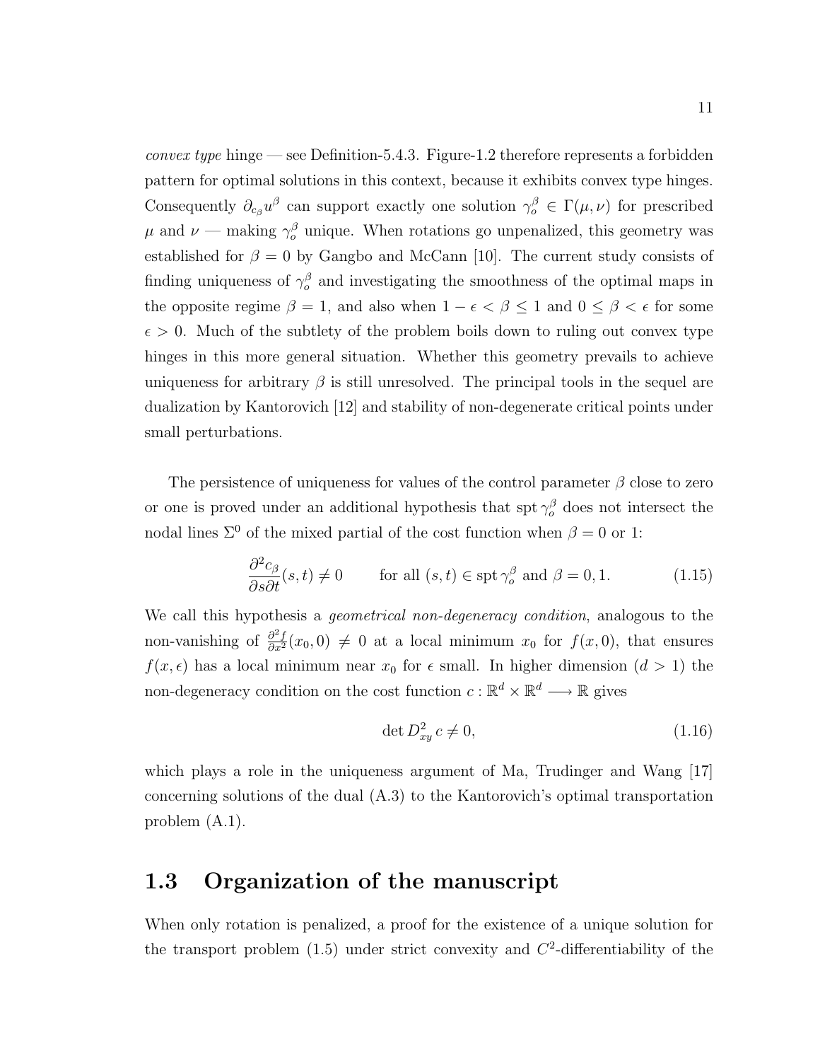*convex type* hinge — see Definition-5.4.3. Figure-1.2 therefore represents a forbidden pattern for optimal solutions in this context, because it exhibits convex type hinges. Consequently $\partial_{c_\beta} u^\beta$ can support exactly one solution $\gamma_o^\beta \in \Gamma(\mu, \nu)$ for prescribed $\mu$ and $\nu$ — making $\gamma_o^\beta$ unique. When rotations go unpenalized, this geometry was established for $\beta = 0$ by Gangbo and McCann [10]. The current study consists of finding uniqueness of $\gamma_o^\beta$ and investigating the smoothness of the optimal maps in the opposite regime $\beta = 1$, and also when $1 - \epsilon < \beta \leq 1$ and $0 \leq \beta < \epsilon$ for some $\epsilon > 0$. Much of the subtlety of the problem boils down to ruling out convex type hinges in this more general situation. Whether this geometry prevails to achieve uniqueness for arbitrary $\beta$ is still unresolved. The principal tools in the sequel are dualization by Kantorovich [12] and stability of non-degenerate critical points under small perturbations.

The persistence of uniqueness for values of the control parameter $\beta$ close to zero or one is proved under an additional hypothesis that $\operatorname{spt} \gamma_o^\beta$ does not intersect the nodal lines $\Sigma^0$ of the mixed partial of the cost function when $\beta = 0$ or 1:

$$\frac{\partial^2 c_\beta}{\partial s \partial t}(s, t) \neq 0 \qquad \text{for all } (s, t) \in \operatorname{spt} \gamma_o^\beta \text{ and } \beta = 0, 1. \tag{1.15}$$

We call this hypothesis a *geometrical non-degeneracy condition*, analogous to the non-vanishing of $\frac{\partial^2 f}{\partial x^2}(x_0, 0) \neq 0$ at a local minimum $x_0$ for $f(x, 0)$, that ensures $f(x, \epsilon)$ has a local minimum near $x_0$ for $\epsilon$ small. In higher dimension ($d > 1$) the non-degeneracy condition on the cost function $c : \mathbb{R}^d \times \mathbb{R}^d \longrightarrow \mathbb{R}$ gives

$$\det D^2_{xy}\, c \neq 0, \tag{1.16}$$

which plays a role in the uniqueness argument of Ma, Trudinger and Wang [17] concerning solutions of the dual (A.3) to the Kantorovich's optimal transportation problem (A.1).

## 1.3 Organization of the manuscript

When only rotation is penalized, a proof for the existence of a unique solution for the transport problem (1.5) under strict convexity and $C^2$-differentiability of the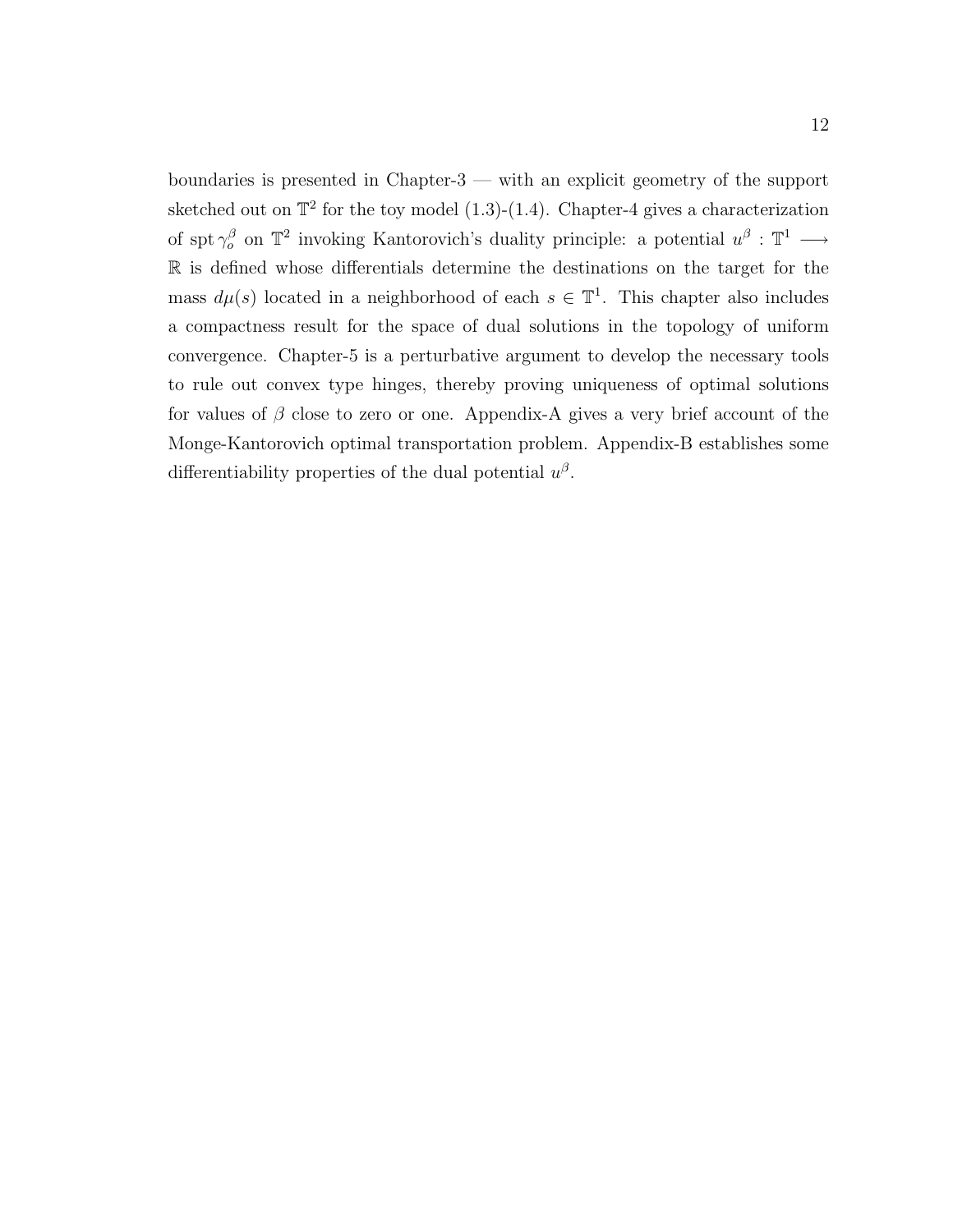boundaries is presented in Chapter-3 — with an explicit geometry of the support sketched out on $\mathbb{T}^2$ for the toy model (1.3)-(1.4). Chapter-4 gives a characterization of $\operatorname{spt} \gamma_o^\beta$ on $\mathbb{T}^2$ invoking Kantorovich's duality principle: a potential $u^\beta : \mathbb{T}^1 \longrightarrow \mathbb{R}$ is defined whose differentials determine the destinations on the target for the mass $d\mu(s)$ located in a neighborhood of each $s \in \mathbb{T}^1$. This chapter also includes a compactness result for the space of dual solutions in the topology of uniform convergence. Chapter-5 is a perturbative argument to develop the necessary tools to rule out convex type hinges, thereby proving uniqueness of optimal solutions for values of $\beta$ close to zero or one. Appendix-A gives a very brief account of the Monge-Kantorovich optimal transportation problem. Appendix-B establishes some differentiability properties of the dual potential $u^\beta$.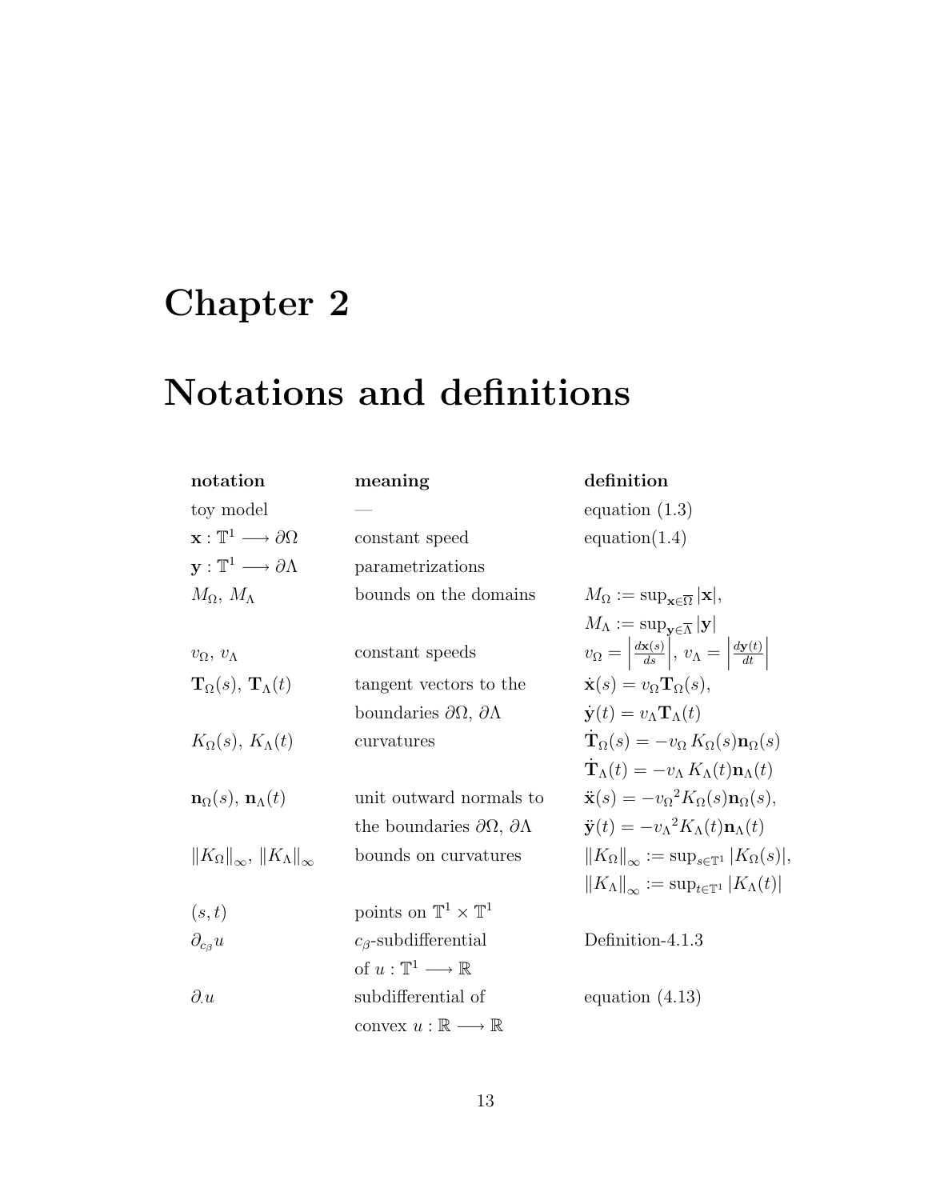# Chapter 2

# Notations and definitions

| **notation** | **meaning** | **definition** |
|---|---|---|
| toy model | — | equation (1.3) |
| $\mathbf{x} : \mathbb{T}^1 \longrightarrow \partial\Omega$<br>$\mathbf{y} : \mathbb{T}^1 \longrightarrow \partial\Lambda$ | constant speed parametrizations | equation(1.4) |
| $M_\Omega$, $M_\Lambda$ | bounds on the domains | $M_\Omega := \sup_{\mathbf{x}\in\overline{\Omega}} \lvert\mathbf{x}\rvert$,<br>$M_\Lambda := \sup_{\mathbf{y}\in\overline{\Lambda}} \lvert\mathbf{y}\rvert$ |
| $v_\Omega$, $v_\Lambda$ | constant speeds | $v_\Omega = \left\lvert\frac{d\mathbf{x}(s)}{ds}\right\rvert$, $v_\Lambda = \left\lvert\frac{d\mathbf{y}(t)}{dt}\right\rvert$ |
| $\mathbf{T}_\Omega(s)$, $\mathbf{T}_\Lambda(t)$ | tangent vectors to the boundaries $\partial\Omega$, $\partial\Lambda$ | $\dot{\mathbf{x}}(s) = v_\Omega \mathbf{T}_\Omega(s)$,<br>$\dot{\mathbf{y}}(t) = v_\Lambda \mathbf{T}_\Lambda(t)$ |
| $K_\Omega(s)$, $K_\Lambda(t)$ | curvatures | $\dot{\mathbf{T}}_\Omega(s) = -v_\Omega\, K_\Omega(s)\mathbf{n}_\Omega(s)$<br>$\dot{\mathbf{T}}_\Lambda(t) = -v_\Lambda\, K_\Lambda(t)\mathbf{n}_\Lambda(t)$ |
| $\mathbf{n}_\Omega(s)$, $\mathbf{n}_\Lambda(t)$ | unit outward normals to the boundaries $\partial\Omega$, $\partial\Lambda$ | $\ddot{\mathbf{x}}(s) = -{v_\Omega}^2 K_\Omega(s)\mathbf{n}_\Omega(s)$,<br>$\ddot{\mathbf{y}}(t) = -{v_\Lambda}^2 K_\Lambda(t)\mathbf{n}_\Lambda(t)$ |
| $\lVert K_\Omega\rVert_\infty$, $\lVert K_\Lambda\rVert_\infty$ | bounds on curvatures | $\lVert K_\Omega\rVert_\infty := \sup_{s\in\mathbb{T}^1} \lvert K_\Omega(s)\rvert$,<br>$\lVert K_\Lambda\rVert_\infty := \sup_{t\in\mathbb{T}^1} \lvert K_\Lambda(t)\rvert$ |
| $(s,t)$ | points on $\mathbb{T}^1 \times \mathbb{T}^1$ | |
| $\partial_{c_\beta} u$ | $c_\beta$-subdifferential of $u : \mathbb{T}^1 \longrightarrow \mathbb{R}$ | Definition-4.1.3 |
| $\partial_{.} u$ | subdifferential of convex $u : \mathbb{R} \longrightarrow \mathbb{R}$ | equation (4.13) |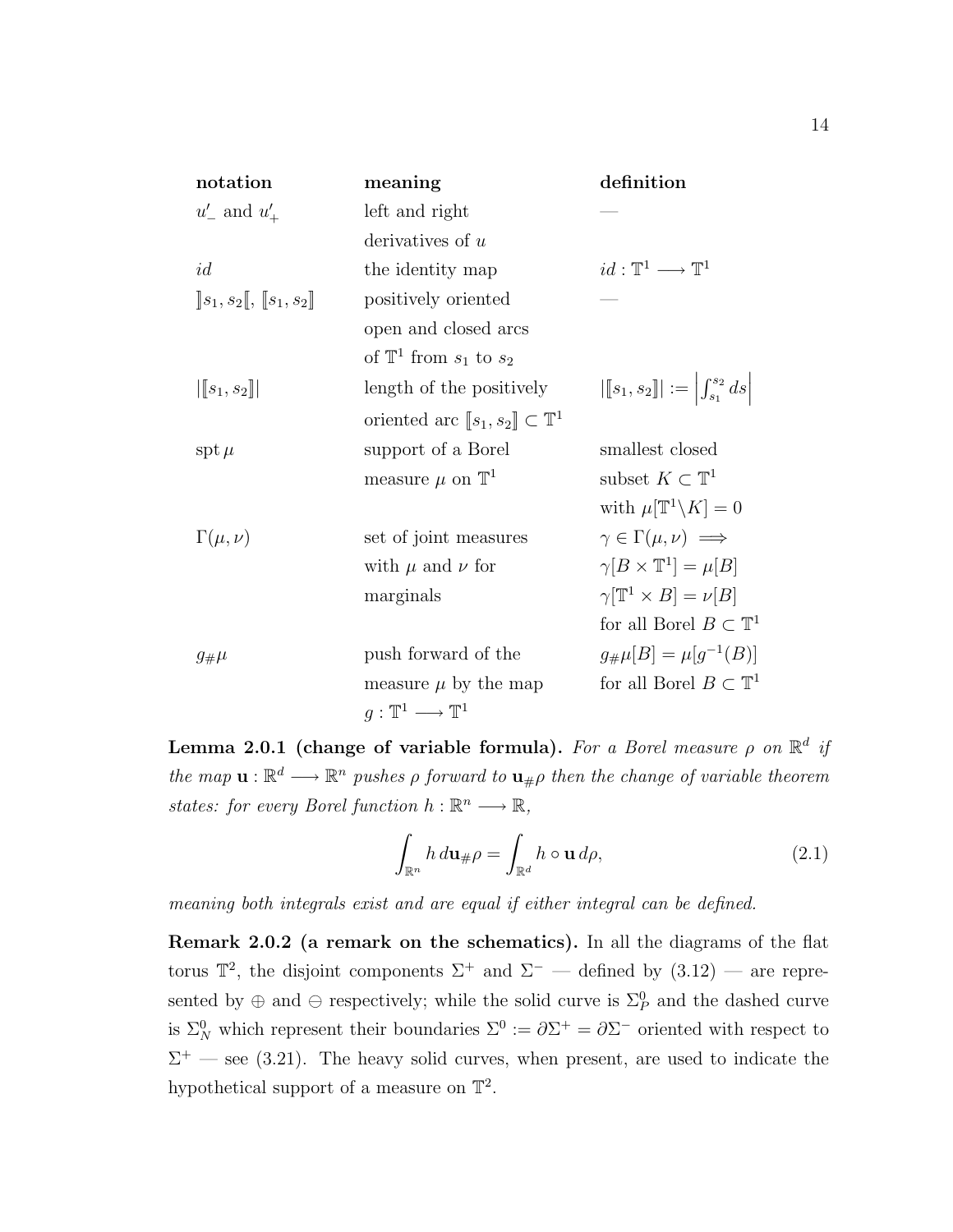| **notation** | **meaning** | **definition** |
|---|---|---|
| $u'_-$ and $u'_+$ | left and right derivatives of $u$ | — |
| $id$ | the identity map | $id : \mathbb{T}^1 \longrightarrow \mathbb{T}^1$ |
| $]\!]s_1, s_2[\![$, $[\![s_1, s_2]\!]$ | positively oriented open and closed arcs of $\mathbb{T}^1$ from $s_1$ to $s_2$ | — |
| $\lvert[\![s_1, s_2]\!]\rvert$ | length of the positively oriented arc $[\![s_1, s_2]\!] \subset \mathbb{T}^1$ | $\lvert[\![s_1, s_2]\!]\rvert := \left\lvert\int_{s_1}^{s_2} ds\right\rvert$ |
| $\operatorname{spt}\mu$ | support of a Borel measure $\mu$ on $\mathbb{T}^1$ | smallest closed subset $K \subset \mathbb{T}^1$ with $\mu[\mathbb{T}^1 \backslash K] = 0$ |
| $\Gamma(\mu, \nu)$ | set of joint measures with $\mu$ and $\nu$ for marginals | $\gamma \in \Gamma(\mu, \nu) \implies$ $\gamma[B \times \mathbb{T}^1] = \mu[B]$ $\gamma[\mathbb{T}^1 \times B] = \nu[B]$ for all Borel $B \subset \mathbb{T}^1$ |
| $g_{\#}\mu$ | push forward of the measure $\mu$ by the map $g : \mathbb{T}^1 \longrightarrow \mathbb{T}^1$ | $g_{\#}\mu[B] = \mu[g^{-1}(B)]$ for all Borel $B \subset \mathbb{T}^1$ |

**Lemma 2.0.1 (change of variable formula).** *For a Borel measure $\rho$ on $\mathbb{R}^d$ if the map $\mathbf{u} : \mathbb{R}^d \longrightarrow \mathbb{R}^n$ pushes $\rho$ forward to $\mathbf{u}_{\#}\rho$ then the change of variable theorem states: for every Borel function $h : \mathbb{R}^n \longrightarrow \mathbb{R}$,*

$$\int_{\mathbb{R}^n} h \, d\mathbf{u}_{\#}\rho = \int_{\mathbb{R}^d} h \circ \mathbf{u} \, d\rho, \tag{2.1}$$

*meaning both integrals exist and are equal if either integral can be defined.*

**Remark 2.0.2 (a remark on the schematics).** In all the diagrams of the flat torus $\mathbb{T}^2$, the disjoint components $\Sigma^+$ and $\Sigma^-$ — defined by (3.12) — are represented by $\oplus$ and $\ominus$ respectively; while the solid curve is $\Sigma_P^0$ and the dashed curve is $\Sigma_N^0$ which represent their boundaries $\Sigma^0 := \partial\Sigma^+ = \partial\Sigma^-$ oriented with respect to $\Sigma^+$ — see (3.21). The heavy solid curves, when present, are used to indicate the hypothetical support of a measure on $\mathbb{T}^2$.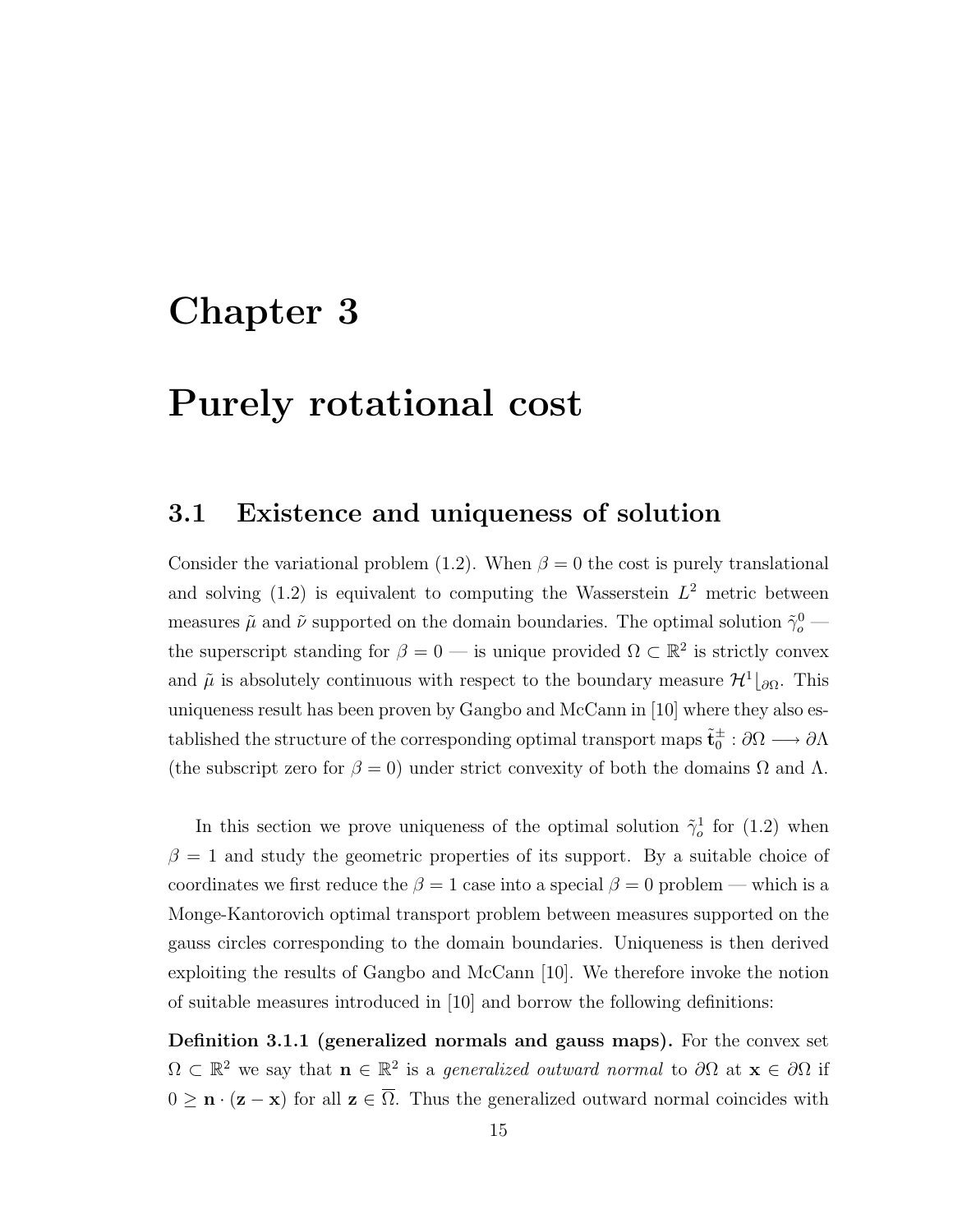# Chapter 3

# Purely rotational cost

## 3.1 Existence and uniqueness of solution

Consider the variational problem (1.2). When $\beta = 0$ the cost is purely translational and solving (1.2) is equivalent to computing the Wasserstein $L^2$ metric between measures $\tilde{\mu}$ and $\tilde{\nu}$ supported on the domain boundaries. The optimal solution $\tilde{\gamma}_o^0$ — the superscript standing for $\beta = 0$ — is unique provided $\Omega \subset \mathbb{R}^2$ is strictly convex and $\tilde{\mu}$ is absolutely continuous with respect to the boundary measure $\mathcal{H}^1\lfloor_{\partial\Omega}$. This uniqueness result has been proven by Gangbo and McCann in [10] where they also established the structure of the corresponding optimal transport maps $\tilde{\mathbf{t}}_0^{\pm} : \partial\Omega \longrightarrow \partial\Lambda$ (the subscript zero for $\beta = 0$) under strict convexity of both the domains $\Omega$ and $\Lambda$.

In this section we prove uniqueness of the optimal solution $\tilde{\gamma}_o^1$ for (1.2) when $\beta = 1$ and study the geometric properties of its support. By a suitable choice of coordinates we first reduce the $\beta = 1$ case into a special $\beta = 0$ problem — which is a Monge-Kantorovich optimal transport problem between measures supported on the gauss circles corresponding to the domain boundaries. Uniqueness is then derived exploiting the results of Gangbo and McCann [10]. We therefore invoke the notion of suitable measures introduced in [10] and borrow the following definitions:

**Definition 3.1.1 (generalized normals and gauss maps).** For the convex set $\Omega \subset \mathbb{R}^2$ we say that $\mathbf{n} \in \mathbb{R}^2$ is a *generalized outward normal* to $\partial\Omega$ at $\mathbf{x} \in \partial\Omega$ if $0 \geq \mathbf{n} \cdot (\mathbf{z} - \mathbf{x})$ for all $\mathbf{z} \in \overline{\Omega}$. Thus the generalized outward normal coincides with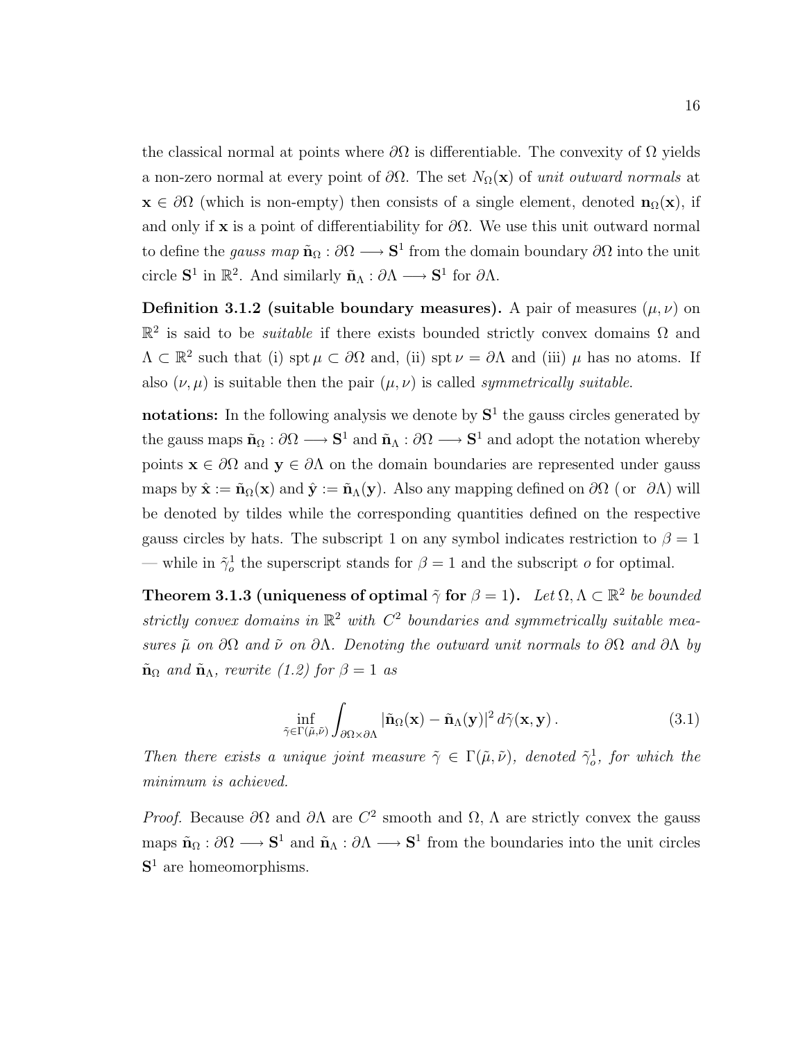the classical normal at points where $\partial\Omega$ is differentiable. The convexity of $\Omega$ yields a non-zero normal at every point of $\partial\Omega$. The set $N_\Omega(\mathbf{x})$ of *unit outward normals* at $\mathbf{x} \in \partial\Omega$ (which is non-empty) then consists of a single element, denoted $\mathbf{n}_\Omega(\mathbf{x})$, if and only if $\mathbf{x}$ is a point of differentiability for $\partial\Omega$. We use this unit outward normal to define the *gauss map* $\tilde{\mathbf{n}}_\Omega : \partial\Omega \longrightarrow \mathbf{S}^1$ from the domain boundary $\partial\Omega$ into the unit circle $\mathbf{S}^1$ in $\mathbb{R}^2$. And similarly $\tilde{\mathbf{n}}_\Lambda : \partial\Lambda \longrightarrow \mathbf{S}^1$ for $\partial\Lambda$.

**Definition 3.1.2 (suitable boundary measures).** A pair of measures $(\mu, \nu)$ on $\mathbb{R}^2$ is said to be *suitable* if there exists bounded strictly convex domains $\Omega$ and $\Lambda \subset \mathbb{R}^2$ such that (i) $\operatorname{spt}\mu \subset \partial\Omega$ and, (ii) $\operatorname{spt}\nu = \partial\Lambda$ and (iii) $\mu$ has no atoms. If also $(\nu, \mu)$ is suitable then the pair $(\mu, \nu)$ is called *symmetrically suitable*.

**notations:** In the following analysis we denote by $\mathbf{S}^1$ the gauss circles generated by the gauss maps $\tilde{\mathbf{n}}_\Omega : \partial\Omega \longrightarrow \mathbf{S}^1$ and $\tilde{\mathbf{n}}_\Lambda : \partial\Omega \longrightarrow \mathbf{S}^1$ and adopt the notation whereby points $\mathbf{x} \in \partial\Omega$ and $\mathbf{y} \in \partial\Lambda$ on the domain boundaries are represented under gauss maps by $\hat{\mathbf{x}} := \tilde{\mathbf{n}}_\Omega(\mathbf{x})$ and $\hat{\mathbf{y}} := \tilde{\mathbf{n}}_\Lambda(\mathbf{y})$. Also any mapping defined on $\partial\Omega$ ( or $\partial\Lambda$) will be denoted by tildes while the corresponding quantities defined on the respective gauss circles by hats. The subscript 1 on any symbol indicates restriction to $\beta = 1$ — while in $\tilde{\gamma}_o^1$ the superscript stands for $\beta = 1$ and the subscript $o$ for optimal.

**Theorem 3.1.3 (uniqueness of optimal $\tilde{\gamma}$ for $\beta = 1$).** *Let $\Omega, \Lambda \subset \mathbb{R}^2$ be bounded strictly convex domains in $\mathbb{R}^2$ with $C^2$ boundaries and symmetrically suitable measures $\tilde{\mu}$ on $\partial\Omega$ and $\tilde{\nu}$ on $\partial\Lambda$. Denoting the outward unit normals to $\partial\Omega$ and $\partial\Lambda$ by $\tilde{\mathbf{n}}_\Omega$ and $\tilde{\mathbf{n}}_\Lambda$, rewrite (1.2) for $\beta = 1$ as*

$$\inf_{\tilde{\gamma} \in \Gamma(\tilde{\mu}, \tilde{\nu})} \int_{\partial\Omega \times \partial\Lambda} |\tilde{\mathbf{n}}_\Omega(\mathbf{x}) - \tilde{\mathbf{n}}_\Lambda(\mathbf{y})|^2 \, d\tilde{\gamma}(\mathbf{x}, \mathbf{y}) \,. \tag{3.1}$$

*Then there exists a unique joint measure $\tilde{\gamma} \in \Gamma(\tilde{\mu}, \tilde{\nu})$, denoted $\tilde{\gamma}_o^1$, for which the minimum is achieved.*

*Proof.* Because $\partial\Omega$ and $\partial\Lambda$ are $C^2$ smooth and $\Omega$, $\Lambda$ are strictly convex the gauss maps $\tilde{\mathbf{n}}_\Omega : \partial\Omega \longrightarrow \mathbf{S}^1$ and $\tilde{\mathbf{n}}_\Lambda : \partial\Lambda \longrightarrow \mathbf{S}^1$ from the boundaries into the unit circles $\mathbf{S}^1$ are homeomorphisms.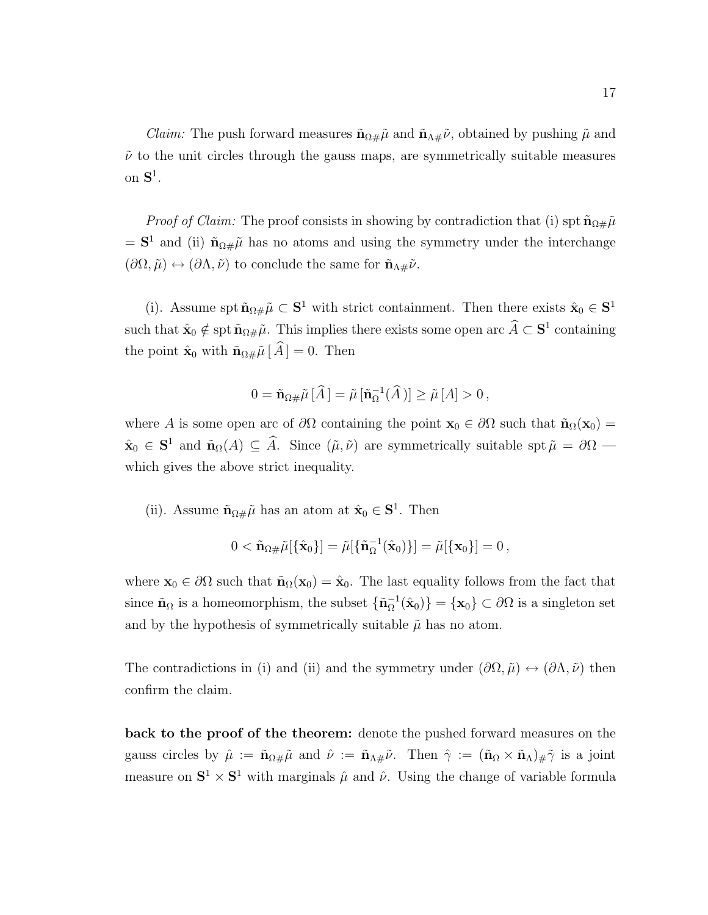*Claim:* The push forward measures $\tilde{\mathbf{n}}_{\Omega\#}\tilde{\mu}$ and $\tilde{\mathbf{n}}_{\Lambda\#}\tilde{\nu}$, obtained by pushing $\tilde{\mu}$ and $\tilde{\nu}$ to the unit circles through the gauss maps, are symmetrically suitable measures on $\mathbf{S}^1$.

*Proof of Claim:* The proof consists in showing by contradiction that (i) $\operatorname{spt} \tilde{\mathbf{n}}_{\Omega\#}\tilde{\mu} = \mathbf{S}^1$ and (ii) $\tilde{\mathbf{n}}_{\Omega\#}\tilde{\mu}$ has no atoms and using the symmetry under the interchange $(\partial\Omega, \tilde{\mu}) \leftrightarrow (\partial\Lambda, \tilde{\nu})$ to conclude the same for $\tilde{\mathbf{n}}_{\Lambda\#}\tilde{\nu}$.

(i). Assume $\operatorname{spt} \tilde{\mathbf{n}}_{\Omega\#}\tilde{\mu} \subset \mathbf{S}^1$ with strict containment. Then there exists $\hat{\mathbf{x}}_0 \in \mathbf{S}^1$ such that $\hat{\mathbf{x}}_0 \notin \operatorname{spt} \tilde{\mathbf{n}}_{\Omega\#}\tilde{\mu}$. This implies there exists some open arc $\widehat{A} \subset \mathbf{S}^1$ containing the point $\hat{\mathbf{x}}_0$ with $\tilde{\mathbf{n}}_{\Omega\#}\tilde{\mu}\,[\,\widehat{A}\,] = 0$. Then

$$0 = \tilde{\mathbf{n}}_{\Omega\#}\tilde{\mu}\,[\widehat{A}\,] = \tilde{\mu}\,[\tilde{\mathbf{n}}_{\Omega}^{-1}(\widehat{A}\,)] \geq \tilde{\mu}\,[A] > 0\,,$$

where $A$ is some open arc of $\partial\Omega$ containing the point $\mathbf{x}_0 \in \partial\Omega$ such that $\tilde{\mathbf{n}}_{\Omega}(\mathbf{x}_0) = \hat{\mathbf{x}}_0 \in \mathbf{S}^1$ and $\tilde{\mathbf{n}}_{\Omega}(A) \subseteq \widehat{A}$. Since $(\tilde{\mu}, \tilde{\nu})$ are symmetrically suitable $\operatorname{spt} \tilde{\mu} = \partial\Omega$ — which gives the above strict inequality.

(ii). Assume $\tilde{\mathbf{n}}_{\Omega\#}\tilde{\mu}$ has an atom at $\hat{\mathbf{x}}_0 \in \mathbf{S}^1$. Then

$$0 < \tilde{\mathbf{n}}_{\Omega\#}\tilde{\mu}[\{\hat{\mathbf{x}}_0\}] = \tilde{\mu}[\{\tilde{\mathbf{n}}_{\Omega}^{-1}(\hat{\mathbf{x}}_0)\}] = \tilde{\mu}[\{\mathbf{x}_0\}] = 0\,,$$

where $\mathbf{x}_0 \in \partial\Omega$ such that $\tilde{\mathbf{n}}_{\Omega}(\mathbf{x}_0) = \hat{\mathbf{x}}_0$. The last equality follows from the fact that since $\tilde{\mathbf{n}}_{\Omega}$ is a homeomorphism, the subset $\{\tilde{\mathbf{n}}_{\Omega}^{-1}(\hat{\mathbf{x}}_0)\} = \{\mathbf{x}_0\} \subset \partial\Omega$ is a singleton set and by the hypothesis of symmetrically suitable $\tilde{\mu}$ has no atom.

The contradictions in (i) and (ii) and the symmetry under $(\partial\Omega, \tilde{\mu}) \leftrightarrow (\partial\Lambda, \tilde{\nu})$ then confirm the claim.

**back to the proof of the theorem:** denote the pushed forward measures on the gauss circles by $\hat{\mu} := \tilde{\mathbf{n}}_{\Omega\#}\tilde{\mu}$ and $\hat{\nu} := \tilde{\mathbf{n}}_{\Lambda\#}\tilde{\nu}$. Then $\hat{\gamma} := (\tilde{\mathbf{n}}_{\Omega} \times \tilde{\mathbf{n}}_{\Lambda})_{\#}\tilde{\gamma}$ is a joint measure on $\mathbf{S}^1 \times \mathbf{S}^1$ with marginals $\hat{\mu}$ and $\hat{\nu}$. Using the change of variable formula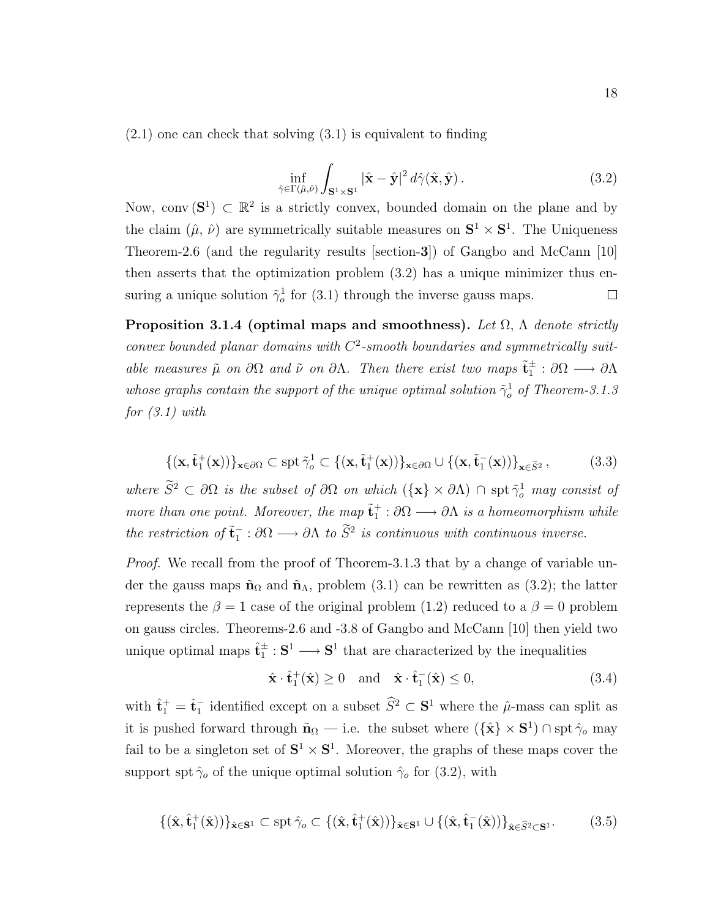(2.1) one can check that solving (3.1) is equivalent to finding

$$\inf_{\hat{\gamma}\in\Gamma(\hat{\mu},\hat{\nu})} \int_{\mathbf{S}^1\times\mathbf{S}^1} |\hat{\mathbf{x}}-\hat{\mathbf{y}}|^2\, d\hat{\gamma}(\hat{\mathbf{x}},\hat{\mathbf{y}})\,. \tag{3.2}$$

Now, $\mathrm{conv}\,(\mathbf{S}^1) \subset \mathbb{R}^2$ is a strictly convex, bounded domain on the plane and by the claim $(\hat{\mu},\, \hat{\nu})$ are symmetrically suitable measures on $\mathbf{S}^1 \times \mathbf{S}^1$. The Uniqueness Theorem-2.6 (and the regularity results [section-**3**]) of Gangbo and McCann [10] then asserts that the optimization problem (3.2) has a unique minimizer thus ensuring a unique solution $\tilde{\gamma}^1_o$ for (3.1) through the inverse gauss maps. □

**Proposition 3.1.4 (optimal maps and smoothness).** *Let* $\Omega$, $\Lambda$ *denote strictly convex bounded planar domains with* $C^2$*-smooth boundaries and symmetrically suitable measures* $\tilde{\mu}$ *on* $\partial\Omega$ *and* $\tilde{\nu}$ *on* $\partial\Lambda$*. Then there exist two maps* $\tilde{\mathbf{t}}^{\pm}_1 : \partial\Omega \longrightarrow \partial\Lambda$ *whose graphs contain the support of the unique optimal solution* $\tilde{\gamma}^1_o$ *of Theorem-3.1.3 for (3.1) with*

$$\{(\mathbf{x}, \tilde{\mathbf{t}}^{+}_1(\mathbf{x}))\}_{\mathbf{x}\in\partial\Omega} \subset \mathrm{spt}\,\tilde{\gamma}^1_o \subset \{(\mathbf{x}, \tilde{\mathbf{t}}^{+}_1(\mathbf{x}))\}_{\mathbf{x}\in\partial\Omega} \cup \{(\mathbf{x}, \tilde{\mathbf{t}}^{-}_1(\mathbf{x}))\}_{\mathbf{x}\in\widetilde{S}^2}\,, \tag{3.3}$$

*where* $\widetilde{S}^2 \subset \partial\Omega$ *is the subset of* $\partial\Omega$ *on which* $(\{\mathbf{x}\}\times\partial\Lambda)\cap \mathrm{spt}\,\tilde{\gamma}^1_o$ *may consist of more than one point. Moreover, the map* $\tilde{\mathbf{t}}^{+}_1 : \partial\Omega \longrightarrow \partial\Lambda$ *is a homeomorphism while the restriction of* $\tilde{\mathbf{t}}^{-}_1 : \partial\Omega \longrightarrow \partial\Lambda$ *to* $\widetilde{S}^2$ *is continuous with continuous inverse.*

*Proof.* We recall from the proof of Theorem-3.1.3 that by a change of variable under the gauss maps $\tilde{\mathbf{n}}_\Omega$ and $\tilde{\mathbf{n}}_\Lambda$, problem (3.1) can be rewritten as (3.2); the latter represents the $\beta = 1$ case of the original problem (1.2) reduced to a $\beta = 0$ problem on gauss circles. Theorems-2.6 and -3.8 of Gangbo and McCann [10] then yield two unique optimal maps $\hat{\mathbf{t}}^{\pm}_1 : \mathbf{S}^1 \longrightarrow \mathbf{S}^1$ that are characterized by the inequalities

$$\hat{\mathbf{x}}\cdot\hat{\mathbf{t}}^{+}_1(\hat{\mathbf{x}}) \geq 0 \quad \text{and} \quad \hat{\mathbf{x}}\cdot\hat{\mathbf{t}}^{-}_1(\hat{\mathbf{x}}) \leq 0, \tag{3.4}$$

with $\hat{\mathbf{t}}^{+}_1 = \hat{\mathbf{t}}^{-}_1$ identified except on a subset $\widehat{S}^2 \subset \mathbf{S}^1$ where the $\hat{\mu}$-mass can split as it is pushed forward through $\tilde{\mathbf{n}}_\Omega$ — i.e. the subset where $(\{\hat{\mathbf{x}}\}\times\mathbf{S}^1)\cap\mathrm{spt}\,\hat{\gamma}_o$ may fail to be a singleton set of $\mathbf{S}^1\times\mathbf{S}^1$. Moreover, the graphs of these maps cover the support $\mathrm{spt}\,\hat{\gamma}_o$ of the unique optimal solution $\hat{\gamma}_o$ for (3.2), with

$$\{(\hat{\mathbf{x}}, \hat{\mathbf{t}}^{+}_1(\hat{\mathbf{x}}))\}_{\hat{\mathbf{x}}\in\mathbf{S}^1} \subset \mathrm{spt}\,\hat{\gamma}_o \subset \{(\hat{\mathbf{x}}, \hat{\mathbf{t}}^{+}_1(\hat{\mathbf{x}}))\}_{\hat{\mathbf{x}}\in\mathbf{S}^1} \cup \{(\hat{\mathbf{x}}, \hat{\mathbf{t}}^{-}_1(\hat{\mathbf{x}}))\}_{\hat{\mathbf{x}}\in\widehat{S}^2\subset\mathbf{S}^1}. \tag{3.5}$$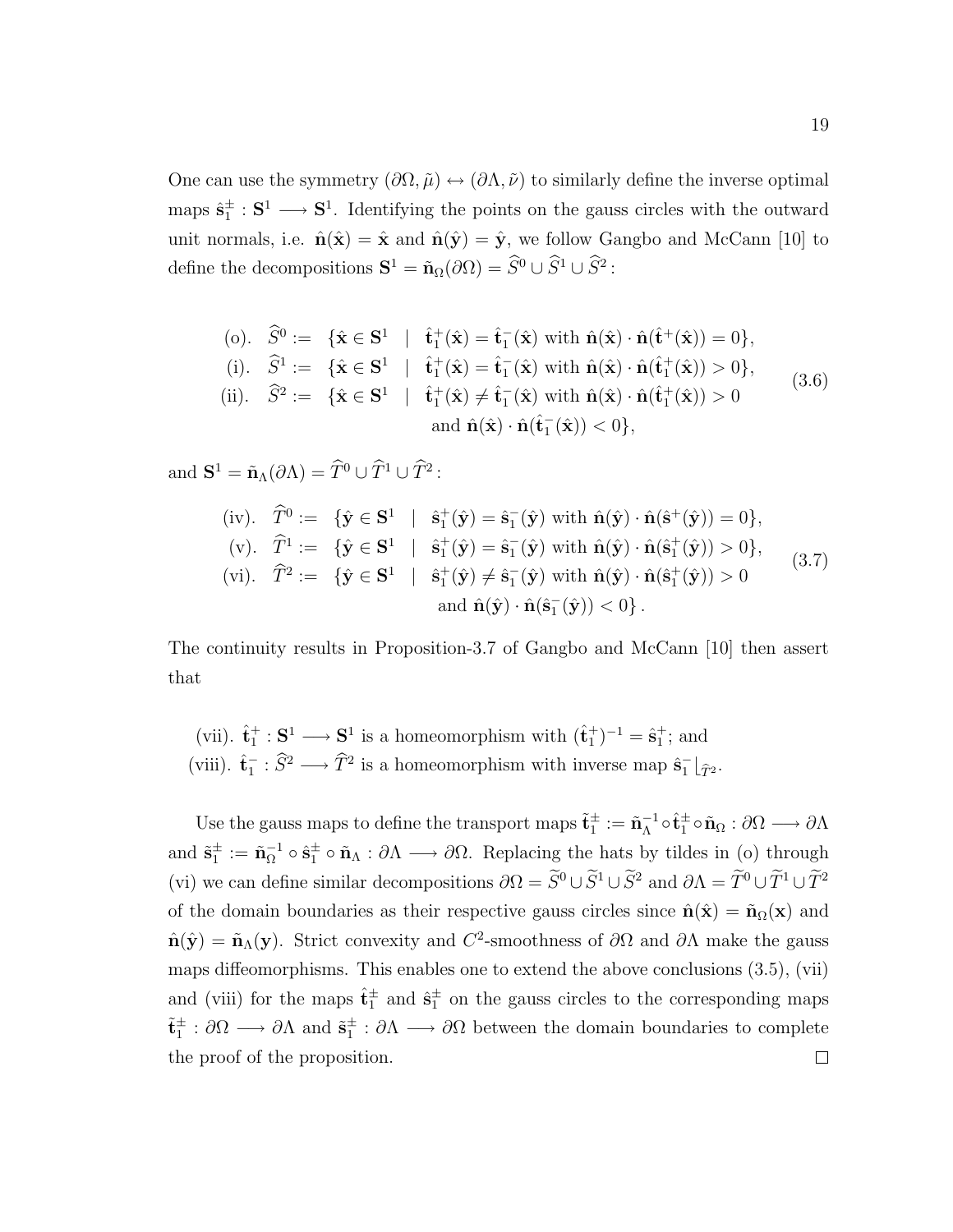One can use the symmetry $(\partial\Omega, \tilde{\mu}) \leftrightarrow (\partial\Lambda, \tilde{\nu})$ to similarly define the inverse optimal maps $\hat{\mathbf{s}}_1^{\pm} : \mathbf{S}^1 \longrightarrow \mathbf{S}^1$. Identifying the points on the gauss circles with the outward unit normals, i.e. $\hat{\mathbf{n}}(\hat{\mathbf{x}}) = \hat{\mathbf{x}}$ and $\hat{\mathbf{n}}(\hat{\mathbf{y}}) = \hat{\mathbf{y}}$, we follow Gangbo and McCann [10] to define the decompositions $\mathbf{S}^1 = \tilde{\mathbf{n}}_\Omega(\partial\Omega) = \widehat{S}^0 \cup \widehat{S}^1 \cup \widehat{S}^2$ :

$$
\begin{aligned}
&\text{(o).} \quad \widehat{S}^0 := \{\hat{\mathbf{x}} \in \mathbf{S}^1 \mid \hat{\mathbf{t}}_1^+(\hat{\mathbf{x}}) = \hat{\mathbf{t}}_1^-(\hat{\mathbf{x}}) \text{ with } \hat{\mathbf{n}}(\hat{\mathbf{x}}) \cdot \hat{\mathbf{n}}(\hat{\mathbf{t}}^+(\hat{\mathbf{x}})) = 0\}, \\
&\text{(i).} \quad \widehat{S}^1 := \{\hat{\mathbf{x}} \in \mathbf{S}^1 \mid \hat{\mathbf{t}}_1^+(\hat{\mathbf{x}}) = \hat{\mathbf{t}}_1^-(\hat{\mathbf{x}}) \text{ with } \hat{\mathbf{n}}(\hat{\mathbf{x}}) \cdot \hat{\mathbf{n}}(\hat{\mathbf{t}}_1^+(\hat{\mathbf{x}})) > 0\}, \\
&\text{(ii).} \quad \widehat{S}^2 := \{\hat{\mathbf{x}} \in \mathbf{S}^1 \mid \hat{\mathbf{t}}_1^+(\hat{\mathbf{x}}) \neq \hat{\mathbf{t}}_1^-(\hat{\mathbf{x}}) \text{ with } \hat{\mathbf{n}}(\hat{\mathbf{x}}) \cdot \hat{\mathbf{n}}(\hat{\mathbf{t}}_1^+(\hat{\mathbf{x}})) > 0 \\
&\qquad\qquad\qquad \text{and } \hat{\mathbf{n}}(\hat{\mathbf{x}}) \cdot \hat{\mathbf{n}}(\hat{\mathbf{t}}_1^-(\hat{\mathbf{x}})) < 0\},
\end{aligned}
\tag{3.6}
$$

and $\mathbf{S}^1 = \tilde{\mathbf{n}}_\Lambda(\partial\Lambda) = \widehat{T}^0 \cup \widehat{T}^1 \cup \widehat{T}^2$ :

$$
\begin{aligned}
&\text{(iv).} \quad \widehat{T}^0 := \{\hat{\mathbf{y}} \in \mathbf{S}^1 \mid \hat{\mathbf{s}}_1^+(\hat{\mathbf{y}}) = \hat{\mathbf{s}}_1^-(\hat{\mathbf{y}}) \text{ with } \hat{\mathbf{n}}(\hat{\mathbf{y}}) \cdot \hat{\mathbf{n}}(\hat{\mathbf{s}}^+(\hat{\mathbf{y}})) = 0\}, \\
&\text{(v).} \quad \widehat{T}^1 := \{\hat{\mathbf{y}} \in \mathbf{S}^1 \mid \hat{\mathbf{s}}_1^+(\hat{\mathbf{y}}) = \hat{\mathbf{s}}_1^-(\hat{\mathbf{y}}) \text{ with } \hat{\mathbf{n}}(\hat{\mathbf{y}}) \cdot \hat{\mathbf{n}}(\hat{\mathbf{s}}_1^+(\hat{\mathbf{y}})) > 0\}, \\
&\text{(vi).} \quad \widehat{T}^2 := \{\hat{\mathbf{y}} \in \mathbf{S}^1 \mid \hat{\mathbf{s}}_1^+(\hat{\mathbf{y}}) \neq \hat{\mathbf{s}}_1^-(\hat{\mathbf{y}}) \text{ with } \hat{\mathbf{n}}(\hat{\mathbf{y}}) \cdot \hat{\mathbf{n}}(\hat{\mathbf{s}}_1^+(\hat{\mathbf{y}})) > 0 \\
&\qquad\qquad\qquad \text{and } \hat{\mathbf{n}}(\hat{\mathbf{y}}) \cdot \hat{\mathbf{n}}(\hat{\mathbf{s}}_1^-(\hat{\mathbf{y}})) < 0\}\,.
\end{aligned}
\tag{3.7}
$$

The continuity results in Proposition-3.7 of Gangbo and McCann [10] then assert that

(vii). $\hat{\mathbf{t}}_1^+ : \mathbf{S}^1 \longrightarrow \mathbf{S}^1$ is a homeomorphism with $(\hat{\mathbf{t}}_1^+)^{-1} = \hat{\mathbf{s}}_1^+$; and
(viii). $\hat{\mathbf{t}}_1^- : \widehat{S}^2 \longrightarrow \widehat{T}^2$ is a homeomorphism with inverse map $\hat{\mathbf{s}}_1^- \lfloor_{\widehat{T}^2}$.

Use the gauss maps to define the transport maps $\tilde{\mathbf{t}}_1^{\pm} := \tilde{\mathbf{n}}_\Lambda^{-1} \circ \hat{\mathbf{t}}_1^{\pm} \circ \tilde{\mathbf{n}}_\Omega : \partial\Omega \longrightarrow \partial\Lambda$ and $\tilde{\mathbf{s}}_1^{\pm} := \tilde{\mathbf{n}}_\Omega^{-1} \circ \hat{\mathbf{s}}_1^{\pm} \circ \tilde{\mathbf{n}}_\Lambda : \partial\Lambda \longrightarrow \partial\Omega$. Replacing the hats by tildes in (o) through (vi) we can define similar decompositions $\partial\Omega = \widetilde{S}^0 \cup \widetilde{S}^1 \cup \widetilde{S}^2$ and $\partial\Lambda = \widetilde{T}^0 \cup \widetilde{T}^1 \cup \widetilde{T}^2$ of the domain boundaries as their respective gauss circles since $\hat{\mathbf{n}}(\hat{\mathbf{x}}) = \tilde{\mathbf{n}}_\Omega(\mathbf{x})$ and $\hat{\mathbf{n}}(\hat{\mathbf{y}}) = \tilde{\mathbf{n}}_\Lambda(\mathbf{y})$. Strict convexity and $C^2$-smoothness of $\partial\Omega$ and $\partial\Lambda$ make the gauss maps diffeomorphisms. This enables one to extend the above conclusions (3.5), (vii) and (viii) for the maps $\hat{\mathbf{t}}_1^{\pm}$ and $\hat{\mathbf{s}}_1^{\pm}$ on the gauss circles to the corresponding maps $\tilde{\mathbf{t}}_1^{\pm} : \partial\Omega \longrightarrow \partial\Lambda$ and $\tilde{\mathbf{s}}_1^{\pm} : \partial\Lambda \longrightarrow \partial\Omega$ between the domain boundaries to complete the proof of the proposition. □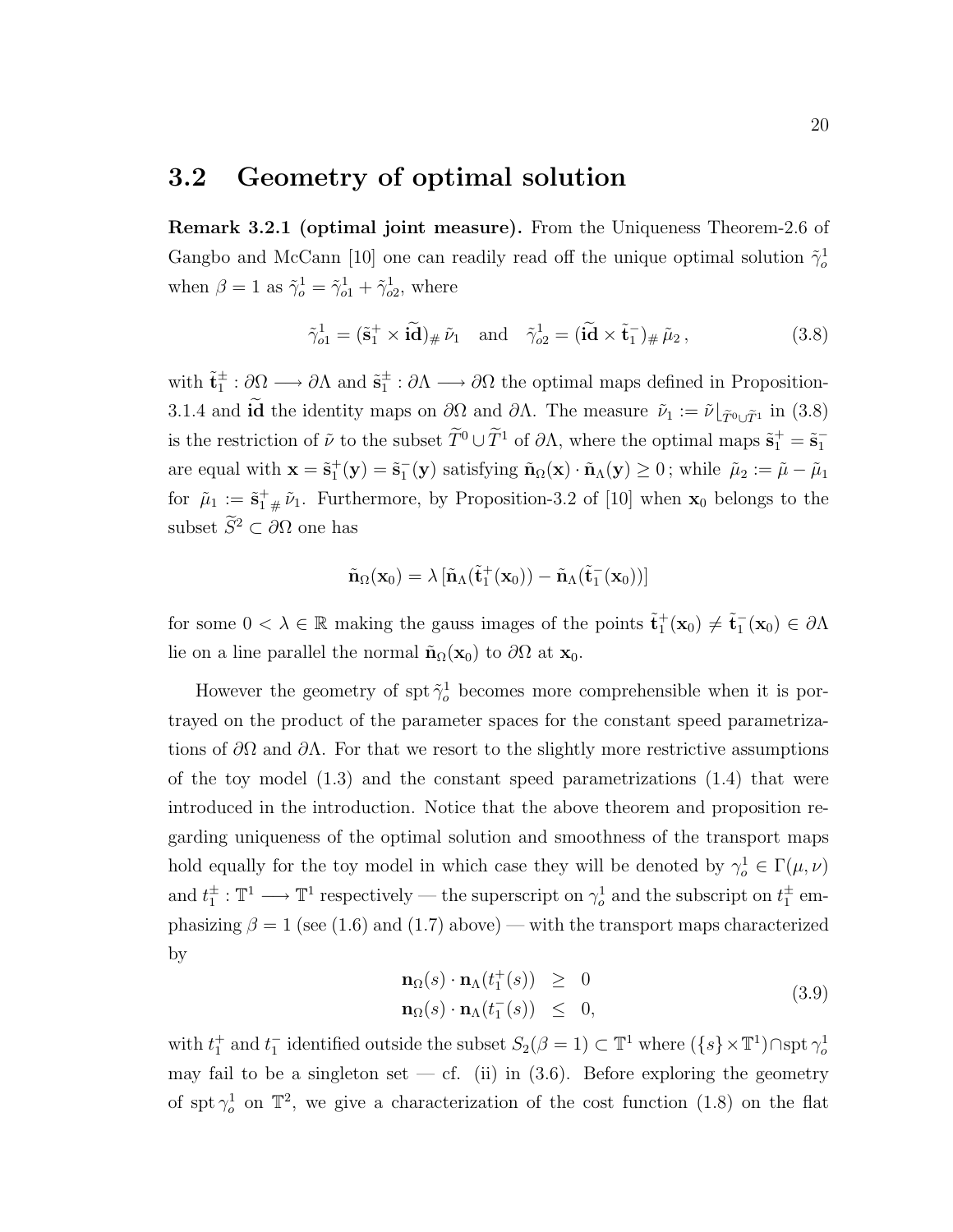## 3.2 Geometry of optimal solution

**Remark 3.2.1 (optimal joint measure).** From the Uniqueness Theorem-2.6 of Gangbo and McCann [10] one can readily read off the unique optimal solution $\tilde{\gamma}_o^1$ when $\beta = 1$ as $\tilde{\gamma}_o^1 = \tilde{\gamma}_{o1}^1 + \tilde{\gamma}_{o2}^1$, where

$$\tilde{\gamma}_{o1}^1 = (\tilde{\mathbf{s}}_1^+ \times \widetilde{\mathbf{id}})_\# \, \tilde{\nu}_1 \quad \text{and} \quad \tilde{\gamma}_{o2}^1 = (\widetilde{\mathbf{id}} \times \tilde{\mathbf{t}}_1^-)_\# \, \tilde{\mu}_2 \,, \tag{3.8}$$

with $\tilde{\mathbf{t}}_1^\pm : \partial\Omega \longrightarrow \partial\Lambda$ and $\tilde{\mathbf{s}}_1^\pm : \partial\Lambda \longrightarrow \partial\Omega$ the optimal maps defined in Proposition-3.1.4 and $\widetilde{\mathbf{id}}$ the identity maps on $\partial\Omega$ and $\partial\Lambda$. The measure $\tilde{\nu}_1 := \tilde{\nu}\lfloor_{\widetilde{T}^0 \cup \widetilde{T}^1}$ in (3.8) is the restriction of $\tilde{\nu}$ to the subset $\widetilde{T}^0 \cup \widetilde{T}^1$ of $\partial\Lambda$, where the optimal maps $\tilde{\mathbf{s}}_1^+ = \tilde{\mathbf{s}}_1^-$ are equal with $\mathbf{x} = \tilde{\mathbf{s}}_1^+(\mathbf{y}) = \tilde{\mathbf{s}}_1^-(\mathbf{y})$ satisfying $\tilde{\mathbf{n}}_\Omega(\mathbf{x}) \cdot \tilde{\mathbf{n}}_\Lambda(\mathbf{y}) \geq 0$ ; while $\tilde{\mu}_2 := \tilde{\mu} - \tilde{\mu}_1$ for $\tilde{\mu}_1 := \tilde{\mathbf{s}}_1^+{}_\# \, \tilde{\nu}_1$. Furthermore, by Proposition-3.2 of [10] when $\mathbf{x}_0$ belongs to the subset $\widetilde{S}^2 \subset \partial\Omega$ one has

$$\tilde{\mathbf{n}}_\Omega(\mathbf{x}_0) = \lambda \, [\tilde{\mathbf{n}}_\Lambda(\tilde{\mathbf{t}}_1^+(\mathbf{x}_0)) - \tilde{\mathbf{n}}_\Lambda(\tilde{\mathbf{t}}_1^-(\mathbf{x}_0))]$$

for some $0 < \lambda \in \mathbb{R}$ making the gauss images of the points $\tilde{\mathbf{t}}_1^+(\mathbf{x}_0) \neq \tilde{\mathbf{t}}_1^-(\mathbf{x}_0) \in \partial\Lambda$ lie on a line parallel the normal $\tilde{\mathbf{n}}_\Omega(\mathbf{x}_0)$ to $\partial\Omega$ at $\mathbf{x}_0$.

However the geometry of $\operatorname{spt} \tilde{\gamma}_o^1$ becomes more comprehensible when it is portrayed on the product of the parameter spaces for the constant speed parametrizations of $\partial\Omega$ and $\partial\Lambda$. For that we resort to the slightly more restrictive assumptions of the toy model (1.3) and the constant speed parametrizations (1.4) that were introduced in the introduction. Notice that the above theorem and proposition regarding uniqueness of the optimal solution and smoothness of the transport maps hold equally for the toy model in which case they will be denoted by $\gamma_o^1 \in \Gamma(\mu, \nu)$ and $t_1^\pm : \mathbb{T}^1 \longrightarrow \mathbb{T}^1$ respectively — the superscript on $\gamma_o^1$ and the subscript on $t_1^\pm$ emphasizing $\beta = 1$ (see (1.6) and (1.7) above) — with the transport maps characterized by

$$\begin{aligned} \mathbf{n}_\Omega(s) \cdot \mathbf{n}_\Lambda(t_1^+(s)) &\geq 0 \\ \mathbf{n}_\Omega(s) \cdot \mathbf{n}_\Lambda(t_1^-(s)) &\leq 0, \end{aligned} \tag{3.9}$$

with $t_1^+$ and $t_1^-$ identified outside the subset $S_2(\beta = 1) \subset \mathbb{T}^1$ where $(\{s\} \times \mathbb{T}^1) \cap \operatorname{spt} \gamma_o^1$ may fail to be a singleton set — cf. (ii) in (3.6). Before exploring the geometry of $\operatorname{spt} \gamma_o^1$ on $\mathbb{T}^2$, we give a characterization of the cost function (1.8) on the flat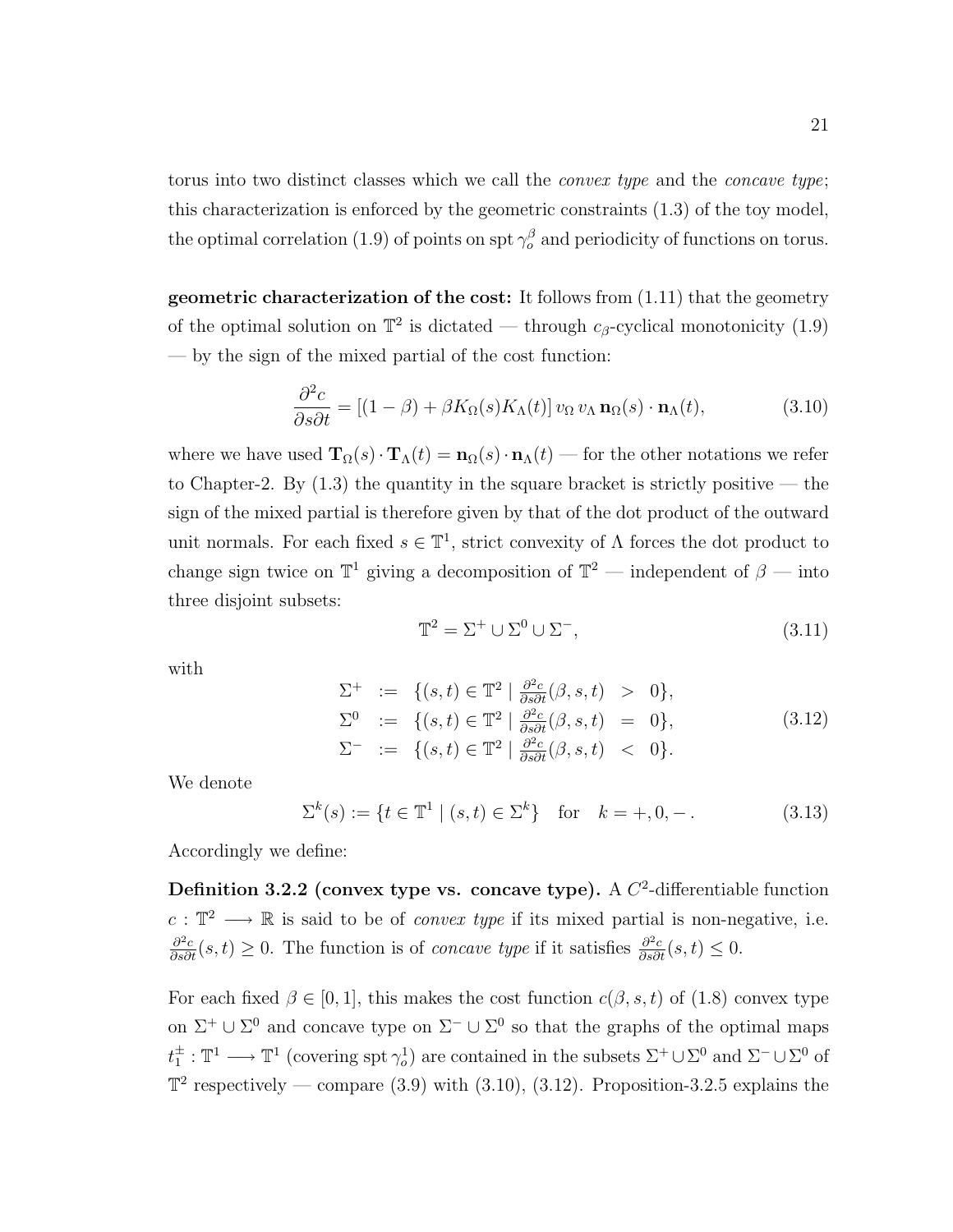torus into two distinct classes which we call the *convex type* and the *concave type*; this characterization is enforced by the geometric constraints (1.3) of the toy model, the optimal correlation (1.9) of points on $\operatorname{spt} \gamma_o^\beta$ and periodicity of functions on torus.

**geometric characterization of the cost:** It follows from (1.11) that the geometry of the optimal solution on $\mathbb{T}^2$ is dictated — through $c_\beta$-cyclical monotonicity (1.9) — by the sign of the mixed partial of the cost function:

$$\frac{\partial^2 c}{\partial s \partial t} = [(1-\beta) + \beta K_\Omega(s) K_\Lambda(t)]\, v_\Omega\, v_\Lambda\, \mathbf{n}_\Omega(s) \cdot \mathbf{n}_\Lambda(t), \tag{3.10}$$

where we have used $\mathbf{T}_\Omega(s) \cdot \mathbf{T}_\Lambda(t) = \mathbf{n}_\Omega(s) \cdot \mathbf{n}_\Lambda(t)$ — for the other notations we refer to Chapter-2. By (1.3) the quantity in the square bracket is strictly positive — the sign of the mixed partial is therefore given by that of the dot product of the outward unit normals. For each fixed $s \in \mathbb{T}^1$, strict convexity of $\Lambda$ forces the dot product to change sign twice on $\mathbb{T}^1$ giving a decomposition of $\mathbb{T}^2$ — independent of $\beta$ — into three disjoint subsets:

$$\mathbb{T}^2 = \Sigma^+ \cup \Sigma^0 \cup \Sigma^-, \tag{3.11}$$

with

$$\begin{array}{lcl} \Sigma^+ & := & \{(s,t) \in \mathbb{T}^2 \mid \frac{\partial^2 c}{\partial s \partial t}(\beta, s, t) \;\; > \;\; 0\}, \\ \Sigma^0 & := & \{(s,t) \in \mathbb{T}^2 \mid \frac{\partial^2 c}{\partial s \partial t}(\beta, s, t) \;\; = \;\; 0\}, \\ \Sigma^- & := & \{(s,t) \in \mathbb{T}^2 \mid \frac{\partial^2 c}{\partial s \partial t}(\beta, s, t) \;\; < \;\; 0\}. \end{array} \tag{3.12}$$

We denote

$$\Sigma^k(s) := \{t \in \mathbb{T}^1 \mid (s,t) \in \Sigma^k\} \quad \text{for} \quad k = +, 0, -\,. \tag{3.13}$$

Accordingly we define:

**Definition 3.2.2 (convex type vs. concave type).** A $C^2$-differentiable function $c : \mathbb{T}^2 \longrightarrow \mathbb{R}$ is said to be of *convex type* if its mixed partial is non-negative, i.e. $\frac{\partial^2 c}{\partial s \partial t}(s,t) \geq 0$. The function is of *concave type* if it satisfies $\frac{\partial^2 c}{\partial s \partial t}(s,t) \leq 0$.

For each fixed $\beta \in [0,1]$, this makes the cost function $c(\beta, s, t)$ of (1.8) convex type on $\Sigma^+ \cup \Sigma^0$ and concave type on $\Sigma^- \cup \Sigma^0$ so that the graphs of the optimal maps $t_1^\pm : \mathbb{T}^1 \longrightarrow \mathbb{T}^1$ (covering $\operatorname{spt} \gamma_o^1$) are contained in the subsets $\Sigma^+ \cup \Sigma^0$ and $\Sigma^- \cup \Sigma^0$ of $\mathbb{T}^2$ respectively — compare (3.9) with (3.10), (3.12). Proposition-3.2.5 explains the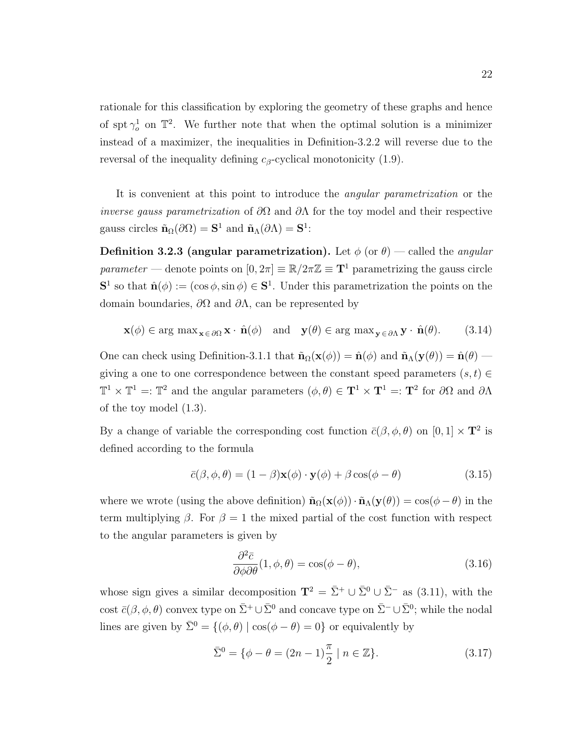rationale for this classification by exploring the geometry of these graphs and hence of $\operatorname{spt} \gamma_o^1$ on $\mathbb{T}^2$. We further note that when the optimal solution is a minimizer instead of a maximizer, the inequalities in Definition-3.2.2 will reverse due to the reversal of the inequality defining $c_\beta$-cyclical monotonicity (1.9).

It is convenient at this point to introduce the *angular parametrization* or the *inverse gauss parametrization* of $\partial\Omega$ and $\partial\Lambda$ for the toy model and their respective gauss circles $\tilde{\mathbf{n}}_\Omega(\partial\Omega) = \mathbf{S}^1$ and $\tilde{\mathbf{n}}_\Lambda(\partial\Lambda) = \mathbf{S}^1$:

**Definition 3.2.3 (angular parametrization).** Let $\phi$ (or $\theta$) — called the *angular parameter* — denote points on $[0, 2\pi] \equiv \mathbb{R}/2\pi\mathbb{Z} \equiv \mathbf{T}^1$ parametrizing the gauss circle $\mathbf{S}^1$ so that $\hat{\mathbf{n}}(\phi) := (\cos\phi, \sin\phi) \in \mathbf{S}^1$. Under this parametrization the points on the domain boundaries, $\partial\Omega$ and $\partial\Lambda$, can be represented by

$$\mathbf{x}(\phi) \in \arg\max_{\mathbf{x} \in \partial\Omega} \mathbf{x} \cdot \hat{\mathbf{n}}(\phi) \quad \text{and} \quad \mathbf{y}(\theta) \in \arg\max_{\mathbf{y} \in \partial\Lambda} \mathbf{y} \cdot \hat{\mathbf{n}}(\theta). \tag{3.14}$$

One can check using Definition-3.1.1 that $\tilde{\mathbf{n}}_\Omega(\mathbf{x}(\phi)) = \hat{\mathbf{n}}(\phi)$ and $\tilde{\mathbf{n}}_\Lambda(\mathbf{y}(\theta)) = \hat{\mathbf{n}}(\theta)$ — giving a one to one correspondence between the constant speed parameters $(s, t) \in \mathbb{T}^1 \times \mathbb{T}^1 =: \mathbb{T}^2$ and the angular parameters $(\phi, \theta) \in \mathbf{T}^1 \times \mathbf{T}^1 =: \mathbf{T}^2$ for $\partial\Omega$ and $\partial\Lambda$ of the toy model (1.3).

By a change of variable the corresponding cost function $\bar{c}(\beta, \phi, \theta)$ on $[0, 1] \times \mathbf{T}^2$ is defined according to the formula

$$\bar{c}(\beta, \phi, \theta) = (1 - \beta)\mathbf{x}(\phi) \cdot \mathbf{y}(\phi) + \beta \cos(\phi - \theta) \tag{3.15}$$

where we wrote (using the above definition) $\tilde{\mathbf{n}}_\Omega(\mathbf{x}(\phi)) \cdot \tilde{\mathbf{n}}_\Lambda(\mathbf{y}(\theta)) = \cos(\phi - \theta)$ in the term multiplying $\beta$. For $\beta = 1$ the mixed partial of the cost function with respect to the angular parameters is given by

$$\frac{\partial^2 \bar{c}}{\partial\phi\partial\theta}(1, \phi, \theta) = \cos(\phi - \theta), \tag{3.16}$$

whose sign gives a similar decomposition $\mathbf{T}^2 = \bar{\Sigma}^+ \cup \bar{\Sigma}^0 \cup \bar{\Sigma}^-$ as (3.11), with the cost $\bar{c}(\beta, \phi, \theta)$ convex type on $\bar{\Sigma}^+ \cup \bar{\Sigma}^0$ and concave type on $\bar{\Sigma}^- \cup \bar{\Sigma}^0$; while the nodal lines are given by $\bar{\Sigma}^0 = \{(\phi, \theta) \mid \cos(\phi - \theta) = 0\}$ or equivalently by

$$\bar{\Sigma}^0 = \{\phi - \theta = (2n - 1)\frac{\pi}{2} \mid n \in \mathbb{Z}\}. \tag{3.17}$$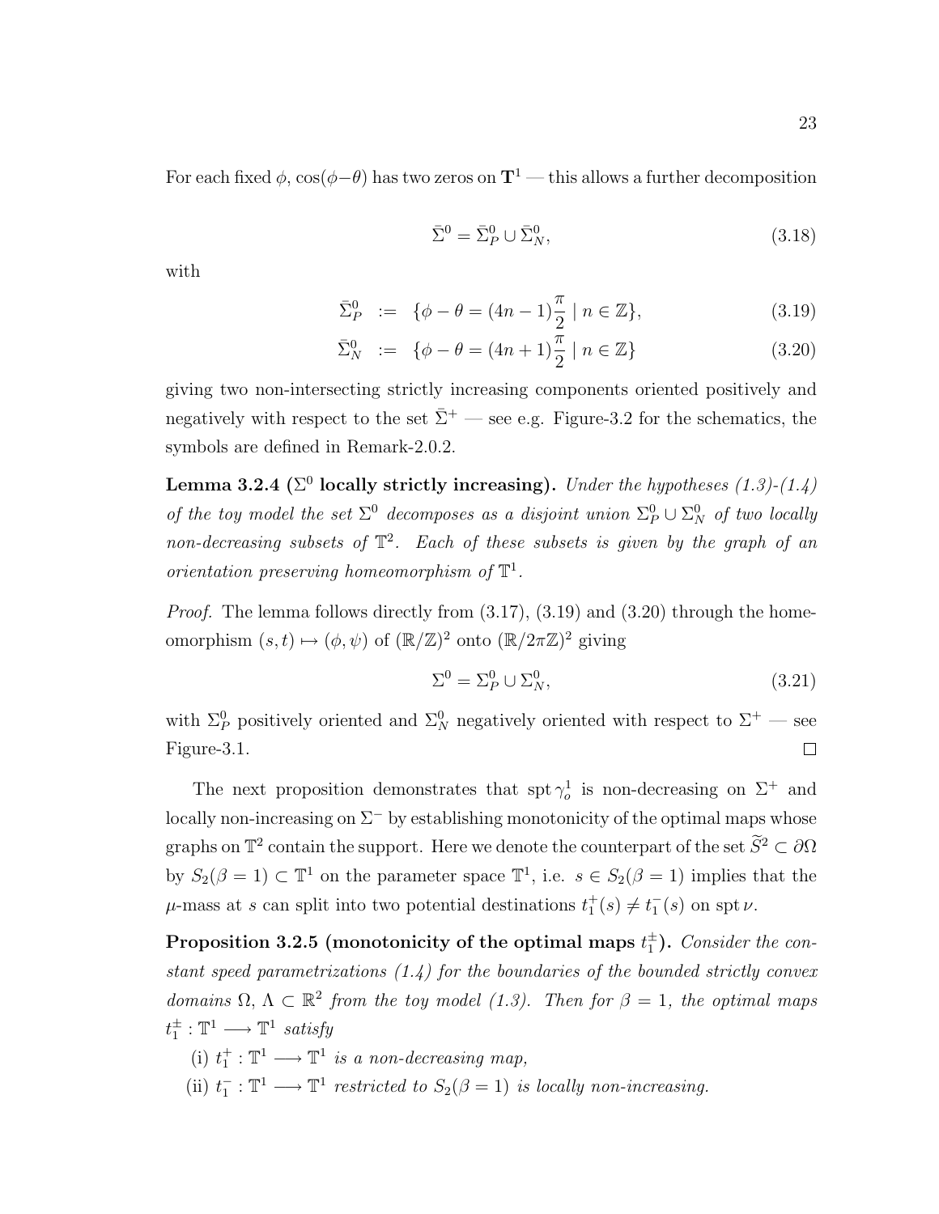For each fixed $\phi$, $\cos(\phi - \theta)$ has two zeros on $\mathbf{T}^1$ — this allows a further decomposition

$$\bar{\Sigma}^0 = \bar{\Sigma}^0_P \cup \bar{\Sigma}^0_N, \tag{3.18}$$

with

$$\bar{\Sigma}^0_P \ := \ \{\phi - \theta = (4n-1)\frac{\pi}{2} \mid n \in \mathbb{Z}\}, \tag{3.19}$$

$$\bar{\Sigma}^0_N \ := \ \{\phi - \theta = (4n+1)\frac{\pi}{2} \mid n \in \mathbb{Z}\} \tag{3.20}$$

giving two non-intersecting strictly increasing components oriented positively and negatively with respect to the set $\bar{\Sigma}^+$ — see e.g. Figure-3.2 for the schematics, the symbols are defined in Remark-2.0.2.

**Lemma 3.2.4 ($\Sigma^0$ locally strictly increasing).** *Under the hypotheses (1.3)-(1.4) of the toy model the set $\Sigma^0$ decomposes as a disjoint union $\Sigma^0_P \cup \Sigma^0_N$ of two locally non-decreasing subsets of $\mathbb{T}^2$. Each of these subsets is given by the graph of an orientation preserving homeomorphism of $\mathbb{T}^1$.*

*Proof.* The lemma follows directly from (3.17), (3.19) and (3.20) through the homeomorphism $(s,t) \mapsto (\phi, \psi)$ of $(\mathbb{R}/\mathbb{Z})^2$ onto $(\mathbb{R}/2\pi\mathbb{Z})^2$ giving

$$\Sigma^0 = \Sigma^0_P \cup \Sigma^0_N, \tag{3.21}$$

with $\Sigma^0_P$ positively oriented and $\Sigma^0_N$ negatively oriented with respect to $\Sigma^+$ — see Figure-3.1. $\square$

The next proposition demonstrates that $\operatorname{spt} \gamma^1_o$ is non-decreasing on $\Sigma^+$ and locally non-increasing on $\Sigma^-$ by establishing monotonicity of the optimal maps whose graphs on $\mathbb{T}^2$ contain the support. Here we denote the counterpart of the set $\widetilde{S}^2 \subset \partial\Omega$ by $S_2(\beta = 1) \subset \mathbb{T}^1$ on the parameter space $\mathbb{T}^1$, i.e. $s \in S_2(\beta = 1)$ implies that the $\mu$-mass at $s$ can split into two potential destinations $t^+_1(s) \neq t^-_1(s)$ on $\operatorname{spt} \nu$.

**Proposition 3.2.5 (monotonicity of the optimal maps $t^\pm_1$).** *Consider the constant speed parametrizations (1.4) for the boundaries of the bounded strictly convex domains $\Omega$, $\Lambda \subset \mathbb{R}^2$ from the toy model (1.3). Then for $\beta = 1$, the optimal maps $t^\pm_1 : \mathbb{T}^1 \longrightarrow \mathbb{T}^1$ satisfy*

(i) *$t^+_1 : \mathbb{T}^1 \longrightarrow \mathbb{T}^1$ is a non-decreasing map,*

(ii) *$t^-_1 : \mathbb{T}^1 \longrightarrow \mathbb{T}^1$ restricted to $S_2(\beta = 1)$ is locally non-increasing.*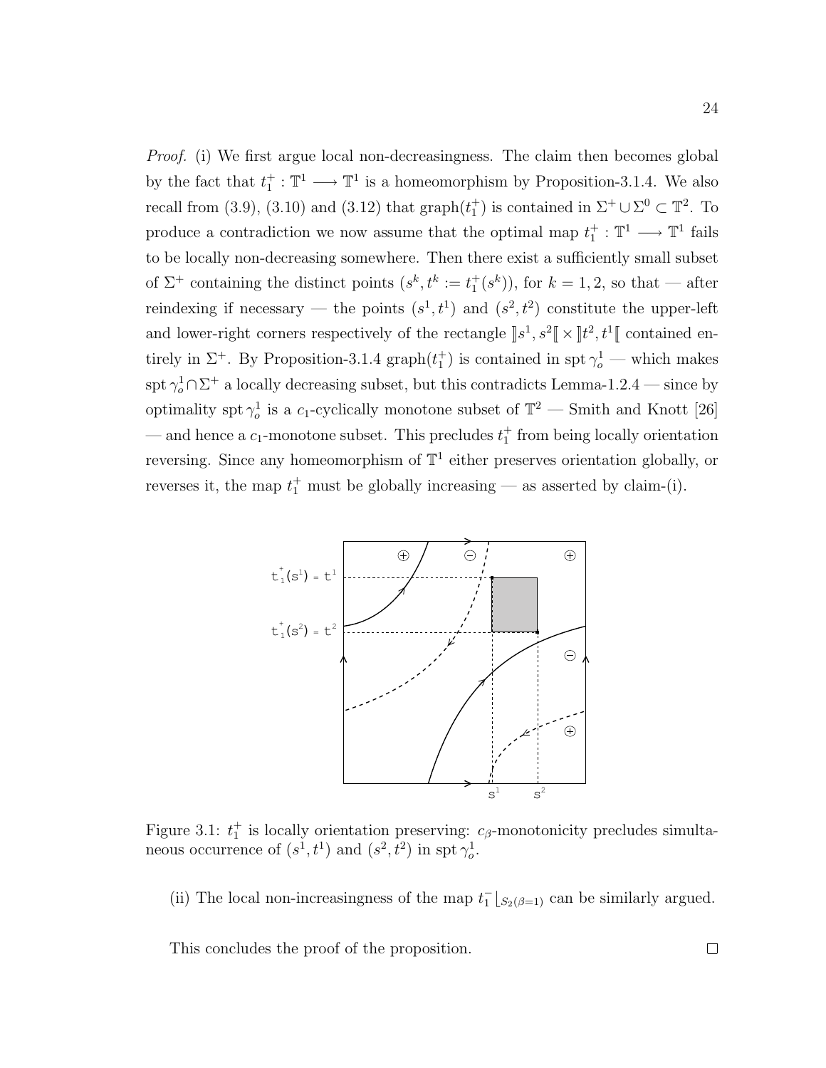*Proof.* (i) We first argue local non-decreasingness. The claim then becomes global by the fact that $t_1^+ : \mathbb{T}^1 \longrightarrow \mathbb{T}^1$ is a homeomorphism by Proposition-3.1.4. We also recall from (3.9), (3.10) and (3.12) that $\operatorname{graph}(t_1^+)$ is contained in $\Sigma^+ \cup \Sigma^0 \subset \mathbb{T}^2$. To produce a contradiction we now assume that the optimal map $t_1^+ : \mathbb{T}^1 \longrightarrow \mathbb{T}^1$ fails to be locally non-decreasing somewhere. Then there exist a sufficiently small subset of $\Sigma^+$ containing the distinct points $(s^k, t^k := t_1^+(s^k))$, for $k = 1, 2$, so that — after reindexing if necessary — the points $(s^1, t^1)$ and $(s^2, t^2)$ constitute the upper-left and lower-right corners respectively of the rectangle $\rrbracket s^1, s^2 \llbracket \times \rrbracket t^2, t^1 \llbracket$ contained entirely in $\Sigma^+$. By Proposition-3.1.4 $\operatorname{graph}(t_1^+)$ is contained in $\operatorname{spt} \gamma_o^1$ — which makes $\operatorname{spt} \gamma_o^1 \cap \Sigma^+$ a locally decreasing subset, but this contradicts Lemma-1.2.4 — since by optimality $\operatorname{spt} \gamma_o^1$ is a $c_1$-cyclically monotone subset of $\mathbb{T}^2$ — Smith and Knott [26] — and hence a $c_1$-monotone subset. This precludes $t_1^+$ from being locally orientation reversing. Since any homeomorphism of $\mathbb{T}^1$ either preserves orientation globally, or reverses it, the map $t_1^+$ must be globally increasing — as asserted by claim-(i).

Figure 3.1: $t_1^+$ is locally orientation preserving: $c_\beta$-monotonicity precludes simultaneous occurrence of $(s^1, t^1)$ and $(s^2, t^2)$ in $\operatorname{spt} \gamma_o^1$.

(ii) The local non-increasingness of the map $t_1^- \lfloor_{S_2(\beta=1)}$ can be similarly argued.

This concludes the proof of the proposition. □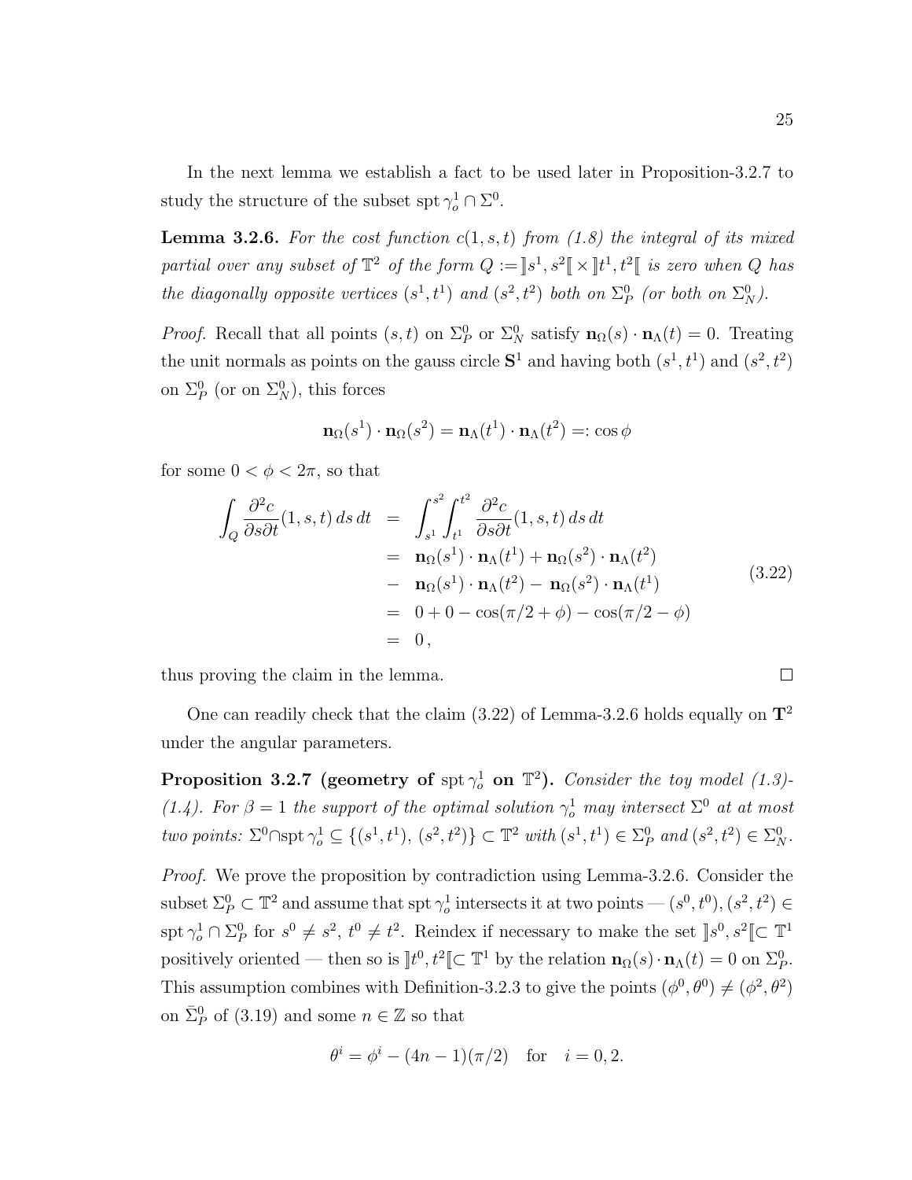In the next lemma we establish a fact to be used later in Proposition-3.2.7 to study the structure of the subset $\operatorname{spt}\gamma_o^1 \cap \Sigma^0$.

**Lemma 3.2.6.** *For the cost function $c(1, s, t)$ from (1.8) the integral of its mixed partial over any subset of $\mathbb{T}^2$ of the form $Q := ]\!]s^1, s^2[\![ \times ]\!]t^1, t^2[\![$ is zero when $Q$ has the diagonally opposite vertices $(s^1, t^1)$ and $(s^2, t^2)$ both on $\Sigma_P^0$ (or both on $\Sigma_N^0$).*

*Proof.* Recall that all points $(s, t)$ on $\Sigma_P^0$ or $\Sigma_N^0$ satisfy $\mathbf{n}_\Omega(s) \cdot \mathbf{n}_\Lambda(t) = 0$. Treating the unit normals as points on the gauss circle $\mathbf{S}^1$ and having both $(s^1, t^1)$ and $(s^2, t^2)$ on $\Sigma_P^0$ (or on $\Sigma_N^0$), this forces

$$\mathbf{n}_\Omega(s^1) \cdot \mathbf{n}_\Omega(s^2) = \mathbf{n}_\Lambda(t^1) \cdot \mathbf{n}_\Lambda(t^2) =: \cos\phi$$

for some $0 < \phi < 2\pi$, so that

$$\begin{aligned}
\int_Q \frac{\partial^2 c}{\partial s \partial t}(1, s, t)\, ds\, dt &= \int_{s^1}^{s^2}\int_{t^1}^{t^2} \frac{\partial^2 c}{\partial s \partial t}(1, s, t)\, ds\, dt \\
&= \mathbf{n}_\Omega(s^1) \cdot \mathbf{n}_\Lambda(t^1) + \mathbf{n}_\Omega(s^2) \cdot \mathbf{n}_\Lambda(t^2) \\
&- \mathbf{n}_\Omega(s^1) \cdot \mathbf{n}_\Lambda(t^2) - \mathbf{n}_\Omega(s^2) \cdot \mathbf{n}_\Lambda(t^1) \\
&= 0 + 0 - \cos(\pi/2 + \phi) - \cos(\pi/2 - \phi) \\
&= 0\,,
\end{aligned} \tag{3.22}$$

thus proving the claim in the lemma. ∎

One can readily check that the claim (3.22) of Lemma-3.2.6 holds equally on $\mathbf{T}^2$ under the angular parameters.

**Proposition 3.2.7 (geometry of $\operatorname{spt}\gamma_o^1$ on $\mathbb{T}^2$).** *Consider the toy model (1.3)-(1.4). For $\beta = 1$ the support of the optimal solution $\gamma_o^1$ may intersect $\Sigma^0$ at at most two points: $\Sigma^0 \cap \operatorname{spt}\gamma_o^1 \subseteq \{(s^1, t^1), (s^2, t^2)\} \subset \mathbb{T}^2$ with $(s^1, t^1) \in \Sigma_P^0$ and $(s^2, t^2) \in \Sigma_N^0$.*

*Proof.* We prove the proposition by contradiction using Lemma-3.2.6. Consider the subset $\Sigma_P^0 \subset \mathbb{T}^2$ and assume that $\operatorname{spt}\gamma_o^1$ intersects it at two points — $(s^0, t^0), (s^2, t^2) \in \operatorname{spt}\gamma_o^1 \cap \Sigma_P^0$ for $s^0 \neq s^2$, $t^0 \neq t^2$. Reindex if necessary to make the set $]\!]s^0, s^2[\![ \subset \mathbb{T}^1$ positively oriented — then so is $]\!]t^0, t^2[\![ \subset \mathbb{T}^1$ by the relation $\mathbf{n}_\Omega(s) \cdot \mathbf{n}_\Lambda(t) = 0$ on $\Sigma_P^0$. This assumption combines with Definition-3.2.3 to give the points $(\phi^0, \theta^0) \neq (\phi^2, \theta^2)$ on $\bar{\Sigma}_P^0$ of (3.19) and some $n \in \mathbb{Z}$ so that

$$\theta^i = \phi^i - (4n - 1)(\pi/2) \quad \text{for} \quad i = 0, 2.$$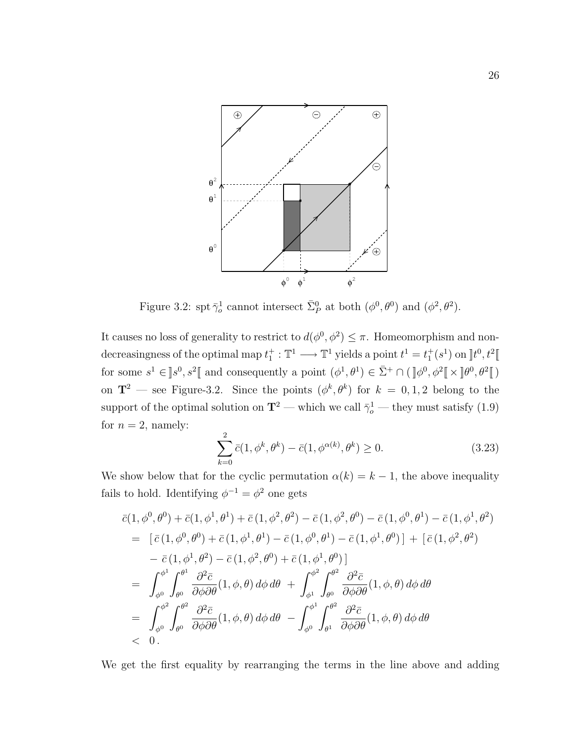θ²

θ¹

θ⁰

ϕ⁰ ϕ¹ ϕ²

Figure 3.2: spt $\bar{\gamma}_o^1$ cannot intersect $\bar{\Sigma}_P^0$ at both $(\phi^0, \theta^0)$ and $(\phi^2, \theta^2)$.

It causes no loss of generality to restrict to $d(\phi^0, \phi^2) \leq \pi$. Homeomorphism and non-decreasingness of the optimal map $t_1^+ : \mathbb{T}^1 \longrightarrow \mathbb{T}^1$ yields a point $t^1 = t_1^+(s^1)$ on $]\!]t^0, t^2[\![$ for some $s^1 \in ]\!]s^0, s^2[\![$ and consequently a point $(\phi^1, \theta^1) \in \bar{\Sigma}^+ \cap (\,]\!]\phi^0, \phi^2[\![ \times ]\!]\theta^0, \theta^2[\![\,)$ on $\mathbf{T}^2$ — see Figure-3.2. Since the points $(\phi^k, \theta^k)$ for $k = 0, 1, 2$ belong to the support of the optimal solution on $\mathbf{T}^2$ — which we call $\bar{\gamma}_o^1$ — they must satisfy (1.9) for $n = 2$, namely:

$$\sum_{k=0}^{2} \bar{c}(1, \phi^k, \theta^k) - \bar{c}(1, \phi^{\alpha(k)}, \theta^k) \geq 0. \tag{3.23}$$

We show below that for the cyclic permutation $\alpha(k) = k - 1$, the above inequality fails to hold. Identifying $\phi^{-1} = \phi^2$ one gets

$$\begin{aligned}
&\bar{c}(1, \phi^0, \theta^0) + \bar{c}(1, \phi^1, \theta^1) + \bar{c}\,(1, \phi^2, \theta^2) - \bar{c}\,(1, \phi^2, \theta^0) - \bar{c}\,(1, \phi^0, \theta^1) - \bar{c}\,(1, \phi^1, \theta^2) \\
&= \;[\,\bar{c}\,(1, \phi^0, \theta^0) + \bar{c}\,(1, \phi^1, \theta^1) - \bar{c}\,(1, \phi^0, \theta^1) - \bar{c}\,(1, \phi^1, \theta^0)\,] \;+\; [\,\bar{c}\,(1, \phi^2, \theta^2) \\
&\quad - \bar{c}\,(1, \phi^1, \theta^2) - \bar{c}\,(1, \phi^2, \theta^0) + \bar{c}\,(1, \phi^1, \theta^0)\,] \\
&= \int_{\phi^0}^{\phi^1} \int_{\theta^0}^{\theta^1} \frac{\partial^2 \bar{c}}{\partial \phi \partial \theta}(1, \phi, \theta)\, d\phi\, d\theta \;+\; \int_{\phi^1}^{\phi^2} \int_{\theta^0}^{\theta^2} \frac{\partial^2 \bar{c}}{\partial \phi \partial \theta}(1, \phi, \theta)\, d\phi\, d\theta \\
&= \int_{\phi^0}^{\phi^2} \int_{\theta^0}^{\theta^2} \frac{\partial^2 \bar{c}}{\partial \phi \partial \theta}(1, \phi, \theta)\, d\phi\, d\theta \;-\; \int_{\phi^0}^{\phi^1} \int_{\theta^1}^{\theta^2} \frac{\partial^2 \bar{c}}{\partial \phi \partial \theta}(1, \phi, \theta)\, d\phi\, d\theta \\
&< \; 0\,.
\end{aligned}$$

We get the first equality by rearranging the terms in the line above and adding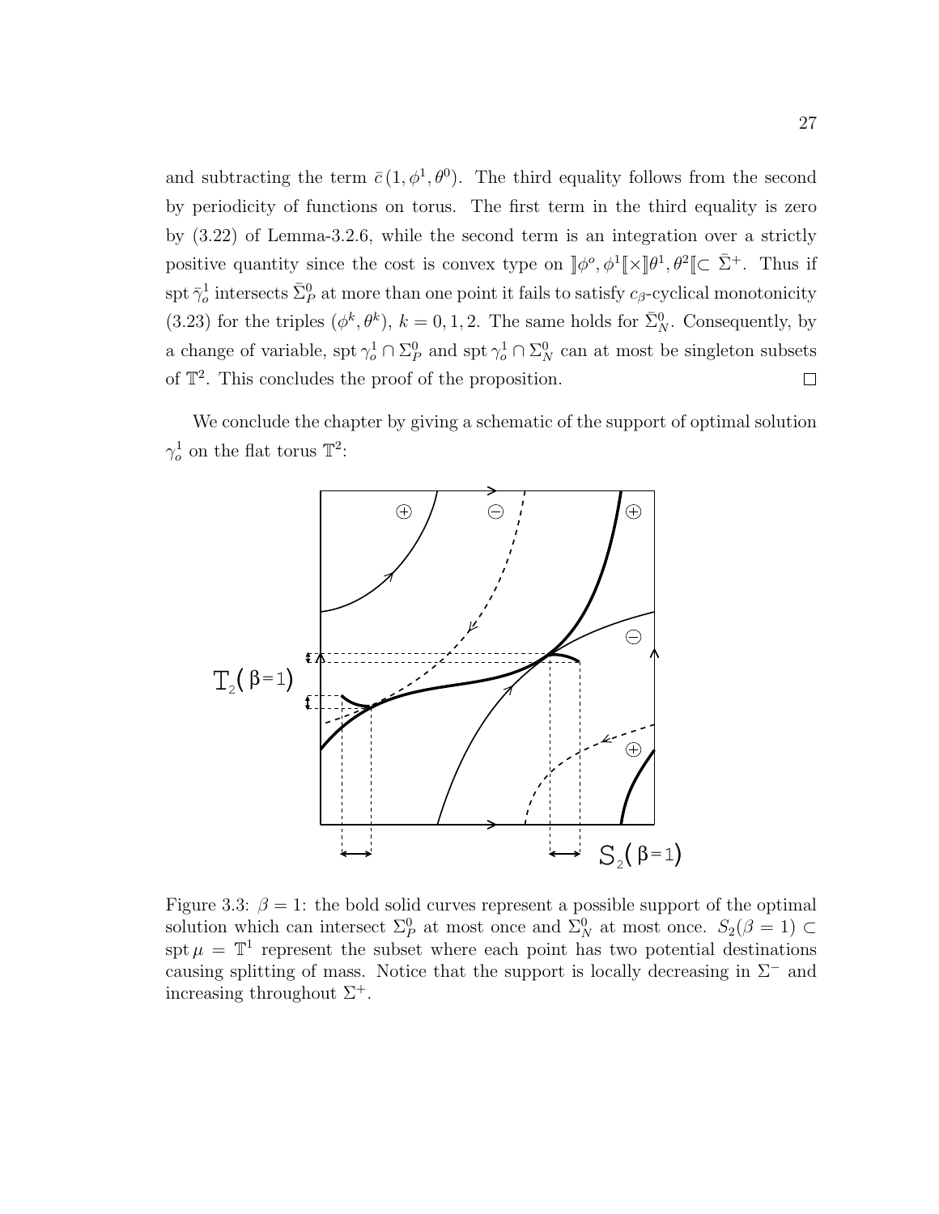and subtracting the term $\bar{c}(1, \phi^1, \theta^0)$. The third equality follows from the second by periodicity of functions on torus. The first term in the third equality is zero by (3.22) of Lemma-3.2.6, while the second term is an integration over a strictly positive quantity since the cost is convex type on $]\!]\phi^o, \phi^1[\![ \times ]\!]\theta^1, \theta^2[\![ \subset \bar{\Sigma}^+$. Thus if $\operatorname{spt} \bar{\gamma}_o^1$ intersects $\bar{\Sigma}_P^0$ at more than one point it fails to satisfy $c_\beta$-cyclical monotonicity (3.23) for the triples $(\phi^k, \theta^k)$, $k = 0, 1, 2$. The same holds for $\bar{\Sigma}_N^0$. Consequently, by a change of variable, $\operatorname{spt} \gamma_o^1 \cap \Sigma_P^0$ and $\operatorname{spt} \gamma_o^1 \cap \Sigma_N^0$ can at most be singleton subsets of $\mathbb{T}^2$. This concludes the proof of the proposition. □

We conclude the chapter by giving a schematic of the support of optimal solution $\gamma_o^1$ on the flat torus $\mathbb{T}^2$:

T₂( β=1)

S₂( β=1)

Figure 3.3: $\beta = 1$: the bold solid curves represent a possible support of the optimal solution which can intersect $\Sigma_P^0$ at most once and $\Sigma_N^0$ at most once. $S_2(\beta = 1) \subset \operatorname{spt} \mu = \mathbb{T}^1$ represent the subset where each point has two potential destinations causing splitting of mass. Notice that the support is locally decreasing in $\Sigma^-$ and increasing throughout $\Sigma^+$.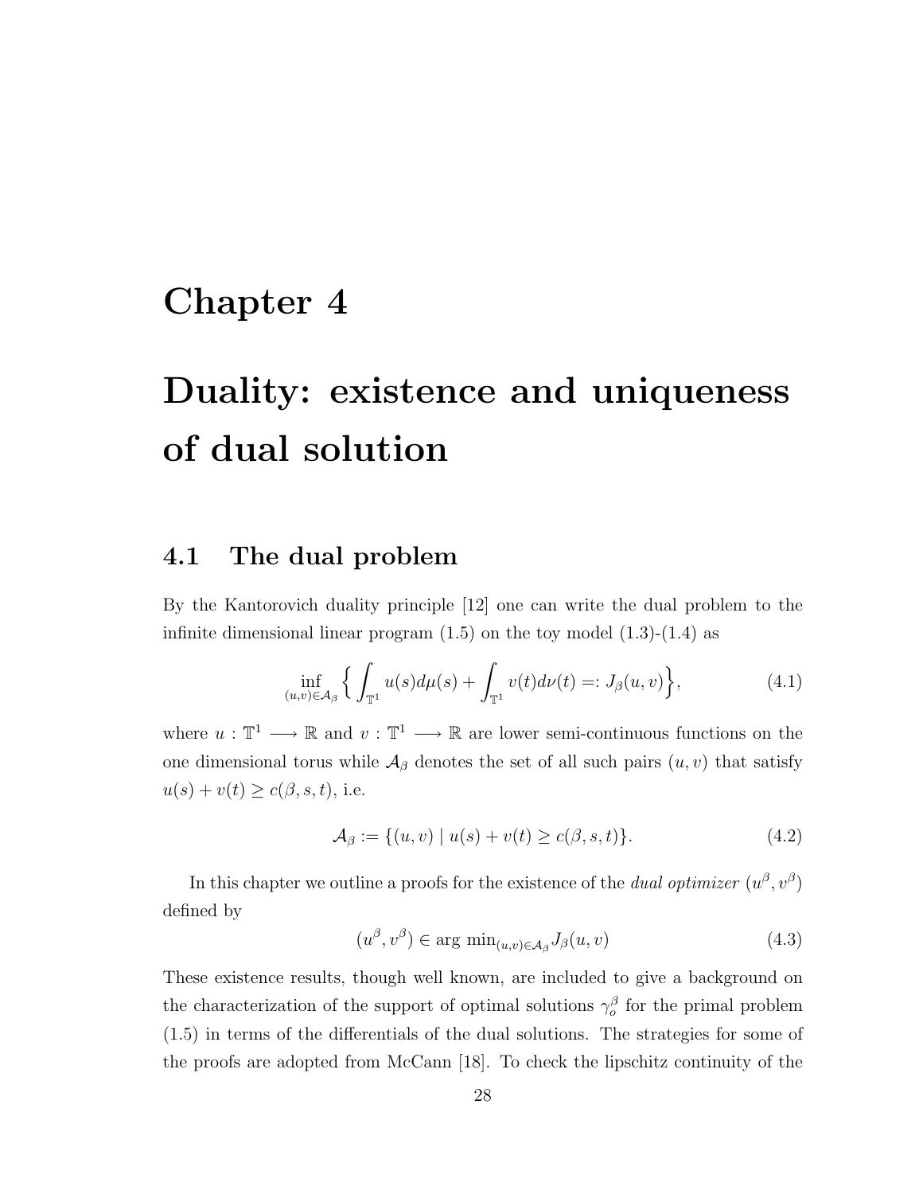# Chapter 4

# Duality: existence and uniqueness of dual solution

## 4.1 The dual problem

By the Kantorovich duality principle [12] one can write the dual problem to the infinite dimensional linear program (1.5) on the toy model (1.3)-(1.4) as

$$\inf_{(u,v)\in\mathcal{A}_\beta} \Big\{ \int_{\mathbb{T}^1} u(s)d\mu(s) + \int_{\mathbb{T}^1} v(t)d\nu(t) =: J_\beta(u,v) \Big\}, \tag{4.1}$$

where $u : \mathbb{T}^1 \longrightarrow \mathbb{R}$ and $v : \mathbb{T}^1 \longrightarrow \mathbb{R}$ are lower semi-continuous functions on the one dimensional torus while $\mathcal{A}_\beta$ denotes the set of all such pairs $(u, v)$ that satisfy $u(s) + v(t) \geq c(\beta, s, t)$, i.e.

$$\mathcal{A}_\beta := \{(u, v) \mid u(s) + v(t) \geq c(\beta, s, t)\}. \tag{4.2}$$

In this chapter we outline a proofs for the existence of the *dual optimizer* $(u^\beta, v^\beta)$ defined by

$$(u^\beta, v^\beta) \in \arg\, \min_{(u,v)\in\mathcal{A}_\beta} J_\beta(u, v) \tag{4.3}$$

These existence results, though well known, are included to give a background on the characterization of the support of optimal solutions $\gamma_o^\beta$ for the primal problem (1.5) in terms of the differentials of the dual solutions. The strategies for some of the proofs are adopted from McCann [18]. To check the lipschitz continuity of the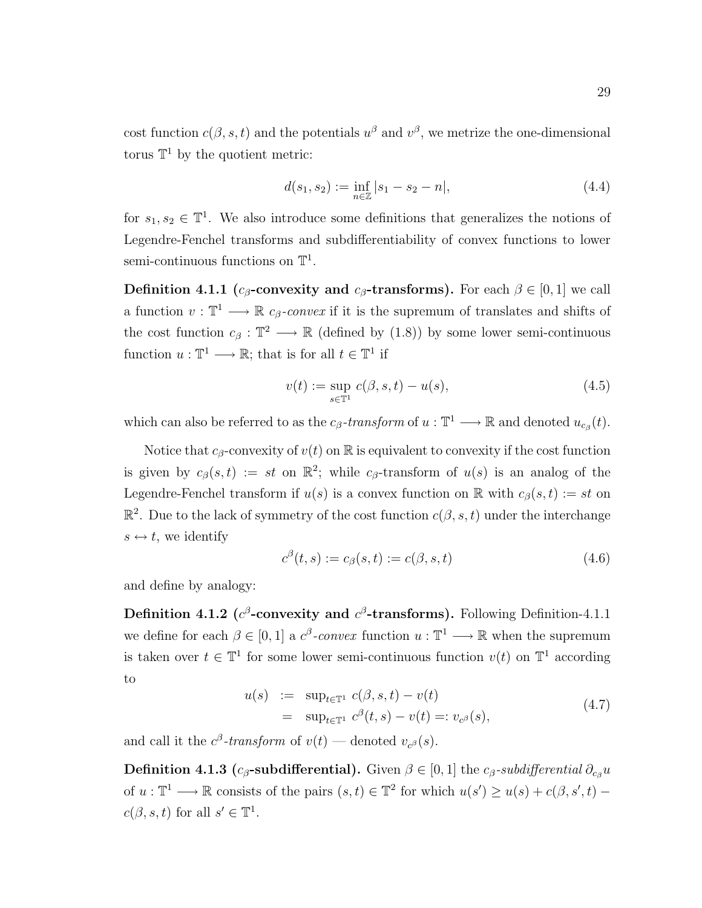cost function $c(\beta, s, t)$ and the potentials $u^\beta$ and $v^\beta$, we metrize the one-dimensional torus $\mathbb{T}^1$ by the quotient metric:

$$d(s_1, s_2) := \inf_{n \in \mathbb{Z}} |s_1 - s_2 - n|, \tag{4.4}$$

for $s_1, s_2 \in \mathbb{T}^1$. We also introduce some definitions that generalizes the notions of Legendre-Fenchel transforms and subdifferentiability of convex functions to lower semi-continuous functions on $\mathbb{T}^1$.

**Definition 4.1.1 ($c_\beta$-convexity and $c_\beta$-transforms).** For each $\beta \in [0,1]$ we call a function $v : \mathbb{T}^1 \longrightarrow \mathbb{R}$ *$c_\beta$-convex* if it is the supremum of translates and shifts of the cost function $c_\beta : \mathbb{T}^2 \longrightarrow \mathbb{R}$ (defined by (1.8)) by some lower semi-continuous function $u : \mathbb{T}^1 \longrightarrow \mathbb{R}$; that is for all $t \in \mathbb{T}^1$ if

$$v(t) := \sup_{s \in \mathbb{T}^1} c(\beta, s, t) - u(s), \tag{4.5}$$

which can also be referred to as the *$c_\beta$-transform* of $u : \mathbb{T}^1 \longrightarrow \mathbb{R}$ and denoted $u_{c_\beta}(t)$.

Notice that $c_\beta$-convexity of $v(t)$ on $\mathbb{R}$ is equivalent to convexity if the cost function is given by $c_\beta(s,t) := st$ on $\mathbb{R}^2$; while $c_\beta$-transform of $u(s)$ is an analog of the Legendre-Fenchel transform if $u(s)$ is a convex function on $\mathbb{R}$ with $c_\beta(s,t) := st$ on $\mathbb{R}^2$. Due to the lack of symmetry of the cost function $c(\beta, s, t)$ under the interchange $s \leftrightarrow t$, we identify

$$c^\beta(t, s) := c_\beta(s, t) := c(\beta, s, t) \tag{4.6}$$

and define by analogy:

**Definition 4.1.2 ($c^\beta$-convexity and $c^\beta$-transforms).** Following Definition-4.1.1 we define for each $\beta \in [0,1]$ a *$c^\beta$-convex* function $u : \mathbb{T}^1 \longrightarrow \mathbb{R}$ when the supremum is taken over $t \in \mathbb{T}^1$ for some lower semi-continuous function $v(t)$ on $\mathbb{T}^1$ according to

$$\begin{aligned} u(s) &:= \sup_{t \in \mathbb{T}^1} c(\beta, s, t) - v(t) \\ &= \sup_{t \in \mathbb{T}^1} c^\beta(t, s) - v(t) =: v_{c^\beta}(s), \end{aligned} \tag{4.7}$$

and call it the *$c^\beta$-transform* of $v(t)$ — denoted $v_{c^\beta}(s)$.

**Definition 4.1.3 ($c_\beta$-subdifferential).** Given $\beta \in [0,1]$ the *$c_\beta$-subdifferential* $\partial_{c_\beta} u$ of $u : \mathbb{T}^1 \longrightarrow \mathbb{R}$ consists of the pairs $(s,t) \in \mathbb{T}^2$ for which $u(s') \geq u(s) + c(\beta, s', t) - c(\beta, s, t)$ for all $s' \in \mathbb{T}^1$.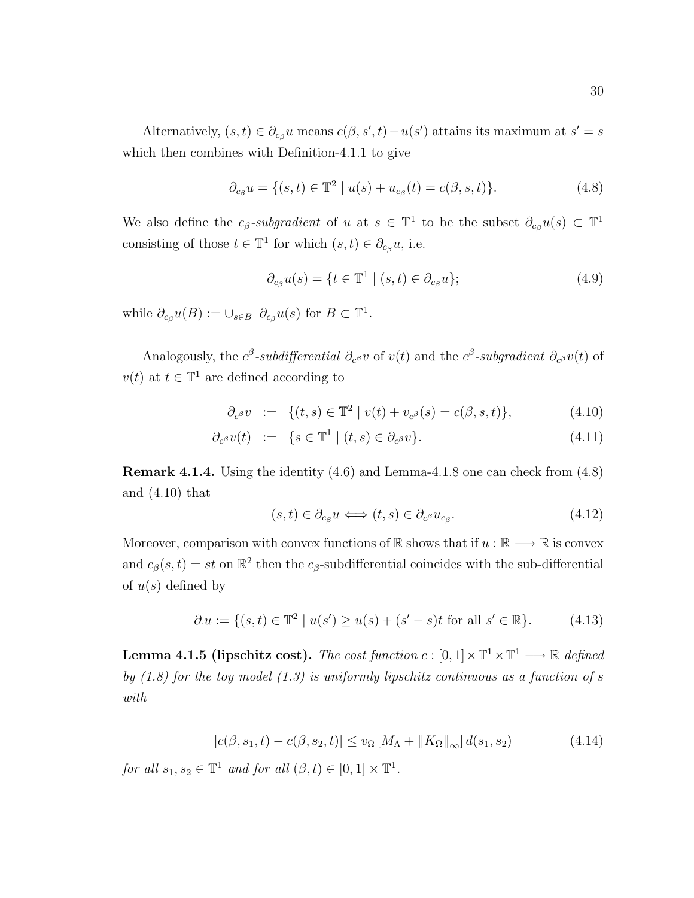Alternatively, $(s,t) \in \partial_{c_\beta} u$ means $c(\beta, s', t) - u(s')$ attains its maximum at $s' = s$ which then combines with Definition-4.1.1 to give

$$\partial_{c_\beta} u = \{(s,t) \in \mathbb{T}^2 \mid u(s) + u_{c_\beta}(t) = c(\beta, s, t)\}. \tag{4.8}$$

We also define the *$c_\beta$-subgradient* of $u$ at $s \in \mathbb{T}^1$ to be the subset $\partial_{c_\beta} u(s) \subset \mathbb{T}^1$ consisting of those $t \in \mathbb{T}^1$ for which $(s,t) \in \partial_{c_\beta} u$, i.e.

$$\partial_{c_\beta} u(s) = \{t \in \mathbb{T}^1 \mid (s,t) \in \partial_{c_\beta} u\}; \tag{4.9}$$

while $\partial_{c_\beta} u(B) := \cup_{s \in B} \; \partial_{c_\beta} u(s)$ for $B \subset \mathbb{T}^1$.

Analogously, the *$c^\beta$-subdifferential* $\partial_{c^\beta} v$ of $v(t)$ and the *$c^\beta$-subgradient* $\partial_{c^\beta} v(t)$ of $v(t)$ at $t \in \mathbb{T}^1$ are defined according to

$$\begin{aligned}
\partial_{c^\beta} v \;&:=\; \{(t,s) \in \mathbb{T}^2 \mid v(t) + v_{c^\beta}(s) = c(\beta, s, t)\}, &(4.10)\\
\partial_{c^\beta} v(t) \;&:=\; \{s \in \mathbb{T}^1 \mid (t,s) \in \partial_{c^\beta} v\}. &(4.11)
\end{aligned}$$

**Remark 4.1.4.** Using the identity (4.6) and Lemma-4.1.8 one can check from (4.8) and (4.10) that

$$(s,t) \in \partial_{c_\beta} u \Longleftrightarrow (t,s) \in \partial_{c^\beta} u_{c_\beta}. \tag{4.12}$$

Moreover, comparison with convex functions of $\mathbb{R}$ shows that if $u : \mathbb{R} \longrightarrow \mathbb{R}$ is convex and $c_\beta(s,t) = st$ on $\mathbb{R}^2$ then the $c_\beta$-subdifferential coincides with the sub-differential of $u(s)$ defined by

$$\partial.u := \{(s,t) \in \mathbb{T}^2 \mid u(s') \geq u(s) + (s' - s)t \text{ for all } s' \in \mathbb{R}\}. \tag{4.13}$$

**Lemma 4.1.5 (lipschitz cost).** *The cost function $c : [0,1] \times \mathbb{T}^1 \times \mathbb{T}^1 \longrightarrow \mathbb{R}$ defined by (1.8) for the toy model (1.3) is uniformly lipschitz continuous as a function of $s$ with*

$$|c(\beta, s_1, t) - c(\beta, s_2, t)| \leq v_\Omega \left[M_\Lambda + \|K_\Omega\|_\infty\right] d(s_1, s_2) \tag{4.14}$$

*for all $s_1, s_2 \in \mathbb{T}^1$ and for all $(\beta, t) \in [0,1] \times \mathbb{T}^1$.*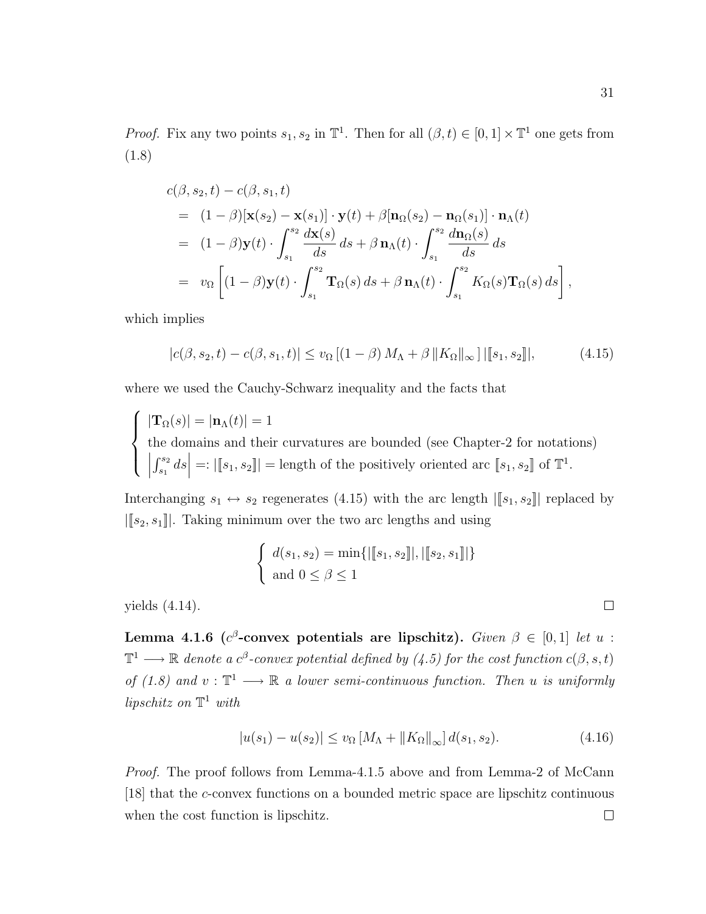*Proof.* Fix any two points $s_1, s_2$ in $\mathbb{T}^1$. Then for all $(\beta, t) \in [0,1] \times \mathbb{T}^1$ one gets from (1.8)

$$
\begin{aligned}
& c(\beta, s_2, t) - c(\beta, s_1, t) \\
&= (1-\beta)[\mathbf{x}(s_2) - \mathbf{x}(s_1)] \cdot \mathbf{y}(t) + \beta[\mathbf{n}_\Omega(s_2) - \mathbf{n}_\Omega(s_1)] \cdot \mathbf{n}_\Lambda(t) \\
&= (1-\beta)\mathbf{y}(t) \cdot \int_{s_1}^{s_2} \frac{d\mathbf{x}(s)}{ds}\, ds + \beta\, \mathbf{n}_\Lambda(t) \cdot \int_{s_1}^{s_2} \frac{d\mathbf{n}_\Omega(s)}{ds}\, ds \\
&= v_\Omega \left[ (1-\beta)\mathbf{y}(t) \cdot \int_{s_1}^{s_2} \mathbf{T}_\Omega(s)\, ds + \beta\, \mathbf{n}_\Lambda(t) \cdot \int_{s_1}^{s_2} K_\Omega(s) \mathbf{T}_\Omega(s)\, ds \right],
\end{aligned}
$$

which implies

$$
|c(\beta, s_2, t) - c(\beta, s_1, t)| \leq v_\Omega \left[ (1-\beta)\, M_\Lambda + \beta\, \|K_\Omega\|_\infty \right] |[\![s_1, s_2]\!]|, \tag{4.15}
$$

where we used the Cauchy-Schwarz inequality and the facts that

$$
\begin{cases}
|\mathbf{T}_\Omega(s)| = |\mathbf{n}_\Lambda(t)| = 1 \\
\text{the domains and their curvatures are bounded (see Chapter-2 for notations)} \\
\left| \int_{s_1}^{s_2} ds \right| =: |[\![s_1, s_2]\!]| = \text{length of the positively oriented arc } [\![s_1, s_2]\!] \text{ of } \mathbb{T}^1.
\end{cases}
$$

Interchanging $s_1 \leftrightarrow s_2$ regenerates (4.15) with the arc length $|[\![s_1, s_2]\!]|$ replaced by $|[\![s_2, s_1]\!]|$. Taking minimum over the two arc lengths and using

$$
\begin{cases}
d(s_1, s_2) = \min\{|[\![s_1, s_2]\!]|, |[\![s_2, s_1]\!]|\} \\
\text{and } 0 \leq \beta \leq 1
\end{cases}
$$

yields (4.14). □

**Lemma 4.1.6 ($c^\beta$-convex potentials are lipschitz).** *Given $\beta \in [0,1]$ let $u : \mathbb{T}^1 \longrightarrow \mathbb{R}$ denote a $c^\beta$-convex potential defined by (4.5) for the cost function $c(\beta, s, t)$ of (1.8) and $v : \mathbb{T}^1 \longrightarrow \mathbb{R}$ a lower semi-continuous function. Then $u$ is uniformly lipschitz on $\mathbb{T}^1$ with*

$$
|u(s_1) - u(s_2)| \leq v_\Omega \left[ M_\Lambda + \|K_\Omega\|_\infty \right] d(s_1, s_2). \tag{4.16}
$$

*Proof.* The proof follows from Lemma-4.1.5 above and from Lemma-2 of McCann [18] that the $c$-convex functions on a bounded metric space are lipschitz continuous when the cost function is lipschitz. □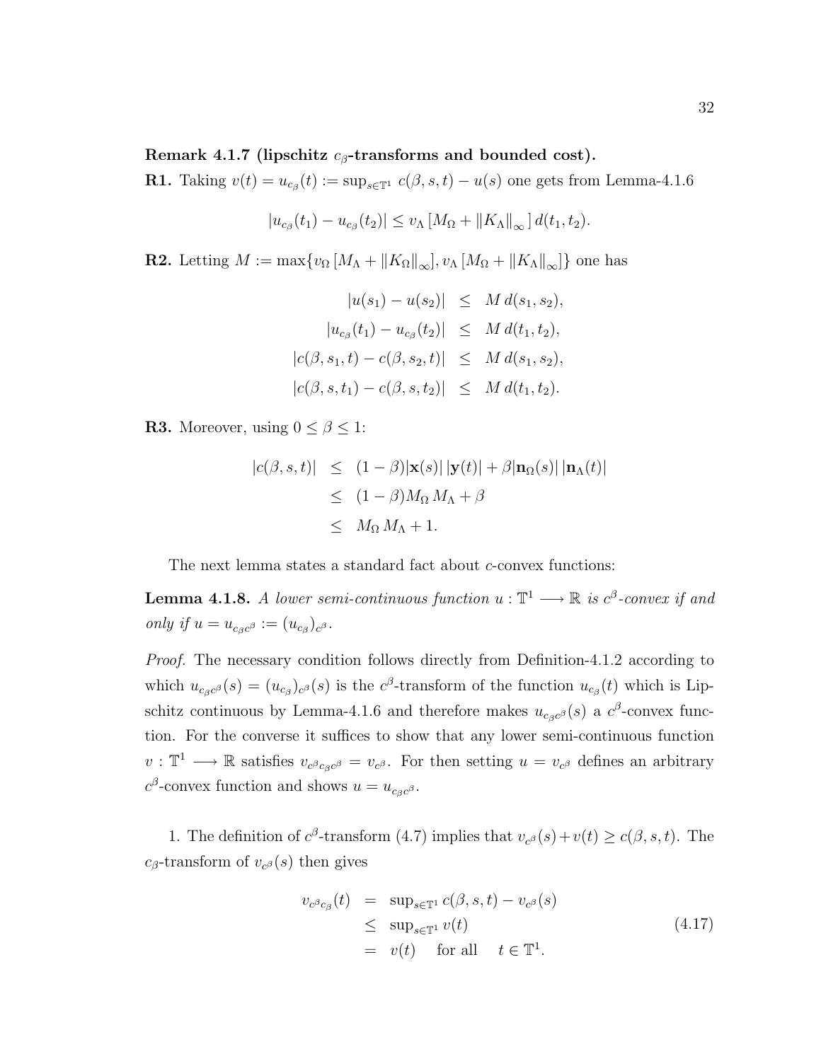**Remark 4.1.7 (lipschitz $c_\beta$-transforms and bounded cost).**

**R1.** Taking $v(t) = u_{c_\beta}(t) := \sup_{s\in\mathbb{T}^1}\, c(\beta,s,t) - u(s)$ one gets from Lemma-4.1.6

$$|u_{c_\beta}(t_1) - u_{c_\beta}(t_2)| \leq v_\Lambda \left[ M_\Omega + \|K_\Lambda\|_\infty \right] d(t_1,t_2).$$

**R2.** Letting $M := \max\{v_\Omega \left[M_\Lambda + \|K_\Omega\|_\infty\right], v_\Lambda \left[M_\Omega + \|K_\Lambda\|_\infty\right]\}$ one has

$$\begin{aligned}
|u(s_1) - u(s_2)| &\leq M\, d(s_1,s_2),\\
|u_{c_\beta}(t_1) - u_{c_\beta}(t_2)| &\leq M\, d(t_1,t_2),\\
|c(\beta,s_1,t) - c(\beta,s_2,t)| &\leq M\, d(s_1,s_2),\\
|c(\beta,s,t_1) - c(\beta,s,t_2)| &\leq M\, d(t_1,t_2).
\end{aligned}$$

**R3.** Moreover, using $0 \leq \beta \leq 1$:

$$\begin{aligned}
|c(\beta,s,t)| &\leq (1-\beta)|\mathbf{x}(s)|\,|\mathbf{y}(t)| + \beta|\mathbf{n}_\Omega(s)|\,|\mathbf{n}_\Lambda(t)|\\
&\leq (1-\beta)M_\Omega\, M_\Lambda + \beta\\
&\leq M_\Omega\, M_\Lambda + 1.
\end{aligned}$$

The next lemma states a standard fact about $c$-convex functions:

**Lemma 4.1.8.** *A lower semi-continuous function $u : \mathbb{T}^1 \longrightarrow \mathbb{R}$ is $c^\beta$-convex if and only if $u = u_{c_\beta c^\beta} := (u_{c_\beta})_{c^\beta}$.*

*Proof.* The necessary condition follows directly from Definition-4.1.2 according to which $u_{c_\beta c^\beta}(s) = (u_{c_\beta})_{c^\beta}(s)$ is the $c^\beta$-transform of the function $u_{c_\beta}(t)$ which is Lipschitz continuous by Lemma-4.1.6 and therefore makes $u_{c_\beta c^\beta}(s)$ a $c^\beta$-convex function. For the converse it suffices to show that any lower semi-continuous function $v : \mathbb{T}^1 \longrightarrow \mathbb{R}$ satisfies $v_{c^\beta c_\beta c^\beta} = v_{c^\beta}$. For then setting $u = v_{c^\beta}$ defines an arbitrary $c^\beta$-convex function and shows $u = u_{c_\beta c^\beta}$.

1. The definition of $c^\beta$-transform (4.7) implies that $v_{c^\beta}(s) + v(t) \geq c(\beta,s,t)$. The $c_\beta$-transform of $v_{c^\beta}(s)$ then gives

$$\begin{aligned}
v_{c^\beta c_\beta}(t) &= \sup_{s\in\mathbb{T}^1} c(\beta,s,t) - v_{c^\beta}(s)\\
&\leq \sup_{s\in\mathbb{T}^1} v(t)\\
&= v(t) \quad \text{for all} \quad t \in \mathbb{T}^1.
\end{aligned} \tag{4.17}$$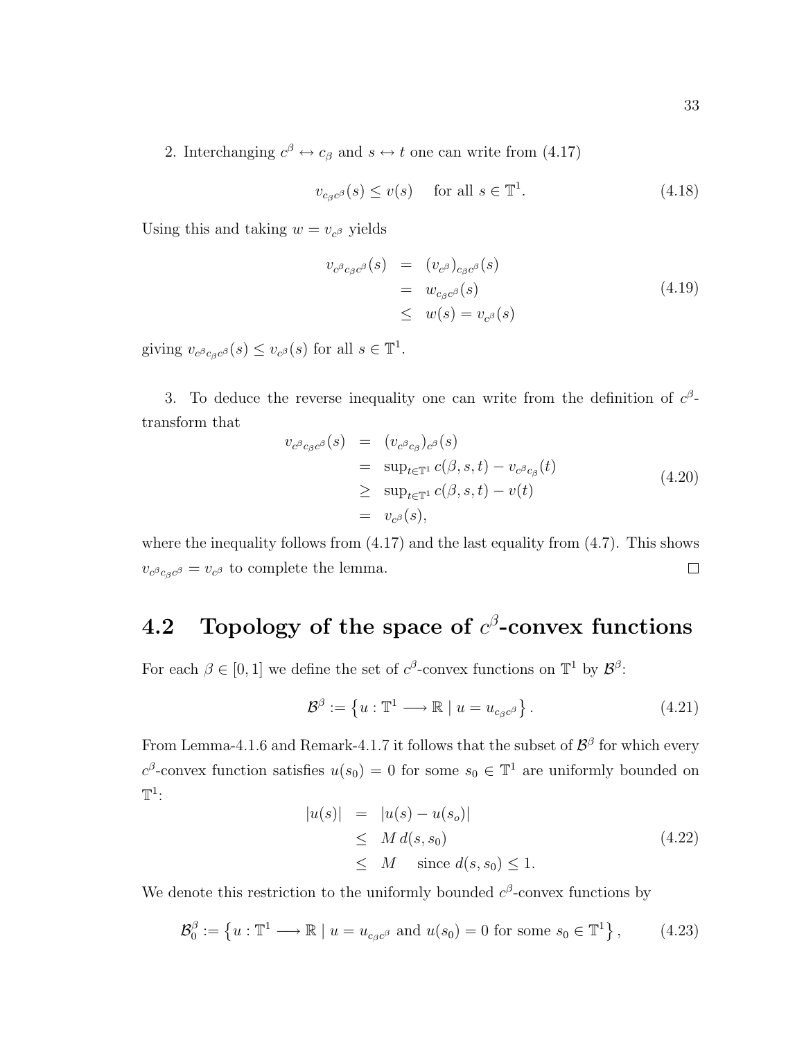2. Interchanging $c^\beta \leftrightarrow c_\beta$ and $s \leftrightarrow t$ one can write from (4.17)

$$v_{c_\beta c^\beta}(s) \leq v(s) \quad \text{ for all } s \in \mathbb{T}^1. \tag{4.18}$$

Using this and taking $w = v_{c^\beta}$ yields

$$\begin{aligned} v_{c^\beta c_\beta c^\beta}(s) &= (v_{c^\beta})_{c_\beta c^\beta}(s) \\ &= w_{c_\beta c^\beta}(s) \\ &\leq w(s) = v_{c^\beta}(s) \end{aligned} \tag{4.19}$$

giving $v_{c^\beta c_\beta c^\beta}(s) \leq v_{c^\beta}(s)$ for all $s \in \mathbb{T}^1$.

3. To deduce the reverse inequality one can write from the definition of $c^\beta$-transform that

$$\begin{aligned} v_{c^\beta c_\beta c^\beta}(s) &= (v_{c^\beta c_\beta})_{c^\beta}(s) \\ &= \sup_{t\in\mathbb{T}^1} c(\beta, s, t) - v_{c^\beta c_\beta}(t) \\ &\geq \sup_{t\in\mathbb{T}^1} c(\beta, s, t) - v(t) \\ &= v_{c^\beta}(s), \end{aligned} \tag{4.20}$$

where the inequality follows from (4.17) and the last equality from (4.7). This shows $v_{c^\beta c_\beta c^\beta} = v_{c^\beta}$ to complete the lemma. □

## 4.2 Topology of the space of $c^\beta$-convex functions

For each $\beta \in [0, 1]$ we define the set of $c^\beta$-convex functions on $\mathbb{T}^1$ by $\mathcal{B}^\beta$:

$$\mathcal{B}^\beta := \left\{ u : \mathbb{T}^1 \longrightarrow \mathbb{R} \mid u = u_{c_\beta c^\beta} \right\}. \tag{4.21}$$

From Lemma-4.1.6 and Remark-4.1.7 it follows that the subset of $\mathcal{B}^\beta$ for which every $c^\beta$-convex function satisfies $u(s_0) = 0$ for some $s_0 \in \mathbb{T}^1$ are uniformly bounded on $\mathbb{T}^1$:

$$\begin{aligned} |u(s)| &= |u(s) - u(s_o)| \\ &\leq M\, d(s, s_0) \\ &\leq M \quad \text{ since } d(s, s_0) \leq 1. \end{aligned} \tag{4.22}$$

We denote this restriction to the uniformly bounded $c^\beta$-convex functions by

$$\mathcal{B}_0^\beta := \left\{ u : \mathbb{T}^1 \longrightarrow \mathbb{R} \mid u = u_{c_\beta c^\beta} \text{ and } u(s_0) = 0 \text{ for some } s_0 \in \mathbb{T}^1 \right\}, \tag{4.23}$$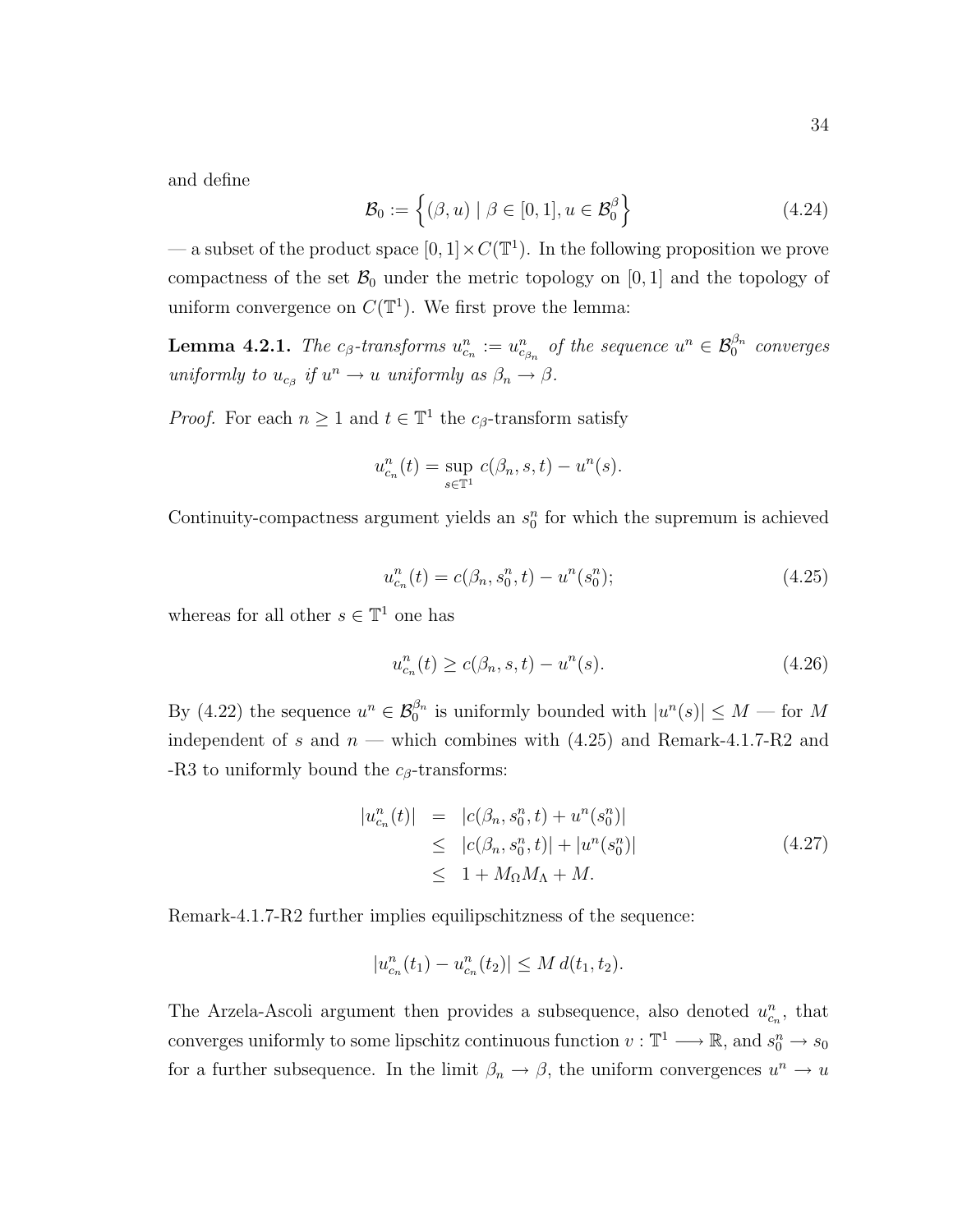and define

$$\mathcal{B}_0 := \left\{ (\beta, u) \mid \beta \in [0,1], u \in \mathcal{B}_0^{\beta} \right\} \tag{4.24}$$

— a subset of the product space $[0,1] \times C(\mathbb{T}^1)$. In the following proposition we prove compactness of the set $\mathcal{B}_0$ under the metric topology on $[0,1]$ and the topology of uniform convergence on $C(\mathbb{T}^1)$. We first prove the lemma:

**Lemma 4.2.1.** *The $c_\beta$-transforms $u^n_{c_n} := u^n_{c_{\beta_n}}$ of the sequence $u^n \in \mathcal{B}_0^{\beta_n}$ converges uniformly to $u_{c_\beta}$ if $u^n \to u$ uniformly as $\beta_n \to \beta$.*

*Proof.* For each $n \geq 1$ and $t \in \mathbb{T}^1$ the $c_\beta$-transform satisfy

$$u^n_{c_n}(t) = \sup_{s \in \mathbb{T}^1} c(\beta_n, s, t) - u^n(s).$$

Continuity-compactness argument yields an $s^n_0$ for which the supremum is achieved

$$u^n_{c_n}(t) = c(\beta_n, s^n_0, t) - u^n(s^n_0); \tag{4.25}$$

whereas for all other $s \in \mathbb{T}^1$ one has

$$u^n_{c_n}(t) \geq c(\beta_n, s, t) - u^n(s). \tag{4.26}$$

By (4.22) the sequence $u^n \in \mathcal{B}_0^{\beta_n}$ is uniformly bounded with $|u^n(s)| \leq M$ — for $M$ independent of $s$ and $n$ — which combines with (4.25) and Remark-4.1.7-R2 and -R3 to uniformly bound the $c_\beta$-transforms:

$$\begin{aligned} |u^n_{c_n}(t)| &= |c(\beta_n, s^n_0, t) + u^n(s^n_0)| \\ &\leq |c(\beta_n, s^n_0, t)| + |u^n(s^n_0)| \\ &\leq 1 + M_\Omega M_\Lambda + M. \end{aligned} \tag{4.27}$$

Remark-4.1.7-R2 further implies equilipschitzness of the sequence:

$$|u^n_{c_n}(t_1) - u^n_{c_n}(t_2)| \leq M\, d(t_1, t_2).$$

The Arzela-Ascoli argument then provides a subsequence, also denoted $u^n_{c_n}$, that converges uniformly to some lipschitz continuous function $v : \mathbb{T}^1 \longrightarrow \mathbb{R}$, and $s^n_0 \to s_0$ for a further subsequence. In the limit $\beta_n \to \beta$, the uniform convergences $u^n \to u$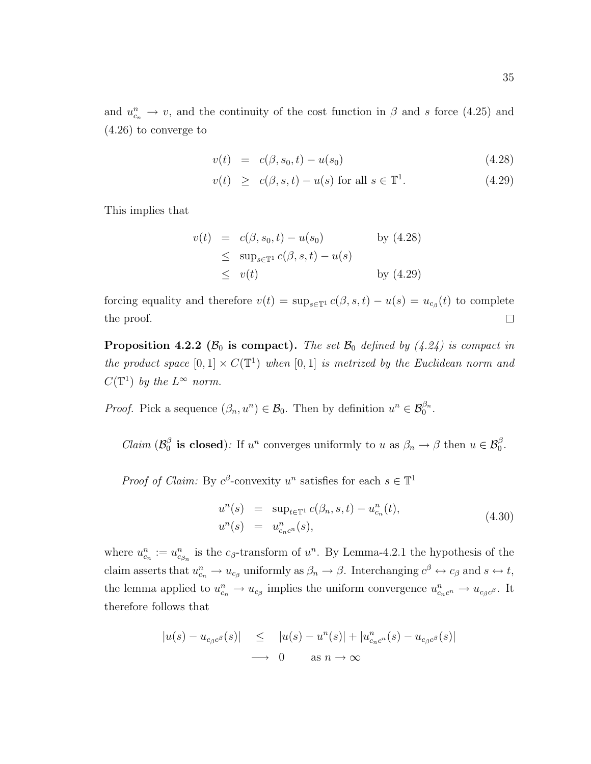and $u^n_{c_n} \to v$, and the continuity of the cost function in $\beta$ and $s$ force (4.25) and (4.26) to converge to

$$
\begin{aligned}
v(t) &= c(\beta, s_0, t) - u(s_0) && (4.28)\\
v(t) &\geq c(\beta, s, t) - u(s) \text{ for all } s \in \mathbb{T}^1. && (4.29)
\end{aligned}
$$

This implies that

$$
\begin{aligned}
v(t) &= c(\beta, s_0, t) - u(s_0) && \text{by (4.28)}\\
&\leq \sup_{s\in\mathbb{T}^1} c(\beta, s, t) - u(s) &&\\
&\leq v(t) && \text{by (4.29)}
\end{aligned}
$$

forcing equality and therefore $v(t) = \sup_{s\in\mathbb{T}^1} c(\beta, s, t) - u(s) = u_{c_\beta}(t)$ to complete the proof. ☐

**Proposition 4.2.2 ($\mathcal{B}_0$ is compact).** *The set $\mathcal{B}_0$ defined by (4.24) is compact in the product space $[0,1] \times C(\mathbb{T}^1)$ when $[0,1]$ is metrized by the Euclidean norm and $C(\mathbb{T}^1)$ by the $L^\infty$ norm.*

*Proof.* Pick a sequence $(\beta_n, u^n) \in \mathcal{B}_0$. Then by definition $u^n \in \mathcal{B}_0^{\beta_n}$.

*Claim* (**$\mathcal{B}_0^\beta$ is closed**)*:* If $u^n$ converges uniformly to $u$ as $\beta_n \to \beta$ then $u \in \mathcal{B}_0^\beta$.

*Proof of Claim:* By $c^\beta$-convexity $u^n$ satisfies for each $s \in \mathbb{T}^1$

$$
\begin{aligned}
u^n(s) &= \sup_{t\in\mathbb{T}^1} c(\beta_n, s, t) - u^n_{c_n}(t),\\
u^n(s) &= u^n_{c_n c^n}(s),
\end{aligned}
\tag{4.30}
$$

where $u^n_{c_n} := u^n_{c_{\beta_n}}$ is the $c_\beta$-transform of $u^n$. By Lemma-4.2.1 the hypothesis of the claim asserts that $u^n_{c_n} \to u_{c_\beta}$ uniformly as $\beta_n \to \beta$. Interchanging $c^\beta \leftrightarrow c_\beta$ and $s \leftrightarrow t$, the lemma applied to $u^n_{c_n} \to u_{c_\beta}$ implies the uniform convergence $u^n_{c_n c^n} \to u_{c_\beta c^\beta}$. It therefore follows that

$$
\begin{aligned}
|u(s) - u_{c_\beta c^\beta}(s)| &\leq |u(s) - u^n(s)| + |u^n_{c_n c^n}(s) - u_{c_\beta c^\beta}(s)|\\
&\longrightarrow 0 \qquad \text{as } n \to \infty
\end{aligned}
$$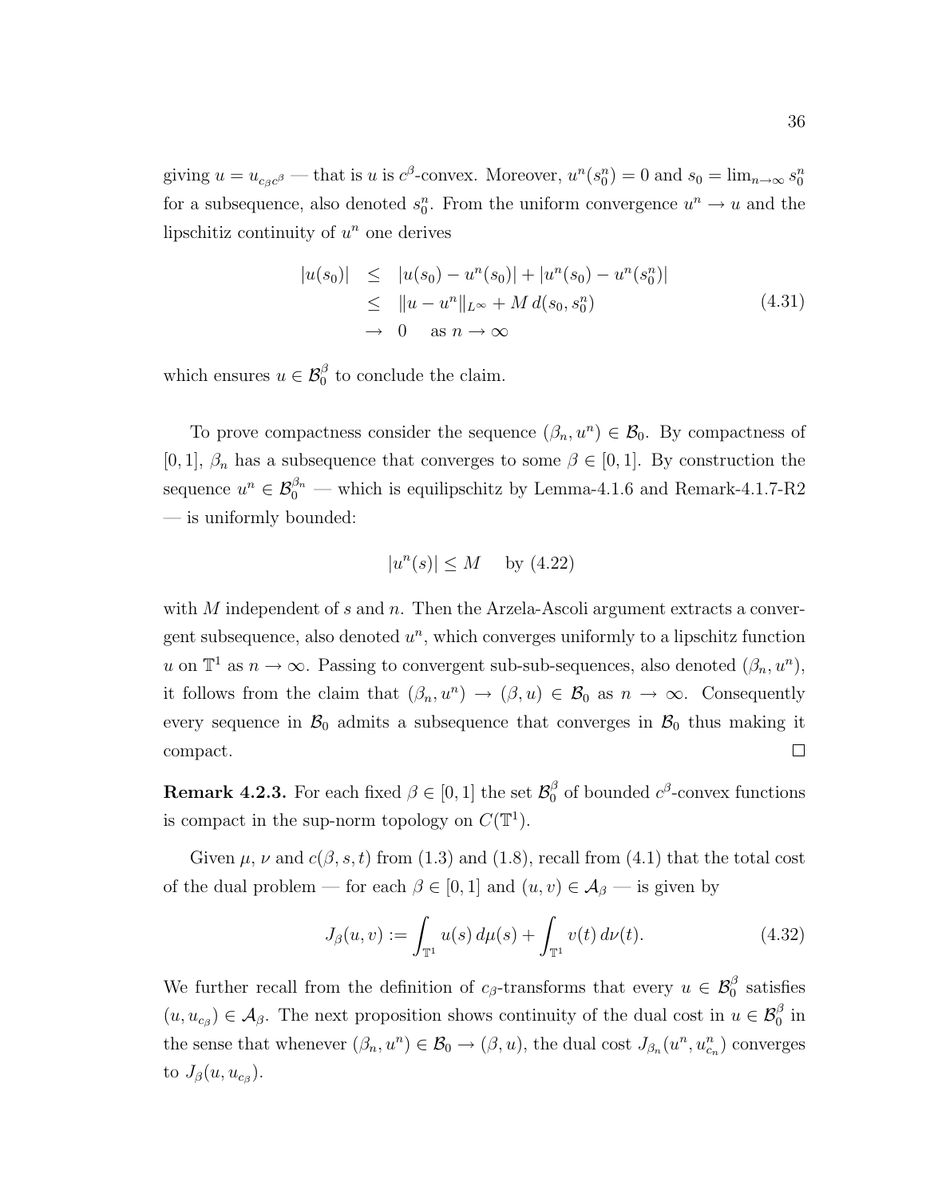giving $u = u_{c_\beta c^\beta}$ — that is $u$ is $c^\beta$-convex. Moreover, $u^n(s_0^n) = 0$ and $s_0 = \lim_{n\to\infty} s_0^n$ for a subsequence, also denoted $s_0^n$. From the uniform convergence $u^n \to u$ and the lipschitiz continuity of $u^n$ one derives

$$
\begin{aligned}
|u(s_0)| &\leq |u(s_0) - u^n(s_0)| + |u^n(s_0) - u^n(s_0^n)| \\
&\leq \|u - u^n\|_{L^\infty} + M\, d(s_0, s_0^n) \\
&\to 0 \quad \text{as } n \to \infty
\end{aligned}
\tag{4.31}
$$

which ensures $u \in \mathcal{B}_0^\beta$ to conclude the claim.

To prove compactness consider the sequence $(\beta_n, u^n) \in \mathcal{B}_0$. By compactness of $[0,1]$, $\beta_n$ has a subsequence that converges to some $\beta \in [0,1]$. By construction the sequence $u^n \in \mathcal{B}_0^{\beta_n}$ — which is equilipschitz by Lemma-4.1.6 and Remark-4.1.7-R2 — is uniformly bounded:

$$
|u^n(s)| \leq M \quad \text{ by (4.22)}
$$

with $M$ independent of $s$ and $n$. Then the Arzela-Ascoli argument extracts a convergent subsequence, also denoted $u^n$, which converges uniformly to a lipschitz function $u$ on $\mathbb{T}^1$ as $n \to \infty$. Passing to convergent sub-sub-sequences, also denoted $(\beta_n, u^n)$, it follows from the claim that $(\beta_n, u^n) \to (\beta, u) \in \mathcal{B}_0$ as $n \to \infty$. Consequently every sequence in $\mathcal{B}_0$ admits a subsequence that converges in $\mathcal{B}_0$ thus making it compact. □

**Remark 4.2.3.** For each fixed $\beta \in [0,1]$ the set $\mathcal{B}_0^\beta$ of bounded $c^\beta$-convex functions is compact in the sup-norm topology on $C(\mathbb{T}^1)$.

Given $\mu$, $\nu$ and $c(\beta, s, t)$ from (1.3) and (1.8), recall from (4.1) that the total cost of the dual problem — for each $\beta \in [0,1]$ and $(u,v) \in \mathcal{A}_\beta$ — is given by

$$
J_\beta(u,v) := \int_{\mathbb{T}^1} u(s)\, d\mu(s) + \int_{\mathbb{T}^1} v(t)\, d\nu(t). \tag{4.32}
$$

We further recall from the definition of $c_\beta$-transforms that every $u \in \mathcal{B}_0^\beta$ satisfies $(u, u_{c_\beta}) \in \mathcal{A}_\beta$. The next proposition shows continuity of the dual cost in $u \in \mathcal{B}_0^\beta$ in the sense that whenever $(\beta_n, u^n) \in \mathcal{B}_0 \to (\beta, u)$, the dual cost $J_{\beta_n}(u^n, u^n_{c_n})$ converges to $J_\beta(u, u_{c_\beta})$.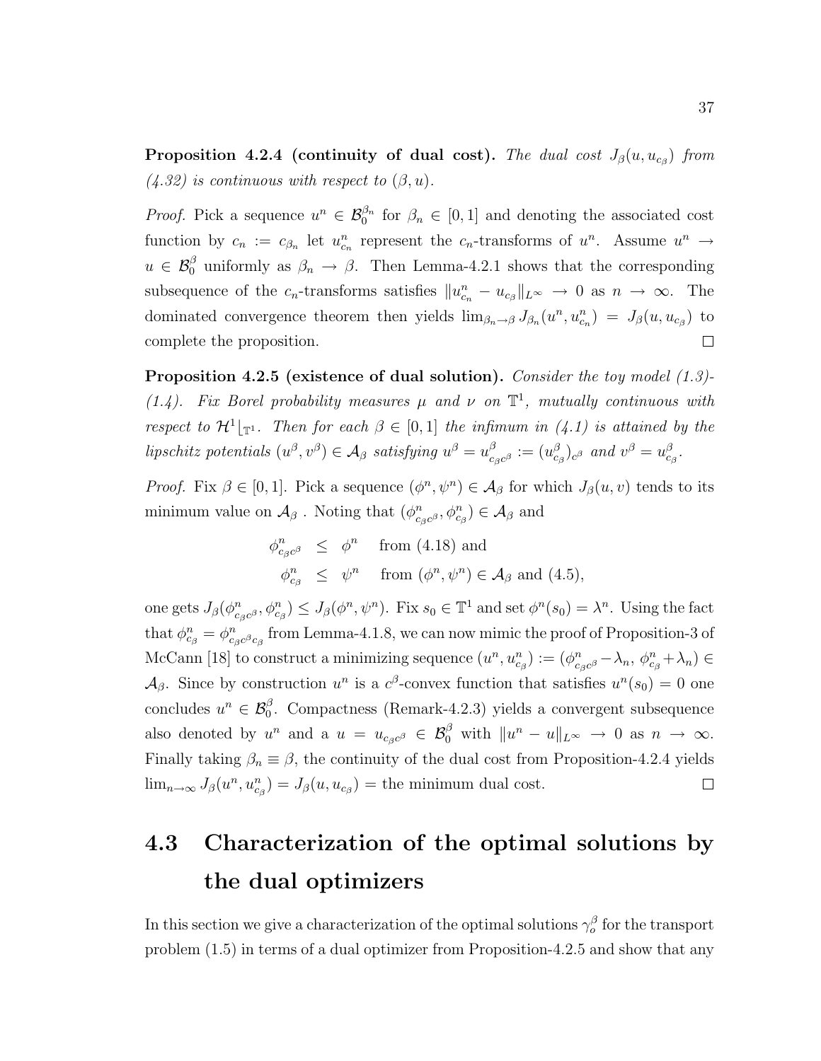**Proposition 4.2.4 (continuity of dual cost).** *The dual cost $J_\beta(u, u_{c_\beta})$ from (4.32) is continuous with respect to $(\beta, u)$.*

*Proof.* Pick a sequence $u^n \in \mathcal{B}_0^{\beta_n}$ for $\beta_n \in [0,1]$ and denoting the associated cost function by $c_n := c_{\beta_n}$ let $u^n_{c_n}$ represent the $c_n$-transforms of $u^n$. Assume $u^n \to u \in \mathcal{B}_0^\beta$ uniformly as $\beta_n \to \beta$. Then Lemma-4.2.1 shows that the corresponding subsequence of the $c_n$-transforms satisfies $\|u^n_{c_n} - u_{c_\beta}\|_{L^\infty} \to 0$ as $n \to \infty$. The dominated convergence theorem then yields $\lim_{\beta_n \to \beta} J_{\beta_n}(u^n, u^n_{c_n}) = J_\beta(u, u_{c_\beta})$ to complete the proposition. $\square$

**Proposition 4.2.5 (existence of dual solution).** *Consider the toy model (1.3)-(1.4). Fix Borel probability measures $\mu$ and $\nu$ on $\mathbb{T}^1$, mutually continuous with respect to $\mathcal{H}^1\lfloor_{\mathbb{T}^1}$. Then for each $\beta \in [0,1]$ the infimum in (4.1) is attained by the lipschitz potentials $(u^\beta, v^\beta) \in \mathcal{A}_\beta$ satisfying $u^\beta = u^\beta_{c_\beta c^\beta} := (u^\beta_{c_\beta})_{c^\beta}$ and $v^\beta = u^\beta_{c_\beta}$.*

*Proof.* Fix $\beta \in [0,1]$. Pick a sequence $(\phi^n, \psi^n) \in \mathcal{A}_\beta$ for which $J_\beta(u,v)$ tends to its minimum value on $\mathcal{A}_\beta$ . Noting that $(\phi^n_{c_\beta c^\beta}, \phi^n_{c_\beta}) \in \mathcal{A}_\beta$ and

$$
\begin{aligned}
\phi^n_{c_\beta c^\beta} &\leq \phi^n \quad \text{from (4.18) and} \\
\phi^n_{c_\beta} &\leq \psi^n \quad \text{from } (\phi^n, \psi^n) \in \mathcal{A}_\beta \text{ and (4.5),}
\end{aligned}
$$

one gets $J_\beta(\phi^n_{c_\beta c^\beta}, \phi^n_{c_\beta}) \leq J_\beta(\phi^n, \psi^n)$. Fix $s_0 \in \mathbb{T}^1$ and set $\phi^n(s_0) = \lambda^n$. Using the fact that $\phi^n_{c_\beta} = \phi^n_{c_\beta c^\beta c_\beta}$ from Lemma-4.1.8, we can now mimic the proof of Proposition-3 of McCann [18] to construct a minimizing sequence $(u^n, u^n_{c_\beta}) := (\phi^n_{c_\beta c^\beta} - \lambda_n,\, \phi^n_{c_\beta} + \lambda_n) \in \mathcal{A}_\beta$. Since by construction $u^n$ is a $c^\beta$-convex function that satisfies $u^n(s_0) = 0$ one concludes $u^n \in \mathcal{B}_0^\beta$. Compactness (Remark-4.2.3) yields a convergent subsequence also denoted by $u^n$ and a $u = u_{c_\beta c^\beta} \in \mathcal{B}_0^\beta$ with $\|u^n - u\|_{L^\infty} \to 0$ as $n \to \infty$. Finally taking $\beta_n \equiv \beta$, the continuity of the dual cost from Proposition-4.2.4 yields $\lim_{n\to\infty} J_\beta(u^n, u^n_{c_\beta}) = J_\beta(u, u_{c_\beta}) =$ the minimum dual cost. $\square$

## 4.3 Characterization of the optimal solutions by the dual optimizers

In this section we give a characterization of the optimal solutions $\gamma_o^\beta$ for the transport problem (1.5) in terms of a dual optimizer from Proposition-4.2.5 and show that any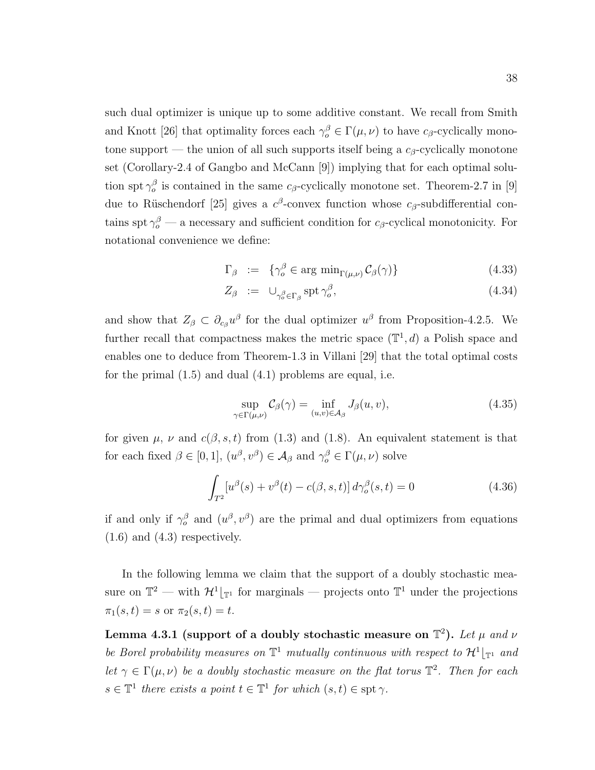such dual optimizer is unique up to some additive constant. We recall from Smith and Knott [26] that optimality forces each $\gamma_o^\beta \in \Gamma(\mu,\nu)$ to have $c_\beta$-cyclically monotone support — the union of all such supports itself being a $c_\beta$-cyclically monotone set (Corollary-2.4 of Gangbo and McCann [9]) implying that for each optimal solution $\operatorname{spt} \gamma_o^\beta$ is contained in the same $c_\beta$-cyclically monotone set. Theorem-2.7 in [9] due to Rüschendorf [25] gives a $c^\beta$-convex function whose $c_\beta$-subdifferential contains $\operatorname{spt} \gamma_o^\beta$ — a necessary and sufficient condition for $c_\beta$-cyclical monotonicity. For notational convenience we define:

$$\Gamma_\beta \;:=\; \{\gamma_o^\beta \in \arg\,\min\nolimits_{\Gamma(\mu,\nu)} \mathcal{C}_\beta(\gamma)\} \tag{4.33}$$

$$Z_\beta \;:=\; \cup_{\gamma_o^\beta \in \Gamma_\beta} \operatorname{spt} \gamma_o^\beta, \tag{4.34}$$

and show that $Z_\beta \subset \partial_{c_\beta} u^\beta$ for the dual optimizer $u^\beta$ from Proposition-4.2.5. We further recall that compactness makes the metric space $(\mathbb{T}^1, d)$ a Polish space and enables one to deduce from Theorem-1.3 in Villani [29] that the total optimal costs for the primal (1.5) and dual (4.1) problems are equal, i.e.

$$\sup_{\gamma \in \Gamma(\mu,\nu)} \mathcal{C}_\beta(\gamma) = \inf_{(u,v)\in\mathcal{A}_\beta} J_\beta(u,v), \tag{4.35}$$

for given $\mu$, $\nu$ and $c(\beta,s,t)$ from (1.3) and (1.8). An equivalent statement is that for each fixed $\beta \in [0,1]$, $(u^\beta, v^\beta) \in \mathcal{A}_\beta$ and $\gamma_o^\beta \in \Gamma(\mu,\nu)$ solve

$$\int_{T^2} [u^\beta(s) + v^\beta(t) - c(\beta,s,t)]\, d\gamma_o^\beta(s,t) = 0 \tag{4.36}$$

if and only if $\gamma_o^\beta$ and $(u^\beta, v^\beta)$ are the primal and dual optimizers from equations (1.6) and (4.3) respectively.

In the following lemma we claim that the support of a doubly stochastic measure on $\mathbb{T}^2$ — with $\mathcal{H}^1\lfloor_{\mathbb{T}^1}$ for marginals — projects onto $\mathbb{T}^1$ under the projections $\pi_1(s,t) = s$ or $\pi_2(s,t) = t$.

**Lemma 4.3.1 (support of a doubly stochastic measure on $\mathbb{T}^2$).** *Let $\mu$ and $\nu$ be Borel probability measures on $\mathbb{T}^1$ mutually continuous with respect to $\mathcal{H}^1\lfloor_{\mathbb{T}^1}$ and let $\gamma \in \Gamma(\mu,\nu)$ be a doubly stochastic measure on the flat torus $\mathbb{T}^2$. Then for each $s \in \mathbb{T}^1$ there exists a point $t \in \mathbb{T}^1$ for which $(s,t) \in \operatorname{spt}\gamma$.*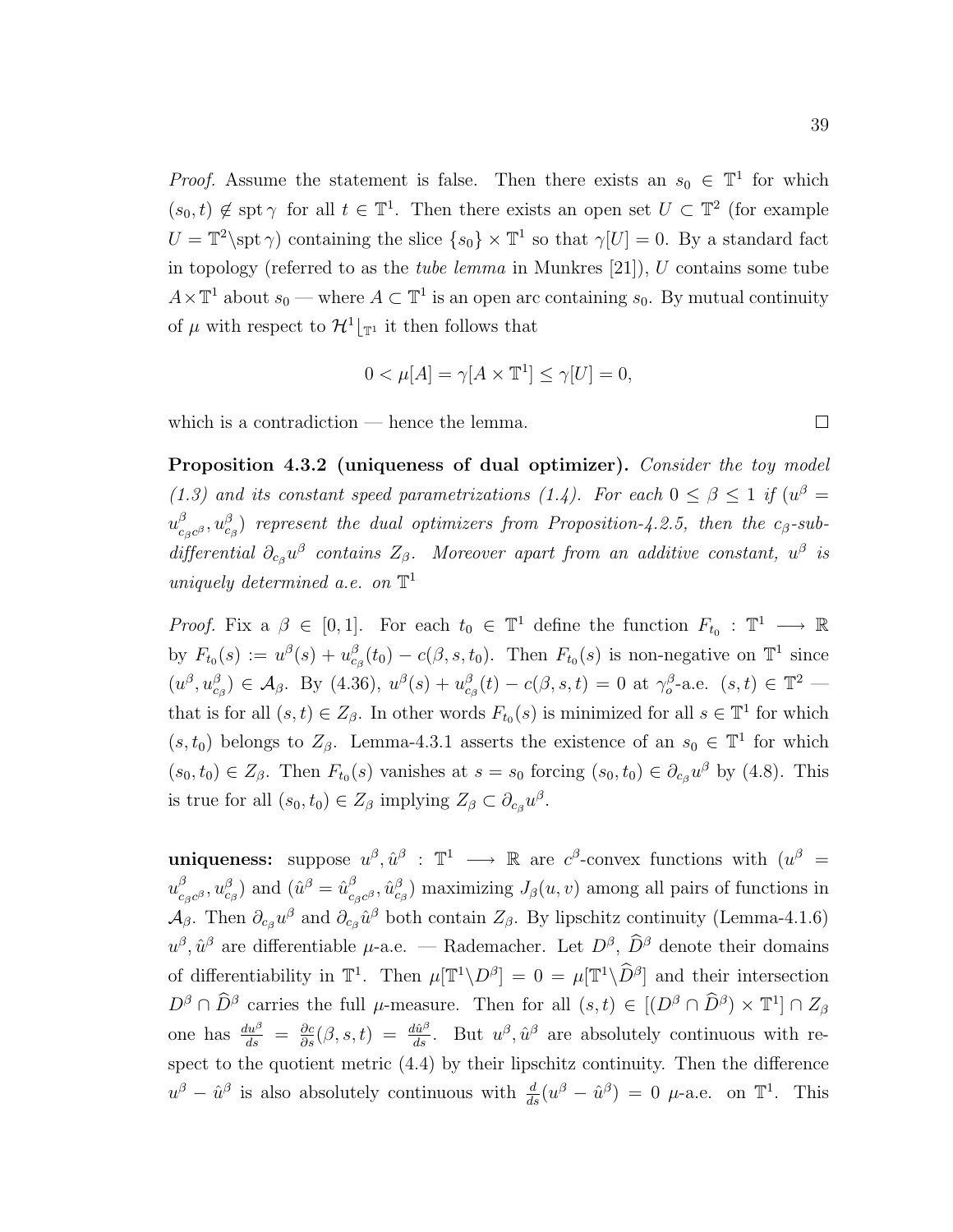*Proof.* Assume the statement is false. Then there exists an $s_0 \in \mathbb{T}^1$ for which $(s_0, t) \notin \operatorname{spt}\gamma$ for all $t \in \mathbb{T}^1$. Then there exists an open set $U \subset \mathbb{T}^2$ (for example $U = \mathbb{T}^2 \backslash \operatorname{spt}\gamma$) containing the slice $\{s_0\} \times \mathbb{T}^1$ so that $\gamma[U] = 0$. By a standard fact in topology (referred to as the *tube lemma* in Munkres [21]), $U$ contains some tube $A \times \mathbb{T}^1$ about $s_0$ — where $A \subset \mathbb{T}^1$ is an open arc containing $s_0$. By mutual continuity of $\mu$ with respect to $\mathcal{H}^1\lfloor_{\mathbb{T}^1}$ it then follows that

$$0 < \mu[A] = \gamma[A \times \mathbb{T}^1] \leq \gamma[U] = 0,$$

which is a contradiction — hence the lemma. $\square$

**Proposition 4.3.2 (uniqueness of dual optimizer).** *Consider the toy model (1.3) and its constant speed parametrizations (1.4). For each $0 \leq \beta \leq 1$ if $(u^\beta = u^\beta_{c_\beta c^\beta}, u^\beta_{c_\beta})$ represent the dual optimizers from Proposition-4.2.5, then the $c_\beta$-sub-differential $\partial_{c_\beta} u^\beta$ contains $Z_\beta$. Moreover apart from an additive constant, $u^\beta$ is uniquely determined a.e. on $\mathbb{T}^1$*

*Proof.* Fix a $\beta \in [0, 1]$. For each $t_0 \in \mathbb{T}^1$ define the function $F_{t_0} : \mathbb{T}^1 \longrightarrow \mathbb{R}$ by $F_{t_0}(s) := u^\beta(s) + u^\beta_{c_\beta}(t_0) - c(\beta, s, t_0)$. Then $F_{t_0}(s)$ is non-negative on $\mathbb{T}^1$ since $(u^\beta, u^\beta_{c_\beta}) \in \mathcal{A}_\beta$. By (4.36), $u^\beta(s) + u^\beta_{c_\beta}(t) - c(\beta, s, t) = 0$ at $\gamma^\beta_o$-a.e. $(s, t) \in \mathbb{T}^2$ — that is for all $(s, t) \in Z_\beta$. In other words $F_{t_0}(s)$ is minimized for all $s \in \mathbb{T}^1$ for which $(s, t_0)$ belongs to $Z_\beta$. Lemma-4.3.1 asserts the existence of an $s_0 \in \mathbb{T}^1$ for which $(s_0, t_0) \in Z_\beta$. Then $F_{t_0}(s)$ vanishes at $s = s_0$ forcing $(s_0, t_0) \in \partial_{c_\beta} u^\beta$ by (4.8). This is true for all $(s_0, t_0) \in Z_\beta$ implying $Z_\beta \subset \partial_{c_\beta} u^\beta$.

**uniqueness:** suppose $u^\beta, \hat{u}^\beta : \mathbb{T}^1 \longrightarrow \mathbb{R}$ are $c^\beta$-convex functions with $(u^\beta = u^\beta_{c_\beta c^\beta}, u^\beta_{c_\beta})$ and $(\hat{u}^\beta = \hat{u}^\beta_{c_\beta c^\beta}, \hat{u}^\beta_{c_\beta})$ maximizing $J_\beta(u, v)$ among all pairs of functions in $\mathcal{A}_\beta$. Then $\partial_{c_\beta} u^\beta$ and $\partial_{c_\beta} \hat{u}^\beta$ both contain $Z_\beta$. By lipschitz continuity (Lemma-4.1.6) $u^\beta, \hat{u}^\beta$ are differentiable $\mu$-a.e. — Rademacher. Let $D^\beta$, $\widehat{D}^\beta$ denote their domains of differentiability in $\mathbb{T}^1$. Then $\mu[\mathbb{T}^1 \backslash D^\beta] = 0 = \mu[\mathbb{T}^1 \backslash \widehat{D}^\beta]$ and their intersection $D^\beta \cap \widehat{D}^\beta$ carries the full $\mu$-measure. Then for all $(s, t) \in [(D^\beta \cap \widehat{D}^\beta) \times \mathbb{T}^1] \cap Z_\beta$ one has $\frac{du^\beta}{ds} = \frac{\partial c}{\partial s}(\beta, s, t) = \frac{d\hat{u}^\beta}{ds}$. But $u^\beta, \hat{u}^\beta$ are absolutely continuous with respect to the quotient metric (4.4) by their lipschitz continuity. Then the difference $u^\beta - \hat{u}^\beta$ is also absolutely continuous with $\frac{d}{ds}(u^\beta - \hat{u}^\beta) = 0$ $\mu$-a.e. on $\mathbb{T}^1$. This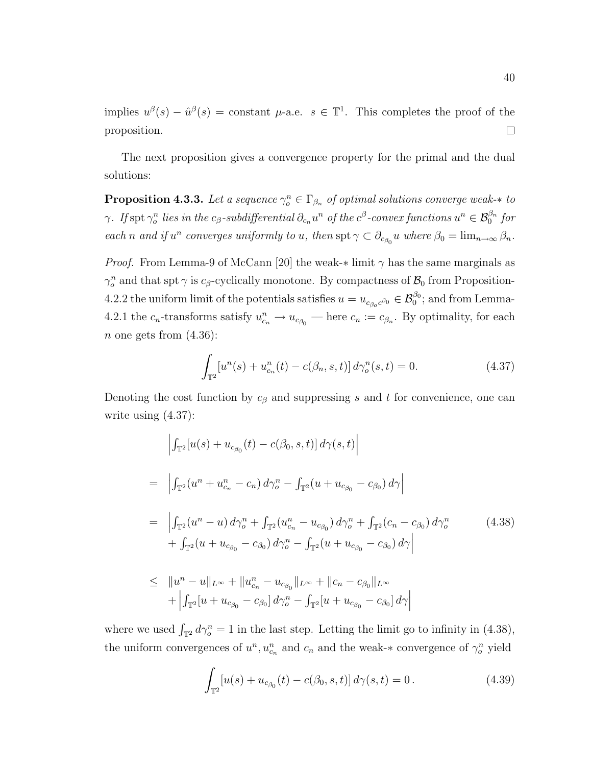implies $u^\beta(s) - \hat{u}^\beta(s) = $ constant $\mu$-a.e. $s \in \mathbb{T}^1$. This completes the proof of the proposition. $\square$

The next proposition gives a convergence property for the primal and the dual solutions:

**Proposition 4.3.3.** *Let a sequence $\gamma_o^n \in \Gamma_{\beta_n}$ of optimal solutions converge weak-$*$ to $\gamma$. If $\operatorname{spt}\gamma_o^n$ lies in the $c_\beta$-subdifferential $\partial_{c_n} u^n$ of the $c^\beta$-convex functions $u^n \in \mathcal{B}_0^{\beta_n}$ for each $n$ and if $u^n$ converges uniformly to $u$, then $\operatorname{spt}\gamma \subset \partial_{c_{\beta_0}} u$ where $\beta_0 = \lim_{n\to\infty}\beta_n$.*

*Proof.* From Lemma-9 of McCann [20] the weak-$*$ limit $\gamma$ has the same marginals as $\gamma_o^n$ and that $\operatorname{spt}\gamma$ is $c_\beta$-cyclically monotone. By compactness of $\mathcal{B}_0$ from Proposition-4.2.2 the uniform limit of the potentials satisfies $u = u_{c_{\beta_0} c^{\beta_0}} \in \mathcal{B}_0^{\beta_0}$; and from Lemma-4.2.1 the $c_n$-transforms satisfy $u^n_{c_n} \to u_{c_{\beta_0}}$ — here $c_n := c_{\beta_n}$. By optimality, for each $n$ one gets from (4.36):

$$\int_{\mathbb{T}^2} [u^n(s) + u^n_{c_n}(t) - c(\beta_n, s, t)]\, d\gamma_o^n(s,t) = 0. \tag{4.37}$$

Denoting the cost function by $c_\beta$ and suppressing $s$ and $t$ for convenience, one can write using (4.37):

$$\begin{aligned}
&\left|\int_{\mathbb{T}^2} [u(s) + u_{c_{\beta_0}}(t) - c(\beta_0, s, t)]\, d\gamma(s,t)\right| \\
=\ & \left|\int_{\mathbb{T}^2} (u^n + u^n_{c_n} - c_n)\, d\gamma_o^n - \int_{\mathbb{T}^2} (u + u_{c_{\beta_0}} - c_{\beta_0})\, d\gamma\right| \\
=\ & \Big|\int_{\mathbb{T}^2} (u^n - u)\, d\gamma_o^n + \int_{\mathbb{T}^2} (u^n_{c_n} - u_{c_{\beta_0}})\, d\gamma_o^n + \int_{\mathbb{T}^2} (c_n - c_{\beta_0})\, d\gamma_o^n \\
& + \int_{\mathbb{T}^2} (u + u_{c_{\beta_0}} - c_{\beta_0})\, d\gamma_o^n - \int_{\mathbb{T}^2} (u + u_{c_{\beta_0}} - c_{\beta_0})\, d\gamma\Big| \\
\leq\ & \|u^n - u\|_{L^\infty} + \|u^n_{c_n} - u_{c_{\beta_0}}\|_{L^\infty} + \|c_n - c_{\beta_0}\|_{L^\infty} \\
& + \left|\int_{\mathbb{T}^2} [u + u_{c_{\beta_0}} - c_{\beta_0}]\, d\gamma_o^n - \int_{\mathbb{T}^2} [u + u_{c_{\beta_0}} - c_{\beta_0}]\, d\gamma\right|
\end{aligned} \tag{4.38}$$

where we used $\int_{\mathbb{T}^2} d\gamma_o^n = 1$ in the last step. Letting the limit go to infinity in (4.38), the uniform convergences of $u^n, u^n_{c_n}$ and $c_n$ and the weak-$*$ convergence of $\gamma_o^n$ yield

$$\int_{\mathbb{T}^2} [u(s) + u_{c_{\beta_0}}(t) - c(\beta_0, s, t)]\, d\gamma(s,t) = 0\,. \tag{4.39}$$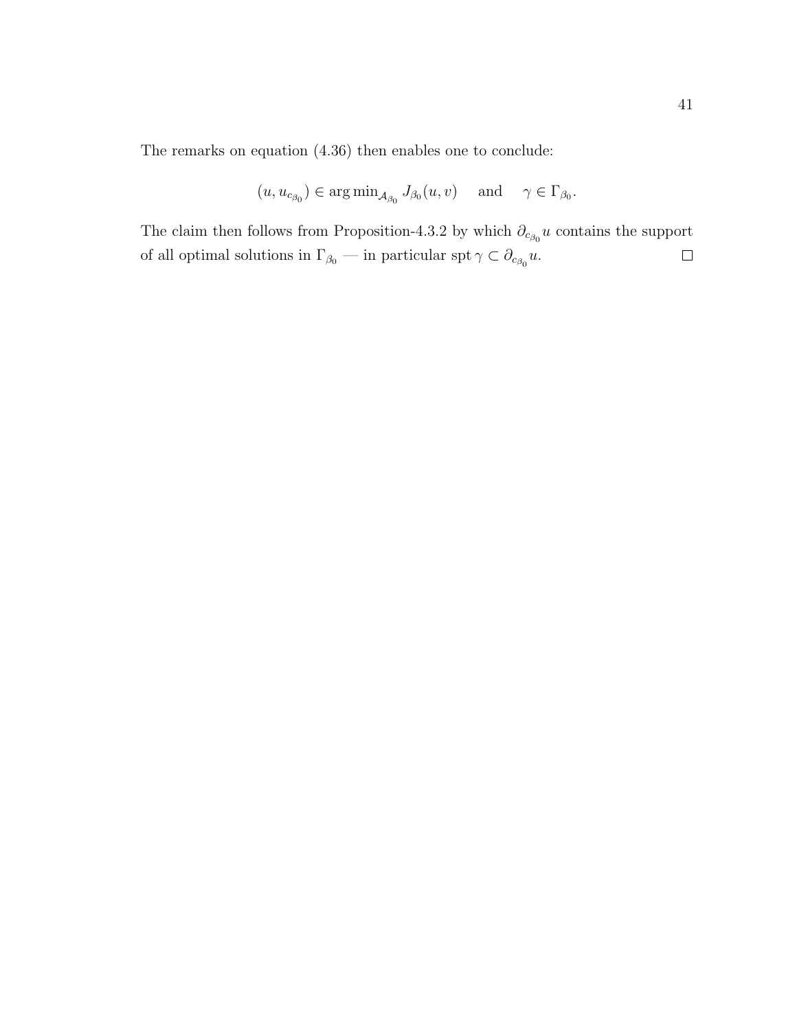The remarks on equation (4.36) then enables one to conclude:

$$(u, u_{c_{\beta_0}}) \in \arg\min_{\mathcal{A}_{\beta_0}} J_{\beta_0}(u, v) \quad \text{and} \quad \gamma \in \Gamma_{\beta_0}.$$

The claim then follows from Proposition-4.3.2 by which $\partial_{c_{\beta_0}} u$ contains the support of all optimal solutions in $\Gamma_{\beta_0}$ — in particular $\operatorname{spt} \gamma \subset \partial_{c_{\beta_0}} u$. $\square$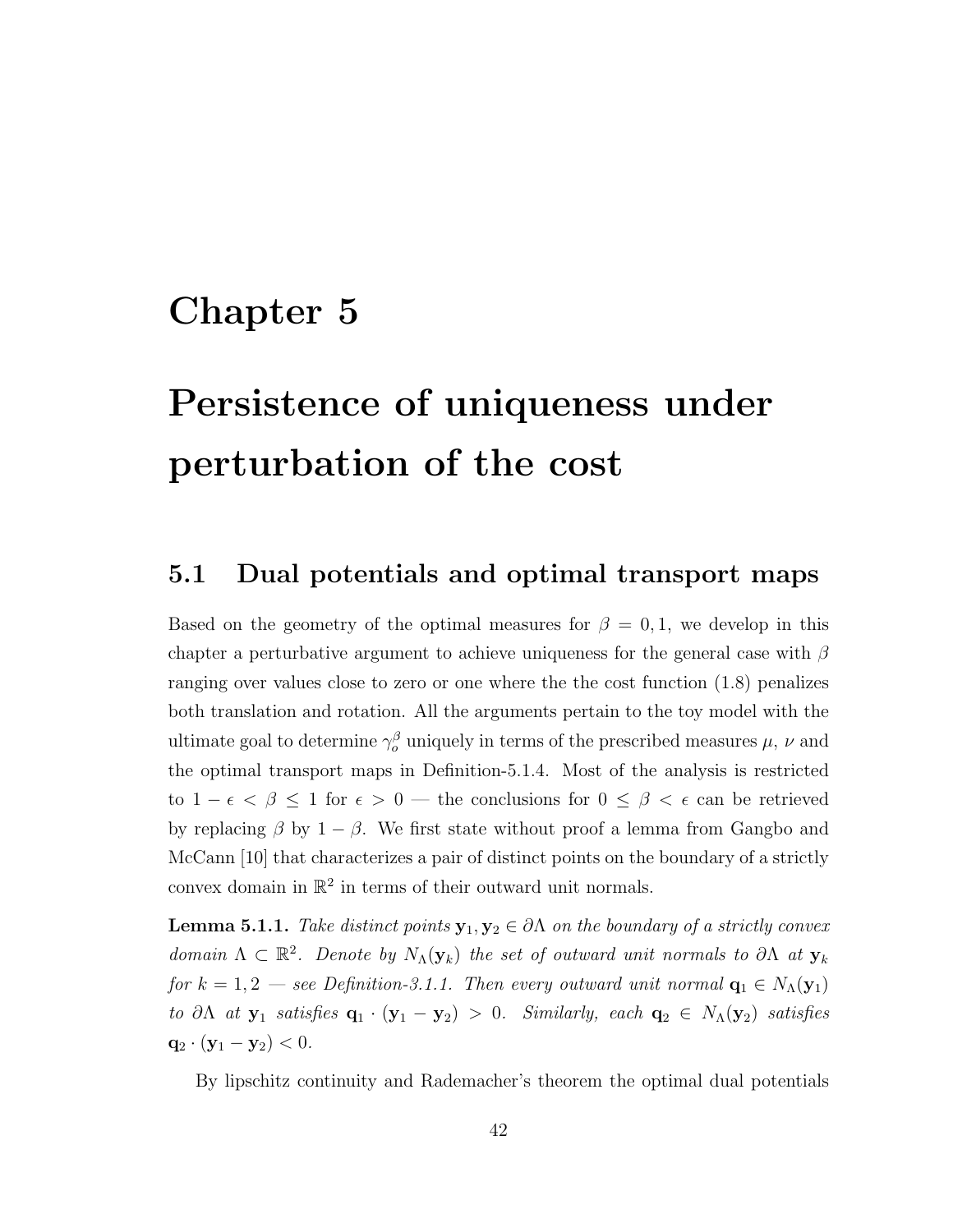# Chapter 5

# Persistence of uniqueness under perturbation of the cost

## 5.1 Dual potentials and optimal transport maps

Based on the geometry of the optimal measures for $\beta = 0, 1$, we develop in this chapter a perturbative argument to achieve uniqueness for the general case with $\beta$ ranging over values close to zero or one where the the cost function (1.8) penalizes both translation and rotation. All the arguments pertain to the toy model with the ultimate goal to determine $\gamma_o^\beta$ uniquely in terms of the prescribed measures $\mu$, $\nu$ and the optimal transport maps in Definition-5.1.4. Most of the analysis is restricted to $1 - \epsilon < \beta \leq 1$ for $\epsilon > 0$ — the conclusions for $0 \leq \beta < \epsilon$ can be retrieved by replacing $\beta$ by $1 - \beta$. We first state without proof a lemma from Gangbo and McCann [10] that characterizes a pair of distinct points on the boundary of a strictly convex domain in $\mathbb{R}^2$ in terms of their outward unit normals.

**Lemma 5.1.1.** *Take distinct points $\mathbf{y}_1, \mathbf{y}_2 \in \partial\Lambda$ on the boundary of a strictly convex domain $\Lambda \subset \mathbb{R}^2$. Denote by $N_\Lambda(\mathbf{y}_k)$ the set of outward unit normals to $\partial\Lambda$ at $\mathbf{y}_k$ for $k = 1, 2$ — see Definition-3.1.1. Then every outward unit normal $\mathbf{q}_1 \in N_\Lambda(\mathbf{y}_1)$ to $\partial\Lambda$ at $\mathbf{y}_1$ satisfies $\mathbf{q}_1 \cdot (\mathbf{y}_1 - \mathbf{y}_2) > 0$. Similarly, each $\mathbf{q}_2 \in N_\Lambda(\mathbf{y}_2)$ satisfies $\mathbf{q}_2 \cdot (\mathbf{y}_1 - \mathbf{y}_2) < 0$.*

By lipschitz continuity and Rademacher's theorem the optimal dual potentials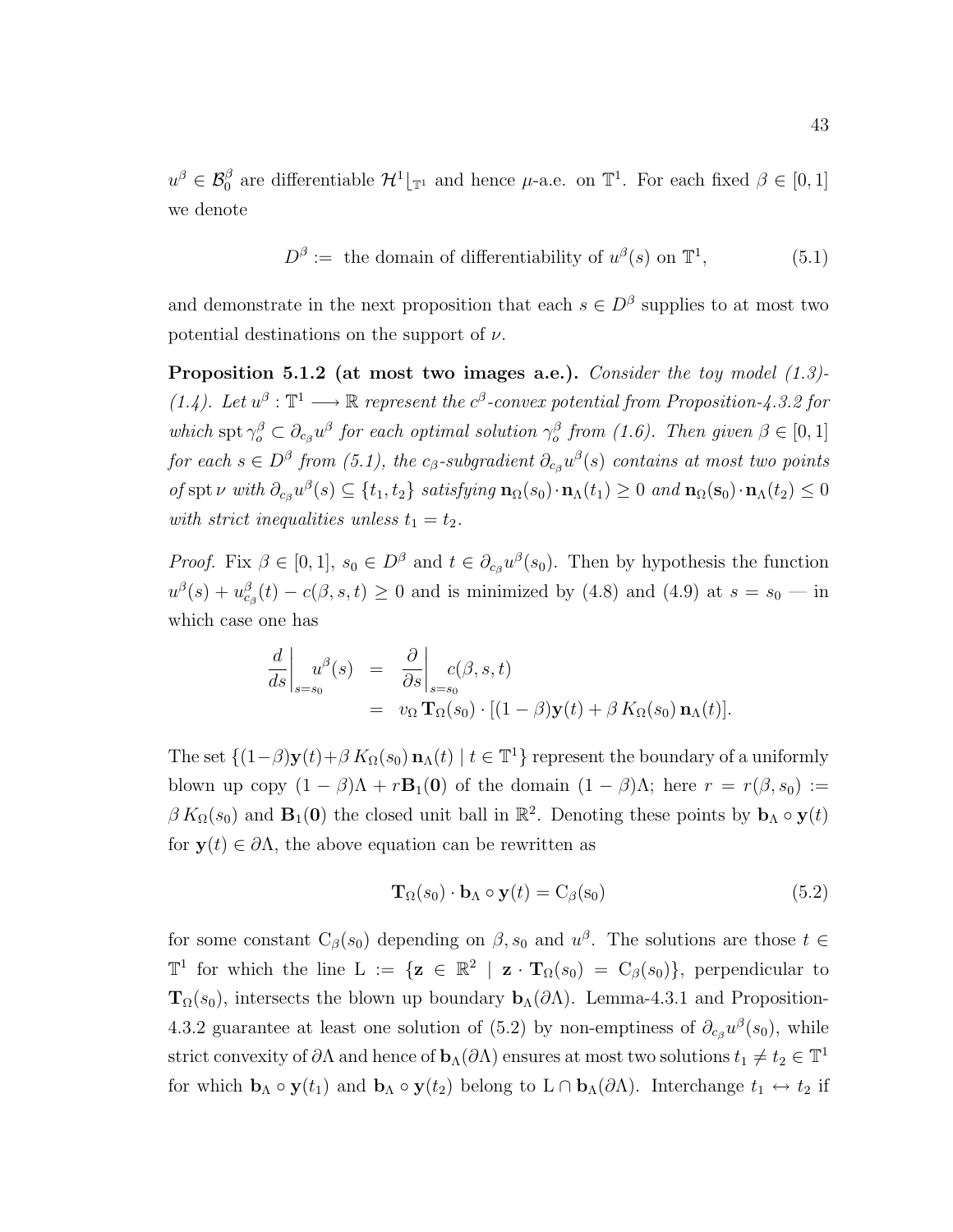$u^\beta \in \mathcal{B}_0^\beta$ are differentiable $\mathcal{H}^1\lfloor_{\mathbb{T}^1}$ and hence $\mu$-a.e. on $\mathbb{T}^1$. For each fixed $\beta \in [0,1]$ we denote

$$D^\beta := \text{ the domain of differentiability of } u^\beta(s) \text{ on } \mathbb{T}^1, \tag{5.1}$$

and demonstrate in the next proposition that each $s \in D^\beta$ supplies to at most two potential destinations on the support of $\nu$.

**Proposition 5.1.2 (at most two images a.e.).** *Consider the toy model (1.3)-(1.4). Let $u^\beta : \mathbb{T}^1 \longrightarrow \mathbb{R}$ represent the $c^\beta$-convex potential from Proposition-4.3.2 for which $\operatorname{spt} \gamma_o^\beta \subset \partial_{c_\beta} u^\beta$ for each optimal solution $\gamma_o^\beta$ from (1.6). Then given $\beta \in [0,1]$ for each $s \in D^\beta$ from (5.1), the $c_\beta$-subgradient $\partial_{c_\beta} u^\beta(s)$ contains at most two points of $\operatorname{spt} \nu$ with $\partial_{c_\beta} u^\beta(s) \subseteq \{t_1, t_2\}$ satisfying $\mathbf{n}_\Omega(s_0) \cdot \mathbf{n}_\Lambda(t_1) \geq 0$ and $\mathbf{n}_\Omega(\mathbf{s}_0) \cdot \mathbf{n}_\Lambda(t_2) \leq 0$ with strict inequalities unless $t_1 = t_2$.*

*Proof.* Fix $\beta \in [0,1]$, $s_0 \in D^\beta$ and $t \in \partial_{c_\beta} u^\beta(s_0)$. Then by hypothesis the function $u^\beta(s) + u^\beta_{c_\beta}(t) - c(\beta, s, t) \geq 0$ and is minimized by (4.8) and (4.9) at $s = s_0$ — in which case one has

$$\begin{aligned} \frac{d}{ds}\bigg|_{s=s_0} u^\beta(s) &= \frac{\partial}{\partial s}\bigg|_{s=s_0} c(\beta, s, t) \\ &= v_\Omega \, \mathbf{T}_\Omega(s_0) \cdot [(1-\beta)\mathbf{y}(t) + \beta \, K_\Omega(s_0) \, \mathbf{n}_\Lambda(t)]. \end{aligned}$$

The set $\{(1-\beta)\mathbf{y}(t) + \beta \, K_\Omega(s_0) \, \mathbf{n}_\Lambda(t) \mid t \in \mathbb{T}^1\}$ represent the boundary of a uniformly blown up copy $(1-\beta)\Lambda + r\mathbf{B}_1(\mathbf{0})$ of the domain $(1-\beta)\Lambda$; here $r = r(\beta, s_0) := \beta \, K_\Omega(s_0)$ and $\mathbf{B}_1(\mathbf{0})$ the closed unit ball in $\mathbb{R}^2$. Denoting these points by $\mathbf{b}_\Lambda \circ \mathbf{y}(t)$ for $\mathbf{y}(t) \in \partial\Lambda$, the above equation can be rewritten as

$$\mathbf{T}_\Omega(s_0) \cdot \mathbf{b}_\Lambda \circ \mathbf{y}(t) = \mathrm{C}_\beta(\mathrm{s}_0) \tag{5.2}$$

for some constant $\mathrm{C}_\beta(s_0)$ depending on $\beta, s_0$ and $u^\beta$. The solutions are those $t \in \mathbb{T}^1$ for which the line $\mathrm{L} := \{\mathbf{z} \in \mathbb{R}^2 \mid \mathbf{z} \cdot \mathbf{T}_\Omega(s_0) = \mathrm{C}_\beta(s_0)\}$, perpendicular to $\mathbf{T}_\Omega(s_0)$, intersects the blown up boundary $\mathbf{b}_\Lambda(\partial\Lambda)$. Lemma-4.3.1 and Proposition-4.3.2 guarantee at least one solution of (5.2) by non-emptiness of $\partial_{c_\beta} u^\beta(s_0)$, while strict convexity of $\partial\Lambda$ and hence of $\mathbf{b}_\Lambda(\partial\Lambda)$ ensures at most two solutions $t_1 \neq t_2 \in \mathbb{T}^1$ for which $\mathbf{b}_\Lambda \circ \mathbf{y}(t_1)$ and $\mathbf{b}_\Lambda \circ \mathbf{y}(t_2)$ belong to $\mathrm{L} \cap \mathbf{b}_\Lambda(\partial\Lambda)$. Interchange $t_1 \leftrightarrow t_2$ if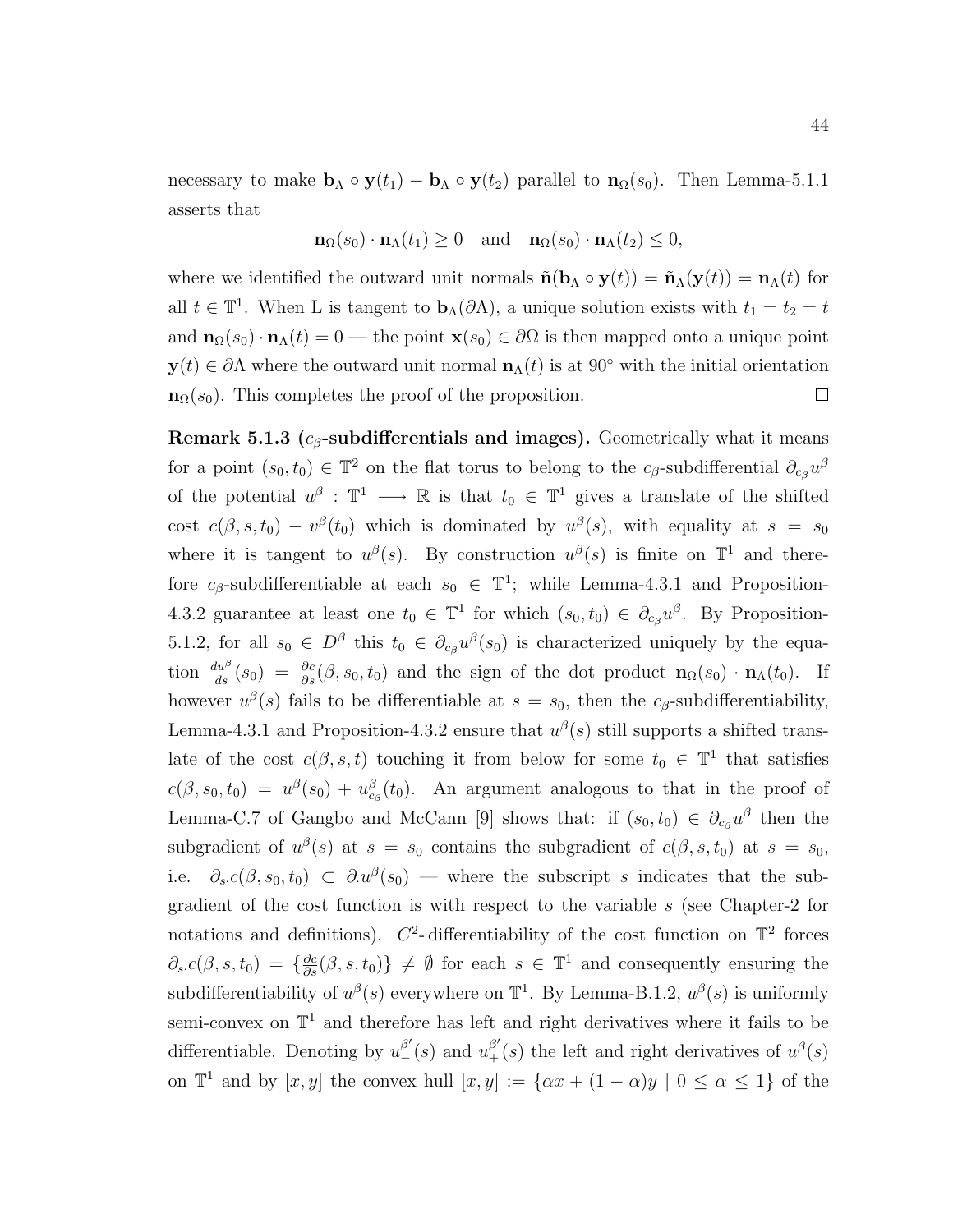necessary to make $\mathbf{b}_\Lambda \circ \mathbf{y}(t_1) - \mathbf{b}_\Lambda \circ \mathbf{y}(t_2)$ parallel to $\mathbf{n}_\Omega(s_0)$. Then Lemma-5.1.1 asserts that

$$\mathbf{n}_\Omega(s_0) \cdot \mathbf{n}_\Lambda(t_1) \geq 0 \quad \text{and} \quad \mathbf{n}_\Omega(s_0) \cdot \mathbf{n}_\Lambda(t_2) \leq 0,$$

where we identified the outward unit normals $\tilde{\mathbf{n}}(\mathbf{b}_\Lambda \circ \mathbf{y}(t)) = \tilde{\mathbf{n}}_\Lambda(\mathbf{y}(t)) = \mathbf{n}_\Lambda(t)$ for all $t \in \mathbb{T}^1$. When L is tangent to $\mathbf{b}_\Lambda(\partial\Lambda)$, a unique solution exists with $t_1 = t_2 = t$ and $\mathbf{n}_\Omega(s_0) \cdot \mathbf{n}_\Lambda(t) = 0$ — the point $\mathbf{x}(s_0) \in \partial\Omega$ is then mapped onto a unique point $\mathbf{y}(t) \in \partial\Lambda$ where the outward unit normal $\mathbf{n}_\Lambda(t)$ is at $90^\circ$ with the initial orientation $\mathbf{n}_\Omega(s_0)$. This completes the proof of the proposition. □

**Remark 5.1.3 ($c_\beta$-subdifferentials and images).** Geometrically what it means for a point $(s_0, t_0) \in \mathbb{T}^2$ on the flat torus to belong to the $c_\beta$-subdifferential $\partial_{c_\beta} u^\beta$ of the potential $u^\beta : \mathbb{T}^1 \longrightarrow \mathbb{R}$ is that $t_0 \in \mathbb{T}^1$ gives a translate of the shifted cost $c(\beta, s, t_0) - v^\beta(t_0)$ which is dominated by $u^\beta(s)$, with equality at $s = s_0$ where it is tangent to $u^\beta(s)$. By construction $u^\beta(s)$ is finite on $\mathbb{T}^1$ and therefore $c_\beta$-subdifferentiable at each $s_0 \in \mathbb{T}^1$; while Lemma-4.3.1 and Proposition-4.3.2 guarantee at least one $t_0 \in \mathbb{T}^1$ for which $(s_0, t_0) \in \partial_{c_\beta} u^\beta$. By Proposition-5.1.2, for all $s_0 \in D^\beta$ this $t_0 \in \partial_{c_\beta} u^\beta(s_0)$ is characterized uniquely by the equation $\frac{du^\beta}{ds}(s_0) = \frac{\partial c}{\partial s}(\beta, s_0, t_0)$ and the sign of the dot product $\mathbf{n}_\Omega(s_0) \cdot \mathbf{n}_\Lambda(t_0)$. If however $u^\beta(s)$ fails to be differentiable at $s = s_0$, then the $c_\beta$-subdifferentiability, Lemma-4.3.1 and Proposition-4.3.2 ensure that $u^\beta(s)$ still supports a shifted translate of the cost $c(\beta, s, t)$ touching it from below for some $t_0 \in \mathbb{T}^1$ that satisfies $c(\beta, s_0, t_0) = u^\beta(s_0) + u^\beta_{c_\beta}(t_0)$. An argument analogous to that in the proof of Lemma-C.7 of Gangbo and McCann [9] shows that: if $(s_0, t_0) \in \partial_{c_\beta} u^\beta$ then the subgradient of $u^\beta(s)$ at $s = s_0$ contains the subgradient of $c(\beta, s, t_0)$ at $s = s_0$, i.e. $\partial_{s\cdot} c(\beta, s_0, t_0) \subset \partial_{\cdot} u^\beta(s_0)$ — where the subscript $s$ indicates that the subgradient of the cost function is with respect to the variable $s$ (see Chapter-2 for notations and definitions). $C^2$-differentiability of the cost function on $\mathbb{T}^2$ forces $\partial_{s\cdot} c(\beta, s, t_0) = \{\frac{\partial c}{\partial s}(\beta, s, t_0)\} \neq \emptyset$ for each $s \in \mathbb{T}^1$ and consequently ensuring the subdifferentiability of $u^\beta(s)$ everywhere on $\mathbb{T}^1$. By Lemma-B.1.2, $u^\beta(s)$ is uniformly semi-convex on $\mathbb{T}^1$ and therefore has left and right derivatives where it fails to be differentiable. Denoting by $u^{\beta'}_-(s)$ and $u^{\beta'}_+(s)$ the left and right derivatives of $u^\beta(s)$ on $\mathbb{T}^1$ and by $[x, y]$ the convex hull $[x, y] := \{\alpha x + (1 - \alpha) y \mid 0 \leq \alpha \leq 1\}$ of the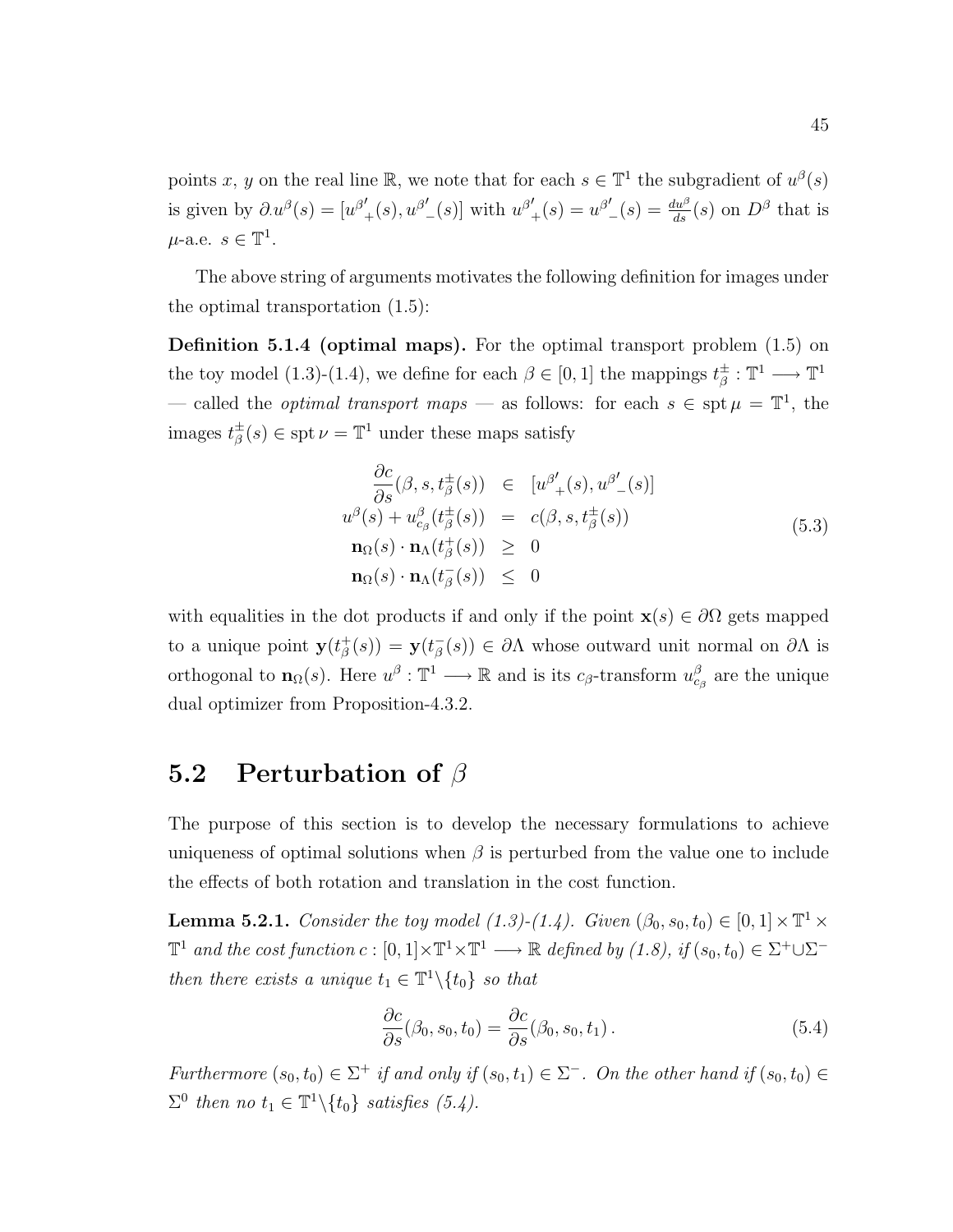points $x$, $y$ on the real line $\mathbb{R}$, we note that for each $s \in \mathbb{T}^1$ the subgradient of $u^\beta(s)$ is given by $\partial_\cdot u^\beta(s) = [{u^\beta}'_+(s), {u^\beta}'_-(s)]$ with ${u^\beta}'_+(s) = {u^\beta}'_-(s) = \frac{du^\beta}{ds}(s)$ on $D^\beta$ that is $\mu$-a.e. $s \in \mathbb{T}^1$.

The above string of arguments motivates the following definition for images under the optimal transportation (1.5):

**Definition 5.1.4 (optimal maps).** For the optimal transport problem (1.5) on the toy model (1.3)-(1.4), we define for each $\beta \in [0,1]$ the mappings $t^\pm_\beta : \mathbb{T}^1 \longrightarrow \mathbb{T}^1$ — called the *optimal transport maps* — as follows: for each $s \in \operatorname{spt} \mu = \mathbb{T}^1$, the images $t^\pm_\beta(s) \in \operatorname{spt} \nu = \mathbb{T}^1$ under these maps satisfy

$$
\begin{aligned}
\frac{\partial c}{\partial s}(\beta, s, t^\pm_\beta(s)) &\in [{u^\beta}'_+(s), {u^\beta}'_-(s)] \\
u^\beta(s) + u^\beta_{c_\beta}(t^\pm_\beta(s)) &= c(\beta, s, t^\pm_\beta(s)) \\
\mathbf{n}_\Omega(s) \cdot \mathbf{n}_\Lambda(t^+_\beta(s)) &\geq 0 \\
\mathbf{n}_\Omega(s) \cdot \mathbf{n}_\Lambda(t^-_\beta(s)) &\leq 0
\end{aligned}
\tag{5.3}
$$

with equalities in the dot products if and only if the point $\mathbf{x}(s) \in \partial\Omega$ gets mapped to a unique point $\mathbf{y}(t^+_\beta(s)) = \mathbf{y}(t^-_\beta(s)) \in \partial\Lambda$ whose outward unit normal on $\partial\Lambda$ is orthogonal to $\mathbf{n}_\Omega(s)$. Here $u^\beta : \mathbb{T}^1 \longrightarrow \mathbb{R}$ and is its $c_\beta$-transform $u^\beta_{c_\beta}$ are the unique dual optimizer from Proposition-4.3.2.

## 5.2 Perturbation of $\beta$

The purpose of this section is to develop the necessary formulations to achieve uniqueness of optimal solutions when $\beta$ is perturbed from the value one to include the effects of both rotation and translation in the cost function.

**Lemma 5.2.1.** *Consider the toy model (1.3)-(1.4). Given $(\beta_0, s_0, t_0) \in [0,1] \times \mathbb{T}^1 \times \mathbb{T}^1$ and the cost function $c : [0,1] \times \mathbb{T}^1 \times \mathbb{T}^1 \longrightarrow \mathbb{R}$ defined by (1.8), if $(s_0, t_0) \in \Sigma^+ \cup \Sigma^-$ then there exists a unique $t_1 \in \mathbb{T}^1 \backslash \{t_0\}$ so that*

$$
\frac{\partial c}{\partial s}(\beta_0, s_0, t_0) = \frac{\partial c}{\partial s}(\beta_0, s_0, t_1)\,. \tag{5.4}
$$

*Furthermore $(s_0, t_0) \in \Sigma^+$ if and only if $(s_0, t_1) \in \Sigma^-$. On the other hand if $(s_0, t_0) \in \Sigma^0$ then no $t_1 \in \mathbb{T}^1 \backslash \{t_0\}$ satisfies (5.4).*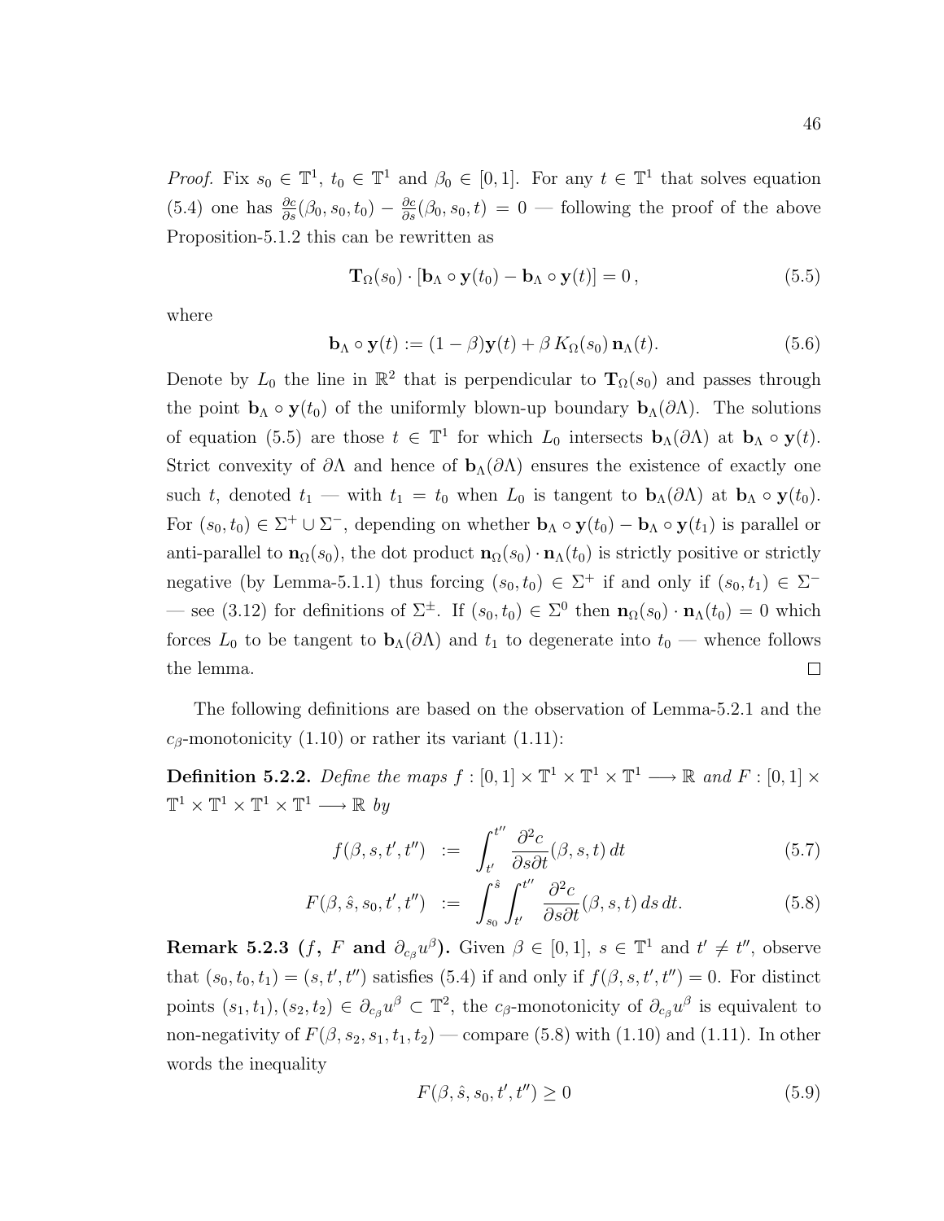*Proof.* Fix $s_0 \in \mathbb{T}^1$, $t_0 \in \mathbb{T}^1$ and $\beta_0 \in [0,1]$. For any $t \in \mathbb{T}^1$ that solves equation (5.4) one has $\frac{\partial c}{\partial s}(\beta_0, s_0, t_0) - \frac{\partial c}{\partial s}(\beta_0, s_0, t) = 0$ — following the proof of the above Proposition-5.1.2 this can be rewritten as

$$\mathbf{T}_\Omega(s_0) \cdot [\mathbf{b}_\Lambda \circ \mathbf{y}(t_0) - \mathbf{b}_\Lambda \circ \mathbf{y}(t)] = 0\,, \tag{5.5}$$

where

$$\mathbf{b}_\Lambda \circ \mathbf{y}(t) := (1-\beta)\mathbf{y}(t) + \beta\, K_\Omega(s_0)\, \mathbf{n}_\Lambda(t). \tag{5.6}$$

Denote by $L_0$ the line in $\mathbb{R}^2$ that is perpendicular to $\mathbf{T}_\Omega(s_0)$ and passes through the point $\mathbf{b}_\Lambda \circ \mathbf{y}(t_0)$ of the uniformly blown-up boundary $\mathbf{b}_\Lambda(\partial\Lambda)$. The solutions of equation (5.5) are those $t \in \mathbb{T}^1$ for which $L_0$ intersects $\mathbf{b}_\Lambda(\partial\Lambda)$ at $\mathbf{b}_\Lambda \circ \mathbf{y}(t)$. Strict convexity of $\partial\Lambda$ and hence of $\mathbf{b}_\Lambda(\partial\Lambda)$ ensures the existence of exactly one such $t$, denoted $t_1$ — with $t_1 = t_0$ when $L_0$ is tangent to $\mathbf{b}_\Lambda(\partial\Lambda)$ at $\mathbf{b}_\Lambda \circ \mathbf{y}(t_0)$. For $(s_0, t_0) \in \Sigma^+ \cup \Sigma^-$, depending on whether $\mathbf{b}_\Lambda \circ \mathbf{y}(t_0) - \mathbf{b}_\Lambda \circ \mathbf{y}(t_1)$ is parallel or anti-parallel to $\mathbf{n}_\Omega(s_0)$, the dot product $\mathbf{n}_\Omega(s_0) \cdot \mathbf{n}_\Lambda(t_0)$ is strictly positive or strictly negative (by Lemma-5.1.1) thus forcing $(s_0, t_0) \in \Sigma^+$ if and only if $(s_0, t_1) \in \Sigma^-$ — see (3.12) for definitions of $\Sigma^\pm$. If $(s_0, t_0) \in \Sigma^0$ then $\mathbf{n}_\Omega(s_0) \cdot \mathbf{n}_\Lambda(t_0) = 0$ which forces $L_0$ to be tangent to $\mathbf{b}_\Lambda(\partial\Lambda)$ and $t_1$ to degenerate into $t_0$ — whence follows the lemma. ∎

The following definitions are based on the observation of Lemma-5.2.1 and the $c_\beta$-monotonicity (1.10) or rather its variant (1.11):

**Definition 5.2.2.** *Define the maps $f : [0,1] \times \mathbb{T}^1 \times \mathbb{T}^1 \times \mathbb{T}^1 \longrightarrow \mathbb{R}$ and $F : [0,1] \times \mathbb{T}^1 \times \mathbb{T}^1 \times \mathbb{T}^1 \times \mathbb{T}^1 \longrightarrow \mathbb{R}$ by*

$$f(\beta, s, t', t'') := \int_{t'}^{t''} \frac{\partial^2 c}{\partial s \partial t}(\beta, s, t)\, dt \tag{5.7}$$

$$F(\beta, \hat{s}, s_0, t', t'') := \int_{s_0}^{\hat{s}} \int_{t'}^{t''} \frac{\partial^2 c}{\partial s \partial t}(\beta, s, t)\, ds\, dt. \tag{5.8}$$

**Remark 5.2.3 ($f$, $F$ and $\partial_{c_\beta} u^\beta$).** Given $\beta \in [0,1]$, $s \in \mathbb{T}^1$ and $t' \neq t''$, observe that $(s_0, t_0, t_1) = (s, t', t'')$ satisfies (5.4) if and only if $f(\beta, s, t', t'') = 0$. For distinct points $(s_1, t_1), (s_2, t_2) \in \partial_{c_\beta} u^\beta \subset \mathbb{T}^2$, the $c_\beta$-monotonicity of $\partial_{c_\beta} u^\beta$ is equivalent to non-negativity of $F(\beta, s_2, s_1, t_1, t_2)$ — compare (5.8) with (1.10) and (1.11). In other words the inequality

$$F(\beta, \hat{s}, s_0, t', t'') \geq 0 \tag{5.9}$$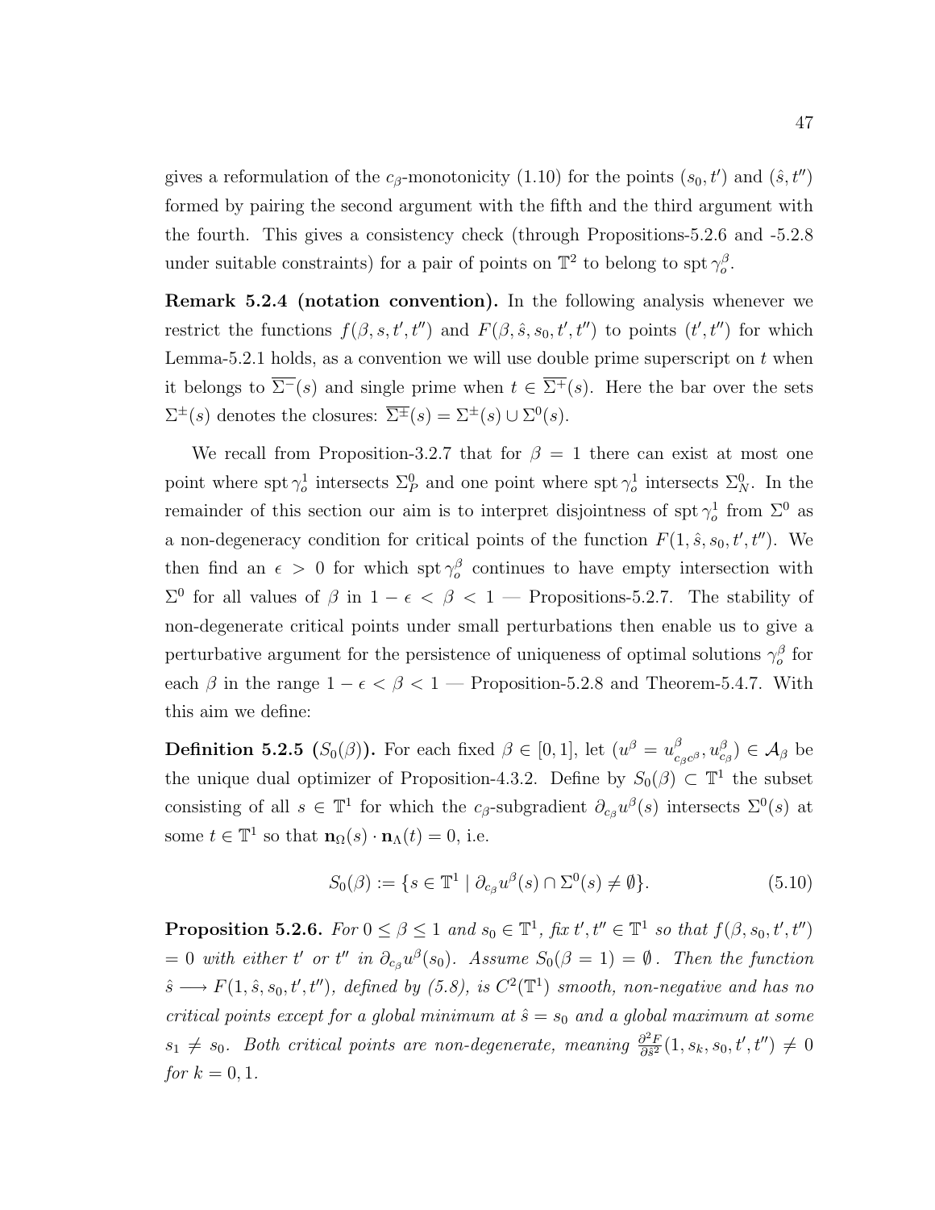gives a reformulation of the $c_\beta$-monotonicity (1.10) for the points $(s_0, t')$ and $(\hat{s}, t'')$ formed by pairing the second argument with the fifth and the third argument with the fourth. This gives a consistency check (through Propositions-5.2.6 and -5.2.8 under suitable constraints) for a pair of points on $\mathbb{T}^2$ to belong to $\operatorname{spt}\gamma_o^\beta$.

**Remark 5.2.4 (notation convention).** In the following analysis whenever we restrict the functions $f(\beta, s, t', t'')$ and $F(\beta, \hat{s}, s_0, t', t'')$ to points $(t', t'')$ for which Lemma-5.2.1 holds, as a convention we will use double prime superscript on $t$ when it belongs to $\overline{\Sigma^-}(s)$ and single prime when $t \in \overline{\Sigma^+}(s)$. Here the bar over the sets $\Sigma^\pm(s)$ denotes the closures: $\overline{\Sigma^\pm}(s) = \Sigma^\pm(s) \cup \Sigma^0(s)$.

We recall from Proposition-3.2.7 that for $\beta = 1$ there can exist at most one point where $\operatorname{spt}\gamma_o^1$ intersects $\Sigma_P^0$ and one point where $\operatorname{spt}\gamma_o^1$ intersects $\Sigma_N^0$. In the remainder of this section our aim is to interpret disjointness of $\operatorname{spt}\gamma_o^1$ from $\Sigma^0$ as a non-degeneracy condition for critical points of the function $F(1, \hat{s}, s_0, t', t'')$. We then find an $\epsilon > 0$ for which $\operatorname{spt}\gamma_o^\beta$ continues to have empty intersection with $\Sigma^0$ for all values of $\beta$ in $1 - \epsilon < \beta < 1$ — Propositions-5.2.7. The stability of non-degenerate critical points under small perturbations then enable us to give a perturbative argument for the persistence of uniqueness of optimal solutions $\gamma_o^\beta$ for each $\beta$ in the range $1 - \epsilon < \beta < 1$ — Proposition-5.2.8 and Theorem-5.4.7. With this aim we define:

**Definition 5.2.5 ($S_0(\beta)$).** For each fixed $\beta \in [0, 1]$, let $(u^\beta = u^\beta_{c_\beta c^\beta}, u^\beta_{c_\beta}) \in \mathcal{A}_\beta$ be the unique dual optimizer of Proposition-4.3.2. Define by $S_0(\beta) \subset \mathbb{T}^1$ the subset consisting of all $s \in \mathbb{T}^1$ for which the $c_\beta$-subgradient $\partial_{c_\beta} u^\beta(s)$ intersects $\Sigma^0(s)$ at some $t \in \mathbb{T}^1$ so that $\mathbf{n}_\Omega(s) \cdot \mathbf{n}_\Lambda(t) = 0$, i.e.

$$S_0(\beta) := \{s \in \mathbb{T}^1 \mid \partial_{c_\beta} u^\beta(s) \cap \Sigma^0(s) \neq \emptyset\}. \tag{5.10}$$

**Proposition 5.2.6.** *For $0 \leq \beta \leq 1$ and $s_0 \in \mathbb{T}^1$, fix $t', t'' \in \mathbb{T}^1$ so that $f(\beta, s_0, t', t'') = 0$ with either $t'$ or $t''$ in $\partial_{c_\beta} u^\beta(s_0)$. Assume $S_0(\beta = 1) = \emptyset$. Then the function $\hat{s} \longrightarrow F(1, \hat{s}, s_0, t', t'')$, defined by (5.8), is $C^2(\mathbb{T}^1)$ smooth, non-negative and has no critical points except for a global minimum at $\hat{s} = s_0$ and a global maximum at some $s_1 \neq s_0$. Both critical points are non-degenerate, meaning $\frac{\partial^2 F}{\partial \hat{s}^2}(1, s_k, s_0, t', t'') \neq 0$ for $k = 0, 1$.*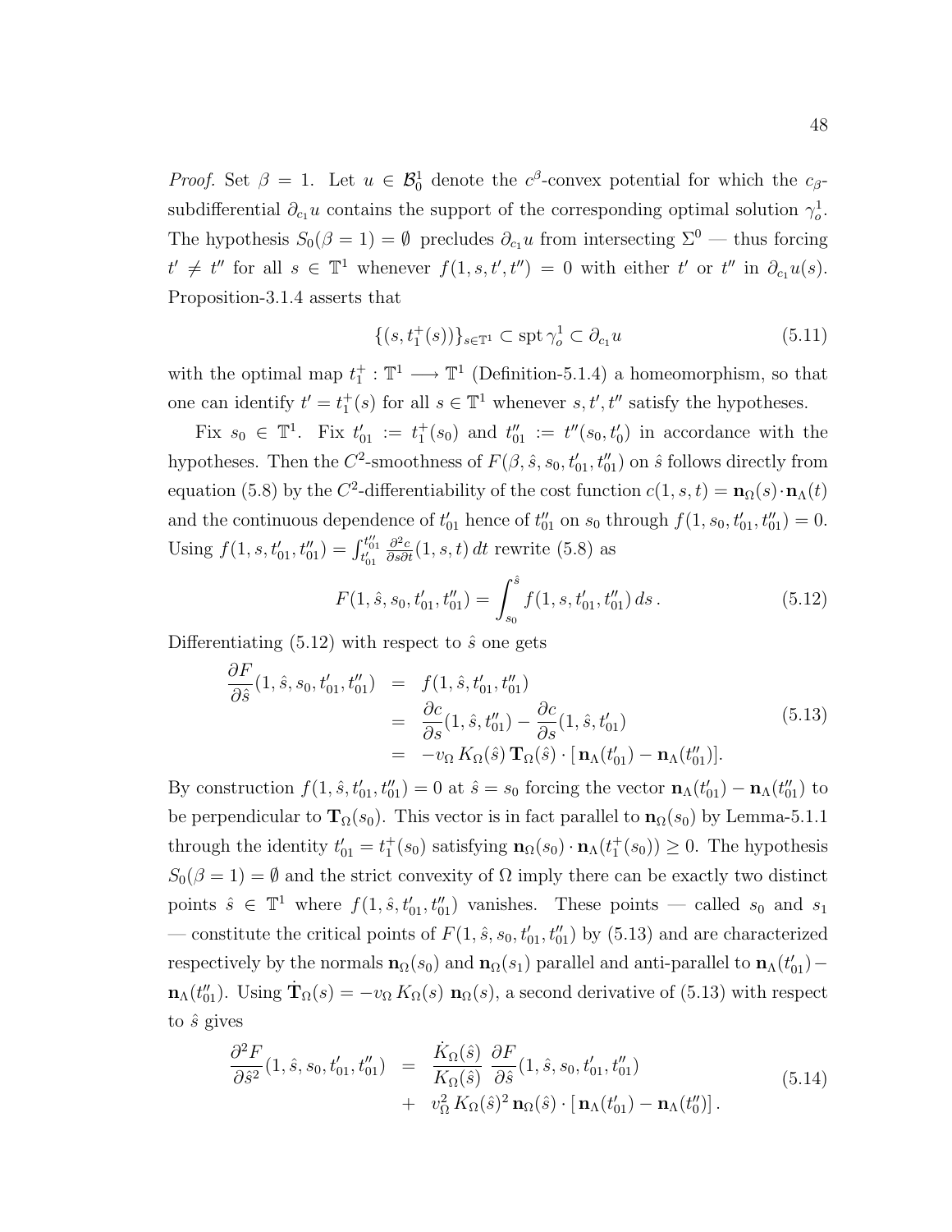*Proof.* Set $\beta = 1$. Let $u \in \mathcal{B}_0^1$ denote the $c^\beta$-convex potential for which the $c_\beta$-subdifferential $\partial_{c_1} u$ contains the support of the corresponding optimal solution $\gamma_o^1$. The hypothesis $S_0(\beta = 1) = \emptyset$ precludes $\partial_{c_1} u$ from intersecting $\Sigma^0$ — thus forcing $t' \neq t''$ for all $s \in \mathbb{T}^1$ whenever $f(1, s, t', t'') = 0$ with either $t'$ or $t''$ in $\partial_{c_1} u(s)$. Proposition-3.1.4 asserts that

$$\{(s, t_1^+(s))\}_{s \in \mathbb{T}^1} \subset \operatorname{spt} \gamma_o^1 \subset \partial_{c_1} u \tag{5.11}$$

with the optimal map $t_1^+ : \mathbb{T}^1 \longrightarrow \mathbb{T}^1$ (Definition-5.1.4) a homeomorphism, so that one can identify $t' = t_1^+(s)$ for all $s \in \mathbb{T}^1$ whenever $s, t', t''$ satisfy the hypotheses.

Fix $s_0 \in \mathbb{T}^1$. Fix $t'_{01} := t_1^+(s_0)$ and $t''_{01} := t''(s_0, t'_0)$ in accordance with the hypotheses. Then the $C^2$-smoothness of $F(\beta, \hat{s}, s_0, t'_{01}, t''_{01})$ on $\hat{s}$ follows directly from equation (5.8) by the $C^2$-differentiability of the cost function $c(1, s, t) = \mathbf{n}_\Omega(s) \cdot \mathbf{n}_\Lambda(t)$ and the continuous dependence of $t'_{01}$ hence of $t''_{01}$ on $s_0$ through $f(1, s_0, t'_{01}, t''_{01}) = 0$. Using $f(1, s, t'_{01}, t''_{01}) = \int_{t'_{01}}^{t''_{01}} \frac{\partial^2 c}{\partial s \partial t}(1, s, t)\, dt$ rewrite (5.8) as

$$F(1, \hat{s}, s_0, t'_{01}, t''_{01}) = \int_{s_0}^{\hat{s}} f(1, s, t'_{01}, t''_{01})\, ds\,. \tag{5.12}$$

Differentiating (5.12) with respect to $\hat{s}$ one gets

$$\begin{aligned}
\frac{\partial F}{\partial \hat{s}}(1, \hat{s}, s_0, t'_{01}, t''_{01}) &= f(1, \hat{s}, t'_{01}, t''_{01}) \\
&= \frac{\partial c}{\partial s}(1, \hat{s}, t''_{01}) - \frac{\partial c}{\partial s}(1, \hat{s}, t'_{01}) \\
&= -v_\Omega\, K_\Omega(\hat{s})\, \mathbf{T}_\Omega(\hat{s}) \cdot [\, \mathbf{n}_\Lambda(t'_{01}) - \mathbf{n}_\Lambda(t''_{01})].
\end{aligned} \tag{5.13}$$

By construction $f(1, \hat{s}, t'_{01}, t''_{01}) = 0$ at $\hat{s} = s_0$ forcing the vector $\mathbf{n}_\Lambda(t'_{01}) - \mathbf{n}_\Lambda(t''_{01})$ to be perpendicular to $\mathbf{T}_\Omega(s_0)$. This vector is in fact parallel to $\mathbf{n}_\Omega(s_0)$ by Lemma-5.1.1 through the identity $t'_{01} = t_1^+(s_0)$ satisfying $\mathbf{n}_\Omega(s_0) \cdot \mathbf{n}_\Lambda(t_1^+(s_0)) \geq 0$. The hypothesis $S_0(\beta = 1) = \emptyset$ and the strict convexity of $\Omega$ imply there can be exactly two distinct points $\hat{s} \in \mathbb{T}^1$ where $f(1, \hat{s}, t'_{01}, t''_{01})$ vanishes. These points — called $s_0$ and $s_1$ — constitute the critical points of $F(1, \hat{s}, s_0, t'_{01}, t''_{01})$ by (5.13) and are characterized respectively by the normals $\mathbf{n}_\Omega(s_0)$ and $\mathbf{n}_\Omega(s_1)$ parallel and anti-parallel to $\mathbf{n}_\Lambda(t'_{01}) - \mathbf{n}_\Lambda(t''_{01})$. Using $\dot{\mathbf{T}}_\Omega(s) = -v_\Omega\, K_\Omega(s)\ \mathbf{n}_\Omega(s)$, a second derivative of (5.13) with respect to $\hat{s}$ gives

$$\begin{aligned}
\frac{\partial^2 F}{\partial \hat{s}^2}(1, \hat{s}, s_0, t'_{01}, t''_{01}) &= \frac{\dot{K}_\Omega(\hat{s})}{K_\Omega(\hat{s})}\ \frac{\partial F}{\partial \hat{s}}(1, \hat{s}, s_0, t'_{01}, t''_{01}) \\
&\quad + v_\Omega^2\, K_\Omega(\hat{s})^2\, \mathbf{n}_\Omega(\hat{s}) \cdot [\, \mathbf{n}_\Lambda(t'_{01}) - \mathbf{n}_\Lambda(t''_0)]\,.
\end{aligned} \tag{5.14}$$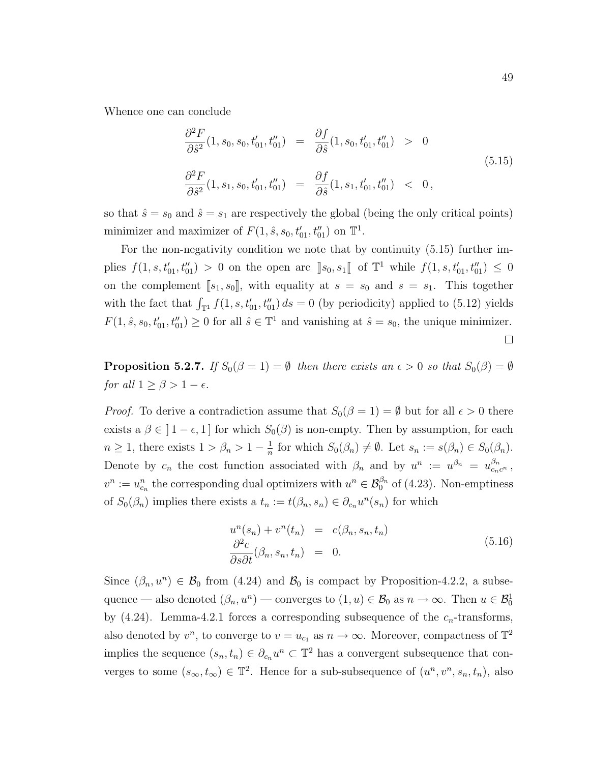Whence one can conclude

$$
\begin{aligned}
\frac{\partial^2 F}{\partial \hat{s}^2}(1, s_0, s_0, t'_{01}, t''_{01}) &= \frac{\partial f}{\partial \hat{s}}(1, s_0, t'_{01}, t''_{01}) > 0 \\
\frac{\partial^2 F}{\partial \hat{s}^2}(1, s_1, s_0, t'_{01}, t''_{01}) &= \frac{\partial f}{\partial \hat{s}}(1, s_1, t'_{01}, t''_{01}) < 0,
\end{aligned}
\tag{5.15}
$$

so that $\hat{s} = s_0$ and $\hat{s} = s_1$ are respectively the global (being the only critical points) minimizer and maximizer of $F(1, \hat{s}, s_0, t'_{01}, t''_{01})$ on $\mathbb{T}^1$.

For the non-negativity condition we note that by continuity (5.15) further implies $f(1, s, t'_{01}, t''_{01}) > 0$ on the open arc $]\!]s_0, s_1[\![$ of $\mathbb{T}^1$ while $f(1, s, t'_{01}, t''_{01}) \leq 0$ on the complement $[\![s_1, s_0]\!]$, with equality at $s = s_0$ and $s = s_1$. This together with the fact that $\int_{\mathbb{T}^1} f(1, s, t'_{01}, t''_{01})\, ds = 0$ (by periodicity) applied to (5.12) yields $F(1, \hat{s}, s_0, t'_{01}, t''_{01}) \geq 0$ for all $\hat{s} \in \mathbb{T}^1$ and vanishing at $\hat{s} = s_0$, the unique minimizer. $\square$

**Proposition 5.2.7.** *If $S_0(\beta = 1) = \emptyset$ then there exists an $\epsilon > 0$ so that $S_0(\beta) = \emptyset$ for all $1 \geq \beta > 1 - \epsilon$.*

*Proof.* To derive a contradiction assume that $S_0(\beta = 1) = \emptyset$ but for all $\epsilon > 0$ there exists a $\beta \in ]\,1 - \epsilon, 1\,]$ for which $S_0(\beta)$ is non-empty. Then by assumption, for each $n \geq 1$, there exists $1 > \beta_n > 1 - \frac{1}{n}$ for which $S_0(\beta_n) \neq \emptyset$. Let $s_n := s(\beta_n) \in S_0(\beta_n)$. Denote by $c_n$ the cost function associated with $\beta_n$ and by $u^n := u^{\beta_n} = u^{\beta_n}_{c_n c^n}$, $v^n := u^n_{c_n}$ the corresponding dual optimizers with $u^n \in \mathcal{B}_0^{\beta_n}$ of (4.23). Non-emptiness of $S_0(\beta_n)$ implies there exists a $t_n := t(\beta_n, s_n) \in \partial_{c_n} u^n(s_n)$ for which

$$
\begin{aligned}
u^n(s_n) + v^n(t_n) &= c(\beta_n, s_n, t_n) \\
\frac{\partial^2 c}{\partial s \partial t}(\beta_n, s_n, t_n) &= 0.
\end{aligned}
\tag{5.16}
$$

Since $(\beta_n, u^n) \in \mathcal{B}_0$ from (4.24) and $\mathcal{B}_0$ is compact by Proposition-4.2.2, a subsequence — also denoted $(\beta_n, u^n)$ — converges to $(1, u) \in \mathcal{B}_0$ as $n \to \infty$. Then $u \in \mathcal{B}_0^1$ by (4.24). Lemma-4.2.1 forces a corresponding subsequence of the $c_n$-transforms, also denoted by $v^n$, to converge to $v = u_{c_1}$ as $n \to \infty$. Moreover, compactness of $\mathbb{T}^2$ implies the sequence $(s_n, t_n) \in \partial_{c_n} u^n \subset \mathbb{T}^2$ has a convergent subsequence that converges to some $(s_\infty, t_\infty) \in \mathbb{T}^2$. Hence for a sub-subsequence of $(u^n, v^n, s_n, t_n)$, also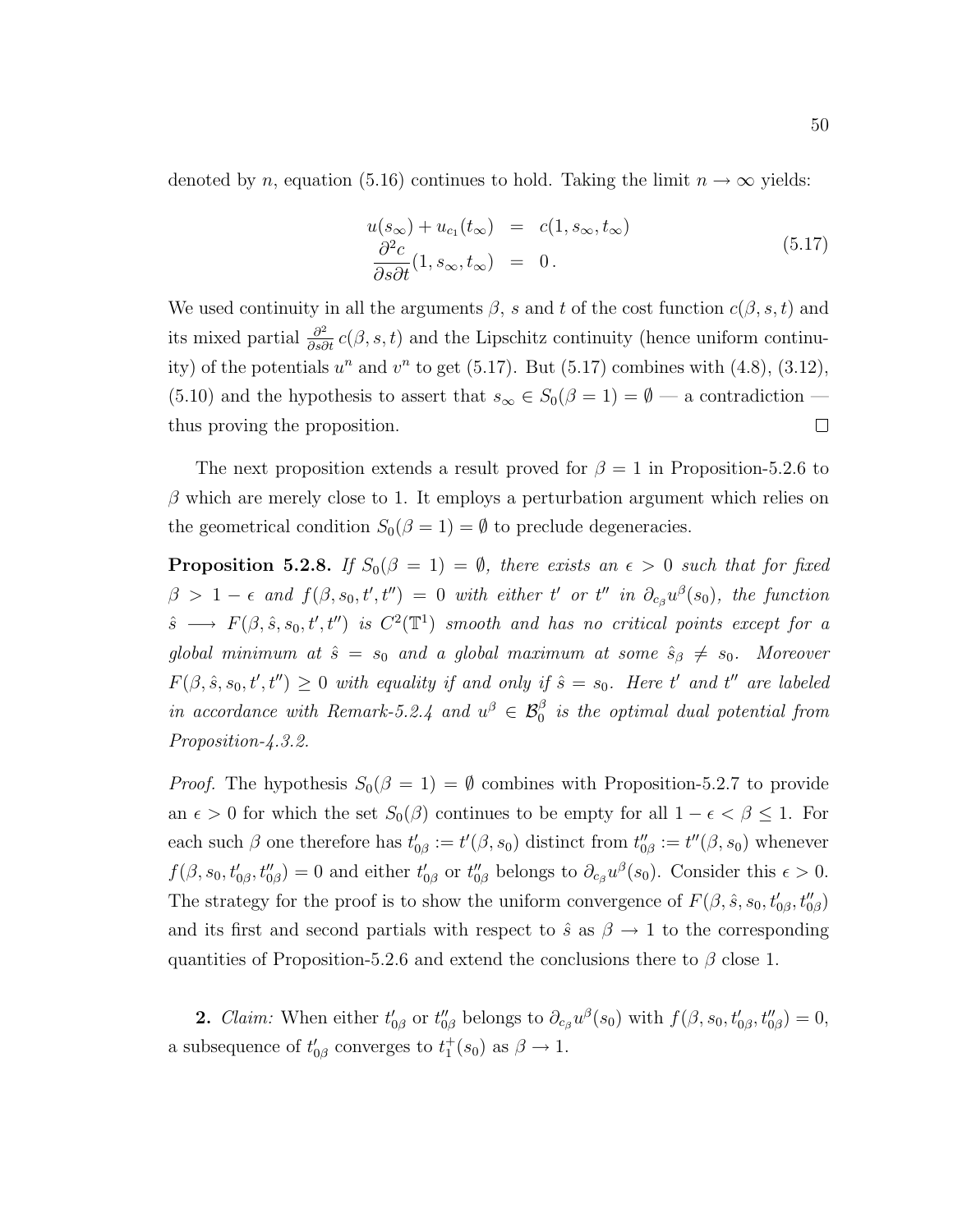denoted by $n$, equation (5.16) continues to hold. Taking the limit $n \to \infty$ yields:

$$
\begin{aligned}
u(s_\infty) + u_{c_1}(t_\infty) &= c(1, s_\infty, t_\infty) \\
\frac{\partial^2 c}{\partial s \partial t}(1, s_\infty, t_\infty) &= 0\,.
\end{aligned}
\tag{5.17}
$$

We used continuity in all the arguments $\beta$, $s$ and $t$ of the cost function $c(\beta, s, t)$ and its mixed partial $\frac{\partial^2}{\partial s \partial t} c(\beta, s, t)$ and the Lipschitz continuity (hence uniform continuity) of the potentials $u^n$ and $v^n$ to get (5.17). But (5.17) combines with (4.8), (3.12), (5.10) and the hypothesis to assert that $s_\infty \in S_0(\beta = 1) = \emptyset$ — a contradiction — thus proving the proposition. □

The next proposition extends a result proved for $\beta = 1$ in Proposition-5.2.6 to $\beta$ which are merely close to 1. It employs a perturbation argument which relies on the geometrical condition $S_0(\beta = 1) = \emptyset$ to preclude degeneracies.

**Proposition 5.2.8.** *If $S_0(\beta = 1) = \emptyset$, there exists an $\epsilon > 0$ such that for fixed $\beta > 1 - \epsilon$ and $f(\beta, s_0, t', t'') = 0$ with either $t'$ or $t''$ in $\partial_{c_\beta} u^\beta(s_0)$, the function $\hat{s} \longrightarrow F(\beta, \hat{s}, s_0, t', t'')$ is $C^2(\mathbb{T}^1)$ smooth and has no critical points except for a global minimum at $\hat{s} = s_0$ and a global maximum at some $\hat{s}_\beta \neq s_0$. Moreover $F(\beta, \hat{s}, s_0, t', t'') \geq 0$ with equality if and only if $\hat{s} = s_0$. Here $t'$ and $t''$ are labeled in accordance with Remark-5.2.4 and $u^\beta \in \mathcal{B}_0^\beta$ is the optimal dual potential from Proposition-4.3.2.*

*Proof.* The hypothesis $S_0(\beta = 1) = \emptyset$ combines with Proposition-5.2.7 to provide an $\epsilon > 0$ for which the set $S_0(\beta)$ continues to be empty for all $1 - \epsilon < \beta \leq 1$. For each such $\beta$ one therefore has $t'_{0\beta} := t'(\beta, s_0)$ distinct from $t''_{0\beta} := t''(\beta, s_0)$ whenever $f(\beta, s_0, t'_{0\beta}, t''_{0\beta}) = 0$ and either $t'_{0\beta}$ or $t''_{0\beta}$ belongs to $\partial_{c_\beta} u^\beta(s_0)$. Consider this $\epsilon > 0$. The strategy for the proof is to show the uniform convergence of $F(\beta, \hat{s}, s_0, t'_{0\beta}, t''_{0\beta})$ and its first and second partials with respect to $\hat{s}$ as $\beta \to 1$ to the corresponding quantities of Proposition-5.2.6 and extend the conclusions there to $\beta$ close 1.

**2.** *Claim:* When either $t'_{0\beta}$ or $t''_{0\beta}$ belongs to $\partial_{c_\beta} u^\beta(s_0)$ with $f(\beta, s_0, t'_{0\beta}, t''_{0\beta}) = 0$, a subsequence of $t'_{0\beta}$ converges to $t_1^+(s_0)$ as $\beta \to 1$.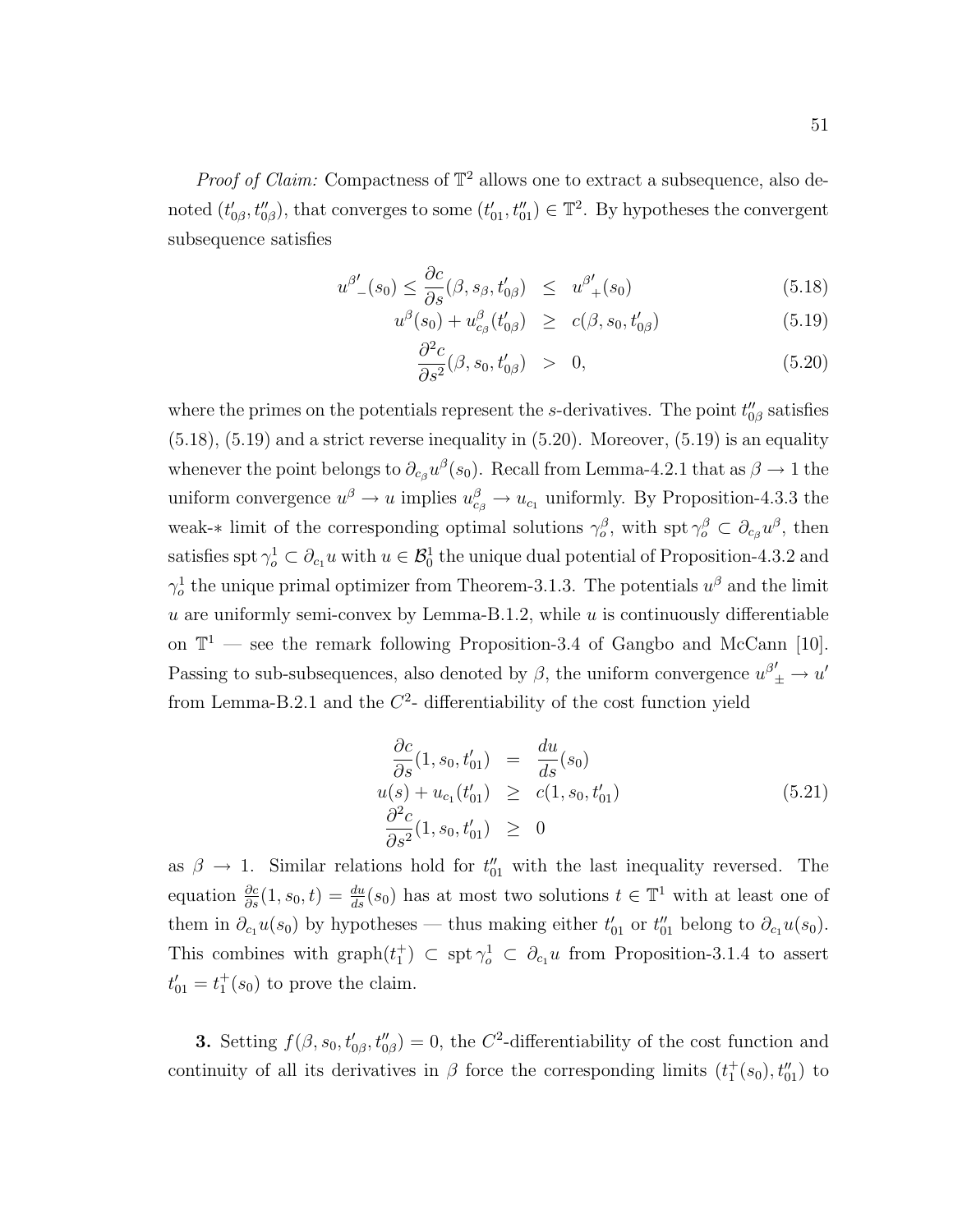*Proof of Claim:* Compactness of $\mathbb{T}^2$ allows one to extract a subsequence, also denoted $(t'_{0\beta}, t''_{0\beta})$, that converges to some $(t'_{01}, t''_{01}) \in \mathbb{T}^2$. By hypotheses the convergent subsequence satisfies

$$
\begin{aligned}
{u^{\beta}}'_{-}(s_0) \leq \frac{\partial c}{\partial s}(\beta, s_\beta, t'_{0\beta}) \quad &\leq \quad {u^{\beta}}'_{+}(s_0) &(5.18)\\
u^\beta(s_0) + u^\beta_{c_\beta}(t'_{0\beta}) \quad &\geq \quad c(\beta, s_0, t'_{0\beta}) &(5.19)\\
\frac{\partial^2 c}{\partial s^2}(\beta, s_0, t'_{0\beta}) \quad &> \quad 0, &(5.20)
\end{aligned}
$$

where the primes on the potentials represent the $s$-derivatives. The point $t''_{0\beta}$ satisfies (5.18), (5.19) and a strict reverse inequality in (5.20). Moreover, (5.19) is an equality whenever the point belongs to $\partial_{c_\beta} u^\beta(s_0)$. Recall from Lemma-4.2.1 that as $\beta \to 1$ the uniform convergence $u^\beta \to u$ implies $u^\beta_{c_\beta} \to u_{c_1}$ uniformly. By Proposition-4.3.3 the weak-$*$ limit of the corresponding optimal solutions $\gamma^\beta_o$, with $\operatorname{spt} \gamma^\beta_o \subset \partial_{c_\beta} u^\beta$, then satisfies $\operatorname{spt} \gamma^1_o \subset \partial_{c_1} u$ with $u \in \mathcal{B}^1_0$ the unique dual potential of Proposition-4.3.2 and $\gamma^1_o$ the unique primal optimizer from Theorem-3.1.3. The potentials $u^\beta$ and the limit $u$ are uniformly semi-convex by Lemma-B.1.2, while $u$ is continuously differentiable on $\mathbb{T}^1$ — see the remark following Proposition-3.4 of Gangbo and McCann [10]. Passing to sub-subsequences, also denoted by $\beta$, the uniform convergence ${u^{\beta}}'_{\pm} \to u'$ from Lemma-B.2.1 and the $C^2$- differentiability of the cost function yield

$$
\begin{aligned}
\frac{\partial c}{\partial s}(1, s_0, t'_{01}) \quad &= \quad \frac{du}{ds}(s_0)\\
u(s) + u_{c_1}(t'_{01}) \quad &\geq \quad c(1, s_0, t'_{01}) \qquad\qquad (5.21)\\
\frac{\partial^2 c}{\partial s^2}(1, s_0, t'_{01}) \quad &\geq \quad 0
\end{aligned}
$$

as $\beta \to 1$. Similar relations hold for $t''_{01}$ with the last inequality reversed. The equation $\frac{\partial c}{\partial s}(1, s_0, t) = \frac{du}{ds}(s_0)$ has at most two solutions $t \in \mathbb{T}^1$ with at least one of them in $\partial_{c_1} u(s_0)$ by hypotheses — thus making either $t'_{01}$ or $t''_{01}$ belong to $\partial_{c_1} u(s_0)$. This combines with $\operatorname{graph}(t^+_1) \subset \operatorname{spt} \gamma^1_o \subset \partial_{c_1} u$ from Proposition-3.1.4 to assert $t'_{01} = t^+_1(s_0)$ to prove the claim.

**3.** Setting $f(\beta, s_0, t'_{0\beta}, t''_{0\beta}) = 0$, the $C^2$-differentiability of the cost function and continuity of all its derivatives in $\beta$ force the corresponding limits $(t^+_1(s_0), t''_{01})$ to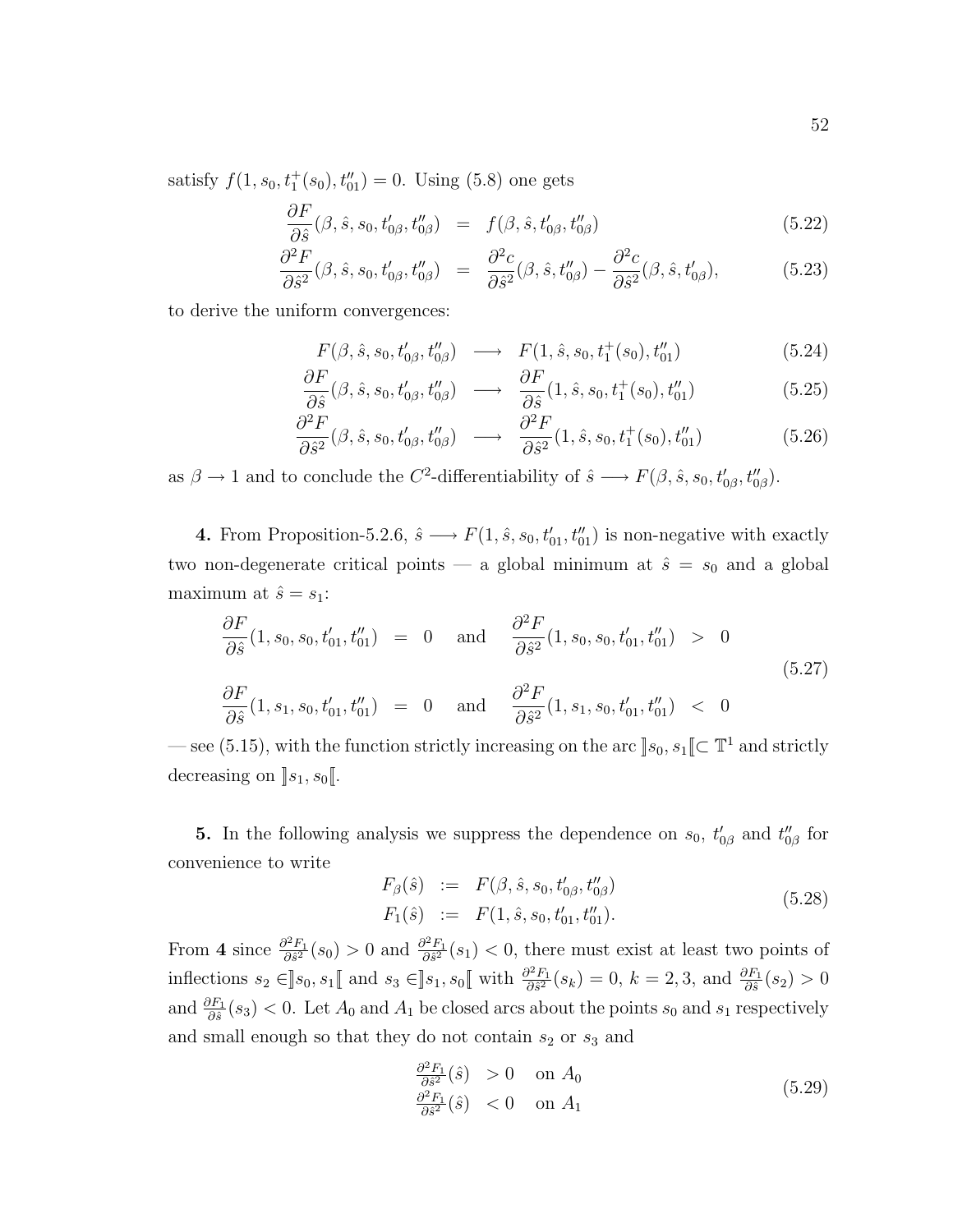satisfy $f(1, s_0, t_1^+(s_0), t''_{01}) = 0$. Using (5.8) one gets

$$
\begin{aligned}
\frac{\partial F}{\partial \hat{s}}(\beta, \hat{s}, s_0, t'_{0\beta}, t''_{0\beta}) &= f(\beta, \hat{s}, t'_{0\beta}, t''_{0\beta}) &(5.22)\\
\frac{\partial^2 F}{\partial \hat{s}^2}(\beta, \hat{s}, s_0, t'_{0\beta}, t''_{0\beta}) &= \frac{\partial^2 c}{\partial \hat{s}^2}(\beta, \hat{s}, t''_{0\beta}) - \frac{\partial^2 c}{\partial \hat{s}^2}(\beta, \hat{s}, t'_{0\beta}), &(5.23)
\end{aligned}
$$

to derive the uniform convergences:

$$
\begin{aligned}
F(\beta, \hat{s}, s_0, t'_{0\beta}, t''_{0\beta}) &\longrightarrow F(1, \hat{s}, s_0, t_1^+(s_0), t''_{01}) &(5.24)\\
\frac{\partial F}{\partial \hat{s}}(\beta, \hat{s}, s_0, t'_{0\beta}, t''_{0\beta}) &\longrightarrow \frac{\partial F}{\partial \hat{s}}(1, \hat{s}, s_0, t_1^+(s_0), t''_{01}) &(5.25)\\
\frac{\partial^2 F}{\partial \hat{s}^2}(\beta, \hat{s}, s_0, t'_{0\beta}, t''_{0\beta}) &\longrightarrow \frac{\partial^2 F}{\partial \hat{s}^2}(1, \hat{s}, s_0, t_1^+(s_0), t''_{01}) &(5.26)
\end{aligned}
$$

as $\beta \to 1$ and to conclude the $C^2$-differentiability of $\hat{s} \longrightarrow F(\beta, \hat{s}, s_0, t'_{0\beta}, t''_{0\beta})$.

**4.** From Proposition-5.2.6, $\hat{s} \longrightarrow F(1, \hat{s}, s_0, t'_{01}, t''_{01})$ is non-negative with exactly two non-degenerate critical points — a global minimum at $\hat{s} = s_0$ and a global maximum at $\hat{s} = s_1$:

$$
\begin{aligned}
\frac{\partial F}{\partial \hat{s}}(1, s_0, s_0, t'_{01}, t''_{01}) &= 0 \quad \text{and} \quad \frac{\partial^2 F}{\partial \hat{s}^2}(1, s_0, s_0, t'_{01}, t''_{01}) > 0\\
\frac{\partial F}{\partial \hat{s}}(1, s_1, s_0, t'_{01}, t''_{01}) &= 0 \quad \text{and} \quad \frac{\partial^2 F}{\partial \hat{s}^2}(1, s_1, s_0, t'_{01}, t''_{01}) < 0
\end{aligned}
\tag{5.27}
$$

— see (5.15), with the function strictly increasing on the arc $\rrbracket s_0, s_1 \llbracket \subset \mathbb{T}^1$ and strictly decreasing on $\rrbracket s_1, s_0 \llbracket$.

**5.** In the following analysis we suppress the dependence on $s_0$, $t'_{0\beta}$ and $t''_{0\beta}$ for convenience to write

$$
\begin{aligned}
F_\beta(\hat{s}) &:= F(\beta, \hat{s}, s_0, t'_{0\beta}, t''_{0\beta})\\
F_1(\hat{s}) &:= F(1, \hat{s}, s_0, t'_{01}, t''_{01}).
\end{aligned}
\tag{5.28}
$$

From **4** since $\frac{\partial^2 F_1}{\partial \hat{s}^2}(s_0) > 0$ and $\frac{\partial^2 F_1}{\partial \hat{s}^2}(s_1) < 0$, there must exist at least two points of inflections $s_2 \in \rrbracket s_0, s_1 \llbracket$ and $s_3 \in \rrbracket s_1, s_0 \llbracket$ with $\frac{\partial^2 F_1}{\partial \hat{s}^2}(s_k) = 0$, $k = 2, 3$, and $\frac{\partial F_1}{\partial \hat{s}}(s_2) > 0$ and $\frac{\partial F_1}{\partial \hat{s}}(s_3) < 0$. Let $A_0$ and $A_1$ be closed arcs about the points $s_0$ and $s_1$ respectively and small enough so that they do not contain $s_2$ or $s_3$ and

$$
\begin{aligned}
\tfrac{\partial^2 F_1}{\partial \hat{s}^2}(\hat{s}) &> 0 \quad \text{on } A_0\\
\tfrac{\partial^2 F_1}{\partial \hat{s}^2}(\hat{s}) &< 0 \quad \text{on } A_1
\end{aligned}
\tag{5.29}
$$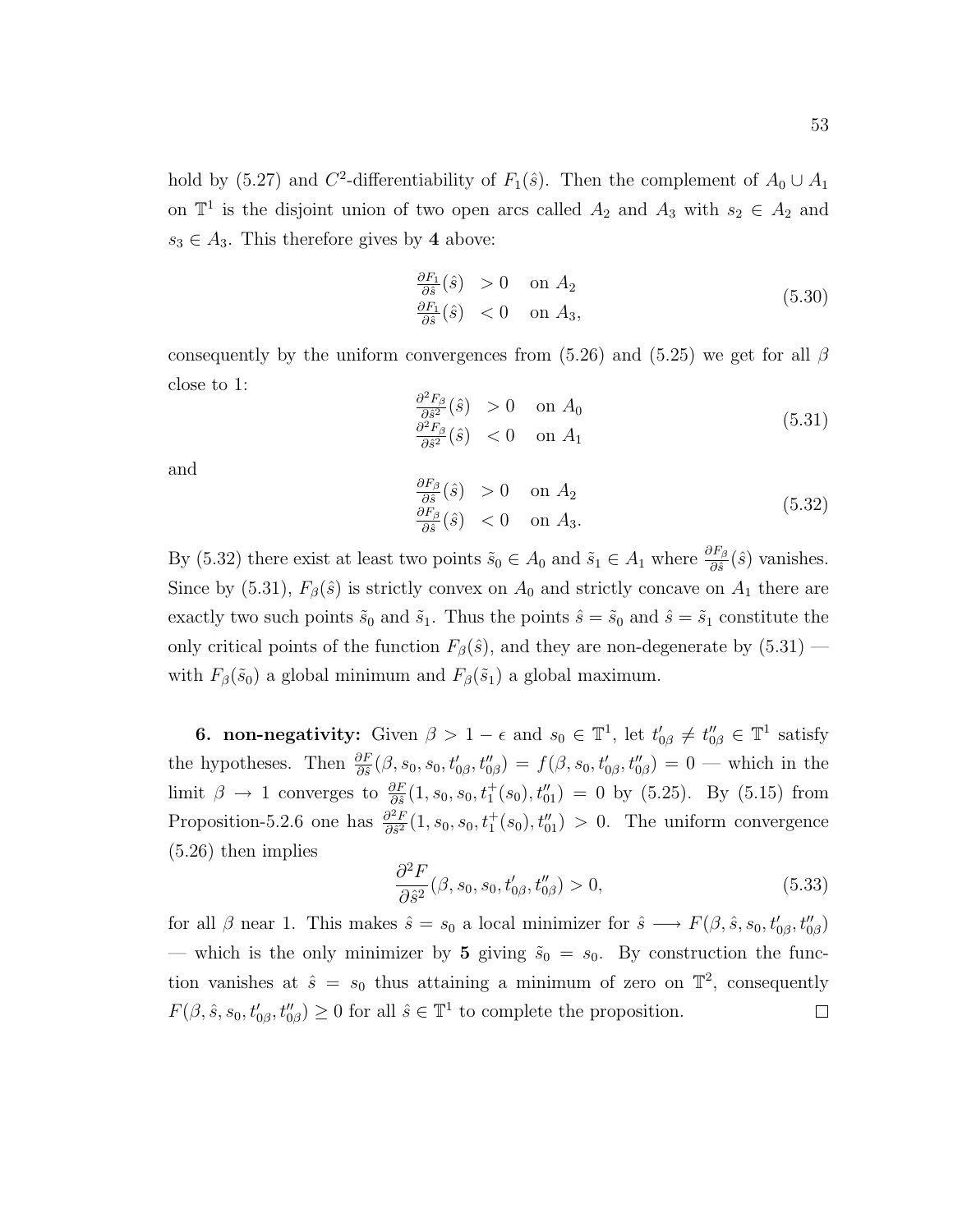hold by (5.27) and $C^2$-differentiability of $F_1(\hat{s})$. Then the complement of $A_0 \cup A_1$ on $\mathbb{T}^1$ is the disjoint union of two open arcs called $A_2$ and $A_3$ with $s_2 \in A_2$ and $s_3 \in A_3$. This therefore gives by **4** above:

$$
\begin{array}{lll}
\frac{\partial F_1}{\partial \hat{s}}(\hat{s}) & > 0 & \text{on } A_2 \\
\frac{\partial F_1}{\partial \hat{s}}(\hat{s}) & < 0 & \text{on } A_3,
\end{array}
\tag{5.30}
$$

consequently by the uniform convergences from (5.26) and (5.25) we get for all $\beta$ close to 1:

$$
\begin{array}{lll}
\frac{\partial^2 F_\beta}{\partial \hat{s}^2}(\hat{s}) & > 0 & \text{on } A_0 \\
\frac{\partial^2 F_\beta}{\partial \hat{s}^2}(\hat{s}) & < 0 & \text{on } A_1
\end{array}
\tag{5.31}
$$

and

$$
\begin{array}{lll}
\frac{\partial F_\beta}{\partial \hat{s}}(\hat{s}) & > 0 & \text{on } A_2 \\
\frac{\partial F_\beta}{\partial \hat{s}}(\hat{s}) & < 0 & \text{on } A_3.
\end{array}
\tag{5.32}
$$

By (5.32) there exist at least two points $\tilde{s}_0 \in A_0$ and $\tilde{s}_1 \in A_1$ where $\frac{\partial F_\beta}{\partial \hat{s}}(\hat{s})$ vanishes. Since by (5.31), $F_\beta(\hat{s})$ is strictly convex on $A_0$ and strictly concave on $A_1$ there are exactly two such points $\tilde{s}_0$ and $\tilde{s}_1$. Thus the points $\hat{s} = \tilde{s}_0$ and $\hat{s} = \tilde{s}_1$ constitute the only critical points of the function $F_\beta(\hat{s})$, and they are non-degenerate by (5.31) — with $F_\beta(\tilde{s}_0)$ a global minimum and $F_\beta(\tilde{s}_1)$ a global maximum.

**6. non-negativity:** Given $\beta > 1 - \epsilon$ and $s_0 \in \mathbb{T}^1$, let $t'_{0\beta} \neq t''_{0\beta} \in \mathbb{T}^1$ satisfy the hypotheses. Then $\frac{\partial F}{\partial \hat{s}}(\beta, s_0, s_0, t'_{0\beta}, t''_{0\beta}) = f(\beta, s_0, t'_{0\beta}, t''_{0\beta}) = 0$ — which in the limit $\beta \to 1$ converges to $\frac{\partial F}{\partial \hat{s}}(1, s_0, s_0, t_1^+(s_0), t''_{01}) = 0$ by (5.25). By (5.15) from Proposition-5.2.6 one has $\frac{\partial^2 F}{\partial \hat{s}^2}(1, s_0, s_0, t_1^+(s_0), t''_{01}) > 0$. The uniform convergence (5.26) then implies

$$
\frac{\partial^2 F}{\partial \hat{s}^2}(\beta, s_0, s_0, t'_{0\beta}, t''_{0\beta}) > 0,
\tag{5.33}
$$

for all $\beta$ near 1. This makes $\hat{s} = s_0$ a local minimizer for $\hat{s} \longrightarrow F(\beta, \hat{s}, s_0, t'_{0\beta}, t''_{0\beta})$ — which is the only minimizer by **5** giving $\tilde{s}_0 = s_0$. By construction the function vanishes at $\hat{s} = s_0$ thus attaining a minimum of zero on $\mathbb{T}^2$, consequently $F(\beta, \hat{s}, s_0, t'_{0\beta}, t''_{0\beta}) \geq 0$ for all $\hat{s} \in \mathbb{T}^1$ to complete the proposition. □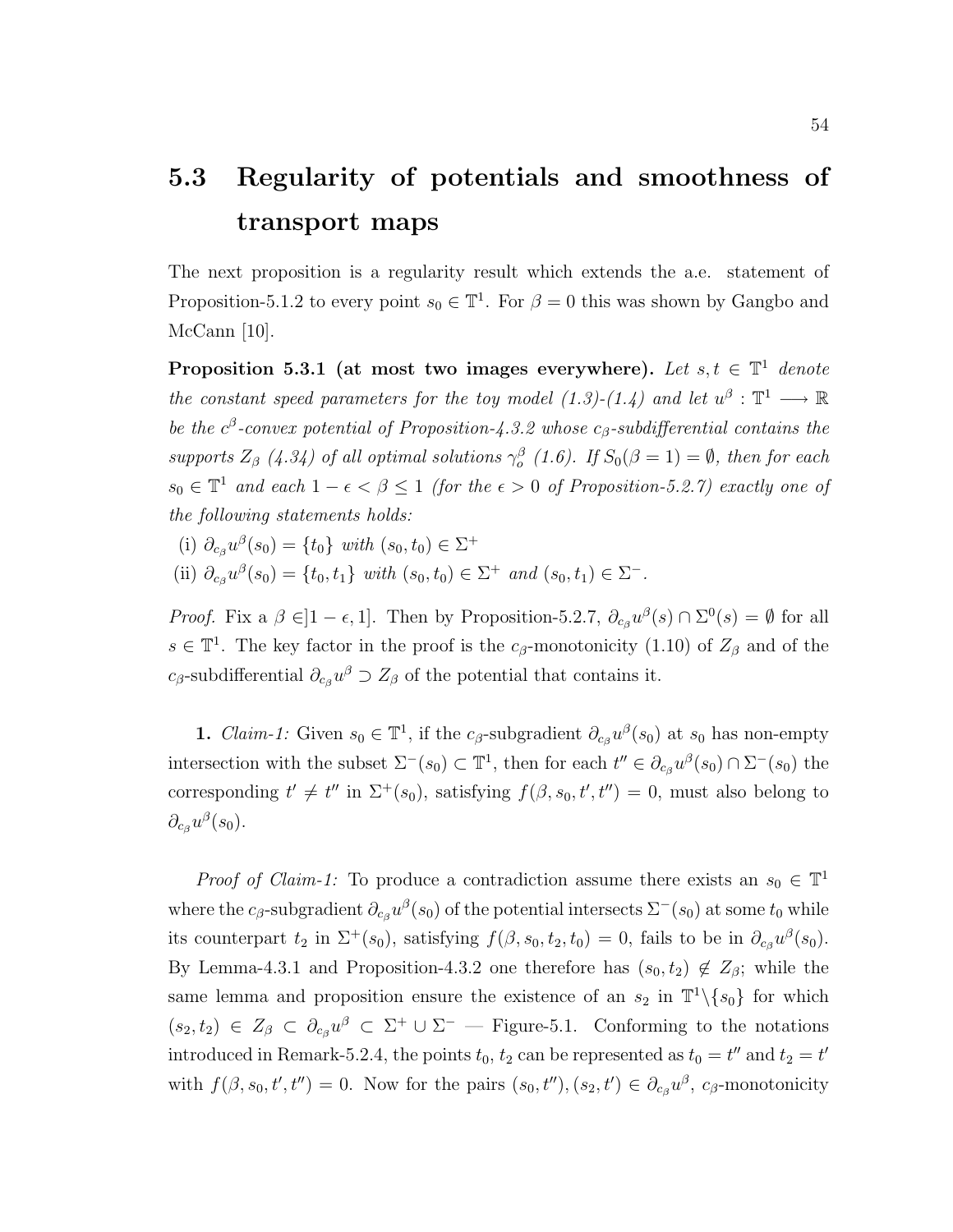## 5.3 Regularity of potentials and smoothness of transport maps

The next proposition is a regularity result which extends the a.e. statement of Proposition-5.1.2 to every point $s_0 \in \mathbb{T}^1$. For $\beta = 0$ this was shown by Gangbo and McCann [10].

**Proposition 5.3.1 (at most two images everywhere).** *Let $s, t \in \mathbb{T}^1$ denote the constant speed parameters for the toy model (1.3)-(1.4) and let $u^\beta : \mathbb{T}^1 \longrightarrow \mathbb{R}$ be the $c^\beta$-convex potential of Proposition-4.3.2 whose $c_\beta$-subdifferential contains the supports $Z_\beta$ (4.34) of all optimal solutions $\gamma_o^\beta$ (1.6). If $S_0(\beta = 1) = \emptyset$, then for each $s_0 \in \mathbb{T}^1$ and each $1 - \epsilon < \beta \leq 1$ (for the $\epsilon > 0$ of Proposition-5.2.7) exactly one of the following statements holds:*

(i) $\partial_{c_\beta} u^\beta(s_0) = \{t_0\}$ *with* $(s_0, t_0) \in \Sigma^+$

(ii) $\partial_{c_\beta} u^\beta(s_0) = \{t_0, t_1\}$ *with* $(s_0, t_0) \in \Sigma^+$ *and* $(s_0, t_1) \in \Sigma^-$.

*Proof.* Fix a $\beta \in ]1 - \epsilon, 1]$. Then by Proposition-5.2.7, $\partial_{c_\beta} u^\beta(s) \cap \Sigma^0(s) = \emptyset$ for all $s \in \mathbb{T}^1$. The key factor in the proof is the $c_\beta$-monotonicity (1.10) of $Z_\beta$ and of the $c_\beta$-subdifferential $\partial_{c_\beta} u^\beta \supset Z_\beta$ of the potential that contains it.

**1.** *Claim-1:* Given $s_0 \in \mathbb{T}^1$, if the $c_\beta$-subgradient $\partial_{c_\beta} u^\beta(s_0)$ at $s_0$ has non-empty intersection with the subset $\Sigma^-(s_0) \subset \mathbb{T}^1$, then for each $t'' \in \partial_{c_\beta} u^\beta(s_0) \cap \Sigma^-(s_0)$ the corresponding $t' \neq t''$ in $\Sigma^+(s_0)$, satisfying $f(\beta, s_0, t', t'') = 0$, must also belong to $\partial_{c_\beta} u^\beta(s_0)$.

*Proof of Claim-1:* To produce a contradiction assume there exists an $s_0 \in \mathbb{T}^1$ where the $c_\beta$-subgradient $\partial_{c_\beta} u^\beta(s_0)$ of the potential intersects $\Sigma^-(s_0)$ at some $t_0$ while its counterpart $t_2$ in $\Sigma^+(s_0)$, satisfying $f(\beta, s_0, t_2, t_0) = 0$, fails to be in $\partial_{c_\beta} u^\beta(s_0)$. By Lemma-4.3.1 and Proposition-4.3.2 one therefore has $(s_0, t_2) \notin Z_\beta$; while the same lemma and proposition ensure the existence of an $s_2$ in $\mathbb{T}^1 \setminus \{s_0\}$ for which $(s_2, t_2) \in Z_\beta \subset \partial_{c_\beta} u^\beta \subset \Sigma^+ \cup \Sigma^-$ — Figure-5.1. Conforming to the notations introduced in Remark-5.2.4, the points $t_0, t_2$ can be represented as $t_0 = t''$ and $t_2 = t'$ with $f(\beta, s_0, t', t'') = 0$. Now for the pairs $(s_0, t''), (s_2, t') \in \partial_{c_\beta} u^\beta$, $c_\beta$-monotonicity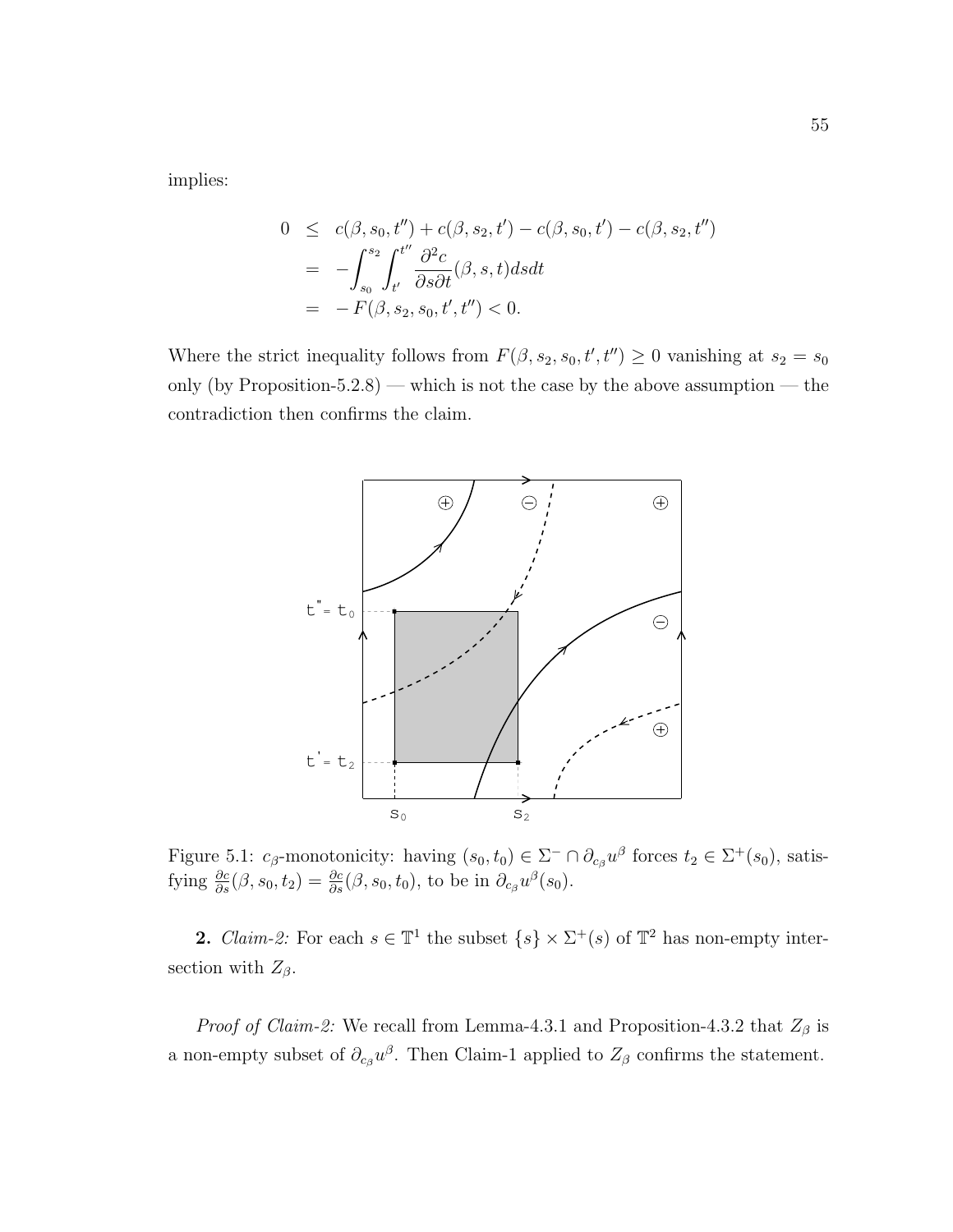implies:

$$
\begin{aligned}
0 &\leq c(\beta, s_0, t'') + c(\beta, s_2, t') - c(\beta, s_0, t') - c(\beta, s_2, t'') \\
&= -\int_{s_0}^{s_2} \int_{t'}^{t''} \frac{\partial^2 c}{\partial s \partial t}(\beta, s, t) ds dt \\
&= -F(\beta, s_2, s_0, t', t'') < 0.
\end{aligned}
$$

Where the strict inequality follows from $F(\beta, s_2, s_0, t', t'') \geq 0$ vanishing at $s_2 = s_0$ only (by Proposition-5.2.8) — which is not the case by the above assumption — the contradiction then confirms the claim.

t" = t₀

t' = t₂

s₀

s₂

Figure 5.1: $c_\beta$-monotonicity: having $(s_0, t_0) \in \Sigma^- \cap \partial_{c_\beta} u^\beta$ forces $t_2 \in \Sigma^+(s_0)$, satisfying $\frac{\partial c}{\partial s}(\beta, s_0, t_2) = \frac{\partial c}{\partial s}(\beta, s_0, t_0)$, to be in $\partial_{c_\beta} u^\beta(s_0)$.

**2.** *Claim-2:* For each $s \in \mathbb{T}^1$ the subset $\{s\} \times \Sigma^+(s)$ of $\mathbb{T}^2$ has non-empty intersection with $Z_\beta$.

*Proof of Claim-2:* We recall from Lemma-4.3.1 and Proposition-4.3.2 that $Z_\beta$ is a non-empty subset of $\partial_{c_\beta} u^\beta$. Then Claim-1 applied to $Z_\beta$ confirms the statement.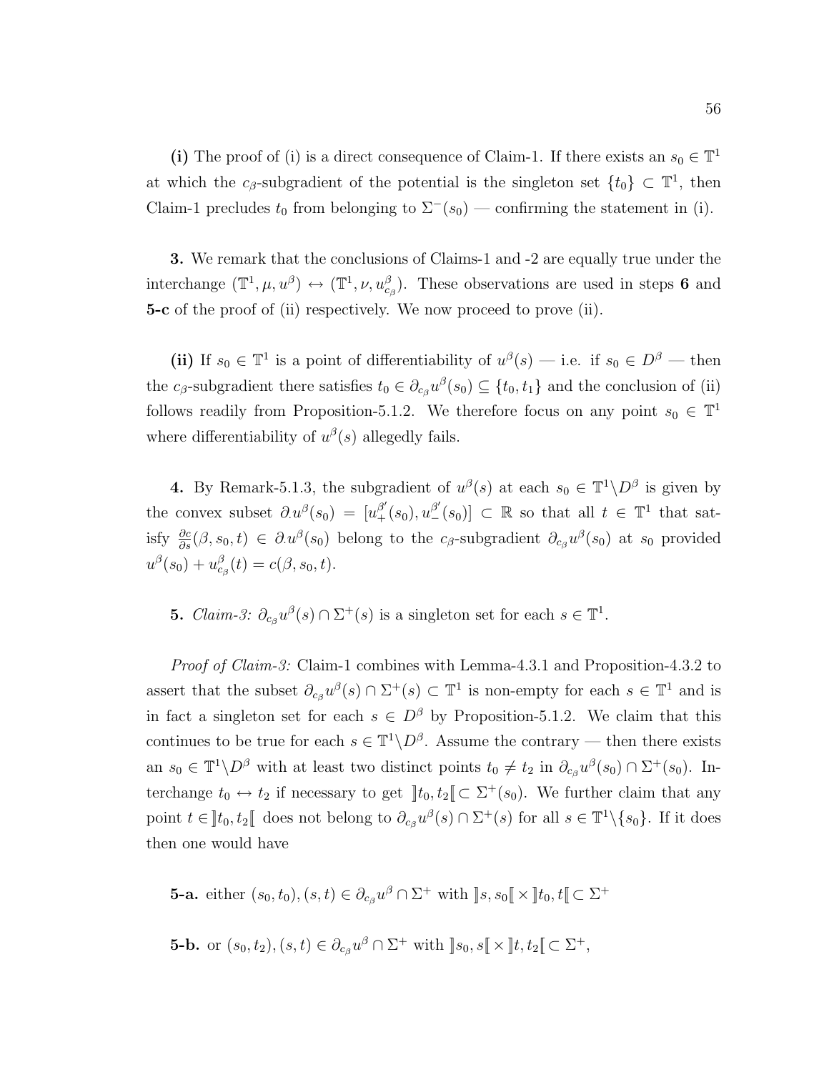**(i)** The proof of (i) is a direct consequence of Claim-1. If there exists an $s_0 \in \mathbb{T}^1$ at which the $c_\beta$-subgradient of the potential is the singleton set $\{t_0\} \subset \mathbb{T}^1$, then Claim-1 precludes $t_0$ from belonging to $\Sigma^-(s_0)$ — confirming the statement in (i).

**3.** We remark that the conclusions of Claims-1 and -2 are equally true under the interchange $(\mathbb{T}^1, \mu, u^\beta) \leftrightarrow (\mathbb{T}^1, \nu, u^\beta_{c_\beta})$. These observations are used in steps **6** and **5-c** of the proof of (ii) respectively. We now proceed to prove (ii).

**(ii)** If $s_0 \in \mathbb{T}^1$ is a point of differentiability of $u^\beta(s)$ — i.e. if $s_0 \in D^\beta$ — then the $c_\beta$-subgradient there satisfies $t_0 \in \partial_{c_\beta} u^\beta(s_0) \subseteq \{t_0, t_1\}$ and the conclusion of (ii) follows readily from Proposition-5.1.2. We therefore focus on any point $s_0 \in \mathbb{T}^1$ where differentiability of $u^\beta(s)$ allegedly fails.

**4.** By Remark-5.1.3, the subgradient of $u^\beta(s)$ at each $s_0 \in \mathbb{T}^1 \backslash D^\beta$ is given by the convex subset $\partial.u^\beta(s_0) = [u^{\beta'}_+(s_0), u^{\beta'}_-(s_0)] \subset \mathbb{R}$ so that all $t \in \mathbb{T}^1$ that satisfy $\frac{\partial c}{\partial s}(\beta, s_0, t) \in \partial.u^\beta(s_0)$ belong to the $c_\beta$-subgradient $\partial_{c_\beta} u^\beta(s_0)$ at $s_0$ provided $u^\beta(s_0) + u^\beta_{c_\beta}(t) = c(\beta, s_0, t)$.

**5.** *Claim-3:* $\partial_{c_\beta} u^\beta(s) \cap \Sigma^+(s)$ is a singleton set for each $s \in \mathbb{T}^1$.

*Proof of Claim-3:* Claim-1 combines with Lemma-4.3.1 and Proposition-4.3.2 to assert that the subset $\partial_{c_\beta} u^\beta(s) \cap \Sigma^+(s) \subset \mathbb{T}^1$ is non-empty for each $s \in \mathbb{T}^1$ and is in fact a singleton set for each $s \in D^\beta$ by Proposition-5.1.2. We claim that this continues to be true for each $s \in \mathbb{T}^1 \backslash D^\beta$. Assume the contrary — then there exists an $s_0 \in \mathbb{T}^1 \backslash D^\beta$ with at least two distinct points $t_0 \neq t_2$ in $\partial_{c_\beta} u^\beta(s_0) \cap \Sigma^+(s_0)$. Interchange $t_0 \leftrightarrow t_2$ if necessary to get $]\!]t_0, t_2[\![ \subset \Sigma^+(s_0)$. We further claim that any point $t \in ]\!]t_0, t_2[\![$ does not belong to $\partial_{c_\beta} u^\beta(s) \cap \Sigma^+(s)$ for all $s \in \mathbb{T}^1 \backslash \{s_0\}$. If it does then one would have

**5-a.** either $(s_0, t_0), (s, t) \in \partial_{c_\beta} u^\beta \cap \Sigma^+$ with $]\!]s, s_0[\![ \times ]\!]t_0, t[\![ \subset \Sigma^+$

**5-b.** or $(s_0, t_2), (s, t) \in \partial_{c_\beta} u^\beta \cap \Sigma^+$ with $]\!]s_0, s[\![ \times ]\!]t, t_2[\![ \subset \Sigma^+$,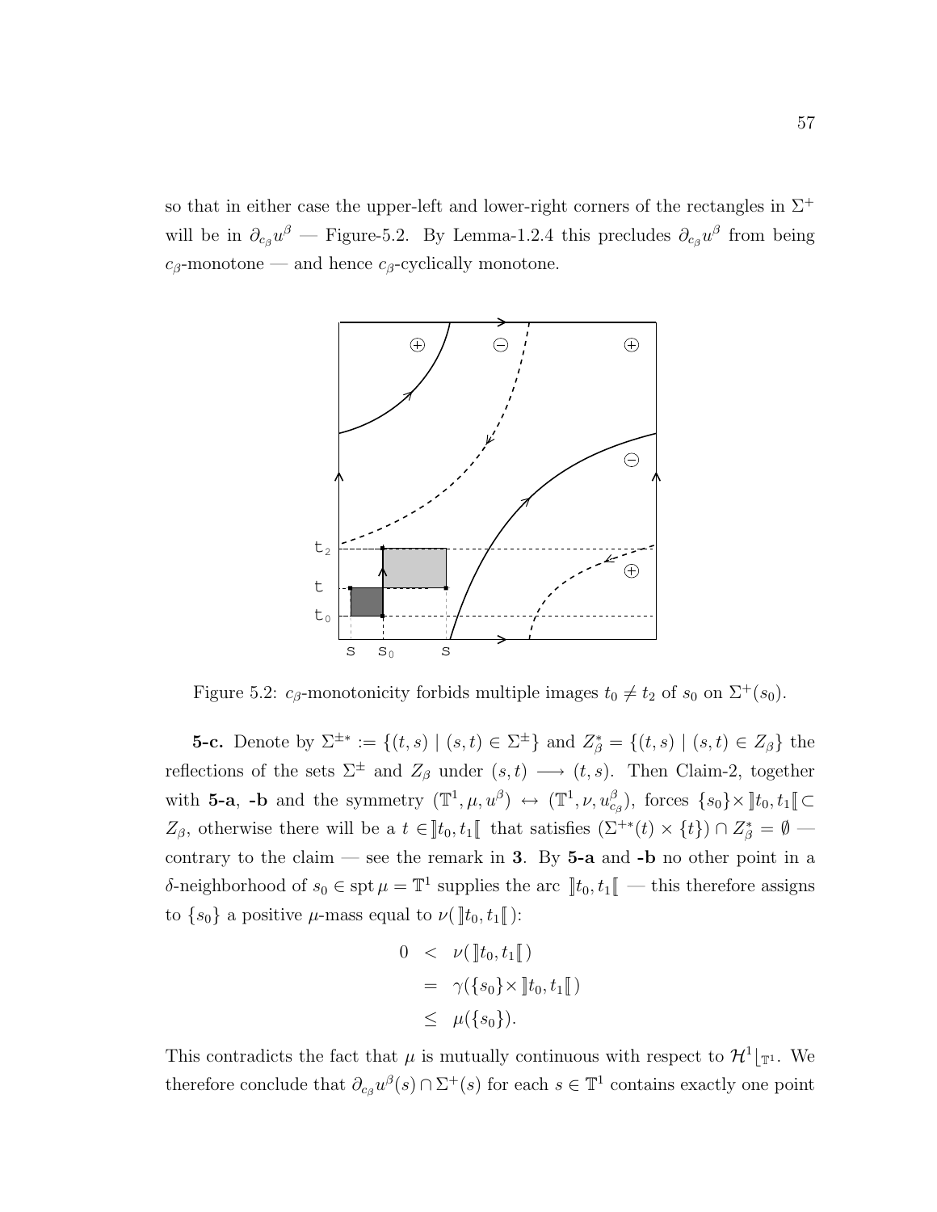so that in either case the upper-left and lower-right corners of the rectangles in $\Sigma^+$ will be in $\partial_{c_\beta} u^\beta$ — Figure-5.2. By Lemma-1.2.4 this precludes $\partial_{c_\beta} u^\beta$ from being $c_\beta$-monotone — and hence $c_\beta$-cyclically monotone.

⊕
⊖
⊕
⊖
⊕
t₂
t
t₀
s
s₀
s

Figure 5.2: $c_\beta$-monotonicity forbids multiple images $t_0 \neq t_2$ of $s_0$ on $\Sigma^+(s_0)$.

**5-c.** Denote by $\Sigma^{\pm *} := \{(t,s) \mid (s,t) \in \Sigma^\pm\}$ and $Z^*_\beta = \{(t,s) \mid (s,t) \in Z_\beta\}$ the reflections of the sets $\Sigma^\pm$ and $Z_\beta$ under $(s,t) \longrightarrow (t,s)$. Then Claim-2, together with **5-a**, **-b** and the symmetry $(\mathbb{T}^1, \mu, u^\beta) \leftrightarrow (\mathbb{T}^1, \nu, u^\beta_{c_\beta})$, forces $\{s_0\} \times \rrbracket t_0, t_1 \llbracket \subset Z_\beta$, otherwise there will be a $t \in \rrbracket t_0, t_1 \llbracket$ that satisfies $(\Sigma^{+*}(t) \times \{t\}) \cap Z^*_\beta = \emptyset$ — contrary to the claim — see the remark in **3**. By **5-a** and **-b** no other point in a $\delta$-neighborhood of $s_0 \in \operatorname{spt} \mu = \mathbb{T}^1$ supplies the arc $\rrbracket t_0, t_1 \llbracket$ — this therefore assigns to $\{s_0\}$ a positive $\mu$-mass equal to $\nu(\rrbracket t_0, t_1 \llbracket)$:

$$
\begin{aligned}
0 &< \nu(\rrbracket t_0, t_1 \llbracket) \\
&= \gamma(\{s_0\} \times \rrbracket t_0, t_1 \llbracket) \\
&\leq \mu(\{s_0\}).
\end{aligned}
$$

This contradicts the fact that $\mu$ is mutually continuous with respect to $\mathcal{H}^1\lfloor_{\mathbb{T}^1}$. We therefore conclude that $\partial_{c_\beta} u^\beta(s) \cap \Sigma^+(s)$ for each $s \in \mathbb{T}^1$ contains exactly one point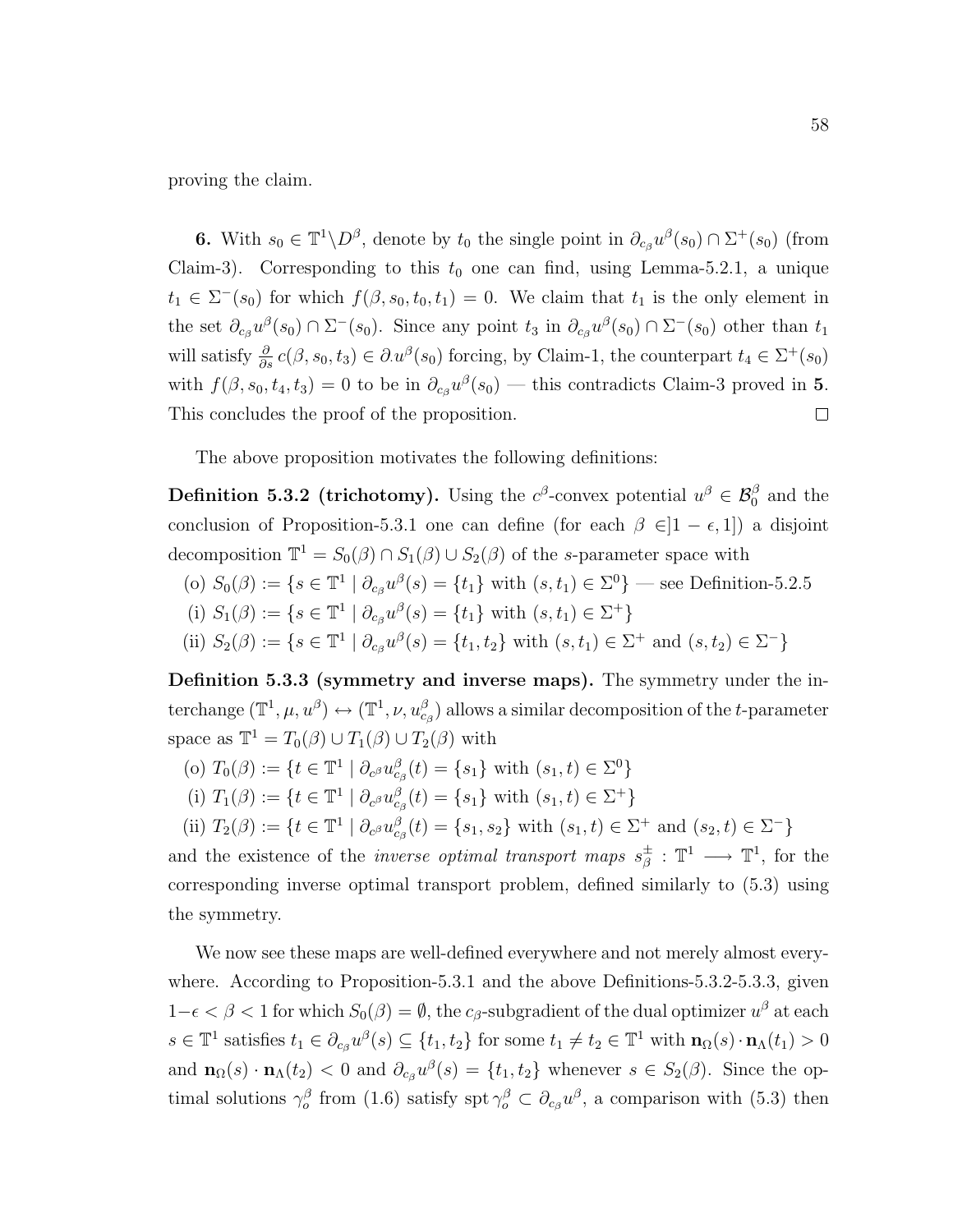proving the claim.

**6.** With $s_0 \in \mathbb{T}^1 \backslash D^\beta$, denote by $t_0$ the single point in $\partial_{c_\beta} u^\beta(s_0) \cap \Sigma^+(s_0)$ (from Claim-3). Corresponding to this $t_0$ one can find, using Lemma-5.2.1, a unique $t_1 \in \Sigma^-(s_0)$ for which $f(\beta, s_0, t_0, t_1) = 0$. We claim that $t_1$ is the only element in the set $\partial_{c_\beta} u^\beta(s_0) \cap \Sigma^-(s_0)$. Since any point $t_3$ in $\partial_{c_\beta} u^\beta(s_0) \cap \Sigma^-(s_0)$ other than $t_1$ will satisfy $\frac{\partial}{\partial s} c(\beta, s_0, t_3) \in \partial_\cdot u^\beta(s_0)$ forcing, by Claim-1, the counterpart $t_4 \in \Sigma^+(s_0)$ with $f(\beta, s_0, t_4, t_3) = 0$ to be in $\partial_{c_\beta} u^\beta(s_0)$ — this contradicts Claim-3 proved in **5**. This concludes the proof of the proposition. $\square$

The above proposition motivates the following definitions:

**Definition 5.3.2 (trichotomy).** Using the $c^\beta$-convex potential $u^\beta \in \mathcal{B}_0^\beta$ and the conclusion of Proposition-5.3.1 one can define (for each $\beta \in ]1-\epsilon, 1]$) a disjoint decomposition $\mathbb{T}^1 = S_0(\beta) \cap S_1(\beta) \cup S_2(\beta)$ of the $s$-parameter space with

(o) $S_0(\beta) := \{s \in \mathbb{T}^1 \mid \partial_{c_\beta} u^\beta(s) = \{t_1\} \text{ with } (s, t_1) \in \Sigma^0\}$ — see Definition-5.2.5

(i) $S_1(\beta) := \{s \in \mathbb{T}^1 \mid \partial_{c_\beta} u^\beta(s) = \{t_1\} \text{ with } (s, t_1) \in \Sigma^+\}$

(ii) $S_2(\beta) := \{s \in \mathbb{T}^1 \mid \partial_{c_\beta} u^\beta(s) = \{t_1, t_2\} \text{ with } (s, t_1) \in \Sigma^+ \text{ and } (s, t_2) \in \Sigma^-\}$

**Definition 5.3.3 (symmetry and inverse maps).** The symmetry under the interchange $(\mathbb{T}^1, \mu, u^\beta) \leftrightarrow (\mathbb{T}^1, \nu, u^\beta_{c_\beta})$ allows a similar decomposition of the $t$-parameter space as $\mathbb{T}^1 = T_0(\beta) \cup T_1(\beta) \cup T_2(\beta)$ with

(o) $T_0(\beta) := \{t \in \mathbb{T}^1 \mid \partial_{c^\beta} u^\beta_{c_\beta}(t) = \{s_1\} \text{ with } (s_1, t) \in \Sigma^0\}$

(i) $T_1(\beta) := \{t \in \mathbb{T}^1 \mid \partial_{c^\beta} u^\beta_{c_\beta}(t) = \{s_1\} \text{ with } (s_1, t) \in \Sigma^+\}$

(ii) $T_2(\beta) := \{t \in \mathbb{T}^1 \mid \partial_{c^\beta} u^\beta_{c_\beta}(t) = \{s_1, s_2\} \text{ with } (s_1, t) \in \Sigma^+ \text{ and } (s_2, t) \in \Sigma^-\}$

and the existence of the *inverse optimal transport maps* $s^\pm_\beta : \mathbb{T}^1 \longrightarrow \mathbb{T}^1$, for the corresponding inverse optimal transport problem, defined similarly to (5.3) using the symmetry.

We now see these maps are well-defined everywhere and not merely almost everywhere. According to Proposition-5.3.1 and the above Definitions-5.3.2-5.3.3, given $1-\epsilon < \beta < 1$ for which $S_0(\beta) = \emptyset$, the $c_\beta$-subgradient of the dual optimizer $u^\beta$ at each $s \in \mathbb{T}^1$ satisfies $t_1 \in \partial_{c_\beta} u^\beta(s) \subseteq \{t_1, t_2\}$ for some $t_1 \neq t_2 \in \mathbb{T}^1$ with $\mathbf{n}_\Omega(s) \cdot \mathbf{n}_\Lambda(t_1) > 0$ and $\mathbf{n}_\Omega(s) \cdot \mathbf{n}_\Lambda(t_2) < 0$ and $\partial_{c_\beta} u^\beta(s) = \{t_1, t_2\}$ whenever $s \in S_2(\beta)$. Since the optimal solutions $\gamma^\beta_o$ from (1.6) satisfy $\operatorname{spt} \gamma^\beta_o \subset \partial_{c_\beta} u^\beta$, a comparison with (5.3) then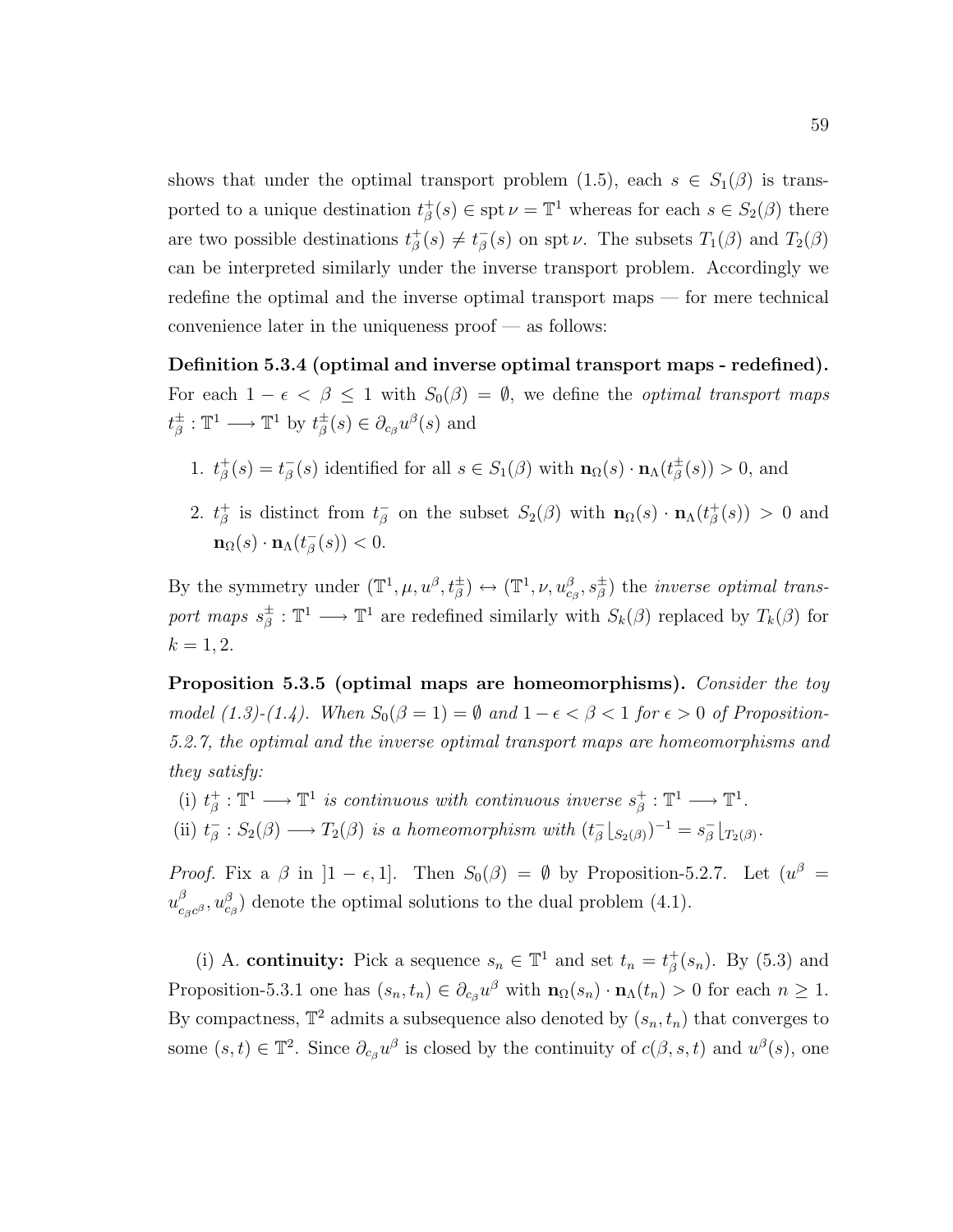shows that under the optimal transport problem (1.5), each $s \in S_1(\beta)$ is transported to a unique destination $t^+_\beta(s) \in \operatorname{spt} \nu = \mathbb{T}^1$ whereas for each $s \in S_2(\beta)$ there are two possible destinations $t^+_\beta(s) \neq t^-_\beta(s)$ on $\operatorname{spt} \nu$. The subsets $T_1(\beta)$ and $T_2(\beta)$ can be interpreted similarly under the inverse transport problem. Accordingly we redefine the optimal and the inverse optimal transport maps — for mere technical convenience later in the uniqueness proof — as follows:

**Definition 5.3.4 (optimal and inverse optimal transport maps - redefined).** For each $1 - \epsilon < \beta \leq 1$ with $S_0(\beta) = \emptyset$, we define the *optimal transport maps* $t^\pm_\beta : \mathbb{T}^1 \longrightarrow \mathbb{T}^1$ by $t^\pm_\beta(s) \in \partial_{c_\beta} u^\beta(s)$ and

1. $t^+_\beta(s) = t^-_\beta(s)$ identified for all $s \in S_1(\beta)$ with $\mathbf{n}_\Omega(s) \cdot \mathbf{n}_\Lambda(t^\pm_\beta(s)) > 0$, and
2. $t^+_\beta$ is distinct from $t^-_\beta$ on the subset $S_2(\beta)$ with $\mathbf{n}_\Omega(s) \cdot \mathbf{n}_\Lambda(t^+_\beta(s)) > 0$ and $\mathbf{n}_\Omega(s) \cdot \mathbf{n}_\Lambda(t^-_\beta(s)) < 0$.

By the symmetry under $(\mathbb{T}^1, \mu, u^\beta, t^\pm_\beta) \leftrightarrow (\mathbb{T}^1, \nu, u^\beta_{c_\beta}, s^\pm_\beta)$ the *inverse optimal transport maps* $s^\pm_\beta : \mathbb{T}^1 \longrightarrow \mathbb{T}^1$ are redefined similarly with $S_k(\beta)$ replaced by $T_k(\beta)$ for $k = 1, 2$.

**Proposition 5.3.5 (optimal maps are homeomorphisms).** *Consider the toy model (1.3)-(1.4). When $S_0(\beta = 1) = \emptyset$ and $1 - \epsilon < \beta < 1$ for $\epsilon > 0$ of Proposition-5.2.7, the optimal and the inverse optimal transport maps are homeomorphisms and they satisfy:*

(i) $t^+_\beta : \mathbb{T}^1 \longrightarrow \mathbb{T}^1$ *is continuous with continuous inverse* $s^+_\beta : \mathbb{T}^1 \longrightarrow \mathbb{T}^1$.

(ii) $t^-_\beta : S_2(\beta) \longrightarrow T_2(\beta)$ *is a homeomorphism with* $(t^-_\beta \lfloor_{S_2(\beta)})^{-1} = s^-_\beta \lfloor_{T_2(\beta)}$.

*Proof.* Fix a $\beta$ in $]1 - \epsilon, 1]$. Then $S_0(\beta) = \emptyset$ by Proposition-5.2.7. Let $(u^\beta = u^\beta_{c_\beta c^\beta}, u^\beta_{c_\beta})$ denote the optimal solutions to the dual problem (4.1).

(i) A. **continuity:** Pick a sequence $s_n \in \mathbb{T}^1$ and set $t_n = t^+_\beta(s_n)$. By (5.3) and Proposition-5.3.1 one has $(s_n, t_n) \in \partial_{c_\beta} u^\beta$ with $\mathbf{n}_\Omega(s_n) \cdot \mathbf{n}_\Lambda(t_n) > 0$ for each $n \geq 1$. By compactness, $\mathbb{T}^2$ admits a subsequence also denoted by $(s_n, t_n)$ that converges to some $(s, t) \in \mathbb{T}^2$. Since $\partial_{c_\beta} u^\beta$ is closed by the continuity of $c(\beta, s, t)$ and $u^\beta(s)$, one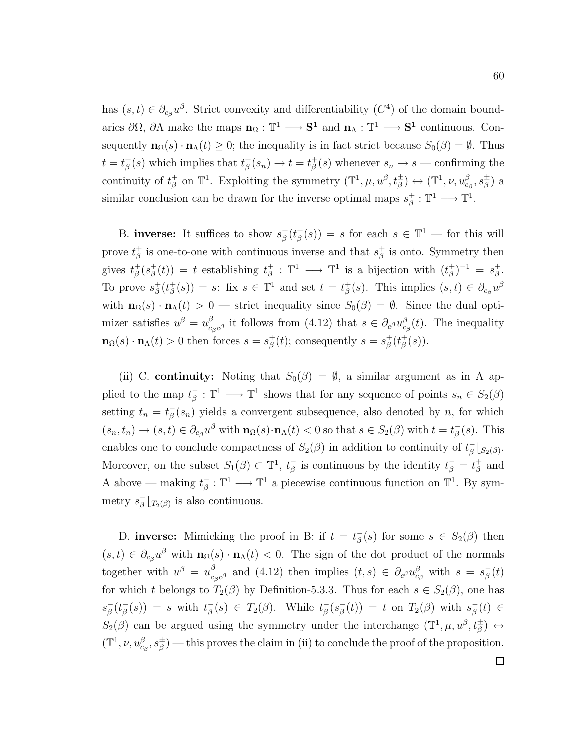has $(s,t) \in \partial_{c_\beta} u^\beta$. Strict convexity and differentiability ($C^4$) of the domain boundaries $\partial\Omega$, $\partial\Lambda$ make the maps $\mathbf{n}_\Omega : \mathbb{T}^1 \longrightarrow \mathbf{S^1}$ and $\mathbf{n}_\Lambda : \mathbb{T}^1 \longrightarrow \mathbf{S^1}$ continuous. Consequently $\mathbf{n}_\Omega(s) \cdot \mathbf{n}_\Lambda(t) \geq 0$; the inequality is in fact strict because $S_0(\beta) = \emptyset$. Thus $t = t^+_\beta(s)$ which implies that $t^+_\beta(s_n) \to t = t^+_\beta(s)$ whenever $s_n \to s$ — confirming the continuity of $t^+_\beta$ on $\mathbb{T}^1$. Exploiting the symmetry $(\mathbb{T}^1, \mu, u^\beta, t^\pm_\beta) \leftrightarrow (\mathbb{T}^1, \nu, u^\beta_{c_\beta}, s^\pm_\beta)$ a similar conclusion can be drawn for the inverse optimal maps $s^+_\beta : \mathbb{T}^1 \longrightarrow \mathbb{T}^1$.

B. **inverse:** It suffices to show $s^+_\beta(t^+_\beta(s)) = s$ for each $s \in \mathbb{T}^1$ — for this will prove $t^+_\beta$ is one-to-one with continuous inverse and that $s^+_\beta$ is onto. Symmetry then gives $t^+_\beta(s^+_\beta(t)) = t$ establishing $t^+_\beta : \mathbb{T}^1 \longrightarrow \mathbb{T}^1$ is a bijection with $(t^+_\beta)^{-1} = s^+_\beta$. To prove $s^+_\beta(t^+_\beta(s)) = s$: fix $s \in \mathbb{T}^1$ and set $t = t^+_\beta(s)$. This implies $(s,t) \in \partial_{c_\beta} u^\beta$ with $\mathbf{n}_\Omega(s) \cdot \mathbf{n}_\Lambda(t) > 0$ — strict inequality since $S_0(\beta) = \emptyset$. Since the dual optimizer satisfies $u^\beta = u^\beta_{c_\beta c^\beta}$ it follows from (4.12) that $s \in \partial_{c^\beta} u^\beta_{c_\beta}(t)$. The inequality $\mathbf{n}_\Omega(s) \cdot \mathbf{n}_\Lambda(t) > 0$ then forces $s = s^+_\beta(t)$; consequently $s = s^+_\beta(t^+_\beta(s))$.

(ii) C. **continuity:** Noting that $S_0(\beta) = \emptyset$, a similar argument as in A applied to the map $t^-_\beta : \mathbb{T}^1 \longrightarrow \mathbb{T}^1$ shows that for any sequence of points $s_n \in S_2(\beta)$ setting $t_n = t^-_\beta(s_n)$ yields a convergent subsequence, also denoted by $n$, for which $(s_n, t_n) \to (s,t) \in \partial_{c_\beta} u^\beta$ with $\mathbf{n}_\Omega(s) \cdot \mathbf{n}_\Lambda(t) < 0$ so that $s \in S_2(\beta)$ with $t = t^-_\beta(s)$. This enables one to conclude compactness of $S_2(\beta)$ in addition to continuity of $t^-_\beta\lfloor_{S_2(\beta)}$. Moreover, on the subset $S_1(\beta) \subset \mathbb{T}^1$, $t^-_\beta$ is continuous by the identity $t^-_\beta = t^+_\beta$ and A above — making $t^-_\beta : \mathbb{T}^1 \longrightarrow \mathbb{T}^1$ a piecewise continuous function on $\mathbb{T}^1$. By symmetry $s^-_\beta\lfloor_{T_2(\beta)}$ is also continuous.

D. **inverse:** Mimicking the proof in B: if $t = t^-_\beta(s)$ for some $s \in S_2(\beta)$ then $(s,t) \in \partial_{c_\beta} u^\beta$ with $\mathbf{n}_\Omega(s) \cdot \mathbf{n}_\Lambda(t) < 0$. The sign of the dot product of the normals together with $u^\beta = u^\beta_{c_\beta c^\beta}$ and (4.12) then implies $(t,s) \in \partial_{c^\beta} u^\beta_{c_\beta}$ with $s = s^-_\beta(t)$ for which $t$ belongs to $T_2(\beta)$ by Definition-5.3.3. Thus for each $s \in S_2(\beta)$, one has $s^-_\beta(t^-_\beta(s)) = s$ with $t^-_\beta(s) \in T_2(\beta)$. While $t^-_\beta(s^-_\beta(t)) = t$ on $T_2(\beta)$ with $s^-_\beta(t) \in S_2(\beta)$ can be argued using the symmetry under the interchange $(\mathbb{T}^1, \mu, u^\beta, t^\pm_\beta) \leftrightarrow (\mathbb{T}^1, \nu, u^\beta_{c_\beta}, s^\pm_\beta)$ — this proves the claim in (ii) to conclude the proof of the proposition.

$\square$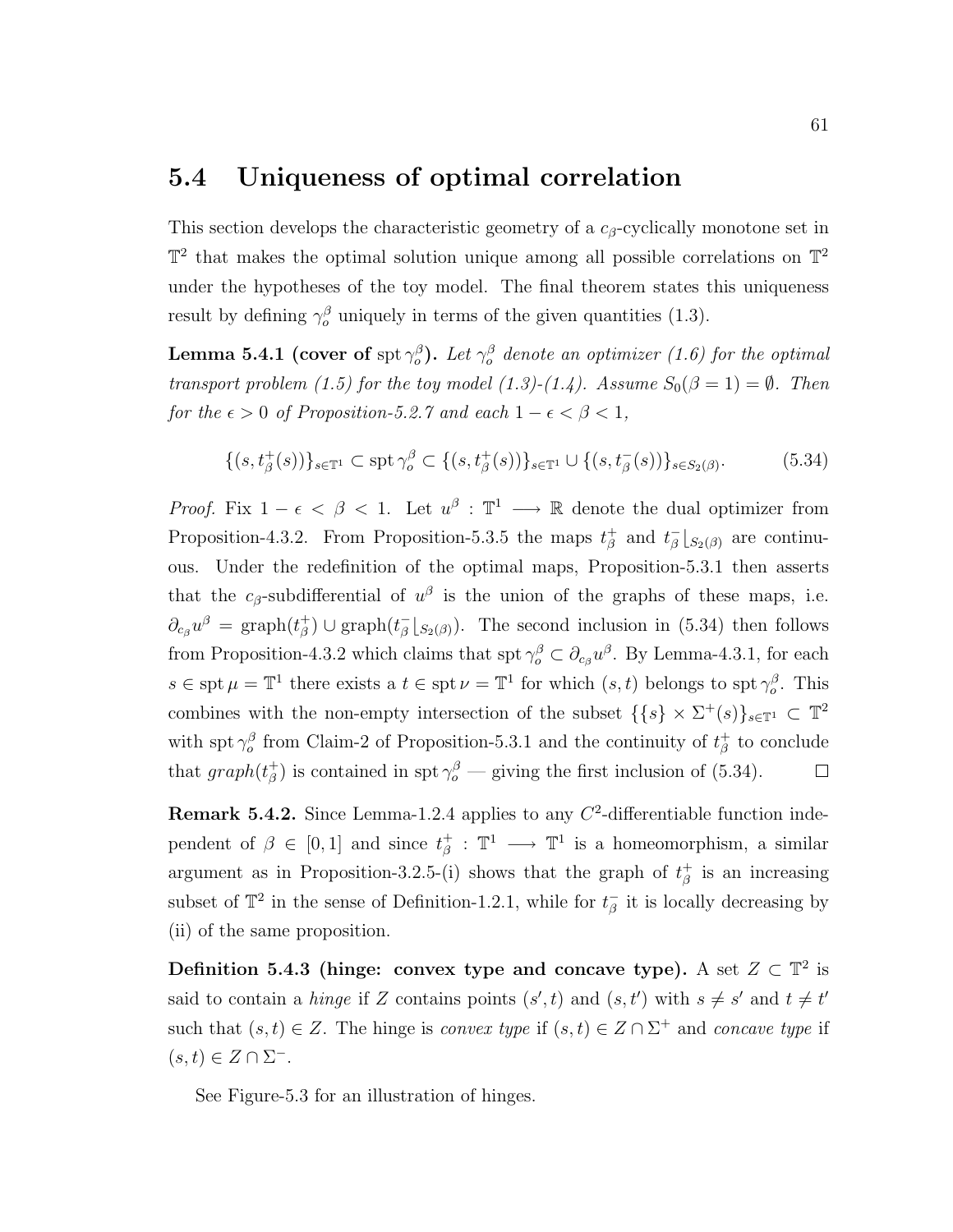## 5.4 Uniqueness of optimal correlation

This section develops the characteristic geometry of a $c_\beta$-cyclically monotone set in $\mathbb{T}^2$ that makes the optimal solution unique among all possible correlations on $\mathbb{T}^2$ under the hypotheses of the toy model. The final theorem states this uniqueness result by defining $\gamma_o^\beta$ uniquely in terms of the given quantities (1.3).

**Lemma 5.4.1 (cover of** $\operatorname{spt}\gamma_o^\beta$**).** *Let $\gamma_o^\beta$ denote an optimizer (1.6) for the optimal transport problem (1.5) for the toy model (1.3)-(1.4). Assume $S_0(\beta = 1) = \emptyset$. Then for the $\epsilon > 0$ of Proposition-5.2.7 and each $1 - \epsilon < \beta < 1$,*

$$\{(s, t_\beta^+(s))\}_{s\in\mathbb{T}^1} \subset \operatorname{spt}\gamma_o^\beta \subset \{(s, t_\beta^+(s))\}_{s\in\mathbb{T}^1} \cup \{(s, t_\beta^-(s))\}_{s\in S_2(\beta)}. \tag{5.34}$$

*Proof.* Fix $1 - \epsilon < \beta < 1$. Let $u^\beta : \mathbb{T}^1 \longrightarrow \mathbb{R}$ denote the dual optimizer from Proposition-4.3.2. From Proposition-5.3.5 the maps $t_\beta^+$ and $t_\beta^-\lfloor_{S_2(\beta)}$ are continuous. Under the redefinition of the optimal maps, Proposition-5.3.1 then asserts that the $c_\beta$-subdifferential of $u^\beta$ is the union of the graphs of these maps, i.e. $\partial_{c_\beta}u^\beta = \operatorname{graph}(t_\beta^+) \cup \operatorname{graph}(t_\beta^-\lfloor_{S_2(\beta)})$. The second inclusion in (5.34) then follows from Proposition-4.3.2 which claims that $\operatorname{spt}\gamma_o^\beta \subset \partial_{c_\beta}u^\beta$. By Lemma-4.3.1, for each $s \in \operatorname{spt}\mu = \mathbb{T}^1$ there exists a $t \in \operatorname{spt}\nu = \mathbb{T}^1$ for which $(s,t)$ belongs to $\operatorname{spt}\gamma_o^\beta$. This combines with the non-empty intersection of the subset $\{\{s\} \times \Sigma^+(s)\}_{s\in\mathbb{T}^1} \subset \mathbb{T}^2$ with $\operatorname{spt}\gamma_o^\beta$ from Claim-2 of Proposition-5.3.1 and the continuity of $t_\beta^+$ to conclude that *graph*$(t_\beta^+)$ is contained in $\operatorname{spt}\gamma_o^\beta$ — giving the first inclusion of (5.34). □

**Remark 5.4.2.** Since Lemma-1.2.4 applies to any $C^2$-differentiable function independent of $\beta \in [0,1]$ and since $t_\beta^+ : \mathbb{T}^1 \longrightarrow \mathbb{T}^1$ is a homeomorphism, a similar argument as in Proposition-3.2.5-(i) shows that the graph of $t_\beta^+$ is an increasing subset of $\mathbb{T}^2$ in the sense of Definition-1.2.1, while for $t_\beta^-$ it is locally decreasing by (ii) of the same proposition.

**Definition 5.4.3 (hinge: convex type and concave type).** A set $Z \subset \mathbb{T}^2$ is said to contain a *hinge* if $Z$ contains points $(s', t)$ and $(s, t')$ with $s \neq s'$ and $t \neq t'$ such that $(s,t) \in Z$. The hinge is *convex type* if $(s,t) \in Z \cap \Sigma^+$ and *concave type* if $(s,t) \in Z \cap \Sigma^-$.

See Figure-5.3 for an illustration of hinges.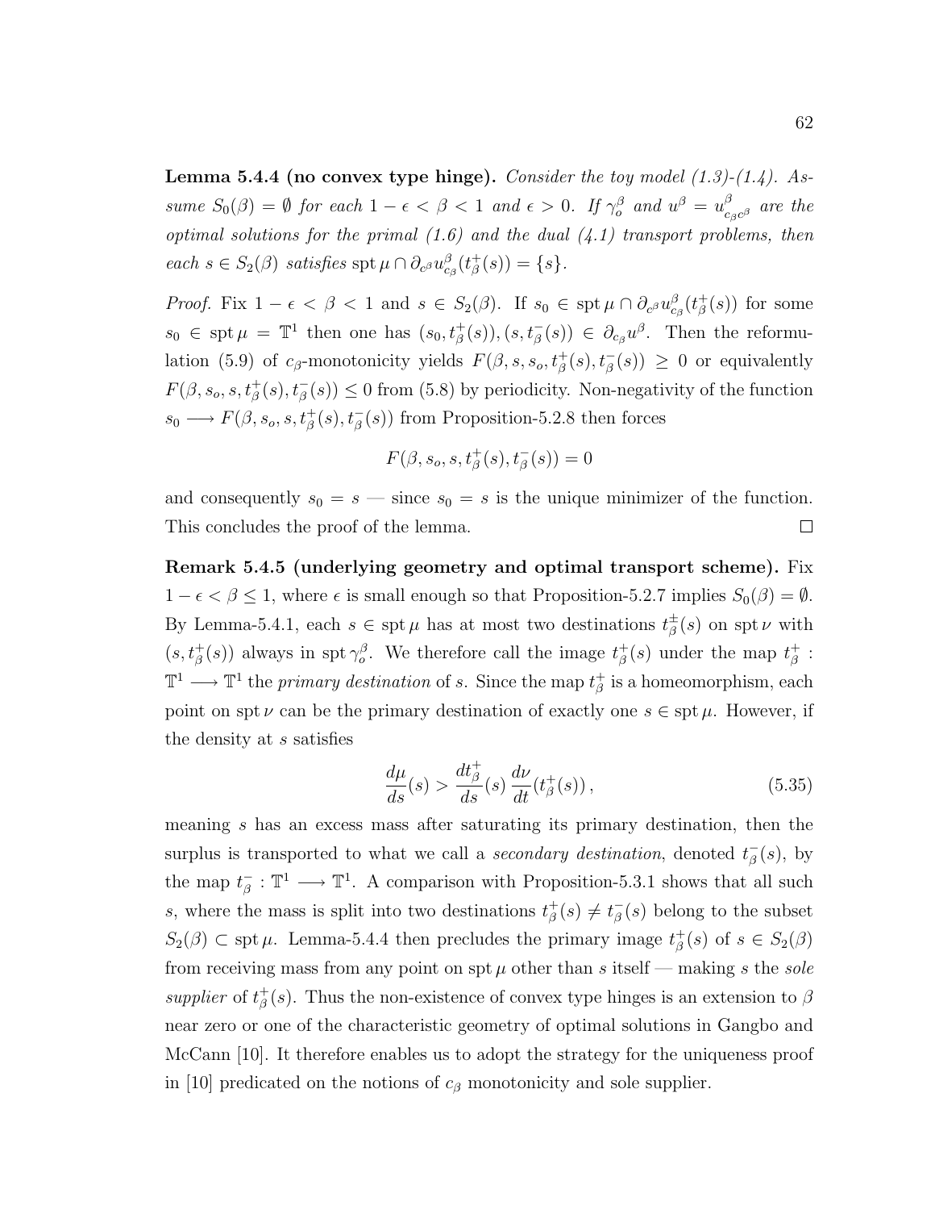**Lemma 5.4.4 (no convex type hinge).** *Consider the toy model (1.3)-(1.4). Assume $S_0(\beta) = \emptyset$ for each $1 - \epsilon < \beta < 1$ and $\epsilon > 0$. If $\gamma_o^\beta$ and $u^\beta = u^\beta_{c_\beta c^\beta}$ are the optimal solutions for the primal (1.6) and the dual (4.1) transport problems, then each $s \in S_2(\beta)$ satisfies $\operatorname{spt}\mu \cap \partial_{c^\beta} u^\beta_{c_\beta}(t^+_\beta(s)) = \{s\}$.*

*Proof.* Fix $1 - \epsilon < \beta < 1$ and $s \in S_2(\beta)$. If $s_0 \in \operatorname{spt}\mu \cap \partial_{c^\beta} u^\beta_{c_\beta}(t^+_\beta(s))$ for some $s_0 \in \operatorname{spt}\mu = \mathbb{T}^1$ then one has $(s_0, t^+_\beta(s)), (s, t^-_\beta(s)) \in \partial_{c_\beta} u^\beta$. Then the reformulation (5.9) of $c_\beta$-monotonicity yields $F(\beta, s, s_o, t^+_\beta(s), t^-_\beta(s)) \geq 0$ or equivalently $F(\beta, s_o, s, t^+_\beta(s), t^-_\beta(s)) \leq 0$ from (5.8) by periodicity. Non-negativity of the function $s_0 \longrightarrow F(\beta, s_o, s, t^+_\beta(s), t^-_\beta(s))$ from Proposition-5.2.8 then forces

$$F(\beta, s_o, s, t^+_\beta(s), t^-_\beta(s)) = 0$$

and consequently $s_0 = s$ — since $s_0 = s$ is the unique minimizer of the function. This concludes the proof of the lemma. $\square$

**Remark 5.4.5 (underlying geometry and optimal transport scheme).** Fix $1 - \epsilon < \beta \leq 1$, where $\epsilon$ is small enough so that Proposition-5.2.7 implies $S_0(\beta) = \emptyset$. By Lemma-5.4.1, each $s \in \operatorname{spt}\mu$ has at most two destinations $t^\pm_\beta(s)$ on $\operatorname{spt}\nu$ with $(s, t^+_\beta(s))$ always in $\operatorname{spt}\gamma^\beta_o$. We therefore call the image $t^+_\beta(s)$ under the map $t^+_\beta : \mathbb{T}^1 \longrightarrow \mathbb{T}^1$ the *primary destination* of $s$. Since the map $t^+_\beta$ is a homeomorphism, each point on $\operatorname{spt}\nu$ can be the primary destination of exactly one $s \in \operatorname{spt}\mu$. However, if the density at $s$ satisfies

$$\frac{d\mu}{ds}(s) > \frac{dt^+_\beta}{ds}(s)\, \frac{d\nu}{dt}(t^+_\beta(s))\,, \tag{5.35}$$

meaning $s$ has an excess mass after saturating its primary destination, then the surplus is transported to what we call a *secondary destination*, denoted $t^-_\beta(s)$, by the map $t^-_\beta : \mathbb{T}^1 \longrightarrow \mathbb{T}^1$. A comparison with Proposition-5.3.1 shows that all such $s$, where the mass is split into two destinations $t^+_\beta(s) \neq t^-_\beta(s)$ belong to the subset $S_2(\beta) \subset \operatorname{spt}\mu$. Lemma-5.4.4 then precludes the primary image $t^+_\beta(s)$ of $s \in S_2(\beta)$ from receiving mass from any point on $\operatorname{spt}\mu$ other than $s$ itself — making $s$ the *sole supplier* of $t^+_\beta(s)$. Thus the non-existence of convex type hinges is an extension to $\beta$ near zero or one of the characteristic geometry of optimal solutions in Gangbo and McCann [10]. It therefore enables us to adopt the strategy for the uniqueness proof in [10] predicated on the notions of $c_\beta$ monotonicity and sole supplier.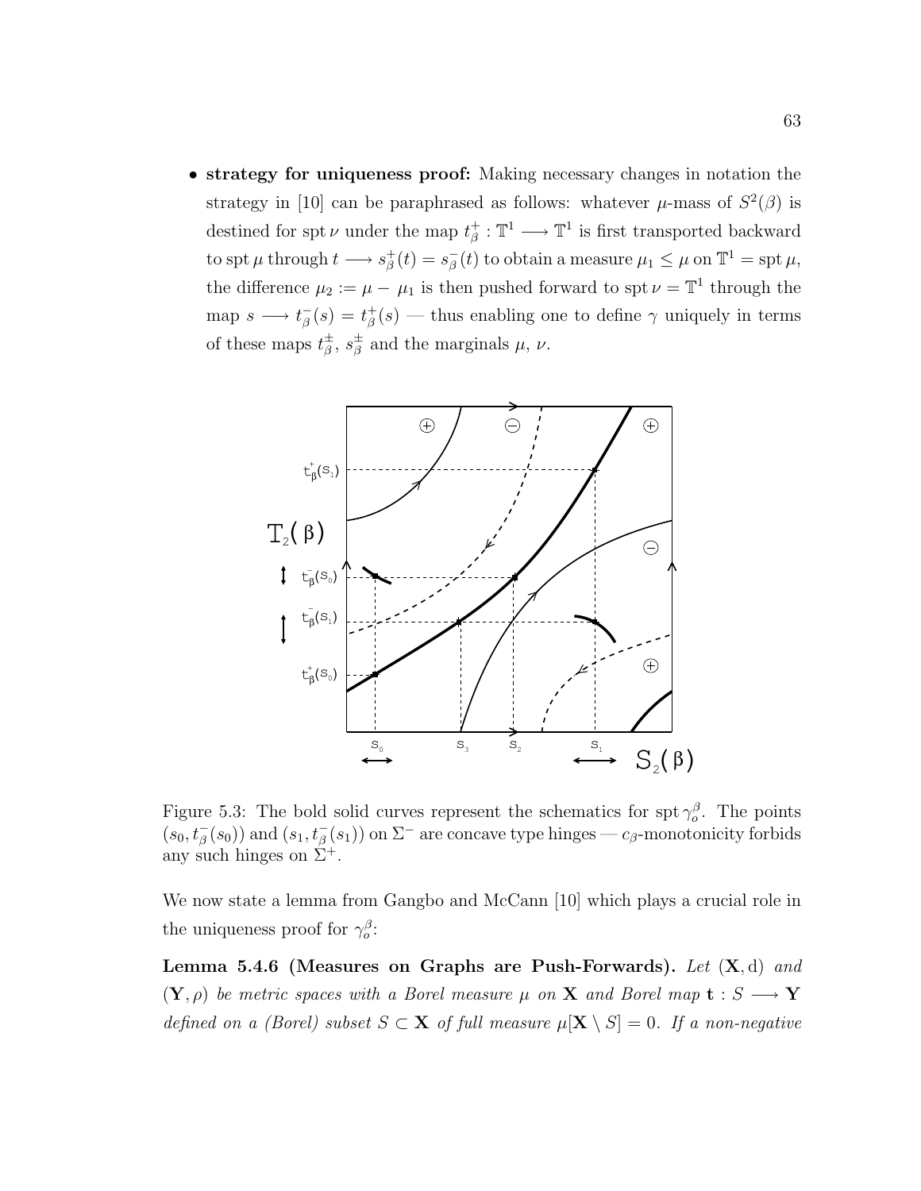- **strategy for uniqueness proof:** Making necessary changes in notation the strategy in [10] can be paraphrased as follows: whatever $\mu$-mass of $S^2(\beta)$ is destined for $\operatorname{spt}\nu$ under the map $t^+_\beta : \mathbb{T}^1 \longrightarrow \mathbb{T}^1$ is first transported backward to $\operatorname{spt}\mu$ through $t \longrightarrow s^+_\beta(t) = s^-_\beta(t)$ to obtain a measure $\mu_1 \leq \mu$ on $\mathbb{T}^1 = \operatorname{spt}\mu$, the difference $\mu_2 := \mu - \mu_1$ is then pushed forward to $\operatorname{spt}\nu = \mathbb{T}^1$ through the map $s \longrightarrow t^-_\beta(s) = t^+_\beta(s)$ — thus enabling one to define $\gamma$ uniquely in terms of these maps $t^\pm_\beta$, $s^\pm_\beta$ and the marginals $\mu$, $\nu$.

$t^+_\beta(s_1)$

$T_2(\beta)$

$t^-_\beta(s_0)$

$t^-_\beta(s_1)$

$t^+_\beta(s_0)$

$s_0$ $s_3$ $s_2$ $s_1$ $S_2(\beta)$

Figure 5.3: The bold solid curves represent the schematics for $\operatorname{spt}\gamma^\beta_o$. The points $(s_0, t^-_\beta(s_0))$ and $(s_1, t^-_\beta(s_1))$ on $\Sigma^-$ are concave type hinges — $c_\beta$-monotonicity forbids any such hinges on $\Sigma^+$.

We now state a lemma from Gangbo and McCann [10] which plays a crucial role in the uniqueness proof for $\gamma^\beta_o$:

**Lemma 5.4.6 (Measures on Graphs are Push-Forwards).** *Let* $(\mathbf{X}, \mathrm{d})$ *and* $(\mathbf{Y}, \rho)$ *be metric spaces with a Borel measure* $\mu$ *on* $\mathbf{X}$ *and Borel map* $\mathbf{t} : S \longrightarrow \mathbf{Y}$ *defined on a (Borel) subset* $S \subset \mathbf{X}$ *of full measure* $\mu[\mathbf{X} \setminus S] = 0$*. If a non-negative*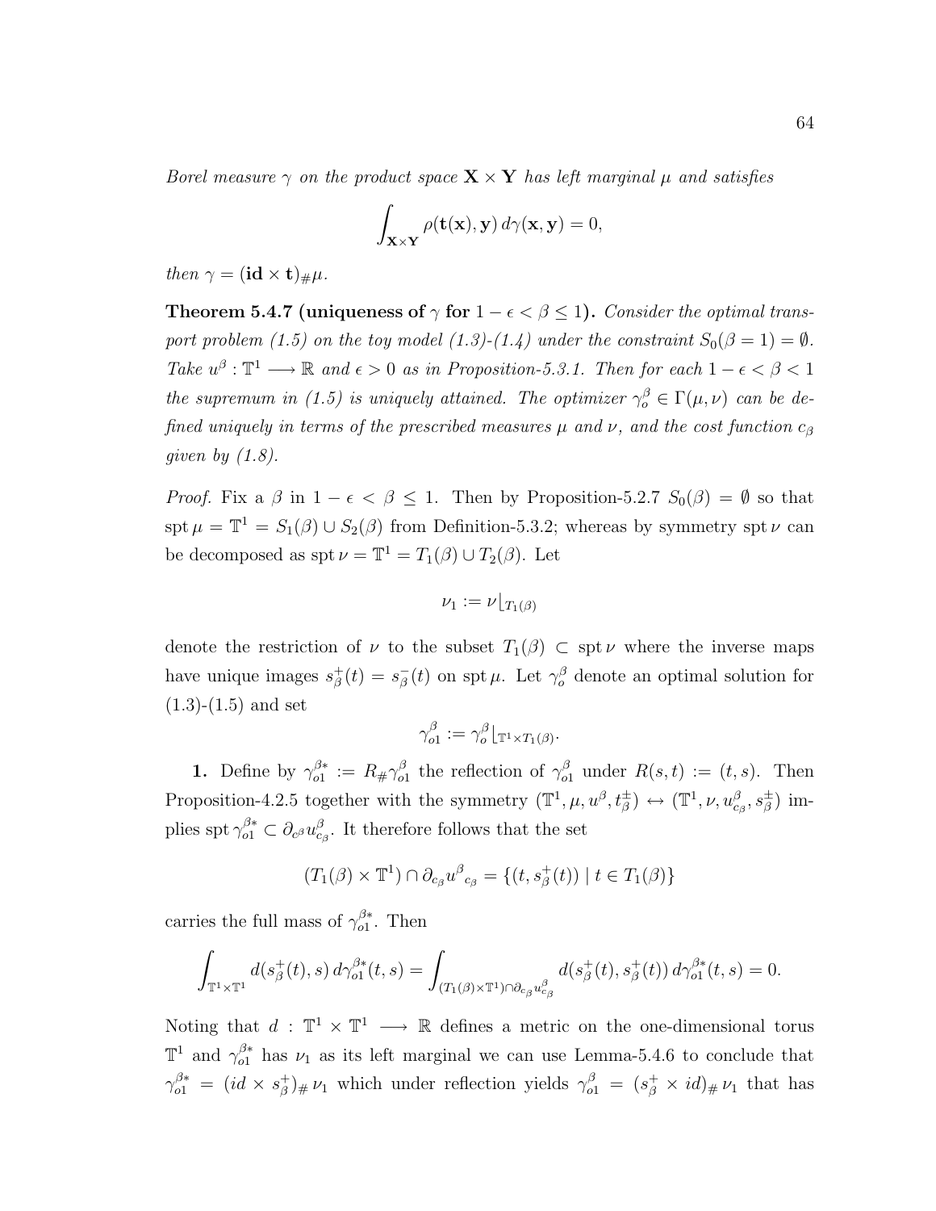*Borel measure $\gamma$ on the product space $\mathbf{X} \times \mathbf{Y}$ has left marginal $\mu$ and satisfies*

$$\int_{\mathbf{X}\times\mathbf{Y}} \rho(\mathbf{t}(\mathbf{x}), \mathbf{y})\, d\gamma(\mathbf{x}, \mathbf{y}) = 0,$$

*then $\gamma = (\mathbf{id} \times \mathbf{t})_{\#}\mu$.*

**Theorem 5.4.7 (uniqueness of $\gamma$ for $1 - \epsilon < \beta \leq 1$).** *Consider the optimal transport problem (1.5) on the toy model (1.3)-(1.4) under the constraint $S_0(\beta = 1) = \emptyset$. Take $u^\beta : \mathbb{T}^1 \longrightarrow \mathbb{R}$ and $\epsilon > 0$ as in Proposition-5.3.1. Then for each $1 - \epsilon < \beta < 1$ the supremum in (1.5) is uniquely attained. The optimizer $\gamma_o^\beta \in \Gamma(\mu, \nu)$ can be defined uniquely in terms of the prescribed measures $\mu$ and $\nu$, and the cost function $c_\beta$ given by (1.8).*

*Proof.* Fix a $\beta$ in $1 - \epsilon < \beta \leq 1$. Then by Proposition-5.2.7 $S_0(\beta) = \emptyset$ so that $\operatorname{spt}\mu = \mathbb{T}^1 = S_1(\beta) \cup S_2(\beta)$ from Definition-5.3.2; whereas by symmetry $\operatorname{spt}\nu$ can be decomposed as $\operatorname{spt}\nu = \mathbb{T}^1 = T_1(\beta) \cup T_2(\beta)$. Let

$$\nu_1 := \nu\lfloor_{T_1(\beta)}$$

denote the restriction of $\nu$ to the subset $T_1(\beta) \subset \operatorname{spt}\nu$ where the inverse maps have unique images $s_\beta^+(t) = s_\beta^-(t)$ on $\operatorname{spt}\mu$. Let $\gamma_o^\beta$ denote an optimal solution for (1.3)-(1.5) and set

$$\gamma_{o1}^\beta := \gamma_o^\beta\lfloor_{\mathbb{T}^1\times T_1(\beta)}.$$

**1.** Define by $\gamma_{o1}^{\beta *} := R_{\#}\gamma_{o1}^\beta$ the reflection of $\gamma_{o1}^\beta$ under $R(s,t) := (t,s)$. Then Proposition-4.2.5 together with the symmetry $(\mathbb{T}^1, \mu, u^\beta, t_\beta^\pm) \leftrightarrow (\mathbb{T}^1, \nu, u^\beta_{c_\beta}, s_\beta^\pm)$ implies $\operatorname{spt}\gamma_{o1}^{\beta *} \subset \partial_{c^\beta} u^\beta_{c_\beta}$. It therefore follows that the set

$$(T_1(\beta) \times \mathbb{T}^1) \cap \partial_{c_\beta} {u^\beta}_{c_\beta} = \{(t, s_\beta^+(t)) \mid t \in T_1(\beta)\}$$

carries the full mass of $\gamma_{o1}^{\beta *}$. Then

$$\int_{\mathbb{T}^1\times\mathbb{T}^1} d(s_\beta^+(t), s)\, d\gamma_{o1}^{\beta *}(t,s) = \int_{(T_1(\beta)\times\mathbb{T}^1)\cap\partial_{c_\beta} u^\beta_{c_\beta}} d(s_\beta^+(t), s_\beta^+(t))\, d\gamma_{o1}^{\beta *}(t,s) = 0.$$

Noting that $d : \mathbb{T}^1 \times \mathbb{T}^1 \longrightarrow \mathbb{R}$ defines a metric on the one-dimensional torus $\mathbb{T}^1$ and $\gamma_{o1}^{\beta *}$ has $\nu_1$ as its left marginal we can use Lemma-5.4.6 to conclude that $\gamma_{o1}^{\beta *} = (id \times s_\beta^+)_{\#}\,\nu_1$ which under reflection yields $\gamma_{o1}^\beta = (s_\beta^+ \times id)_{\#}\,\nu_1$ that has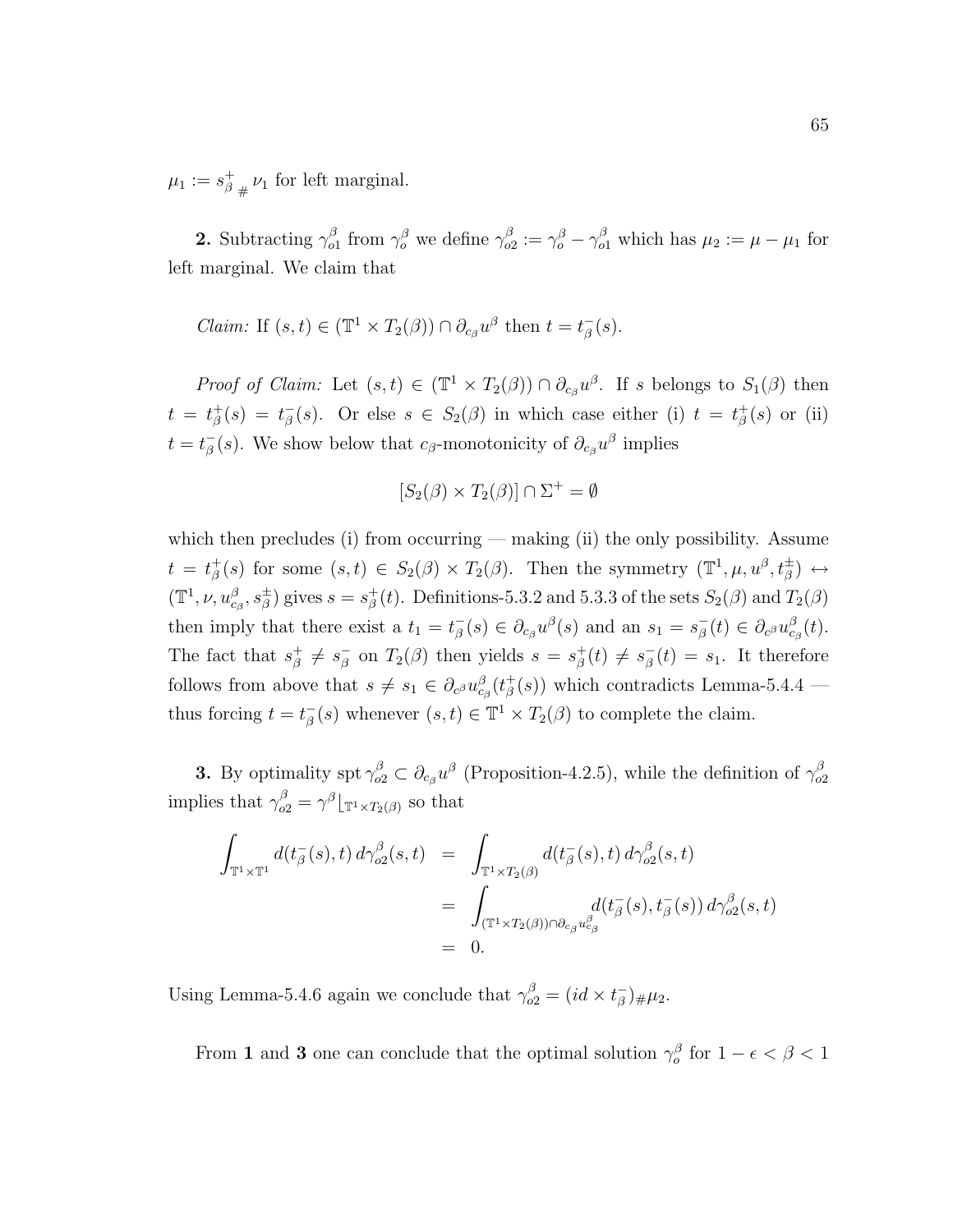$\mu_1 := s^+_{\beta\,\#}\,\nu_1$ for left marginal.

**2.** Subtracting $\gamma^\beta_{o1}$ from $\gamma^\beta_o$ we define $\gamma^\beta_{o2} := \gamma^\beta_o - \gamma^\beta_{o1}$ which has $\mu_2 := \mu - \mu_1$ for left marginal. We claim that

*Claim:* If $(s,t) \in (\mathbb{T}^1 \times T_2(\beta)) \cap \partial_{c_\beta} u^\beta$ then $t = t^-_\beta(s)$.

*Proof of Claim:* Let $(s,t) \in (\mathbb{T}^1 \times T_2(\beta)) \cap \partial_{c_\beta} u^\beta$. If $s$ belongs to $S_1(\beta)$ then $t = t^+_\beta(s) = t^-_\beta(s)$. Or else $s \in S_2(\beta)$ in which case either (i) $t = t^+_\beta(s)$ or (ii) $t = t^-_\beta(s)$. We show below that $c_\beta$-monotonicity of $\partial_{c_\beta} u^\beta$ implies

$$[S_2(\beta) \times T_2(\beta)] \cap \Sigma^+ = \emptyset$$

which then precludes (i) from occurring — making (ii) the only possibility. Assume $t = t^+_\beta(s)$ for some $(s,t) \in S_2(\beta) \times T_2(\beta)$. Then the symmetry $(\mathbb{T}^1, \mu, u^\beta, t^\pm_\beta) \leftrightarrow (\mathbb{T}^1, \nu, u^\beta_{c_\beta}, s^\pm_\beta)$ gives $s = s^+_\beta(t)$. Definitions-5.3.2 and 5.3.3 of the sets $S_2(\beta)$ and $T_2(\beta)$ then imply that there exist a $t_1 = t^-_\beta(s) \in \partial_{c_\beta} u^\beta(s)$ and an $s_1 = s^-_\beta(t) \in \partial_{c^\beta} u^\beta_{c_\beta}(t)$. The fact that $s^+_\beta \neq s^-_\beta$ on $T_2(\beta)$ then yields $s = s^+_\beta(t) \neq s^-_\beta(t) = s_1$. It therefore follows from above that $s \neq s_1 \in \partial_{c^\beta} u^\beta_{c_\beta}(t^+_\beta(s))$ which contradicts Lemma-5.4.4 — thus forcing $t = t^-_\beta(s)$ whenever $(s,t) \in \mathbb{T}^1 \times T_2(\beta)$ to complete the claim.

**3.** By optimality $\operatorname{spt} \gamma^\beta_{o2} \subset \partial_{c_\beta} u^\beta$ (Proposition-4.2.5), while the definition of $\gamma^\beta_{o2}$ implies that $\gamma^\beta_{o2} = \gamma^\beta \lfloor_{\mathbb{T}^1 \times T_2(\beta)}$ so that

$$\begin{aligned}
\int_{\mathbb{T}^1 \times \mathbb{T}^1} d(t^-_\beta(s), t)\, d\gamma^\beta_{o2}(s,t) &= \int_{\mathbb{T}^1 \times T_2(\beta)} d(t^-_\beta(s), t)\, d\gamma^\beta_{o2}(s,t) \\
&= \int_{(\mathbb{T}^1 \times T_2(\beta)) \cap \partial_{c_\beta} u^\beta_{c_\beta}} d(t^-_\beta(s), t^-_\beta(s))\, d\gamma^\beta_{o2}(s,t) \\
&= 0.
\end{aligned}$$

Using Lemma-5.4.6 again we conclude that $\gamma^\beta_{o2} = (id \times t^-_\beta)_\# \mu_2$.

From **1** and **3** one can conclude that the optimal solution $\gamma^\beta_o$ for $1 - \epsilon < \beta < 1$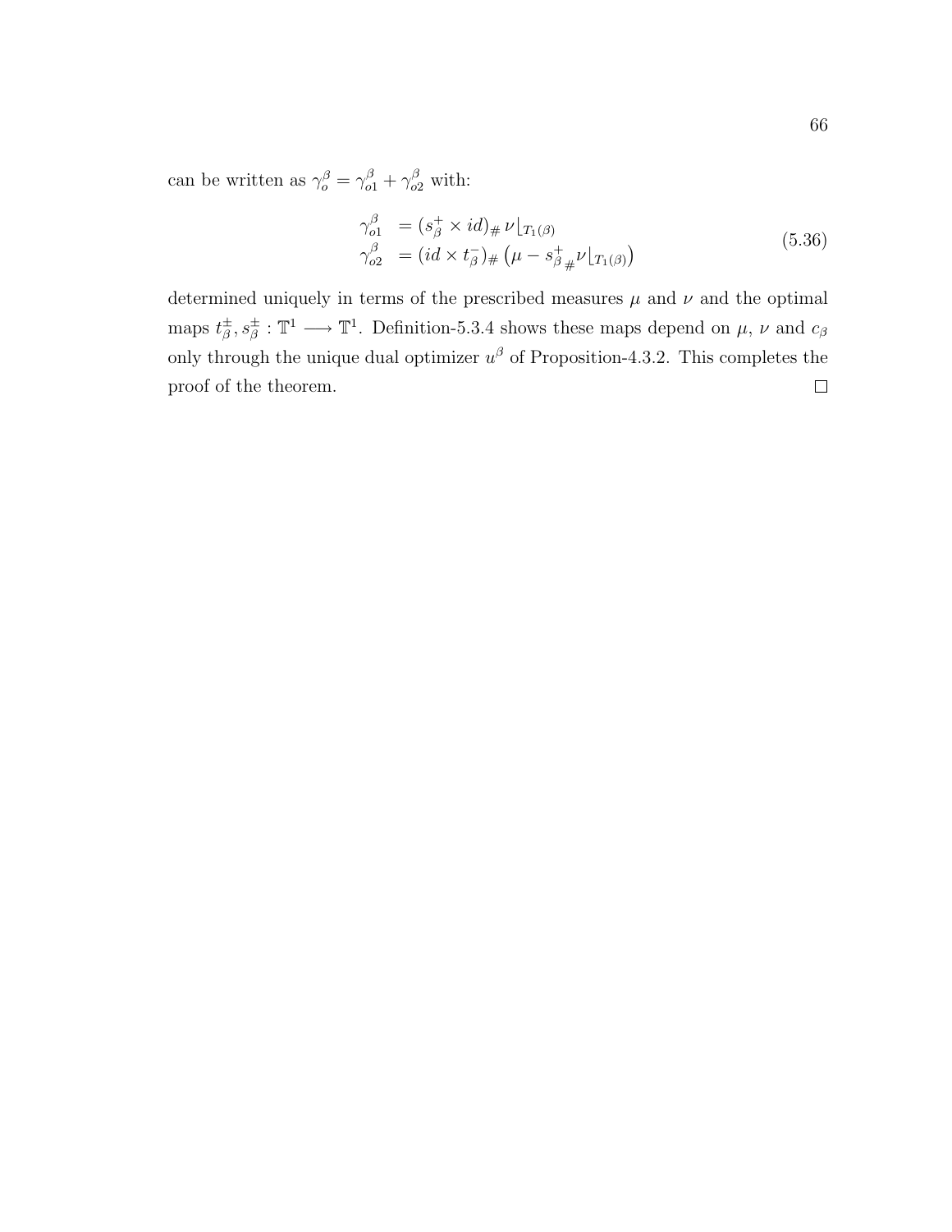can be written as $\gamma_o^\beta = \gamma_{o1}^\beta + \gamma_{o2}^\beta$ with:

$$
\begin{aligned}
\gamma_{o1}^\beta &= (s_\beta^+ \times id)_\# \, \nu\lfloor_{T_1(\beta)} \\
\gamma_{o2}^\beta &= (id \times t_\beta^-)_\# \left(\mu - {s_\beta^+}_\# \nu\lfloor_{T_1(\beta)}\right)
\end{aligned}
\tag{5.36}
$$

determined uniquely in terms of the prescribed measures $\mu$ and $\nu$ and the optimal maps $t_\beta^\pm, s_\beta^\pm : \mathbb{T}^1 \longrightarrow \mathbb{T}^1$. Definition-5.3.4 shows these maps depend on $\mu$, $\nu$ and $c_\beta$ only through the unique dual optimizer $u^\beta$ of Proposition-4.3.2. This completes the proof of the theorem. $\square$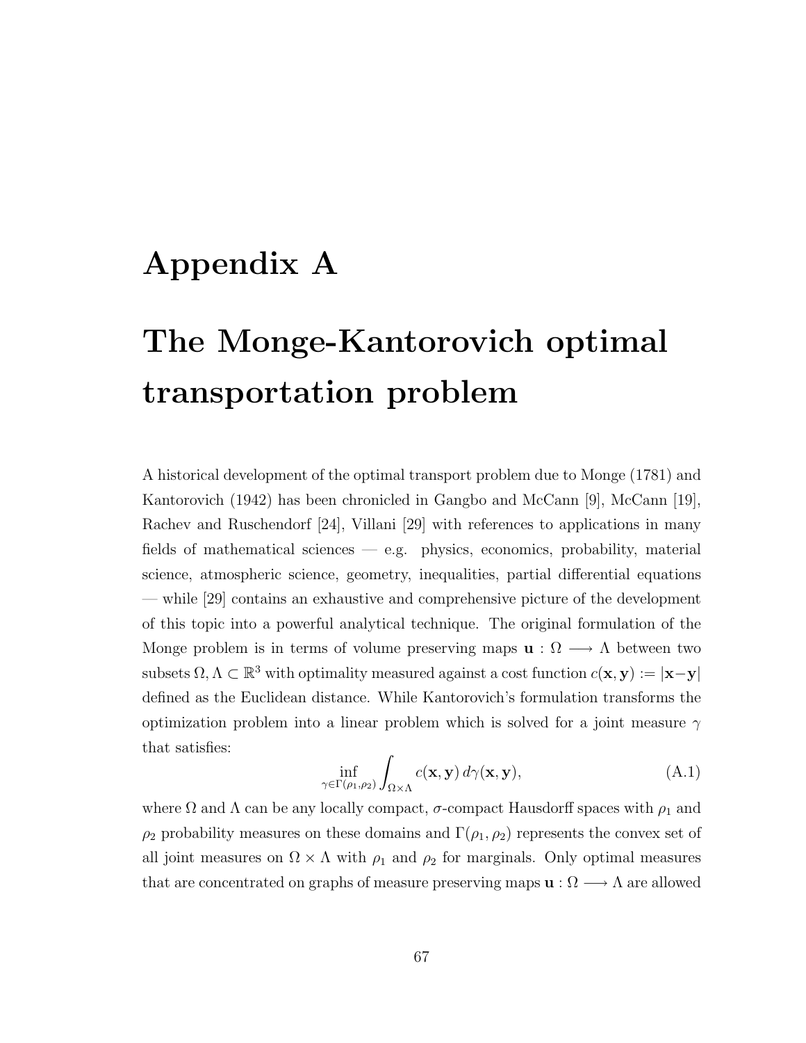# Appendix A

# The Monge-Kantorovich optimal transportation problem

A historical development of the optimal transport problem due to Monge (1781) and Kantorovich (1942) has been chronicled in Gangbo and McCann [9], McCann [19], Rachev and Ruschendorf [24], Villani [29] with references to applications in many fields of mathematical sciences — e.g. physics, economics, probability, material science, atmospheric science, geometry, inequalities, partial differential equations — while [29] contains an exhaustive and comprehensive picture of the development of this topic into a powerful analytical technique. The original formulation of the Monge problem is in terms of volume preserving maps $\mathbf{u} : \Omega \longrightarrow \Lambda$ between two subsets $\Omega, \Lambda \subset \mathbb{R}^3$ with optimality measured against a cost function $c(\mathbf{x}, \mathbf{y}) := |\mathbf{x}-\mathbf{y}|$ defined as the Euclidean distance. While Kantorovich's formulation transforms the optimization problem into a linear problem which is solved for a joint measure $\gamma$ that satisfies:

$$\inf_{\gamma \in \Gamma(\rho_1, \rho_2)} \int_{\Omega \times \Lambda} c(\mathbf{x}, \mathbf{y}) \, d\gamma(\mathbf{x}, \mathbf{y}), \tag{A.1}$$

where $\Omega$ and $\Lambda$ can be any locally compact, $\sigma$-compact Hausdorff spaces with $\rho_1$ and $\rho_2$ probability measures on these domains and $\Gamma(\rho_1, \rho_2)$ represents the convex set of all joint measures on $\Omega \times \Lambda$ with $\rho_1$ and $\rho_2$ for marginals. Only optimal measures that are concentrated on graphs of measure preserving maps $\mathbf{u} : \Omega \longrightarrow \Lambda$ are allowed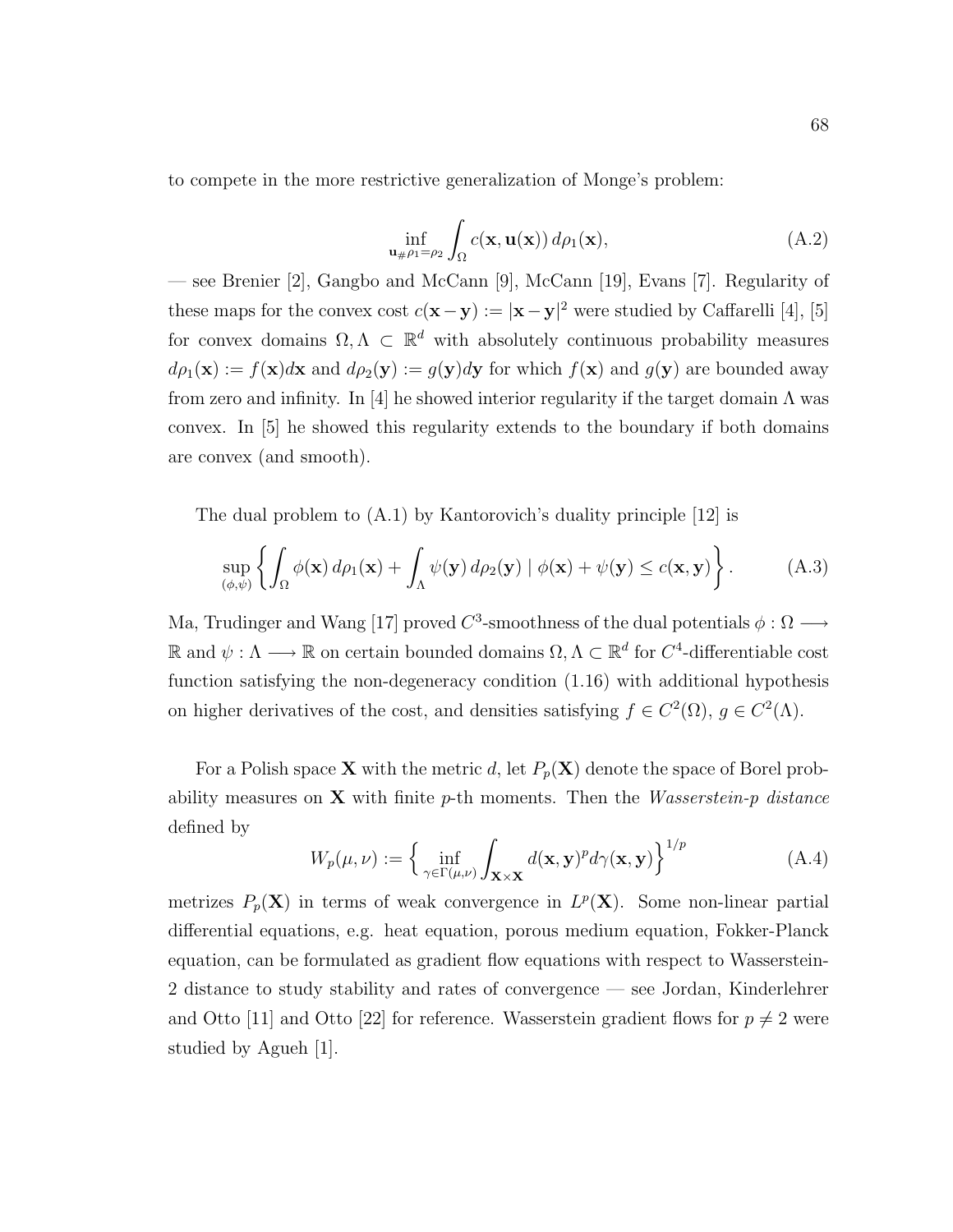to compete in the more restrictive generalization of Monge's problem:

$$\inf_{\mathbf{u}_{\#}\rho_1=\rho_2} \int_{\Omega} c(\mathbf{x}, \mathbf{u}(\mathbf{x}))\, d\rho_1(\mathbf{x}), \tag{A.2}$$

— see Brenier [2], Gangbo and McCann [9], McCann [19], Evans [7]. Regularity of these maps for the convex cost $c(\mathbf{x}-\mathbf{y}) := |\mathbf{x}-\mathbf{y}|^2$ were studied by Caffarelli [4], [5] for convex domains $\Omega, \Lambda \subset \mathbb{R}^d$ with absolutely continuous probability measures $d\rho_1(\mathbf{x}) := f(\mathbf{x})d\mathbf{x}$ and $d\rho_2(\mathbf{y}) := g(\mathbf{y})d\mathbf{y}$ for which $f(\mathbf{x})$ and $g(\mathbf{y})$ are bounded away from zero and infinity. In [4] he showed interior regularity if the target domain $\Lambda$ was convex. In [5] he showed this regularity extends to the boundary if both domains are convex (and smooth).

The dual problem to (A.1) by Kantorovich's duality principle [12] is

$$\sup_{(\phi,\psi)} \left\{ \int_{\Omega} \phi(\mathbf{x})\, d\rho_1(\mathbf{x}) + \int_{\Lambda} \psi(\mathbf{y})\, d\rho_2(\mathbf{y}) \mid \phi(\mathbf{x}) + \psi(\mathbf{y}) \le c(\mathbf{x}, \mathbf{y}) \right\}. \tag{A.3}$$

Ma, Trudinger and Wang [17] proved $C^3$-smoothness of the dual potentials $\phi : \Omega \longrightarrow \mathbb{R}$ and $\psi : \Lambda \longrightarrow \mathbb{R}$ on certain bounded domains $\Omega, \Lambda \subset \mathbb{R}^d$ for $C^4$-differentiable cost function satisfying the non-degeneracy condition (1.16) with additional hypothesis on higher derivatives of the cost, and densities satisfying $f \in C^2(\Omega)$, $g \in C^2(\Lambda)$.

For a Polish space $\mathbf{X}$ with the metric $d$, let $P_p(\mathbf{X})$ denote the space of Borel probability measures on $\mathbf{X}$ with finite $p$-th moments. Then the *Wasserstein-p distance* defined by

$$W_p(\mu, \nu) := \Big\{ \inf_{\gamma \in \Gamma(\mu,\nu)} \int_{\mathbf{X}\times\mathbf{X}} d(\mathbf{x}, \mathbf{y})^p d\gamma(\mathbf{x}, \mathbf{y}) \Big\}^{1/p} \tag{A.4}$$

metrizes $P_p(\mathbf{X})$ in terms of weak convergence in $L^p(\mathbf{X})$. Some non-linear partial differential equations, e.g. heat equation, porous medium equation, Fokker-Planck equation, can be formulated as gradient flow equations with respect to Wasserstein-2 distance to study stability and rates of convergence — see Jordan, Kinderlehrer and Otto [11] and Otto [22] for reference. Wasserstein gradient flows for $p \neq 2$ were studied by Agueh [1].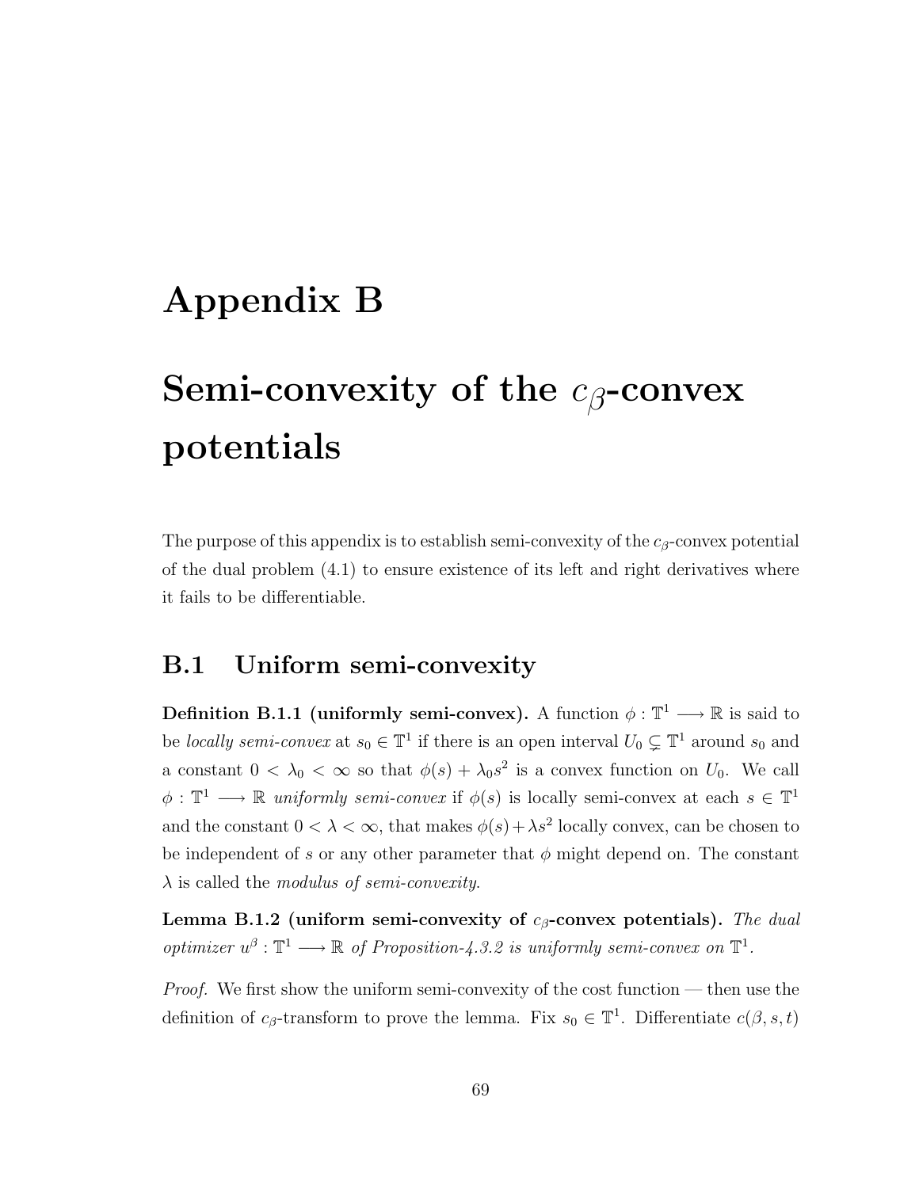# Appendix B

# Semi-convexity of the $c_\beta$-convex potentials

The purpose of this appendix is to establish semi-convexity of the $c_\beta$-convex potential of the dual problem (4.1) to ensure existence of its left and right derivatives where it fails to be differentiable.

## B.1 Uniform semi-convexity

**Definition B.1.1 (uniformly semi-convex).** A function $\phi : \mathbb{T}^1 \longrightarrow \mathbb{R}$ is said to be *locally semi-convex* at $s_0 \in \mathbb{T}^1$ if there is an open interval $U_0 \subsetneq \mathbb{T}^1$ around $s_0$ and a constant $0 < \lambda_0 < \infty$ so that $\phi(s) + \lambda_0 s^2$ is a convex function on $U_0$. We call $\phi : \mathbb{T}^1 \longrightarrow \mathbb{R}$ *uniformly semi-convex* if $\phi(s)$ is locally semi-convex at each $s \in \mathbb{T}^1$ and the constant $0 < \lambda < \infty$, that makes $\phi(s) + \lambda s^2$ locally convex, can be chosen to be independent of $s$ or any other parameter that $\phi$ might depend on. The constant $\lambda$ is called the *modulus of semi-convexity*.

**Lemma B.1.2 (uniform semi-convexity of $c_\beta$-convex potentials).** *The dual optimizer $u^\beta : \mathbb{T}^1 \longrightarrow \mathbb{R}$ of Proposition-4.3.2 is uniformly semi-convex on $\mathbb{T}^1$.*

*Proof.* We first show the uniform semi-convexity of the cost function — then use the definition of $c_\beta$-transform to prove the lemma. Fix $s_0 \in \mathbb{T}^1$. Differentiate $c(\beta, s, t)$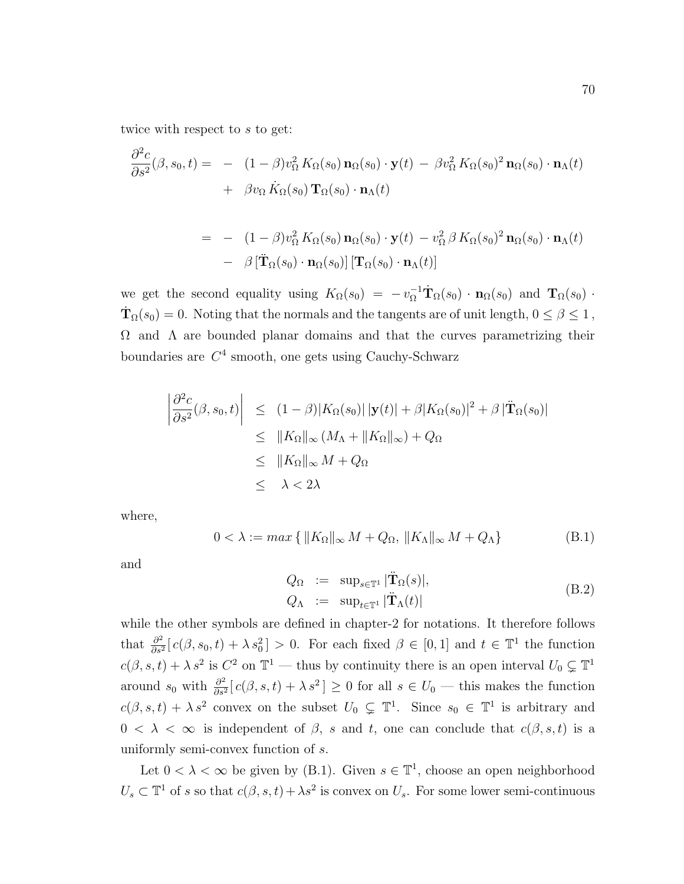twice with respect to $s$ to get:

$$
\begin{aligned}
\frac{\partial^2 c}{\partial s^2}(\beta, s_0, t) = & - \ (1-\beta) v_\Omega^2 \, K_\Omega(s_0) \, \mathbf{n}_\Omega(s_0) \cdot \mathbf{y}(t) \ - \ \beta v_\Omega^2 \, K_\Omega(s_0)^2 \, \mathbf{n}_\Omega(s_0) \cdot \mathbf{n}_\Lambda(t) \\
& + \ \beta v_\Omega \, \dot{K}_\Omega(s_0) \, \mathbf{T}_\Omega(s_0) \cdot \mathbf{n}_\Lambda(t) \\
\\
= & - \ (1-\beta) v_\Omega^2 \, K_\Omega(s_0) \, \mathbf{n}_\Omega(s_0) \cdot \mathbf{y}(t) \ - v_\Omega^2 \, \beta \, K_\Omega(s_0)^2 \, \mathbf{n}_\Omega(s_0) \cdot \mathbf{n}_\Lambda(t) \\
& - \ \beta \, [\ddot{\mathbf{T}}_\Omega(s_0) \cdot \mathbf{n}_\Omega(s_0)] \, [\mathbf{T}_\Omega(s_0) \cdot \mathbf{n}_\Lambda(t)]
\end{aligned}
$$

we get the second equality using $K_\Omega(s_0) \ = \ - \, v_\Omega^{-1} \dot{\mathbf{T}}_\Omega(s_0) \cdot \mathbf{n}_\Omega(s_0)$ and $\mathbf{T}_\Omega(s_0) \cdot \dot{\mathbf{T}}_\Omega(s_0) = 0$. Noting that the normals and the tangents are of unit length, $0 \leq \beta \leq 1$, $\Omega$ and $\Lambda$ are bounded planar domains and that the curves parametrizing their boundaries are $C^4$ smooth, one gets using Cauchy-Schwarz

$$
\begin{aligned}
\left| \frac{\partial^2 c}{\partial s^2}(\beta, s_0, t) \right| \ & \leq \ (1-\beta) |K_\Omega(s_0)| \, |\mathbf{y}(t)| + \beta |K_\Omega(s_0)|^2 + \beta \, |\ddot{\mathbf{T}}_\Omega(s_0)| \\
& \leq \ \|K_\Omega\|_\infty \, (M_\Lambda + \|K_\Omega\|_\infty) + Q_\Omega \\
& \leq \ \|K_\Omega\|_\infty \, M + Q_\Omega \\
& \leq \ \ \lambda < 2\lambda
\end{aligned}
$$

where,

$$
0 < \lambda := max \, \{ \, \|K_\Omega\|_\infty \, M + Q_\Omega, \ \|K_\Lambda\|_\infty \, M + Q_\Lambda \} \tag{B.1}
$$

and

$$
\begin{aligned}
Q_\Omega \ & := \ \sup_{s \in \mathbb{T}^1} |\ddot{\mathbf{T}}_\Omega(s)|, \\
Q_\Lambda \ & := \ \sup_{t \in \mathbb{T}^1} |\ddot{\mathbf{T}}_\Lambda(t)|
\end{aligned} \tag{B.2}
$$

while the other symbols are defined in chapter-2 for notations. It therefore follows that $\frac{\partial^2}{\partial s^2}[\, c(\beta, s_0, t) + \lambda \, s_0^2 \,] > 0$. For each fixed $\beta \in [0, 1]$ and $t \in \mathbb{T}^1$ the function $c(\beta, s, t) + \lambda \, s^2$ is $C^2$ on $\mathbb{T}^1$ — thus by continuity there is an open interval $U_0 \subsetneq \mathbb{T}^1$ around $s_0$ with $\frac{\partial^2}{\partial s^2}[\, c(\beta, s, t) + \lambda \, s^2 \,] \geq 0$ for all $s \in U_0$ — this makes the function $c(\beta, s, t) + \lambda \, s^2$ convex on the subset $U_0 \subsetneq \mathbb{T}^1$. Since $s_0 \in \mathbb{T}^1$ is arbitrary and $0 < \lambda < \infty$ is independent of $\beta$, $s$ and $t$, one can conclude that $c(\beta, s, t)$ is a uniformly semi-convex function of $s$.

Let $0 < \lambda < \infty$ be given by (B.1). Given $s \in \mathbb{T}^1$, choose an open neighborhood $U_s \subset \mathbb{T}^1$ of $s$ so that $c(\beta, s, t) + \lambda s^2$ is convex on $U_s$. For some lower semi-continuous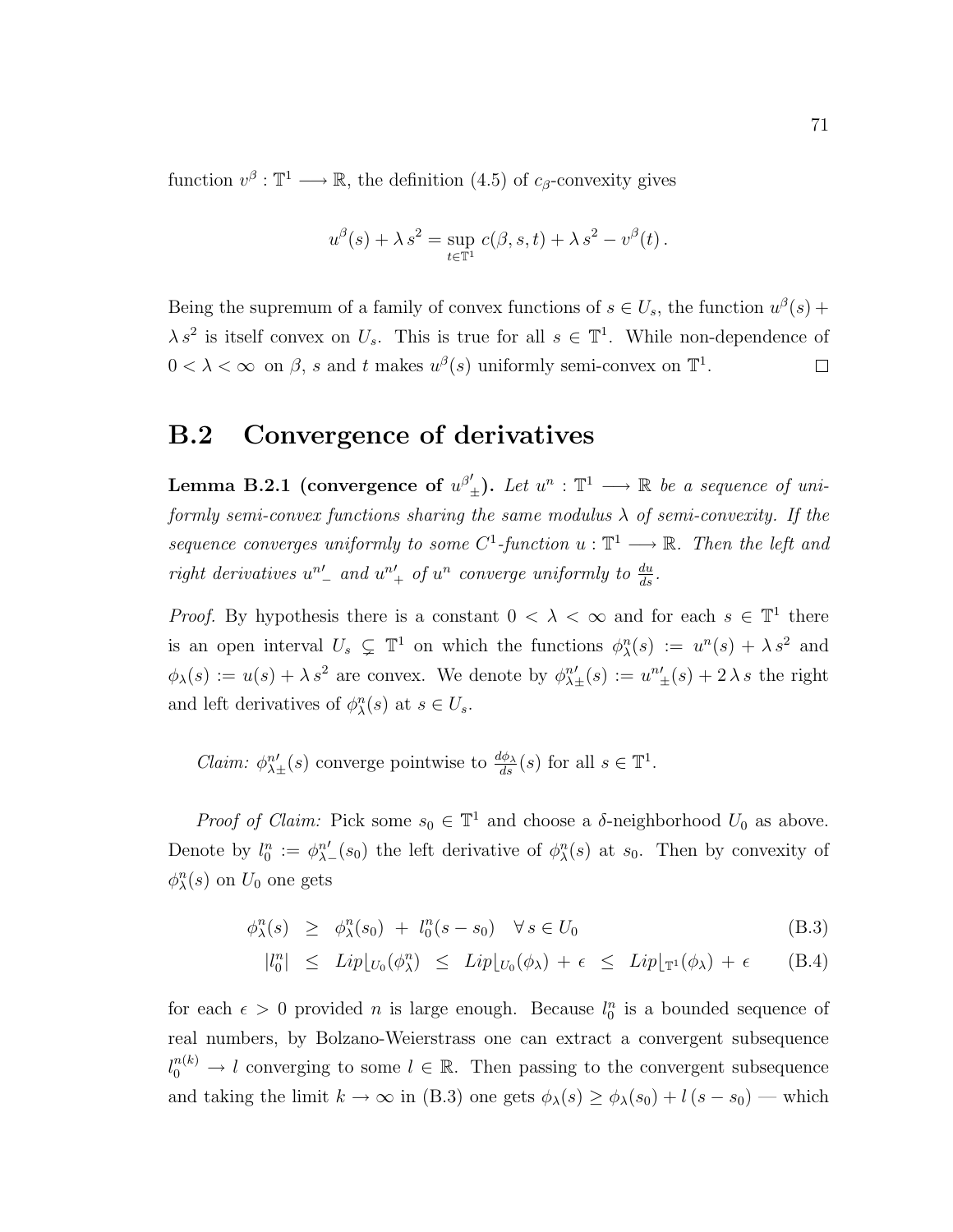function $v^\beta : \mathbb{T}^1 \longrightarrow \mathbb{R}$, the definition (4.5) of $c_\beta$-convexity gives

$$u^\beta(s) + \lambda\, s^2 = \sup_{t \in \mathbb{T}^1} c(\beta, s, t) + \lambda\, s^2 - v^\beta(t)\,.$$

Being the supremum of a family of convex functions of $s \in U_s$, the function $u^\beta(s) + \lambda\, s^2$ is itself convex on $U_s$. This is true for all $s \in \mathbb{T}^1$. While non-dependence of $0 < \lambda < \infty$ on $\beta$, $s$ and $t$ makes $u^\beta(s)$ uniformly semi-convex on $\mathbb{T}^1$. $\square$

## B.2 Convergence of derivatives

**Lemma B.2.1 (convergence of $u^{\beta\prime}_{\pm}$).** *Let $u^n : \mathbb{T}^1 \longrightarrow \mathbb{R}$ be a sequence of uniformly semi-convex functions sharing the same modulus $\lambda$ of semi-convexity. If the sequence converges uniformly to some $C^1$-function $u : \mathbb{T}^1 \longrightarrow \mathbb{R}$. Then the left and right derivatives $u^{n\prime}_{-}$ and $u^{n\prime}_{+}$ of $u^n$ converge uniformly to $\frac{du}{ds}$.*

*Proof.* By hypothesis there is a constant $0 < \lambda < \infty$ and for each $s \in \mathbb{T}^1$ there is an open interval $U_s \subsetneq \mathbb{T}^1$ on which the functions $\phi^n_\lambda(s) := u^n(s) + \lambda\, s^2$ and $\phi_\lambda(s) := u(s) + \lambda\, s^2$ are convex. We denote by $\phi^{n\prime}_{\lambda\pm}(s) := u^{n\prime}_{\pm}(s) + 2\,\lambda\, s$ the right and left derivatives of $\phi^n_\lambda(s)$ at $s \in U_s$.

*Claim:* $\phi^{n\prime}_{\lambda\pm}(s)$ converge pointwise to $\frac{d\phi_\lambda}{ds}(s)$ for all $s \in \mathbb{T}^1$.

*Proof of Claim:* Pick some $s_0 \in \mathbb{T}^1$ and choose a $\delta$-neighborhood $U_0$ as above. Denote by $l^n_0 := \phi^{n\prime}_{\lambda-}(s_0)$ the left derivative of $\phi^n_\lambda(s)$ at $s_0$. Then by convexity of $\phi^n_\lambda(s)$ on $U_0$ one gets

$$\phi^n_\lambda(s) \;\geq\; \phi^n_\lambda(s_0) \;+\; l^n_0(s - s_0) \quad \forall\, s \in U_0 \tag{B.3}$$

$$|l^n_0| \;\leq\; Lip\lfloor_{U_0}(\phi^n_\lambda) \;\leq\; Lip\lfloor_{U_0}(\phi_\lambda) \,+\, \epsilon \;\leq\; Lip\lfloor_{\mathbb{T}^1}(\phi_\lambda) \,+\, \epsilon \tag{B.4}$$

for each $\epsilon > 0$ provided $n$ is large enough. Because $l^n_0$ is a bounded sequence of real numbers, by Bolzano-Weierstrass one can extract a convergent subsequence $l^{n(k)}_0 \to l$ converging to some $l \in \mathbb{R}$. Then passing to the convergent subsequence and taking the limit $k \to \infty$ in (B.3) one gets $\phi_\lambda(s) \geq \phi_\lambda(s_0) + l\,(s - s_0)$ — which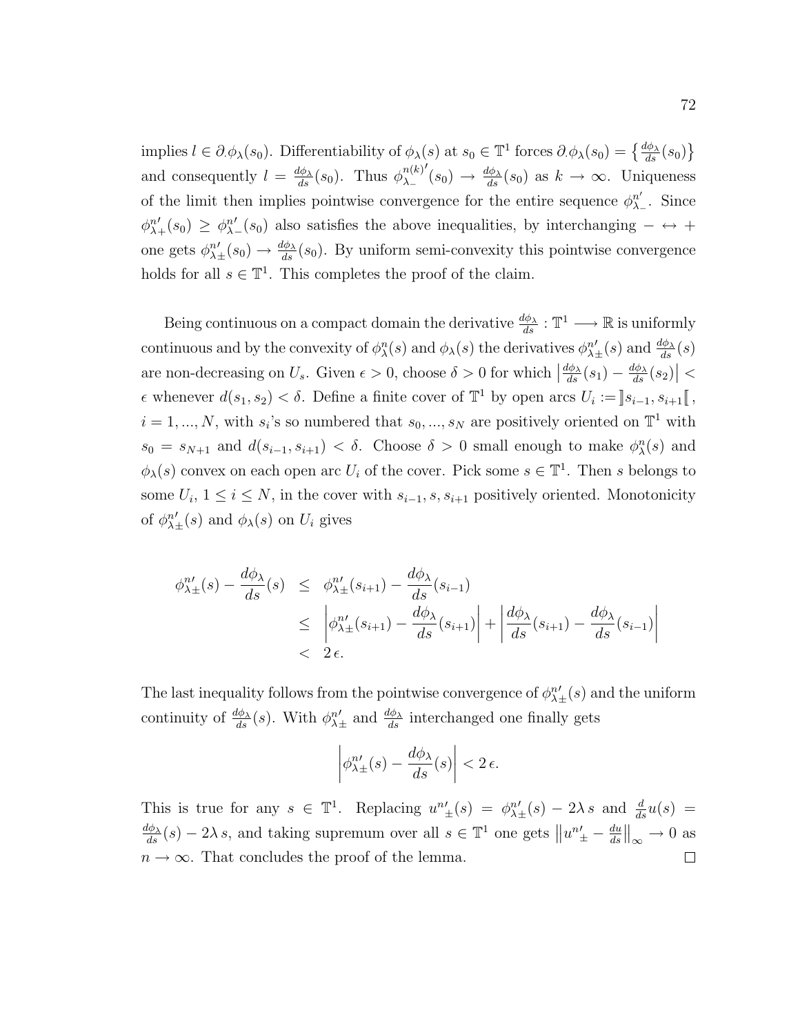implies $l \in \partial_{\cdot}\phi_\lambda(s_0)$. Differentiability of $\phi_\lambda(s)$ at $s_0 \in \mathbb{T}^1$ forces $\partial_{\cdot}\phi_\lambda(s_0) = \left\{\frac{d\phi_\lambda}{ds}(s_0)\right\}$ and consequently $l = \frac{d\phi_\lambda}{ds}(s_0)$. Thus ${\phi_{\lambda_-}^{n(k)}}'(s_0) \to \frac{d\phi_\lambda}{ds}(s_0)$ as $k \to \infty$. Uniqueness of the limit then implies pointwise convergence for the entire sequence $\phi_{\lambda_-}^{n'}$. Since $\phi_{\lambda+}^{n\prime}(s_0) \geq \phi_{\lambda-}^{n\prime}(s_0)$ also satisfies the above inequalities, by interchanging $- \leftrightarrow +$ one gets $\phi_{\lambda\pm}^{n\prime}(s_0) \to \frac{d\phi_\lambda}{ds}(s_0)$. By uniform semi-convexity this pointwise convergence holds for all $s \in \mathbb{T}^1$. This completes the proof of the claim.

Being continuous on a compact domain the derivative $\frac{d\phi_\lambda}{ds} : \mathbb{T}^1 \longrightarrow \mathbb{R}$ is uniformly continuous and by the convexity of $\phi_\lambda^n(s)$ and $\phi_\lambda(s)$ the derivatives $\phi_{\lambda\pm}^{n\prime}(s)$ and $\frac{d\phi_\lambda}{ds}(s)$ are non-decreasing on $U_s$. Given $\epsilon > 0$, choose $\delta > 0$ for which $\left|\frac{d\phi_\lambda}{ds}(s_1) - \frac{d\phi_\lambda}{ds}(s_2)\right| < \epsilon$ whenever $d(s_1, s_2) < \delta$. Define a finite cover of $\mathbb{T}^1$ by open arcs $U_i := \rrbracket s_{i-1}, s_{i+1}\llbracket$, $i = 1, ..., N$, with $s_i$'s so numbered that $s_0, ..., s_N$ are positively oriented on $\mathbb{T}^1$ with $s_0 = s_{N+1}$ and $d(s_{i-1}, s_{i+1}) < \delta$. Choose $\delta > 0$ small enough to make $\phi_\lambda^n(s)$ and $\phi_\lambda(s)$ convex on each open arc $U_i$ of the cover. Pick some $s \in \mathbb{T}^1$. Then $s$ belongs to some $U_i$, $1 \leq i \leq N$, in the cover with $s_{i-1}, s, s_{i+1}$ positively oriented. Monotonicity of $\phi_{\lambda\pm}^{n\prime}(s)$ and $\phi_\lambda(s)$ on $U_i$ gives

$$
\begin{aligned}
\phi_{\lambda\pm}^{n\prime}(s) - \frac{d\phi_\lambda}{ds}(s) &\leq \phi_{\lambda\pm}^{n\prime}(s_{i+1}) - \frac{d\phi_\lambda}{ds}(s_{i-1}) \\
&\leq \left|\phi_{\lambda\pm}^{n\prime}(s_{i+1}) - \frac{d\phi_\lambda}{ds}(s_{i+1})\right| + \left|\frac{d\phi_\lambda}{ds}(s_{i+1}) - \frac{d\phi_\lambda}{ds}(s_{i-1})\right| \\
&< 2\,\epsilon.
\end{aligned}
$$

The last inequality follows from the pointwise convergence of $\phi_{\lambda\pm}^{n\prime}(s)$ and the uniform continuity of $\frac{d\phi_\lambda}{ds}(s)$. With $\phi_{\lambda\pm}^{n\prime}$ and $\frac{d\phi_\lambda}{ds}$ interchanged one finally gets

$$
\left|\phi_{\lambda\pm}^{n\prime}(s) - \frac{d\phi_\lambda}{ds}(s)\right| < 2\,\epsilon.
$$

This is true for any $s \in \mathbb{T}^1$. Replacing ${u^{n}}'_{\pm}(s) = \phi_{\lambda\pm}^{n\prime}(s) - 2\lambda\, s$ and $\frac{d}{ds}u(s) = \frac{d\phi_\lambda}{ds}(s) - 2\lambda\, s$, and taking supremum over all $s \in \mathbb{T}^1$ one gets $\left\|{u^{n}}'_{\pm} - \frac{du}{ds}\right\|_\infty \to 0$ as $n \to \infty$. That concludes the proof of the lemma. $\square$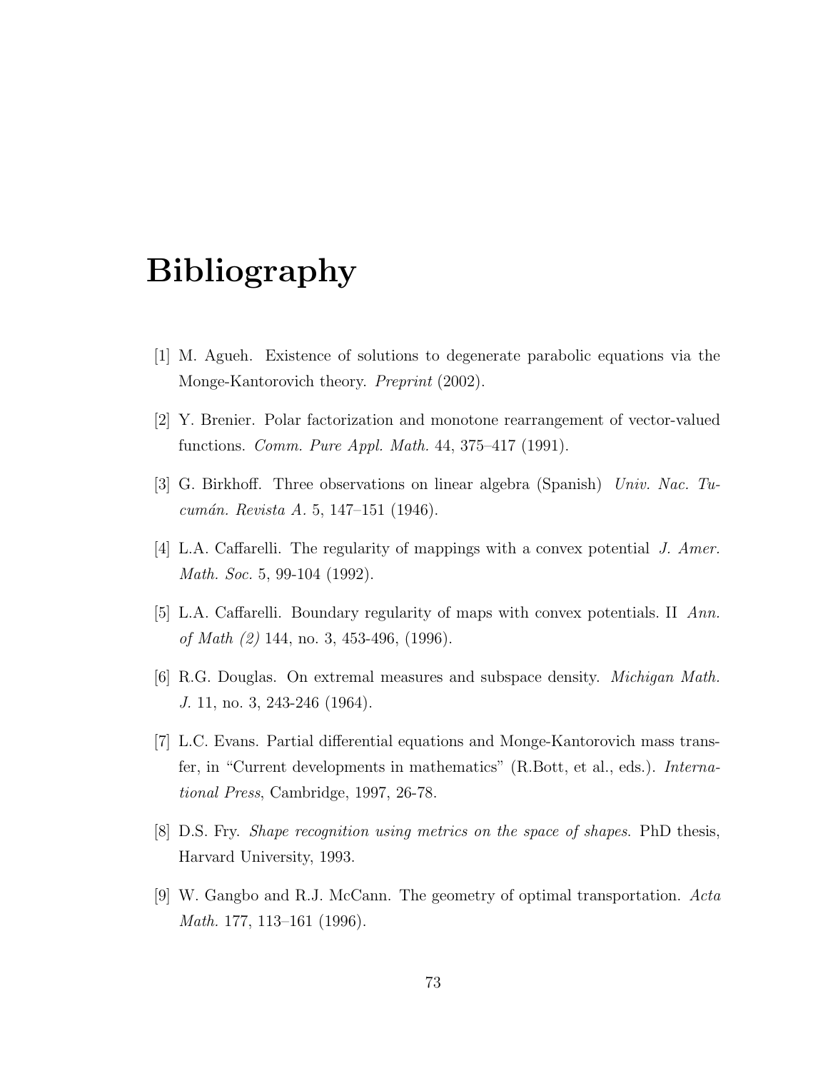# Bibliography

[1] M. Agueh. Existence of solutions to degenerate parabolic equations via the Monge-Kantorovich theory. *Preprint* (2002).

[2] Y. Brenier. Polar factorization and monotone rearrangement of vector-valued functions. *Comm. Pure Appl. Math.* 44, 375–417 (1991).

[3] G. Birkhoff. Three observations on linear algebra (Spanish) *Univ. Nac. Tucumán. Revista A.* 5, 147–151 (1946).

[4] L.A. Caffarelli. The regularity of mappings with a convex potential *J. Amer. Math. Soc.* 5, 99-104 (1992).

[5] L.A. Caffarelli. Boundary regularity of maps with convex potentials. II *Ann. of Math (2)* 144, no. 3, 453-496, (1996).

[6] R.G. Douglas. On extremal measures and subspace density. *Michigan Math. J.* 11, no. 3, 243-246 (1964).

[7] L.C. Evans. Partial differential equations and Monge-Kantorovich mass transfer, in "Current developments in mathematics" (R.Bott, et al., eds.). *International Press*, Cambridge, 1997, 26-78.

[8] D.S. Fry. *Shape recognition using metrics on the space of shapes*. PhD thesis, Harvard University, 1993.

[9] W. Gangbo and R.J. McCann. The geometry of optimal transportation. *Acta Math.* 177, 113–161 (1996).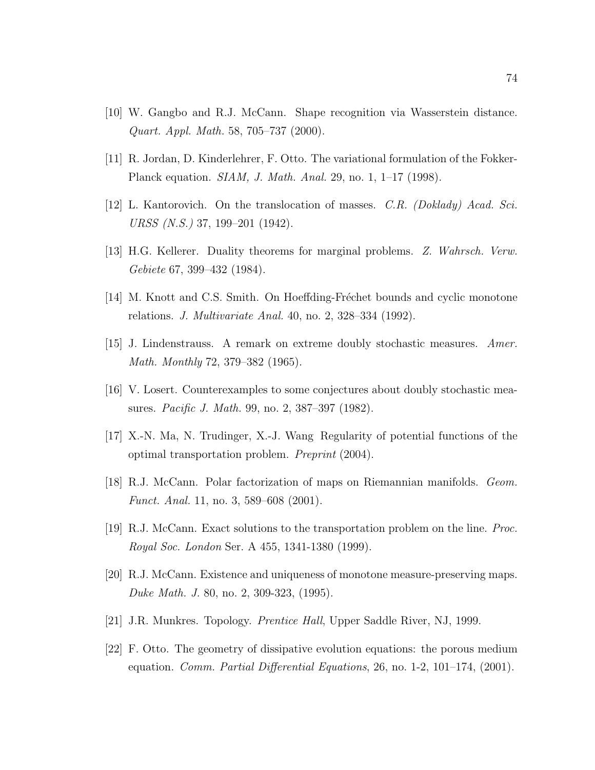[10] W. Gangbo and R.J. McCann. Shape recognition via Wasserstein distance. *Quart. Appl. Math.* 58, 705–737 (2000).

[11] R. Jordan, D. Kinderlehrer, F. Otto. The variational formulation of the Fokker-Planck equation. *SIAM, J. Math. Anal.* 29, no. 1, 1–17 (1998).

[12] L. Kantorovich. On the translocation of masses. *C.R. (Doklady) Acad. Sci. URSS (N.S.)* 37, 199–201 (1942).

[13] H.G. Kellerer. Duality theorems for marginal problems. *Z. Wahrsch. Verw. Gebiete* 67, 399–432 (1984).

[14] M. Knott and C.S. Smith. On Hoeffding-Fréchet bounds and cyclic monotone relations. *J. Multivariate Anal.* 40, no. 2, 328–334 (1992).

[15] J. Lindenstrauss. A remark on extreme doubly stochastic measures. *Amer. Math. Monthly* 72, 379–382 (1965).

[16] V. Losert. Counterexamples to some conjectures about doubly stochastic measures. *Pacific J. Math.* 99, no. 2, 387–397 (1982).

[17] X.-N. Ma, N. Trudinger, X.-J. Wang Regularity of potential functions of the optimal transportation problem. *Preprint* (2004).

[18] R.J. McCann. Polar factorization of maps on Riemannian manifolds. *Geom. Funct. Anal.* 11, no. 3, 589–608 (2001).

[19] R.J. McCann. Exact solutions to the transportation problem on the line. *Proc. Royal Soc. London* Ser. A 455, 1341-1380 (1999).

[20] R.J. McCann. Existence and uniqueness of monotone measure-preserving maps. *Duke Math. J.* 80, no. 2, 309-323, (1995).

[21] J.R. Munkres. Topology. *Prentice Hall*, Upper Saddle River, NJ, 1999.

[22] F. Otto. The geometry of dissipative evolution equations: the porous medium equation. *Comm. Partial Differential Equations*, 26, no. 1-2, 101–174, (2001).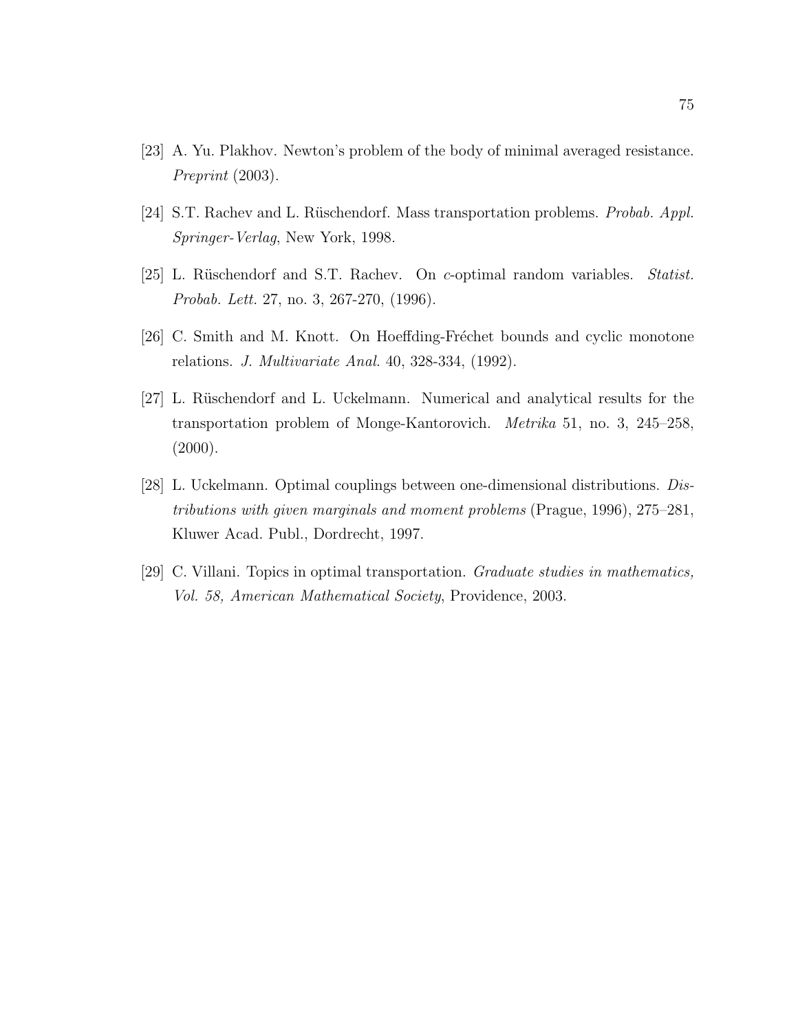[23] A. Yu. Plakhov. Newton's problem of the body of minimal averaged resistance. *Preprint* (2003).

[24] S.T. Rachev and L. Rüschendorf. Mass transportation problems. *Probab. Appl. Springer-Verlag*, New York, 1998.

[25] L. Rüschendorf and S.T. Rachev. On $c$-optimal random variables. *Statist. Probab. Lett.* 27, no. 3, 267-270, (1996).

[26] C. Smith and M. Knott. On Hoeffding-Fréchet bounds and cyclic monotone relations. *J. Multivariate Anal.* 40, 328-334, (1992).

[27] L. Rüschendorf and L. Uckelmann. Numerical and analytical results for the transportation problem of Monge-Kantorovich. *Metrika* 51, no. 3, 245–258, (2000).

[28] L. Uckelmann. Optimal couplings between one-dimensional distributions. *Distributions with given marginals and moment problems* (Prague, 1996), 275–281, Kluwer Acad. Publ., Dordrecht, 1997.

[29] C. Villani. Topics in optimal transportation. *Graduate studies in mathematics, Vol. 58, American Mathematical Society*, Providence, 2003.